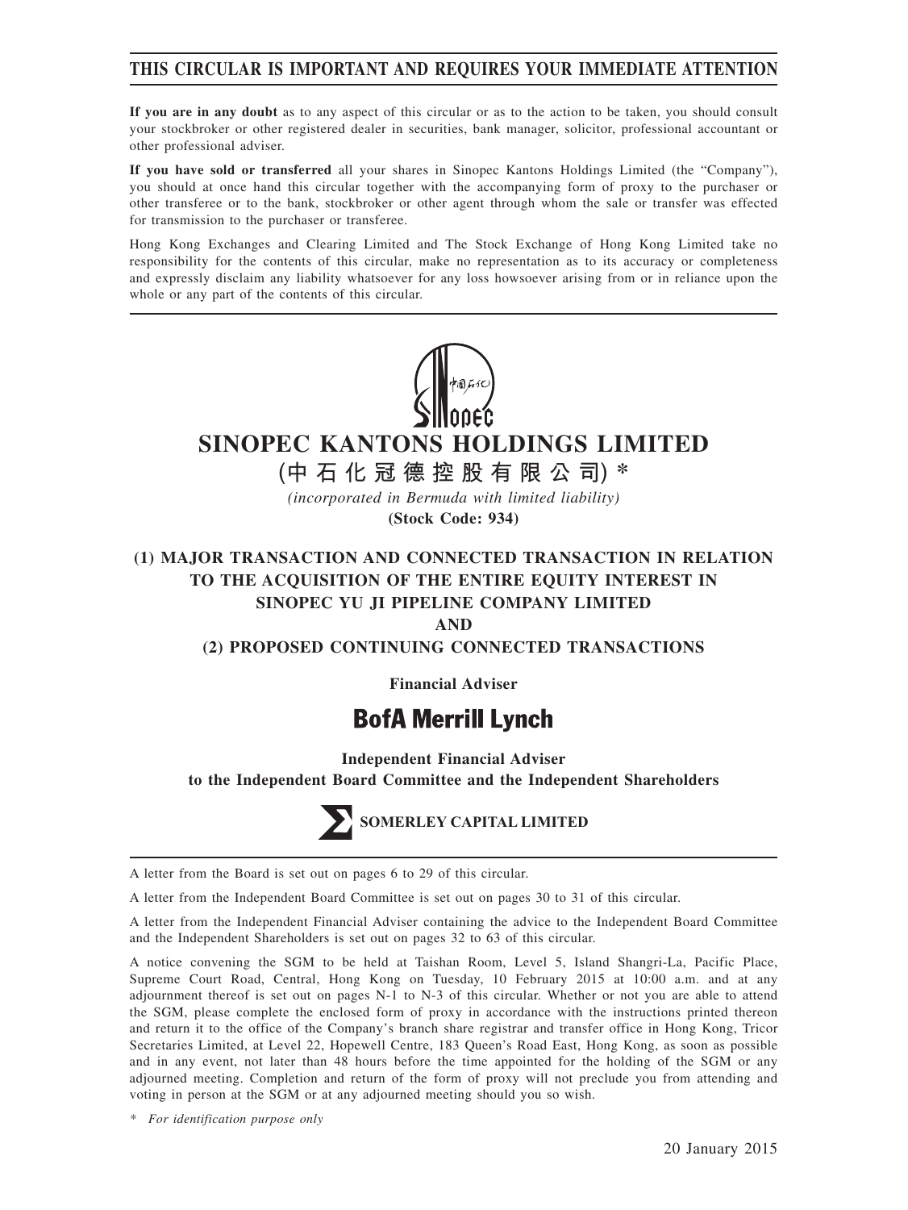# THIS CIRCULAR IS IMPORTANT AND REQUIRES YOUR IMMEDIATE ATTENTION

**If you are in any doubt** as to any aspect of this circular or as to the action to be taken, you should consult your stockbroker or other registered dealer in securities, bank manager, solicitor, professional accountant or other professional adviser.

**If you have sold or transferred** all your shares in Sinopec Kantons Holdings Limited (the "Company"), you should at once hand this circular together with the accompanying form of proxy to the purchaser or other transferee or to the bank, stockbroker or other agent through whom the sale or transfer was effected for transmission to the purchaser or transferee.

Hong Kong Exchanges and Clearing Limited and The Stock Exchange of Hong Kong Limited take no responsibility for the contents of this circular, make no representation as to its accuracy or completeness and expressly disclaim any liability whatsoever for any loss howsoever arising from or in reliance upon the whole or any part of the contents of this circular.

# SINOPEC KANTONS HOLDINGS LIMITED

**(中石化冠德控股有限公司) ***

*(incorporated in Bermuda with limited liability)*

**(Stock Code: 934)**

## (1) MAJOR TRANSACTION AND CONNECTED TRANSACTION IN RELATION TO THE ACQUISITION OF THE ENTIRE EQUITY INTEREST IN SINOPEC YU JI PIPELINE COMPANY LIMITED AND (2) PROPOSED CONTINUING CONNECTED TRANSACTIONS

**Financial Adviser**

**BofA Merrill Lynch**

**Independent Financial Adviser to the Independent Board Committee and the Independent Shareholders**

**SOMERLEY CAPITAL LIMITED**

A letter from the Board is set out on pages 6 to 29 of this circular.

A letter from the Independent Board Committee is set out on pages 30 to 31 of this circular.

A letter from the Independent Financial Adviser containing the advice to the Independent Board Committee and the Independent Shareholders is set out on pages 32 to 63 of this circular.

A notice convening the SGM to be held at Taishan Room, Level 5, Island Shangri-La, Pacific Place, Supreme Court Road, Central, Hong Kong on Tuesday, 10 February 2015 at 10:00 a.m. and at any adjournment thereof is set out on pages N-1 to N-3 of this circular. Whether or not you are able to attend the SGM, please complete the enclosed form of proxy in accordance with the instructions printed thereon and return it to the office of the Company's branch share registrar and transfer office in Hong Kong, Tricor Secretaries Limited, at Level 22, Hopewell Centre, 183 Queen's Road East, Hong Kong, as soon as possible and in any event, not later than 48 hours before the time appointed for the holding of the SGM or any adjourned meeting. Completion and return of the form of proxy will not preclude you from attending and voting in person at the SGM or at any adjourned meeting should you so wish.

*\* For identification purpose only*

20 January 2015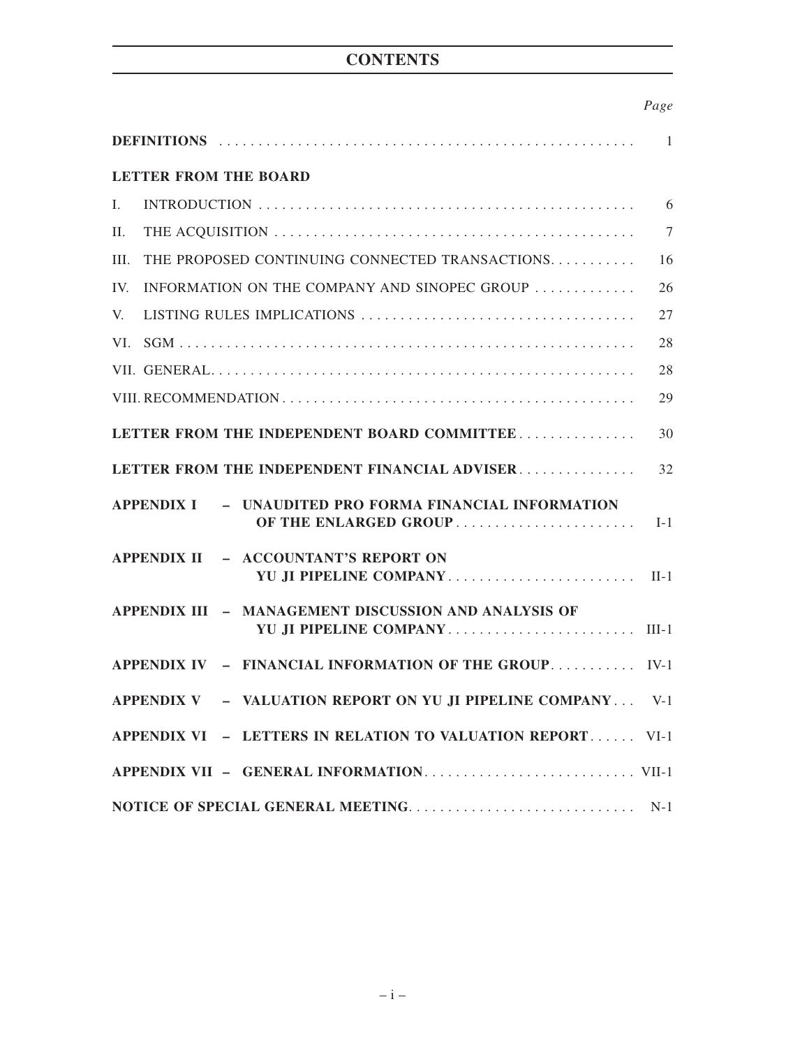# CONTENTS

| | *Page* |
|---|---|
| **DEFINITIONS** | 1 |
| **LETTER FROM THE BOARD** | |
| I. INTRODUCTION | 6 |
| II. THE ACQUISITION | 7 |
| III. THE PROPOSED CONTINUING CONNECTED TRANSACTIONS | 16 |
| IV. INFORMATION ON THE COMPANY AND SINOPEC GROUP | 26 |
| V. LISTING RULES IMPLICATIONS | 27 |
| VI. SGM | 28 |
| VII. GENERAL | 28 |
| VIII. RECOMMENDATION | 29 |
| **LETTER FROM THE INDEPENDENT BOARD COMMITTEE** | 30 |
| **LETTER FROM THE INDEPENDENT FINANCIAL ADVISER** | 32 |
| **APPENDIX I – UNAUDITED PRO FORMA FINANCIAL INFORMATION OF THE ENLARGED GROUP** | I-1 |
| **APPENDIX II – ACCOUNTANT'S REPORT ON YU JI PIPELINE COMPANY** | II-1 |
| **APPENDIX III – MANAGEMENT DISCUSSION AND ANALYSIS OF YU JI PIPELINE COMPANY** | III-1 |
| **APPENDIX IV – FINANCIAL INFORMATION OF THE GROUP** | IV-1 |
| **APPENDIX V – VALUATION REPORT ON YU JI PIPELINE COMPANY** | V-1 |
| **APPENDIX VI – LETTERS IN RELATION TO VALUATION REPORT** | VI-1 |
| **APPENDIX VII – GENERAL INFORMATION** | VII-1 |
| **NOTICE OF SPECIAL GENERAL MEETING** | N-1 |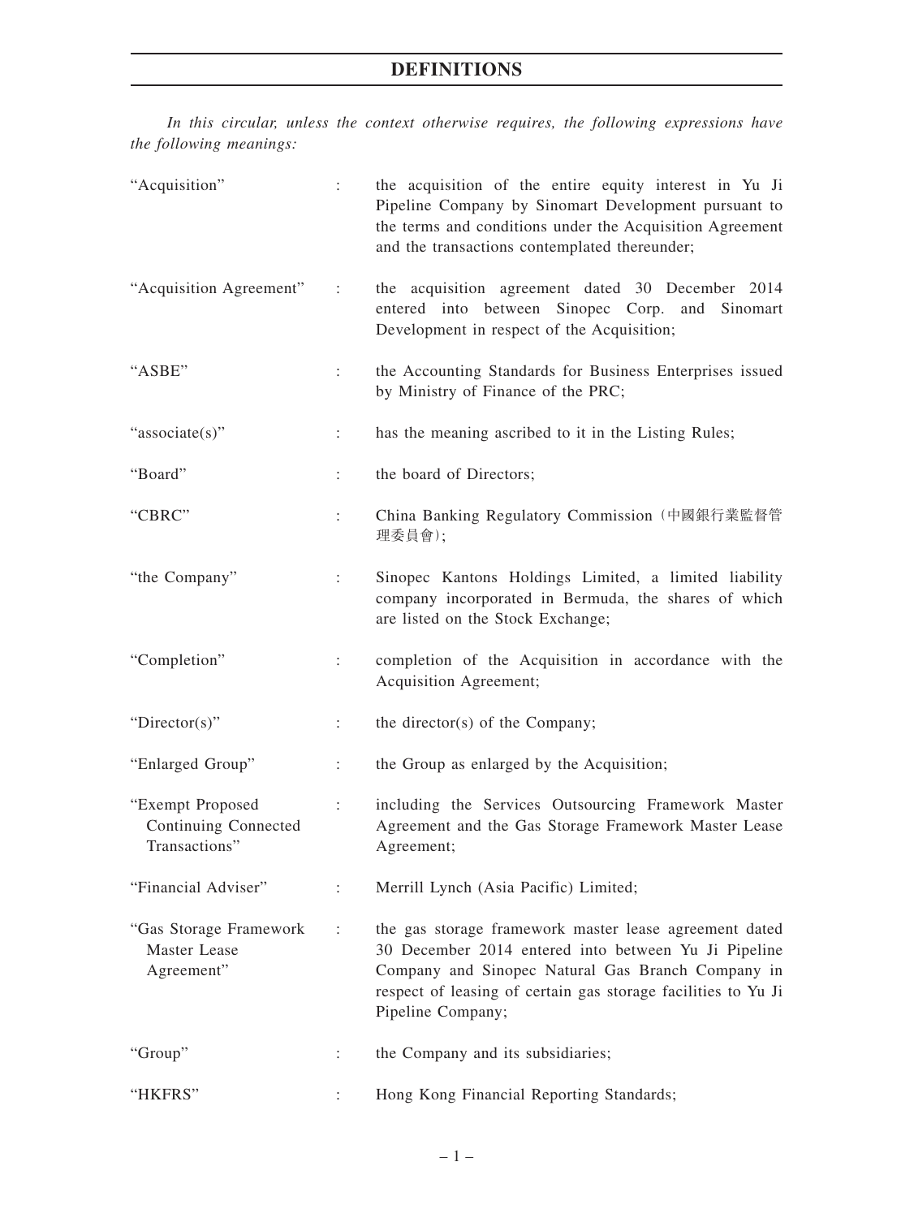# DEFINITIONS

*In this circular, unless the context otherwise requires, the following expressions have the following meanings:*

| | | |
|---|---|---|
| "Acquisition" | : | the acquisition of the entire equity interest in Yu Ji Pipeline Company by Sinomart Development pursuant to the terms and conditions under the Acquisition Agreement and the transactions contemplated thereunder; |
| "Acquisition Agreement" | : | the acquisition agreement dated 30 December 2014 entered into between Sinopec Corp. and Sinomart Development in respect of the Acquisition; |
| "ASBE" | : | the Accounting Standards for Business Enterprises issued by Ministry of Finance of the PRC; |
| "associate(s)" | : | has the meaning ascribed to it in the Listing Rules; |
| "Board" | : | the board of Directors; |
| "CBRC" | : | China Banking Regulatory Commission (中國銀行業監督管理委員會); |
| "the Company" | : | Sinopec Kantons Holdings Limited, a limited liability company incorporated in Bermuda, the shares of which are listed on the Stock Exchange; |
| "Completion" | : | completion of the Acquisition in accordance with the Acquisition Agreement; |
| "Director(s)" | : | the director(s) of the Company; |
| "Enlarged Group" | : | the Group as enlarged by the Acquisition; |
| "Exempt Proposed Continuing Connected Transactions" | : | including the Services Outsourcing Framework Master Agreement and the Gas Storage Framework Master Lease Agreement; |
| "Financial Adviser" | : | Merrill Lynch (Asia Pacific) Limited; |
| "Gas Storage Framework Master Lease Agreement" | : | the gas storage framework master lease agreement dated 30 December 2014 entered into between Yu Ji Pipeline Company and Sinopec Natural Gas Branch Company in respect of leasing of certain gas storage facilities to Yu Ji Pipeline Company; |
| "Group" | : | the Company and its subsidiaries; |
| "HKFRS" | : | Hong Kong Financial Reporting Standards; |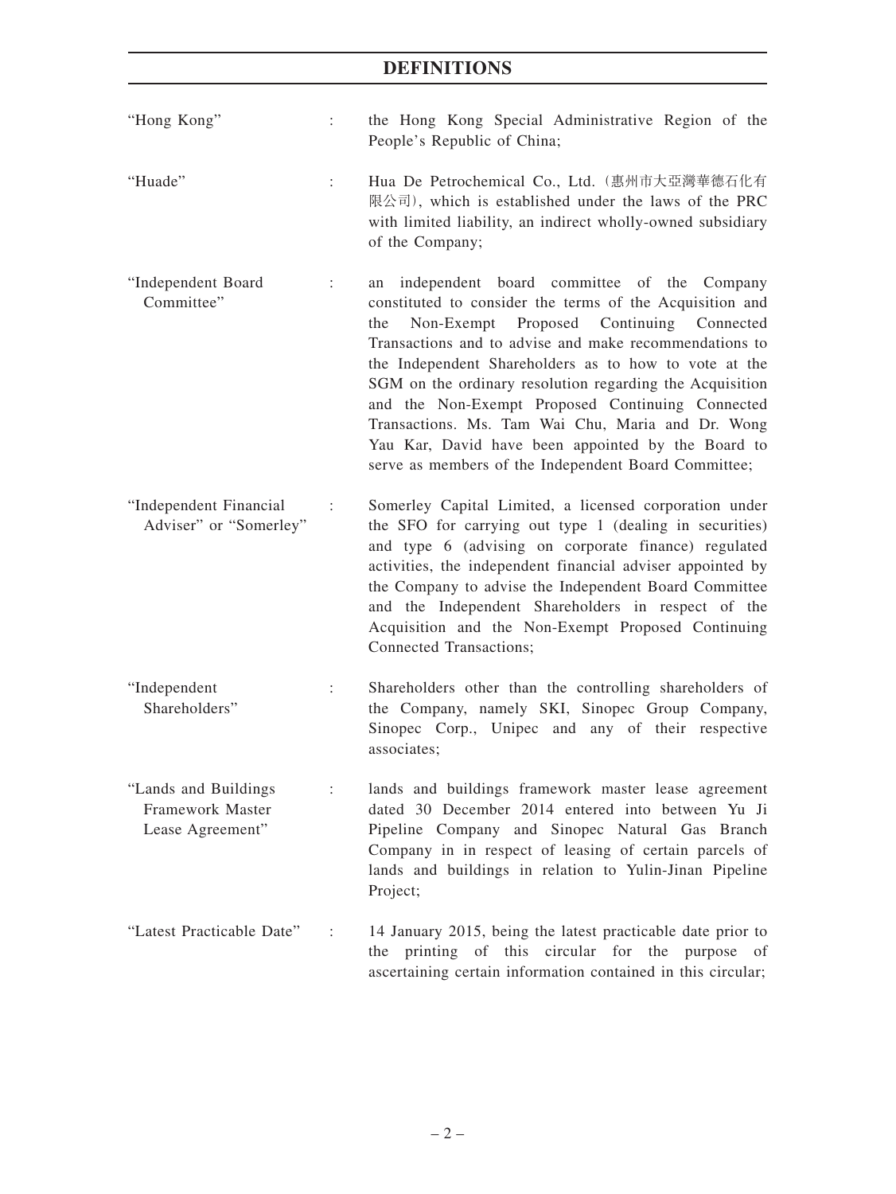# DEFINITIONS

| | | |
|---|---|---|
| "Hong Kong" | : | the Hong Kong Special Administrative Region of the People's Republic of China; |
| "Huade" | : | Hua De Petrochemical Co., Ltd. (惠州市大亞灣華德石化有限公司), which is established under the laws of the PRC with limited liability, an indirect wholly-owned subsidiary of the Company; |
| "Independent Board Committee" | : | an independent board committee of the Company constituted to consider the terms of the Acquisition and the Non-Exempt Proposed Continuing Connected Transactions and to advise and make recommendations to the Independent Shareholders as to how to vote at the SGM on the ordinary resolution regarding the Acquisition and the Non-Exempt Proposed Continuing Connected Transactions. Ms. Tam Wai Chu, Maria and Dr. Wong Yau Kar, David have been appointed by the Board to serve as members of the Independent Board Committee; |
| "Independent Financial Adviser" or "Somerley" | : | Somerley Capital Limited, a licensed corporation under the SFO for carrying out type 1 (dealing in securities) and type 6 (advising on corporate finance) regulated activities, the independent financial adviser appointed by the Company to advise the Independent Board Committee and the Independent Shareholders in respect of the Acquisition and the Non-Exempt Proposed Continuing Connected Transactions; |
| "Independent Shareholders" | : | Shareholders other than the controlling shareholders of the Company, namely SKI, Sinopec Group Company, Sinopec Corp., Unipec and any of their respective associates; |
| "Lands and Buildings Framework Master Lease Agreement" | : | lands and buildings framework master lease agreement dated 30 December 2014 entered into between Yu Ji Pipeline Company and Sinopec Natural Gas Branch Company in in respect of leasing of certain parcels of lands and buildings in relation to Yulin-Jinan Pipeline Project; |
| "Latest Practicable Date" | : | 14 January 2015, being the latest practicable date prior to the printing of this circular for the purpose of ascertaining certain information contained in this circular; |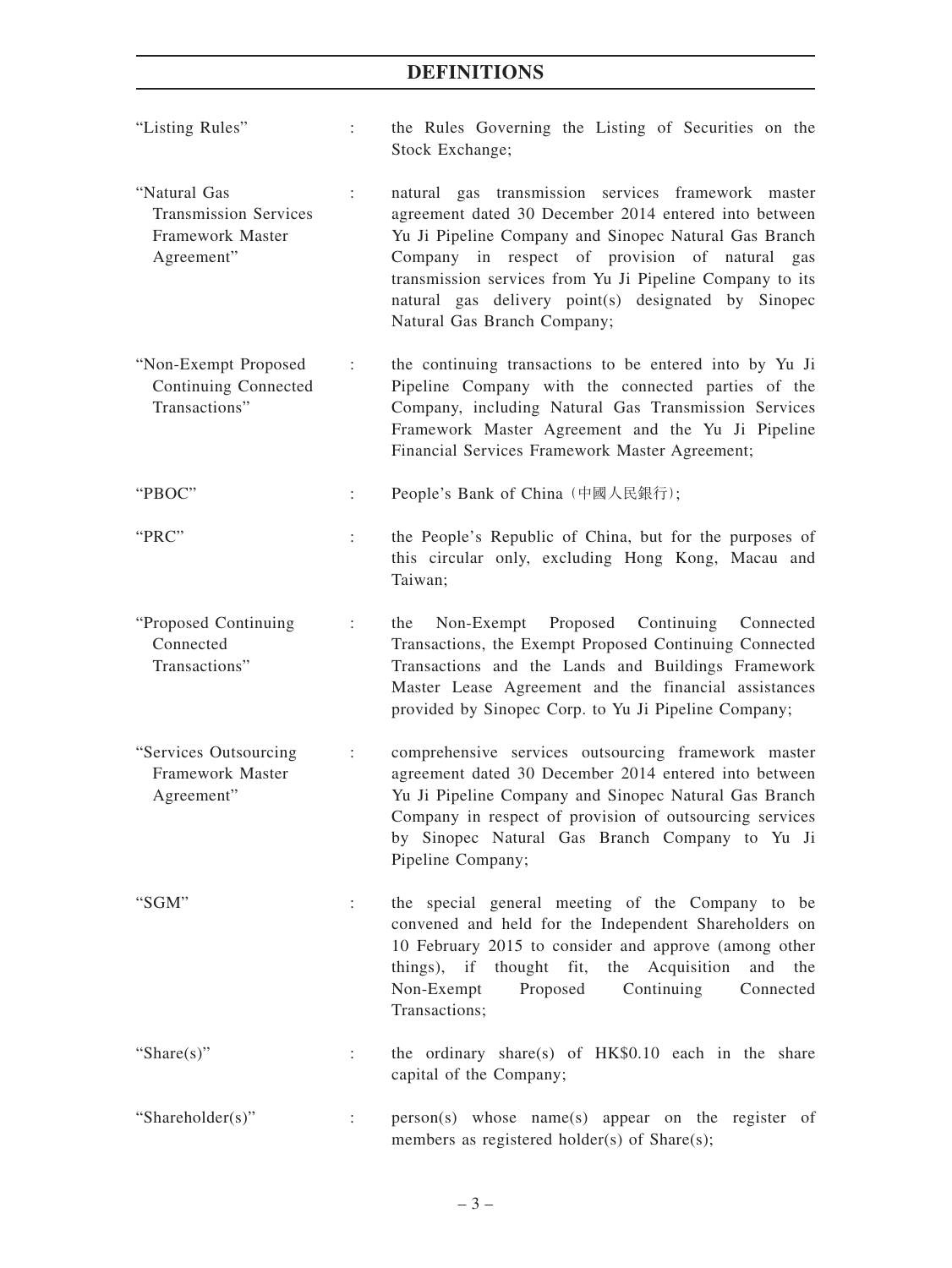# DEFINITIONS

| | | |
|---|---|---|
| "Listing Rules" | : | the Rules Governing the Listing of Securities on the Stock Exchange; |
| "Natural Gas Transmission Services Framework Master Agreement" | : | natural gas transmission services framework master agreement dated 30 December 2014 entered into between Yu Ji Pipeline Company and Sinopec Natural Gas Branch Company in respect of provision of natural gas transmission services from Yu Ji Pipeline Company to its natural gas delivery point(s) designated by Sinopec Natural Gas Branch Company; |
| "Non-Exempt Proposed Continuing Connected Transactions" | : | the continuing transactions to be entered into by Yu Ji Pipeline Company with the connected parties of the Company, including Natural Gas Transmission Services Framework Master Agreement and the Yu Ji Pipeline Financial Services Framework Master Agreement; |
| "PBOC" | : | People's Bank of China (中國人民銀行); |
| "PRC" | : | the People's Republic of China, but for the purposes of this circular only, excluding Hong Kong, Macau and Taiwan; |
| "Proposed Continuing Connected Transactions" | : | the Non-Exempt Proposed Continuing Connected Transactions, the Exempt Proposed Continuing Connected Transactions and the Lands and Buildings Framework Master Lease Agreement and the financial assistances provided by Sinopec Corp. to Yu Ji Pipeline Company; |
| "Services Outsourcing Framework Master Agreement" | : | comprehensive services outsourcing framework master agreement dated 30 December 2014 entered into between Yu Ji Pipeline Company and Sinopec Natural Gas Branch Company in respect of provision of outsourcing services by Sinopec Natural Gas Branch Company to Yu Ji Pipeline Company; |
| "SGM" | : | the special general meeting of the Company to be convened and held for the Independent Shareholders on 10 February 2015 to consider and approve (among other things), if thought fit, the Acquisition and the Non-Exempt Proposed Continuing Connected Transactions; |
| "Share(s)" | : | the ordinary share(s) of HK$0.10 each in the share capital of the Company; |
| "Shareholder(s)" | : | person(s) whose name(s) appear on the register of members as registered holder(s) of Share(s); |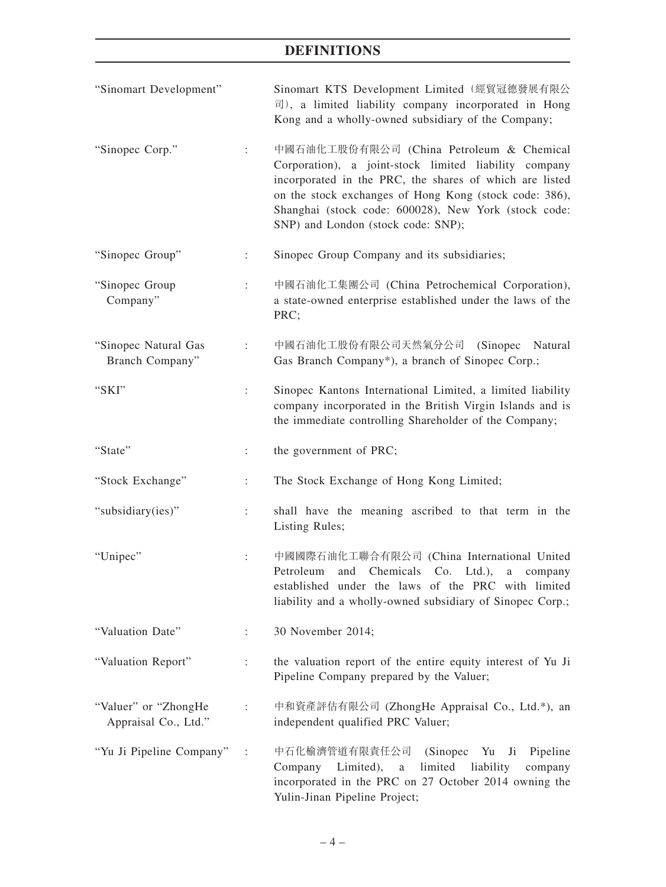# DEFINITIONS

| | | |
|---|---|---|
| "Sinomart Development" | | Sinomart KTS Development Limited（經貿冠德發展有限公司）, a limited liability company incorporated in Hong Kong and a wholly-owned subsidiary of the Company; |
| "Sinopec Corp." | : | 中國石油化工股份有限公司 (China Petroleum & Chemical Corporation), a joint-stock limited liability company incorporated in the PRC, the shares of which are listed on the stock exchanges of Hong Kong (stock code: 386), Shanghai (stock code: 600028), New York (stock code: SNP) and London (stock code: SNP); |
| "Sinopec Group" | : | Sinopec Group Company and its subsidiaries; |
| "Sinopec Group Company" | : | 中國石油化工集團公司 (China Petrochemical Corporation), a state-owned enterprise established under the laws of the PRC; |
| "Sinopec Natural Gas Branch Company" | : | 中國石油化工股份有限公司天然氣分公司 (Sinopec Natural Gas Branch Company*), a branch of Sinopec Corp.; |
| "SKI" | : | Sinopec Kantons International Limited, a limited liability company incorporated in the British Virgin Islands and is the immediate controlling Shareholder of the Company; |
| "State" | : | the government of PRC; |
| "Stock Exchange" | : | The Stock Exchange of Hong Kong Limited; |
| "subsidiary(ies)" | : | shall have the meaning ascribed to that term in the Listing Rules; |
| "Unipec" | : | 中國國際石油化工聯合有限公司 (China International United Petroleum and Chemicals Co. Ltd.), a company established under the laws of the PRC with limited liability and a wholly-owned subsidiary of Sinopec Corp.; |
| "Valuation Date" | : | 30 November 2014; |
| "Valuation Report" | : | the valuation report of the entire equity interest of Yu Ji Pipeline Company prepared by the Valuer; |
| "Valuer" or "ZhongHe Appraisal Co., Ltd." | : | 中和資產評估有限公司 (ZhongHe Appraisal Co., Ltd.*), an independent qualified PRC Valuer; |
| "Yu Ji Pipeline Company" | : | 中石化榆濟管道有限責任公司 (Sinopec Yu Ji Pipeline Company Limited), a limited liability company incorporated in the PRC on 27 October 2014 owning the Yulin-Jinan Pipeline Project; |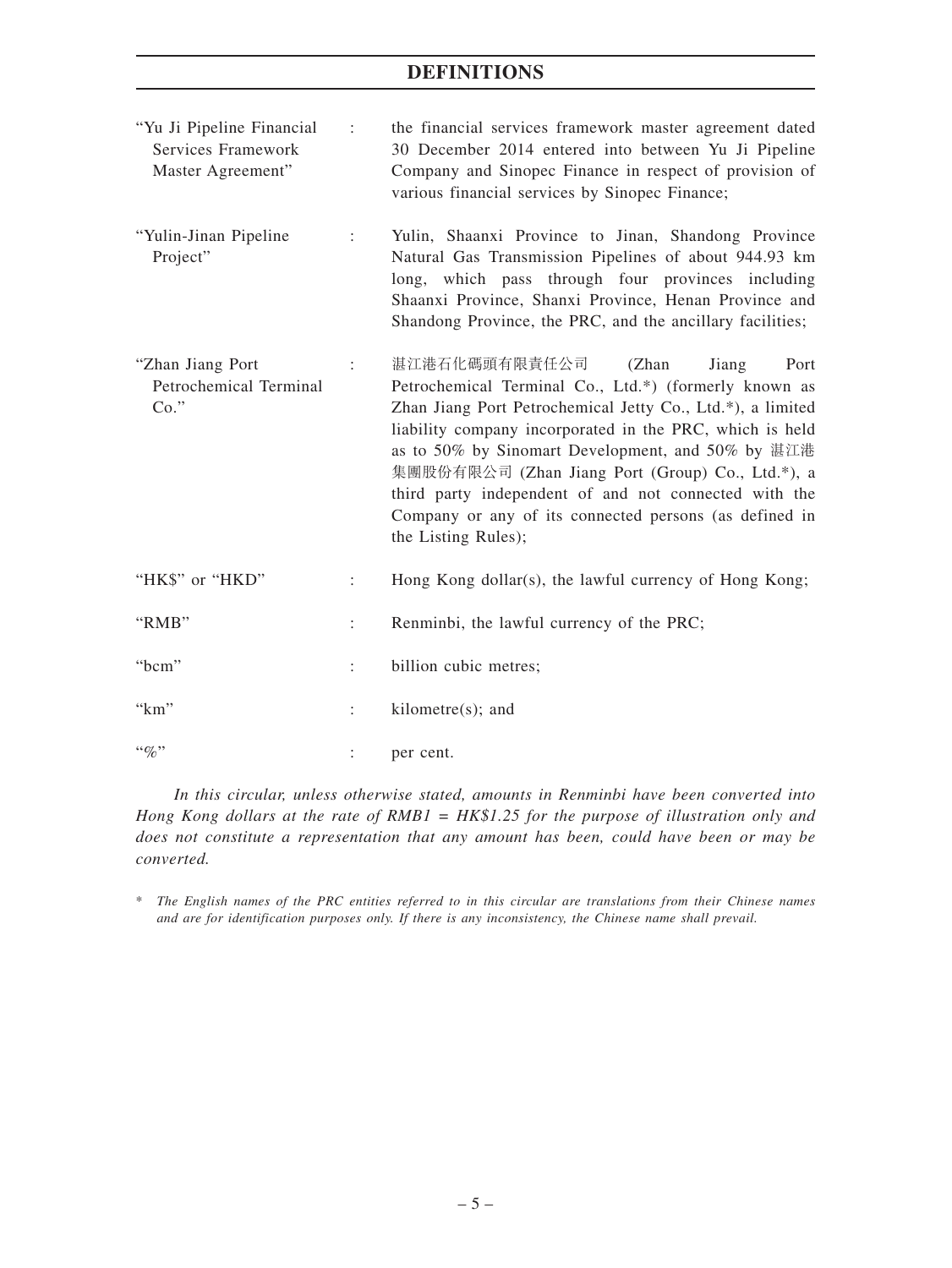# DEFINITIONS

| | | |
|---|---|---|
| "Yu Ji Pipeline Financial Services Framework Master Agreement" | : | the financial services framework master agreement dated 30 December 2014 entered into between Yu Ji Pipeline Company and Sinopec Finance in respect of provision of various financial services by Sinopec Finance; |
| "Yulin-Jinan Pipeline Project" | : | Yulin, Shaanxi Province to Jinan, Shandong Province Natural Gas Transmission Pipelines of about 944.93 km long, which pass through four provinces including Shaanxi Province, Shanxi Province, Henan Province and Shandong Province, the PRC, and the ancillary facilities; |
| "Zhan Jiang Port Petrochemical Terminal Co." | : | 湛江港石化碼頭有限責任公司 (Zhan Jiang Port Petrochemical Terminal Co., Ltd.*) (formerly known as Zhan Jiang Port Petrochemical Jetty Co., Ltd.*), a limited liability company incorporated in the PRC, which is held as to 50% by Sinomart Development, and 50% by 湛江港集團股份有限公司 (Zhan Jiang Port (Group) Co., Ltd.*), a third party independent of and not connected with the Company or any of its connected persons (as defined in the Listing Rules); |
| "HK$" or "HKD" | : | Hong Kong dollar(s), the lawful currency of Hong Kong; |
| "RMB" | : | Renminbi, the lawful currency of the PRC; |
| "bcm" | : | billion cubic metres; |
| "km" | : | kilometre(s); and |
| "%" | : | per cent. |

*In this circular, unless otherwise stated, amounts in Renminbi have been converted into Hong Kong dollars at the rate of RMB1 = HK$1.25 for the purpose of illustration only and does not constitute a representation that any amount has been, could have been or may be converted.*

\* *The English names of the PRC entities referred to in this circular are translations from their Chinese names and are for identification purposes only. If there is any inconsistency, the Chinese name shall prevail.*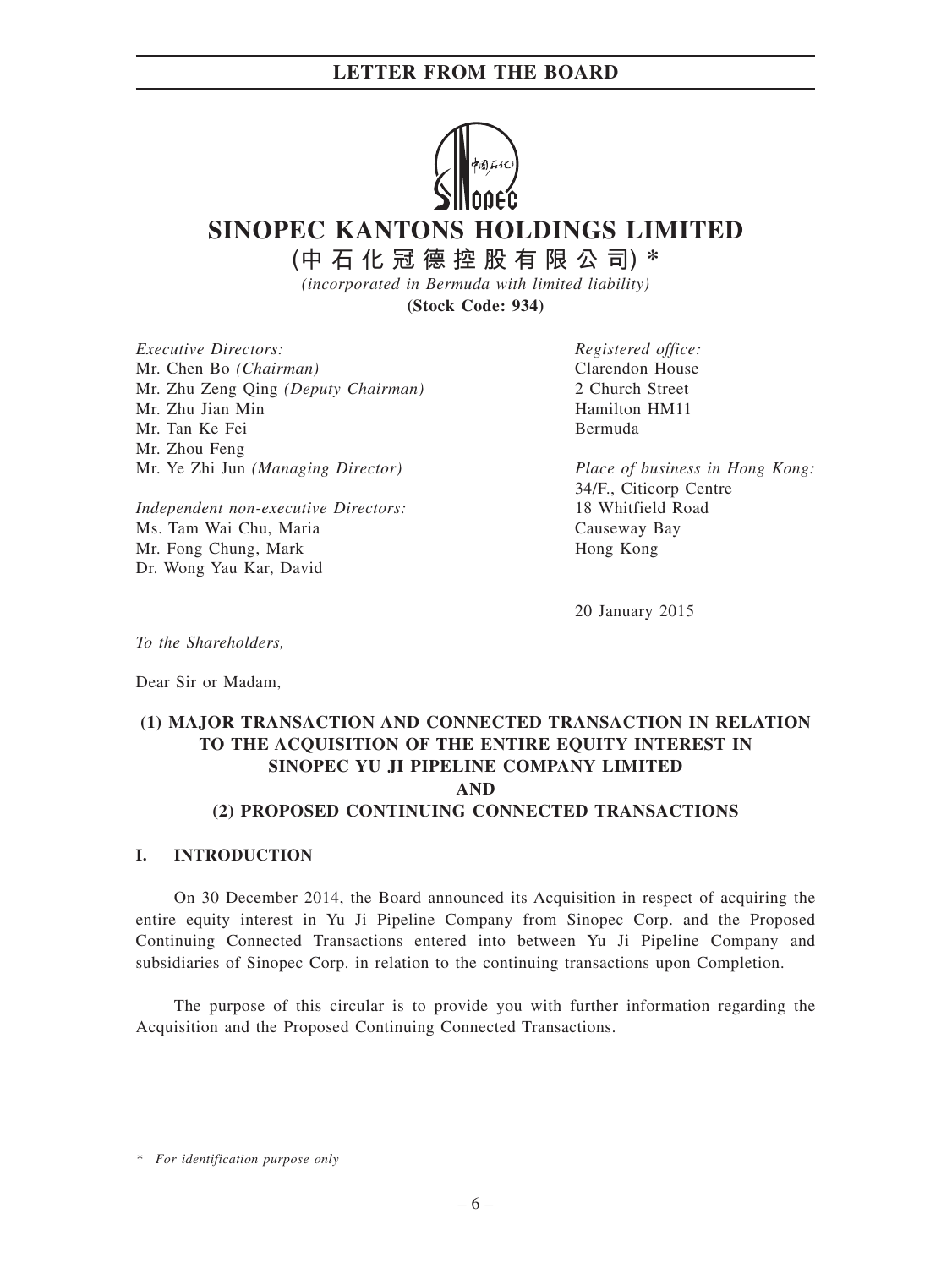# SINOPEC KANTONS HOLDINGS LIMITED

**(中石化冠德控股有限公司) \***

*(incorporated in Bermuda with limited liability)*

**(Stock Code: 934)**

*Executive Directors:*
Mr. Chen Bo *(Chairman)*
Mr. Zhu Zeng Qing *(Deputy Chairman)*
Mr. Zhu Jian Min
Mr. Tan Ke Fei
Mr. Zhou Feng
Mr. Ye Zhi Jun *(Managing Director)*

*Independent non-executive Directors:*
Ms. Tam Wai Chu, Maria
Mr. Fong Chung, Mark
Dr. Wong Yau Kar, David

*Registered office:*
Clarendon House
2 Church Street
Hamilton HM11
Bermuda

*Place of business in Hong Kong:*
34/F., Citicorp Centre
18 Whitfield Road
Causeway Bay
Hong Kong

20 January 2015

*To the Shareholders,*

Dear Sir or Madam,

## (1) MAJOR TRANSACTION AND CONNECTED TRANSACTION IN RELATION TO THE ACQUISITION OF THE ENTIRE EQUITY INTEREST IN SINOPEC YU JI PIPELINE COMPANY LIMITED AND (2) PROPOSED CONTINUING CONNECTED TRANSACTIONS

### I. INTRODUCTION

On 30 December 2014, the Board announced its Acquisition in respect of acquiring the entire equity interest in Yu Ji Pipeline Company from Sinopec Corp. and the Proposed Continuing Connected Transactions entered into between Yu Ji Pipeline Company and subsidiaries of Sinopec Corp. in relation to the continuing transactions upon Completion.

The purpose of this circular is to provide you with further information regarding the Acquisition and the Proposed Continuing Connected Transactions.

\* *For identification purpose only*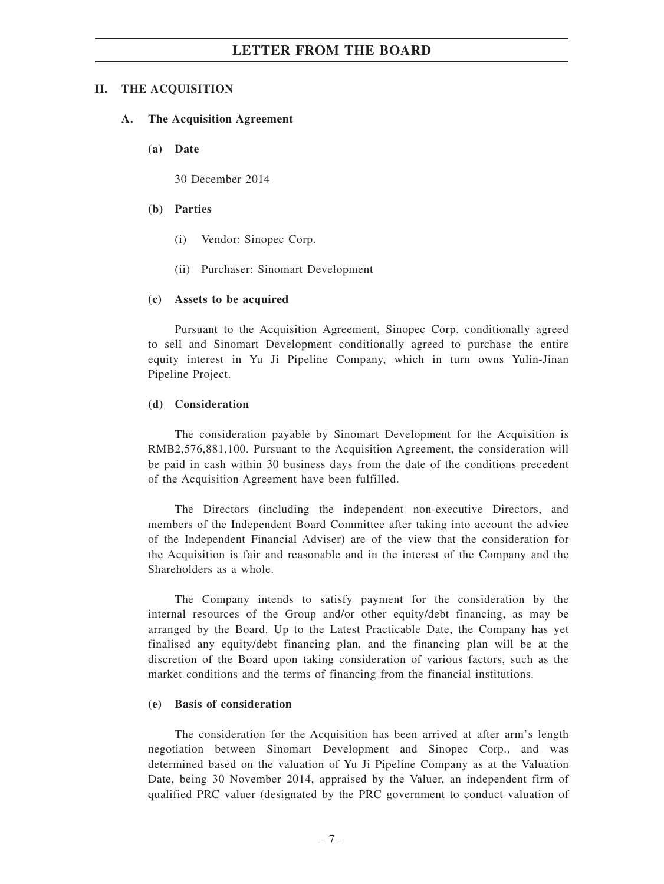## II. THE ACQUISITION

### A. The Acquisition Agreement

**(a) Date**

30 December 2014

**(b) Parties**

(i) Vendor: Sinopec Corp.

(ii) Purchaser: Sinomart Development

**(c) Assets to be acquired**

Pursuant to the Acquisition Agreement, Sinopec Corp. conditionally agreed to sell and Sinomart Development conditionally agreed to purchase the entire equity interest in Yu Ji Pipeline Company, which in turn owns Yulin-Jinan Pipeline Project.

**(d) Consideration**

The consideration payable by Sinomart Development for the Acquisition is RMB2,576,881,100. Pursuant to the Acquisition Agreement, the consideration will be paid in cash within 30 business days from the date of the conditions precedent of the Acquisition Agreement have been fulfilled.

The Directors (including the independent non-executive Directors, and members of the Independent Board Committee after taking into account the advice of the Independent Financial Adviser) are of the view that the consideration for the Acquisition is fair and reasonable and in the interest of the Company and the Shareholders as a whole.

The Company intends to satisfy payment for the consideration by the internal resources of the Group and/or other equity/debt financing, as may be arranged by the Board. Up to the Latest Practicable Date, the Company has yet finalised any equity/debt financing plan, and the financing plan will be at the discretion of the Board upon taking consideration of various factors, such as the market conditions and the terms of financing from the financial institutions.

**(e) Basis of consideration**

The consideration for the Acquisition has been arrived at after arm's length negotiation between Sinomart Development and Sinopec Corp., and was determined based on the valuation of Yu Ji Pipeline Company as at the Valuation Date, being 30 November 2014, appraised by the Valuer, an independent firm of qualified PRC valuer (designated by the PRC government to conduct valuation of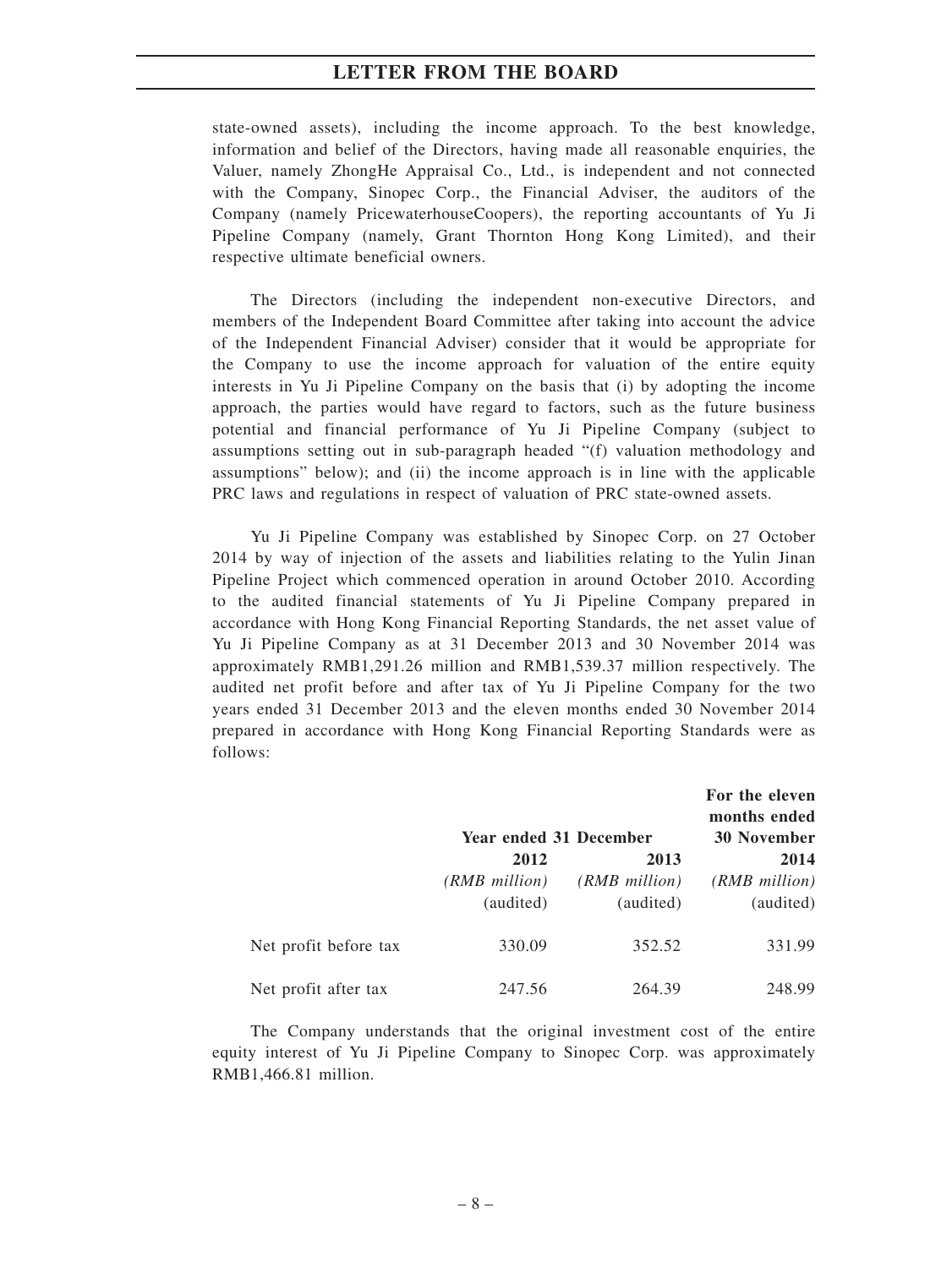state-owned assets), including the income approach. To the best knowledge, information and belief of the Directors, having made all reasonable enquiries, the Valuer, namely ZhongHe Appraisal Co., Ltd., is independent and not connected with the Company, Sinopec Corp., the Financial Adviser, the auditors of the Company (namely PricewaterhouseCoopers), the reporting accountants of Yu Ji Pipeline Company (namely, Grant Thornton Hong Kong Limited), and their respective ultimate beneficial owners.

The Directors (including the independent non-executive Directors, and members of the Independent Board Committee after taking into account the advice of the Independent Financial Adviser) consider that it would be appropriate for the Company to use the income approach for valuation of the entire equity interests in Yu Ji Pipeline Company on the basis that (i) by adopting the income approach, the parties would have regard to factors, such as the future business potential and financial performance of Yu Ji Pipeline Company (subject to assumptions setting out in sub-paragraph headed "(f) valuation methodology and assumptions" below); and (ii) the income approach is in line with the applicable PRC laws and regulations in respect of valuation of PRC state-owned assets.

Yu Ji Pipeline Company was established by Sinopec Corp. on 27 October 2014 by way of injection of the assets and liabilities relating to the Yulin Jinan Pipeline Project which commenced operation in around October 2010. According to the audited financial statements of Yu Ji Pipeline Company prepared in accordance with Hong Kong Financial Reporting Standards, the net asset value of Yu Ji Pipeline Company as at 31 December 2013 and 30 November 2014 was approximately RMB1,291.26 million and RMB1,539.37 million respectively. The audited net profit before and after tax of Yu Ji Pipeline Company for the two years ended 31 December 2013 and the eleven months ended 30 November 2014 prepared in accordance with Hong Kong Financial Reporting Standards were as follows:

| | **Year ended 31 December** | | **For the eleven months ended 30 November** |
|---|---|---|---|
| | **2012** | **2013** | **2014** |
| | *(RMB million)* | *(RMB million)* | *(RMB million)* |
| | (audited) | (audited) | (audited) |
| Net profit before tax | 330.09 | 352.52 | 331.99 |
| Net profit after tax | 247.56 | 264.39 | 248.99 |

The Company understands that the original investment cost of the entire equity interest of Yu Ji Pipeline Company to Sinopec Corp. was approximately RMB1,466.81 million.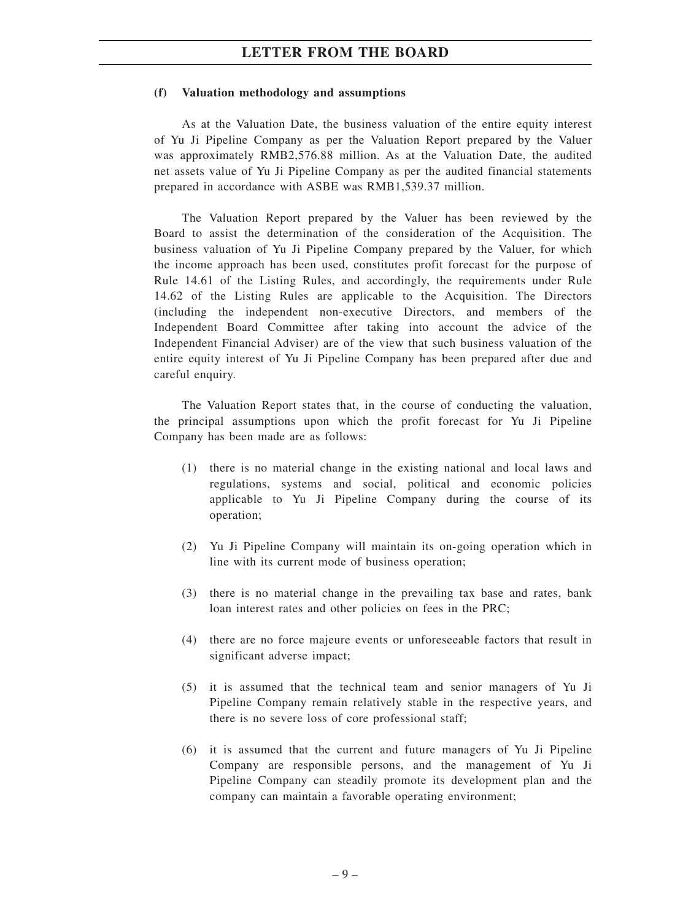#### (f) Valuation methodology and assumptions

As at the Valuation Date, the business valuation of the entire equity interest of Yu Ji Pipeline Company as per the Valuation Report prepared by the Valuer was approximately RMB2,576.88 million. As at the Valuation Date, the audited net assets value of Yu Ji Pipeline Company as per the audited financial statements prepared in accordance with ASBE was RMB1,539.37 million.

The Valuation Report prepared by the Valuer has been reviewed by the Board to assist the determination of the consideration of the Acquisition. The business valuation of Yu Ji Pipeline Company prepared by the Valuer, for which the income approach has been used, constitutes profit forecast for the purpose of Rule 14.61 of the Listing Rules, and accordingly, the requirements under Rule 14.62 of the Listing Rules are applicable to the Acquisition. The Directors (including the independent non-executive Directors, and members of the Independent Board Committee after taking into account the advice of the Independent Financial Adviser) are of the view that such business valuation of the entire equity interest of Yu Ji Pipeline Company has been prepared after due and careful enquiry.

The Valuation Report states that, in the course of conducting the valuation, the principal assumptions upon which the profit forecast for Yu Ji Pipeline Company has been made are as follows:

(1) there is no material change in the existing national and local laws and regulations, systems and social, political and economic policies applicable to Yu Ji Pipeline Company during the course of its operation;

(2) Yu Ji Pipeline Company will maintain its on-going operation which in line with its current mode of business operation;

(3) there is no material change in the prevailing tax base and rates, bank loan interest rates and other policies on fees in the PRC;

(4) there are no force majeure events or unforeseeable factors that result in significant adverse impact;

(5) it is assumed that the technical team and senior managers of Yu Ji Pipeline Company remain relatively stable in the respective years, and there is no severe loss of core professional staff;

(6) it is assumed that the current and future managers of Yu Ji Pipeline Company are responsible persons, and the management of Yu Ji Pipeline Company can steadily promote its development plan and the company can maintain a favorable operating environment;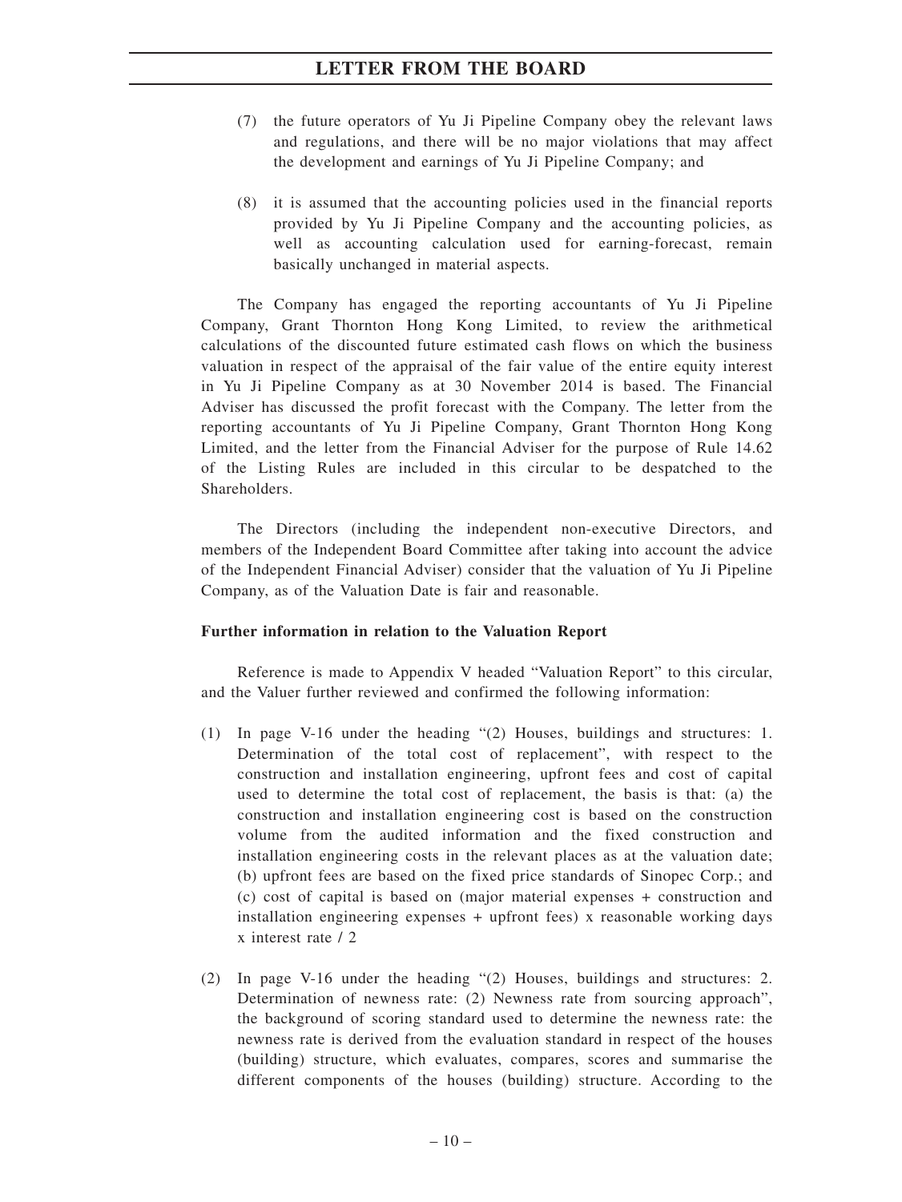(7) the future operators of Yu Ji Pipeline Company obey the relevant laws and regulations, and there will be no major violations that may affect the development and earnings of Yu Ji Pipeline Company; and

(8) it is assumed that the accounting policies used in the financial reports provided by Yu Ji Pipeline Company and the accounting policies, as well as accounting calculation used for earning-forecast, remain basically unchanged in material aspects.

The Company has engaged the reporting accountants of Yu Ji Pipeline Company, Grant Thornton Hong Kong Limited, to review the arithmetical calculations of the discounted future estimated cash flows on which the business valuation in respect of the appraisal of the fair value of the entire equity interest in Yu Ji Pipeline Company as at 30 November 2014 is based. The Financial Adviser has discussed the profit forecast with the Company. The letter from the reporting accountants of Yu Ji Pipeline Company, Grant Thornton Hong Kong Limited, and the letter from the Financial Adviser for the purpose of Rule 14.62 of the Listing Rules are included in this circular to be despatched to the Shareholders.

The Directors (including the independent non-executive Directors, and members of the Independent Board Committee after taking into account the advice of the Independent Financial Adviser) consider that the valuation of Yu Ji Pipeline Company, as of the Valuation Date is fair and reasonable.

**Further information in relation to the Valuation Report**

Reference is made to Appendix V headed "Valuation Report" to this circular, and the Valuer further reviewed and confirmed the following information:

(1) In page V-16 under the heading "(2) Houses, buildings and structures: 1. Determination of the total cost of replacement", with respect to the construction and installation engineering, upfront fees and cost of capital used to determine the total cost of replacement, the basis is that: (a) the construction and installation engineering cost is based on the construction volume from the audited information and the fixed construction and installation engineering costs in the relevant places as at the valuation date; (b) upfront fees are based on the fixed price standards of Sinopec Corp.; and (c) cost of capital is based on (major material expenses + construction and installation engineering expenses + upfront fees) x reasonable working days x interest rate / 2

(2) In page V-16 under the heading "(2) Houses, buildings and structures: 2. Determination of newness rate: (2) Newness rate from sourcing approach", the background of scoring standard used to determine the newness rate: the newness rate is derived from the evaluation standard in respect of the houses (building) structure, which evaluates, compares, scores and summarise the different components of the houses (building) structure. According to the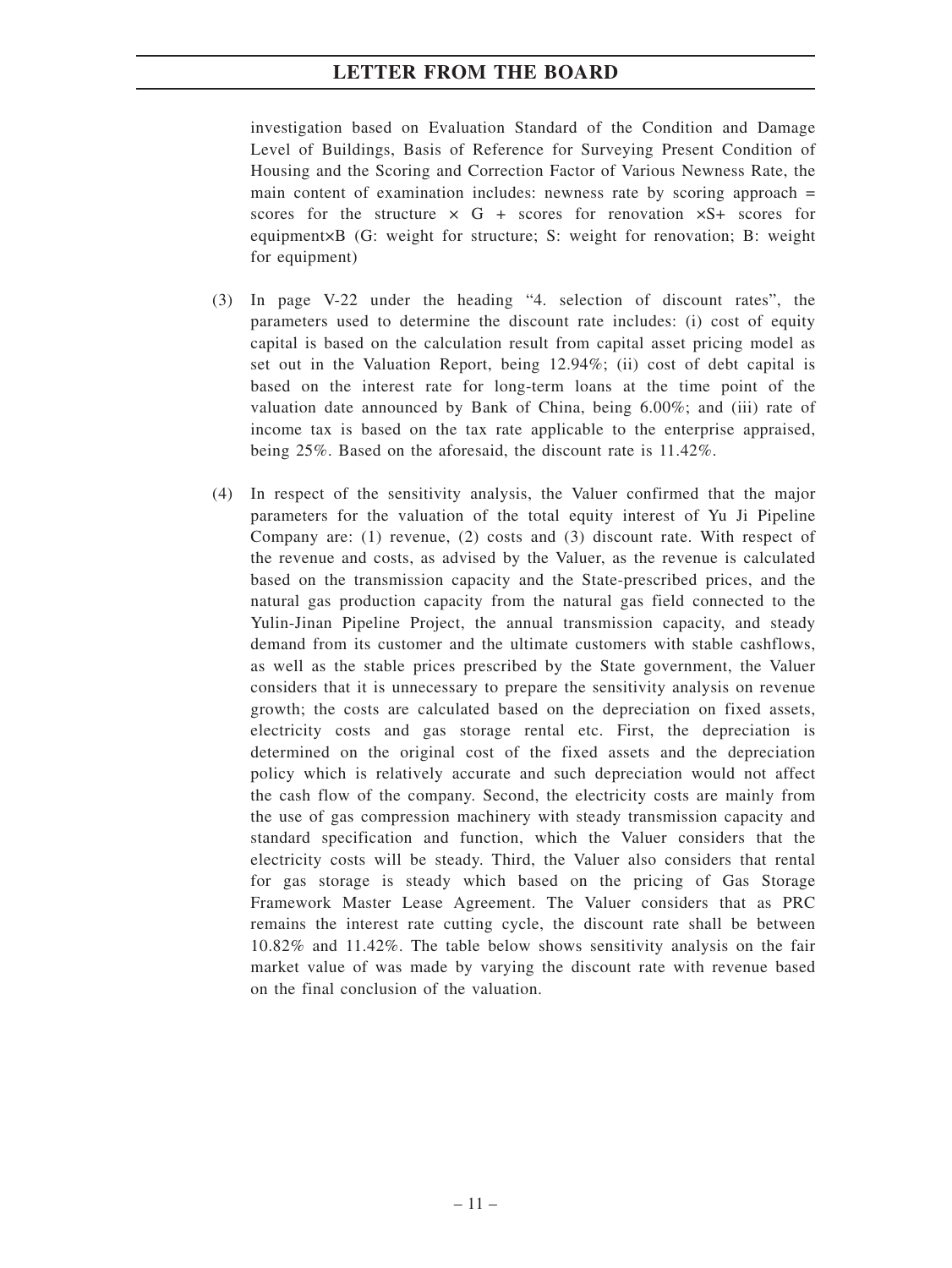investigation based on Evaluation Standard of the Condition and Damage Level of Buildings, Basis of Reference for Surveying Present Condition of Housing and the Scoring and Correction Factor of Various Newness Rate, the main content of examination includes: newness rate by scoring approach = scores for the structure × G + scores for renovation ×S+ scores for equipment×B (G: weight for structure; S: weight for renovation; B: weight for equipment)

(3) In page V-22 under the heading "4. selection of discount rates", the parameters used to determine the discount rate includes: (i) cost of equity capital is based on the calculation result from capital asset pricing model as set out in the Valuation Report, being 12.94%; (ii) cost of debt capital is based on the interest rate for long-term loans at the time point of the valuation date announced by Bank of China, being 6.00%; and (iii) rate of income tax is based on the tax rate applicable to the enterprise appraised, being 25%. Based on the aforesaid, the discount rate is 11.42%.

(4) In respect of the sensitivity analysis, the Valuer confirmed that the major parameters for the valuation of the total equity interest of Yu Ji Pipeline Company are: (1) revenue, (2) costs and (3) discount rate. With respect of the revenue and costs, as advised by the Valuer, as the revenue is calculated based on the transmission capacity and the State-prescribed prices, and the natural gas production capacity from the natural gas field connected to the Yulin-Jinan Pipeline Project, the annual transmission capacity, and steady demand from its customer and the ultimate customers with stable cashflows, as well as the stable prices prescribed by the State government, the Valuer considers that it is unnecessary to prepare the sensitivity analysis on revenue growth; the costs are calculated based on the depreciation on fixed assets, electricity costs and gas storage rental etc. First, the depreciation is determined on the original cost of the fixed assets and the depreciation policy which is relatively accurate and such depreciation would not affect the cash flow of the company. Second, the electricity costs are mainly from the use of gas compression machinery with steady transmission capacity and standard specification and function, which the Valuer considers that the electricity costs will be steady. Third, the Valuer also considers that rental for gas storage is steady which based on the pricing of Gas Storage Framework Master Lease Agreement. The Valuer considers that as PRC remains the interest rate cutting cycle, the discount rate shall be between 10.82% and 11.42%. The table below shows sensitivity analysis on the fair market value of was made by varying the discount rate with revenue based on the final conclusion of the valuation.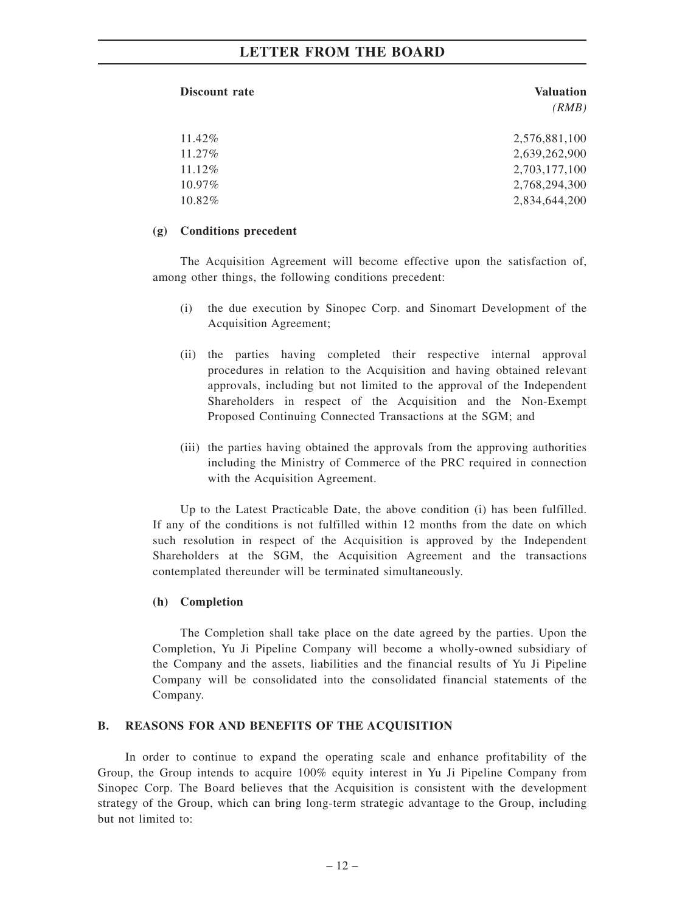| Discount rate | Valuation *(RMB)* |
|---|---|
| 11.42% | 2,576,881,100 |
| 11.27% | 2,639,262,900 |
| 11.12% | 2,703,177,100 |
| 10.97% | 2,768,294,300 |
| 10.82% | 2,834,644,200 |

**(g) Conditions precedent**

The Acquisition Agreement will become effective upon the satisfaction of, among other things, the following conditions precedent:

(i) the due execution by Sinopec Corp. and Sinomart Development of the Acquisition Agreement;

(ii) the parties having completed their respective internal approval procedures in relation to the Acquisition and having obtained relevant approvals, including but not limited to the approval of the Independent Shareholders in respect of the Acquisition and the Non-Exempt Proposed Continuing Connected Transactions at the SGM; and

(iii) the parties having obtained the approvals from the approving authorities including the Ministry of Commerce of the PRC required in connection with the Acquisition Agreement.

Up to the Latest Practicable Date, the above condition (i) has been fulfilled. If any of the conditions is not fulfilled within 12 months from the date on which such resolution in respect of the Acquisition is approved by the Independent Shareholders at the SGM, the Acquisition Agreement and the transactions contemplated thereunder will be terminated simultaneously.

**(h) Completion**

The Completion shall take place on the date agreed by the parties. Upon the Completion, Yu Ji Pipeline Company will become a wholly-owned subsidiary of the Company and the assets, liabilities and the financial results of Yu Ji Pipeline Company will be consolidated into the consolidated financial statements of the Company.

## B. REASONS FOR AND BENEFITS OF THE ACQUISITION

In order to continue to expand the operating scale and enhance profitability of the Group, the Group intends to acquire 100% equity interest in Yu Ji Pipeline Company from Sinopec Corp. The Board believes that the Acquisition is consistent with the development strategy of the Group, which can bring long-term strategic advantage to the Group, including but not limited to: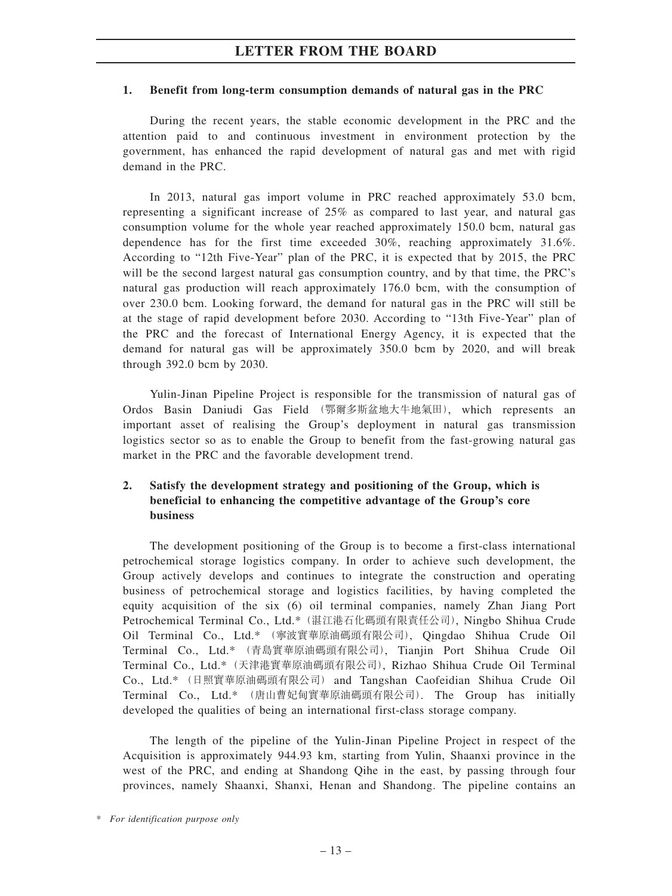### 1. Benefit from long-term consumption demands of natural gas in the PRC

During the recent years, the stable economic development in the PRC and the attention paid to and continuous investment in environment protection by the government, has enhanced the rapid development of natural gas and met with rigid demand in the PRC.

In 2013, natural gas import volume in PRC reached approximately 53.0 bcm, representing a significant increase of 25% as compared to last year, and natural gas consumption volume for the whole year reached approximately 150.0 bcm, natural gas dependence has for the first time exceeded 30%, reaching approximately 31.6%. According to "12th Five-Year" plan of the PRC, it is expected that by 2015, the PRC will be the second largest natural gas consumption country, and by that time, the PRC's natural gas production will reach approximately 176.0 bcm, with the consumption of over 230.0 bcm. Looking forward, the demand for natural gas in the PRC will still be at the stage of rapid development before 2030. According to "13th Five-Year" plan of the PRC and the forecast of International Energy Agency, it is expected that the demand for natural gas will be approximately 350.0 bcm by 2020, and will break through 392.0 bcm by 2030.

Yulin-Jinan Pipeline Project is responsible for the transmission of natural gas of Ordos Basin Daniudi Gas Field (鄂爾多斯盆地大牛地氣田), which represents an important asset of realising the Group's deployment in natural gas transmission logistics sector so as to enable the Group to benefit from the fast-growing natural gas market in the PRC and the favorable development trend.

### 2. Satisfy the development strategy and positioning of the Group, which is beneficial to enhancing the competitive advantage of the Group's core business

The development positioning of the Group is to become a first-class international petrochemical storage logistics company. In order to achieve such development, the Group actively develops and continues to integrate the construction and operating business of petrochemical storage and logistics facilities, by having completed the equity acquisition of the six (6) oil terminal companies, namely Zhan Jiang Port Petrochemical Terminal Co., Ltd.* (湛江港石化碼頭有限責任公司), Ningbo Shihua Crude Oil Terminal Co., Ltd.* (寧波實華原油碼頭有限公司), Qingdao Shihua Crude Oil Terminal Co., Ltd.* (青島實華原油碼頭有限公司), Tianjin Port Shihua Crude Oil Terminal Co., Ltd.* (天津港實華原油碼頭有限公司), Rizhao Shihua Crude Oil Terminal Co., Ltd.* (日照實華原油碼頭有限公司) and Tangshan Caofeidian Shihua Crude Oil Terminal Co., Ltd.* (唐山曹妃甸實華原油碼頭有限公司). The Group has initially developed the qualities of being an international first-class storage company.

The length of the pipeline of the Yulin-Jinan Pipeline Project in respect of the Acquisition is approximately 944.93 km, starting from Yulin, Shaanxi province in the west of the PRC, and ending at Shandong Qihe in the east, by passing through four provinces, namely Shaanxi, Shanxi, Henan and Shandong. The pipeline contains an

\* *For identification purpose only*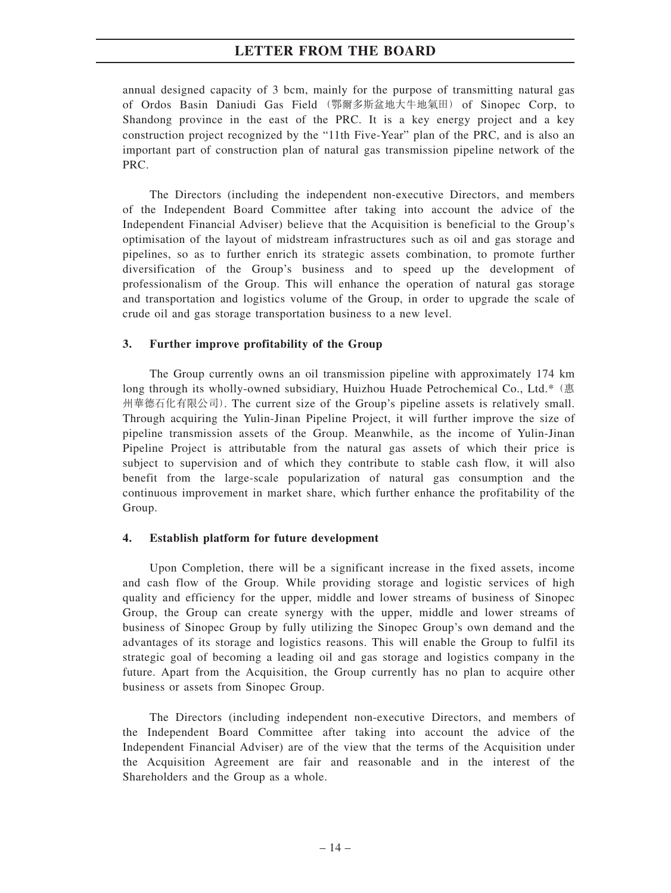annual designed capacity of 3 bcm, mainly for the purpose of transmitting natural gas of Ordos Basin Daniudi Gas Field（鄂爾多斯盆地大牛地氣田）of Sinopec Corp, to Shandong province in the east of the PRC. It is a key energy project and a key construction project recognized by the "11th Five-Year" plan of the PRC, and is also an important part of construction plan of natural gas transmission pipeline network of the PRC.

The Directors (including the independent non-executive Directors, and members of the Independent Board Committee after taking into account the advice of the Independent Financial Adviser) believe that the Acquisition is beneficial to the Group's optimisation of the layout of midstream infrastructures such as oil and gas storage and pipelines, so as to further enrich its strategic assets combination, to promote further diversification of the Group's business and to speed up the development of professionalism of the Group. This will enhance the operation of natural gas storage and transportation and logistics volume of the Group, in order to upgrade the scale of crude oil and gas storage transportation business to a new level.

### 3. Further improve profitability of the Group

The Group currently owns an oil transmission pipeline with approximately 174 km long through its wholly-owned subsidiary, Huizhou Huade Petrochemical Co., Ltd.*（惠州華德石化有限公司）. The current size of the Group's pipeline assets is relatively small. Through acquiring the Yulin-Jinan Pipeline Project, it will further improve the size of pipeline transmission assets of the Group. Meanwhile, as the income of Yulin-Jinan Pipeline Project is attributable from the natural gas assets of which their price is subject to supervision and of which they contribute to stable cash flow, it will also benefit from the large-scale popularization of natural gas consumption and the continuous improvement in market share, which further enhance the profitability of the Group.

### 4. Establish platform for future development

Upon Completion, there will be a significant increase in the fixed assets, income and cash flow of the Group. While providing storage and logistic services of high quality and efficiency for the upper, middle and lower streams of business of Sinopec Group, the Group can create synergy with the upper, middle and lower streams of business of Sinopec Group by fully utilizing the Sinopec Group's own demand and the advantages of its storage and logistics reasons. This will enable the Group to fulfil its strategic goal of becoming a leading oil and gas storage and logistics company in the future. Apart from the Acquisition, the Group currently has no plan to acquire other business or assets from Sinopec Group.

The Directors (including independent non-executive Directors, and members of the Independent Board Committee after taking into account the advice of the Independent Financial Adviser) are of the view that the terms of the Acquisition under the Acquisition Agreement are fair and reasonable and in the interest of the Shareholders and the Group as a whole.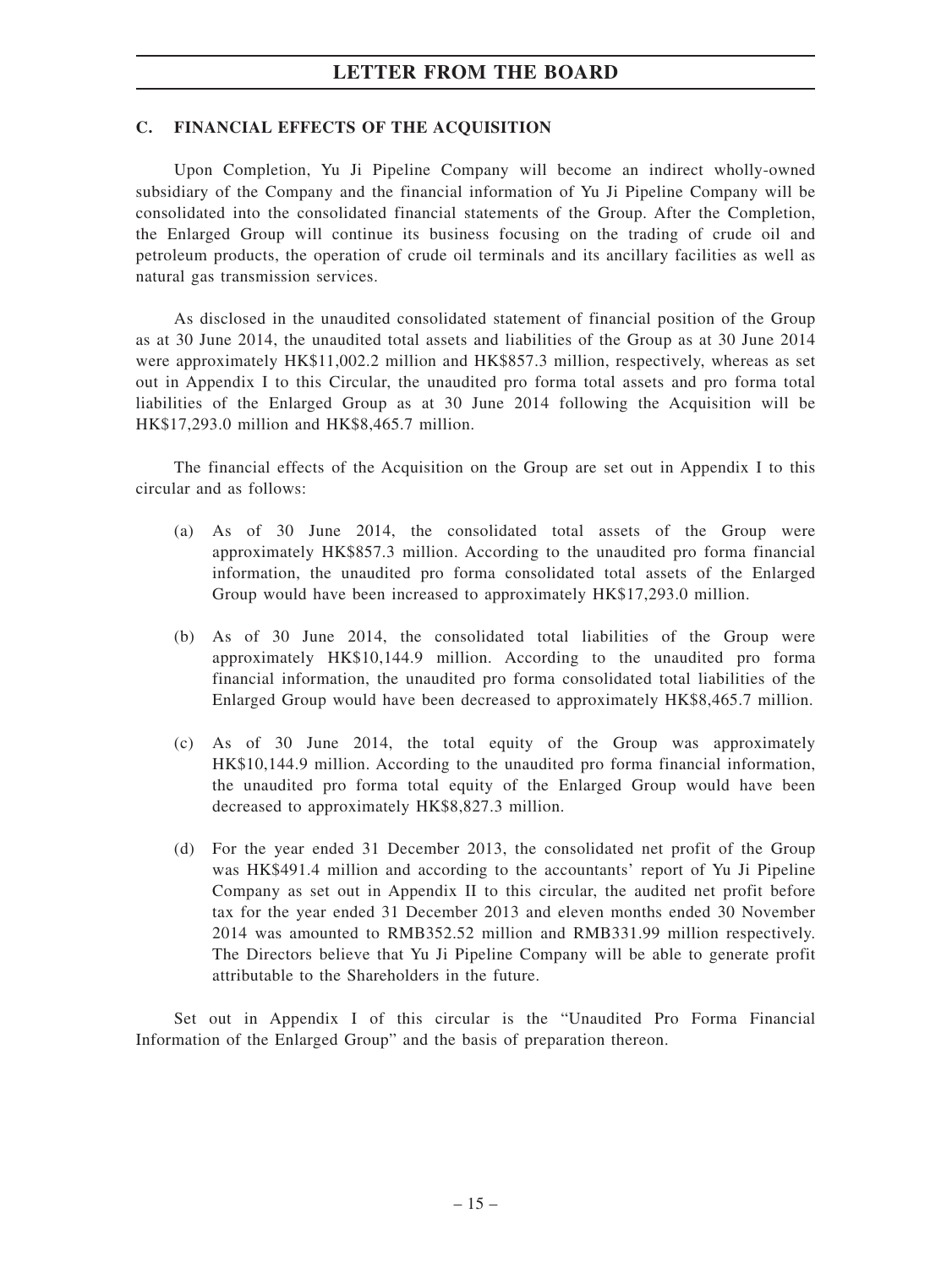## C. FINANCIAL EFFECTS OF THE ACQUISITION

Upon Completion, Yu Ji Pipeline Company will become an indirect wholly-owned subsidiary of the Company and the financial information of Yu Ji Pipeline Company will be consolidated into the consolidated financial statements of the Group. After the Completion, the Enlarged Group will continue its business focusing on the trading of crude oil and petroleum products, the operation of crude oil terminals and its ancillary facilities as well as natural gas transmission services.

As disclosed in the unaudited consolidated statement of financial position of the Group as at 30 June 2014, the unaudited total assets and liabilities of the Group as at 30 June 2014 were approximately HK$11,002.2 million and HK$857.3 million, respectively, whereas as set out in Appendix I to this Circular, the unaudited pro forma total assets and pro forma total liabilities of the Enlarged Group as at 30 June 2014 following the Acquisition will be HK$17,293.0 million and HK$8,465.7 million.

The financial effects of the Acquisition on the Group are set out in Appendix I to this circular and as follows:

(a) As of 30 June 2014, the consolidated total assets of the Group were approximately HK$857.3 million. According to the unaudited pro forma financial information, the unaudited pro forma consolidated total assets of the Enlarged Group would have been increased to approximately HK$17,293.0 million.

(b) As of 30 June 2014, the consolidated total liabilities of the Group were approximately HK$10,144.9 million. According to the unaudited pro forma financial information, the unaudited pro forma consolidated total liabilities of the Enlarged Group would have been decreased to approximately HK$8,465.7 million.

(c) As of 30 June 2014, the total equity of the Group was approximately HK$10,144.9 million. According to the unaudited pro forma financial information, the unaudited pro forma total equity of the Enlarged Group would have been decreased to approximately HK$8,827.3 million.

(d) For the year ended 31 December 2013, the consolidated net profit of the Group was HK$491.4 million and according to the accountants' report of Yu Ji Pipeline Company as set out in Appendix II to this circular, the audited net profit before tax for the year ended 31 December 2013 and eleven months ended 30 November 2014 was amounted to RMB352.52 million and RMB331.99 million respectively. The Directors believe that Yu Ji Pipeline Company will be able to generate profit attributable to the Shareholders in the future.

Set out in Appendix I of this circular is the "Unaudited Pro Forma Financial Information of the Enlarged Group" and the basis of preparation thereon.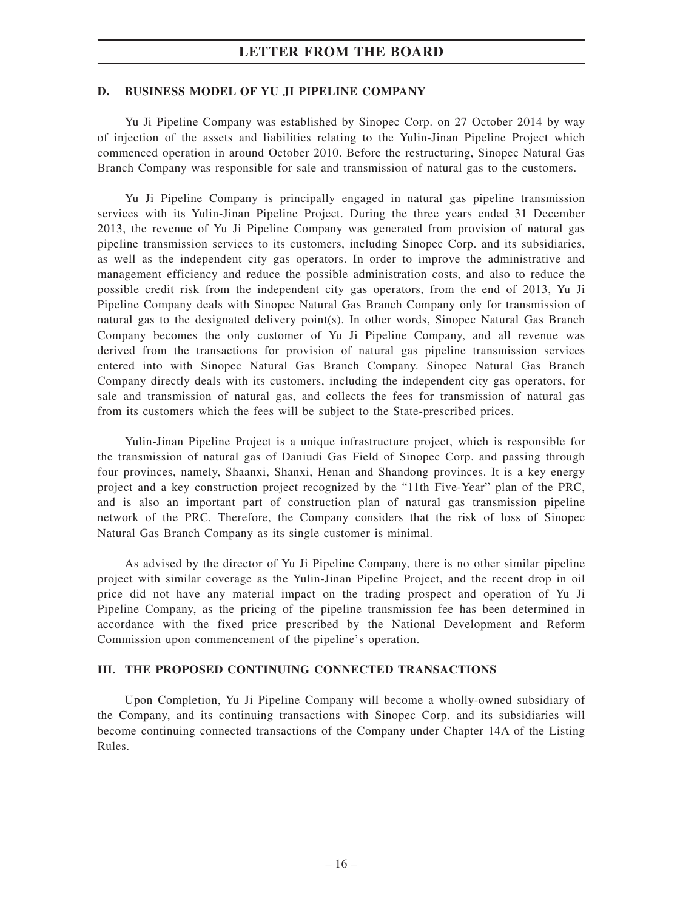### D. BUSINESS MODEL OF YU JI PIPELINE COMPANY

Yu Ji Pipeline Company was established by Sinopec Corp. on 27 October 2014 by way of injection of the assets and liabilities relating to the Yulin-Jinan Pipeline Project which commenced operation in around October 2010. Before the restructuring, Sinopec Natural Gas Branch Company was responsible for sale and transmission of natural gas to the customers.

Yu Ji Pipeline Company is principally engaged in natural gas pipeline transmission services with its Yulin-Jinan Pipeline Project. During the three years ended 31 December 2013, the revenue of Yu Ji Pipeline Company was generated from provision of natural gas pipeline transmission services to its customers, including Sinopec Corp. and its subsidiaries, as well as the independent city gas operators. In order to improve the administrative and management efficiency and reduce the possible administration costs, and also to reduce the possible credit risk from the independent city gas operators, from the end of 2013, Yu Ji Pipeline Company deals with Sinopec Natural Gas Branch Company only for transmission of natural gas to the designated delivery point(s). In other words, Sinopec Natural Gas Branch Company becomes the only customer of Yu Ji Pipeline Company, and all revenue was derived from the transactions for provision of natural gas pipeline transmission services entered into with Sinopec Natural Gas Branch Company. Sinopec Natural Gas Branch Company directly deals with its customers, including the independent city gas operators, for sale and transmission of natural gas, and collects the fees for transmission of natural gas from its customers which the fees will be subject to the State-prescribed prices.

Yulin-Jinan Pipeline Project is a unique infrastructure project, which is responsible for the transmission of natural gas of Daniudi Gas Field of Sinopec Corp. and passing through four provinces, namely, Shaanxi, Shanxi, Henan and Shandong provinces. It is a key energy project and a key construction project recognized by the "11th Five-Year" plan of the PRC, and is also an important part of construction plan of natural gas transmission pipeline network of the PRC. Therefore, the Company considers that the risk of loss of Sinopec Natural Gas Branch Company as its single customer is minimal.

As advised by the director of Yu Ji Pipeline Company, there is no other similar pipeline project with similar coverage as the Yulin-Jinan Pipeline Project, and the recent drop in oil price did not have any material impact on the trading prospect and operation of Yu Ji Pipeline Company, as the pricing of the pipeline transmission fee has been determined in accordance with the fixed price prescribed by the National Development and Reform Commission upon commencement of the pipeline's operation.

## III. THE PROPOSED CONTINUING CONNECTED TRANSACTIONS

Upon Completion, Yu Ji Pipeline Company will become a wholly-owned subsidiary of the Company, and its continuing transactions with Sinopec Corp. and its subsidiaries will become continuing connected transactions of the Company under Chapter 14A of the Listing Rules.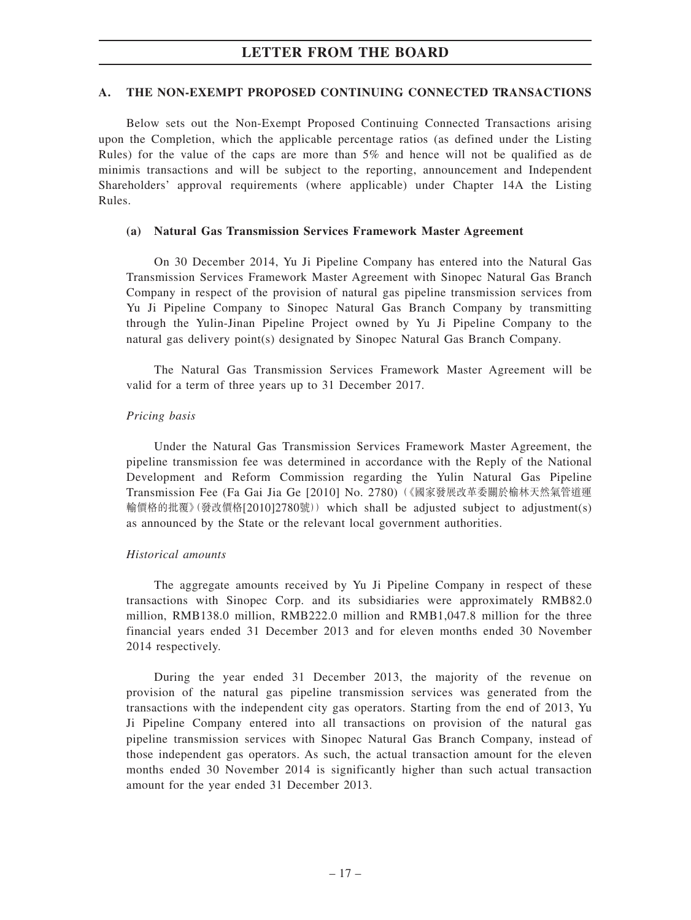## A. THE NON-EXEMPT PROPOSED CONTINUING CONNECTED TRANSACTIONS

Below sets out the Non-Exempt Proposed Continuing Connected Transactions arising upon the Completion, which the applicable percentage ratios (as defined under the Listing Rules) for the value of the caps are more than 5% and hence will not be qualified as de minimis transactions and will be subject to the reporting, announcement and Independent Shareholders' approval requirements (where applicable) under Chapter 14A the Listing Rules.

### (a) Natural Gas Transmission Services Framework Master Agreement

On 30 December 2014, Yu Ji Pipeline Company has entered into the Natural Gas Transmission Services Framework Master Agreement with Sinopec Natural Gas Branch Company in respect of the provision of natural gas pipeline transmission services from Yu Ji Pipeline Company to Sinopec Natural Gas Branch Company by transmitting through the Yulin-Jinan Pipeline Project owned by Yu Ji Pipeline Company to the natural gas delivery point(s) designated by Sinopec Natural Gas Branch Company.

The Natural Gas Transmission Services Framework Master Agreement will be valid for a term of three years up to 31 December 2017.

*Pricing basis*

Under the Natural Gas Transmission Services Framework Master Agreement, the pipeline transmission fee was determined in accordance with the Reply of the National Development and Reform Commission regarding the Yulin Natural Gas Pipeline Transmission Fee (Fa Gai Jia Ge [2010] No. 2780) (《國家發展改革委關於榆林天然氣管道運輸價格的批覆》(發改價格[2010]2780號)) which shall be adjusted subject to adjustment(s) as announced by the State or the relevant local government authorities.

*Historical amounts*

The aggregate amounts received by Yu Ji Pipeline Company in respect of these transactions with Sinopec Corp. and its subsidiaries were approximately RMB82.0 million, RMB138.0 million, RMB222.0 million and RMB1,047.8 million for the three financial years ended 31 December 2013 and for eleven months ended 30 November 2014 respectively.

During the year ended 31 December 2013, the majority of the revenue on provision of the natural gas pipeline transmission services was generated from the transactions with the independent city gas operators. Starting from the end of 2013, Yu Ji Pipeline Company entered into all transactions on provision of the natural gas pipeline transmission services with Sinopec Natural Gas Branch Company, instead of those independent gas operators. As such, the actual transaction amount for the eleven months ended 30 November 2014 is significantly higher than such actual transaction amount for the year ended 31 December 2013.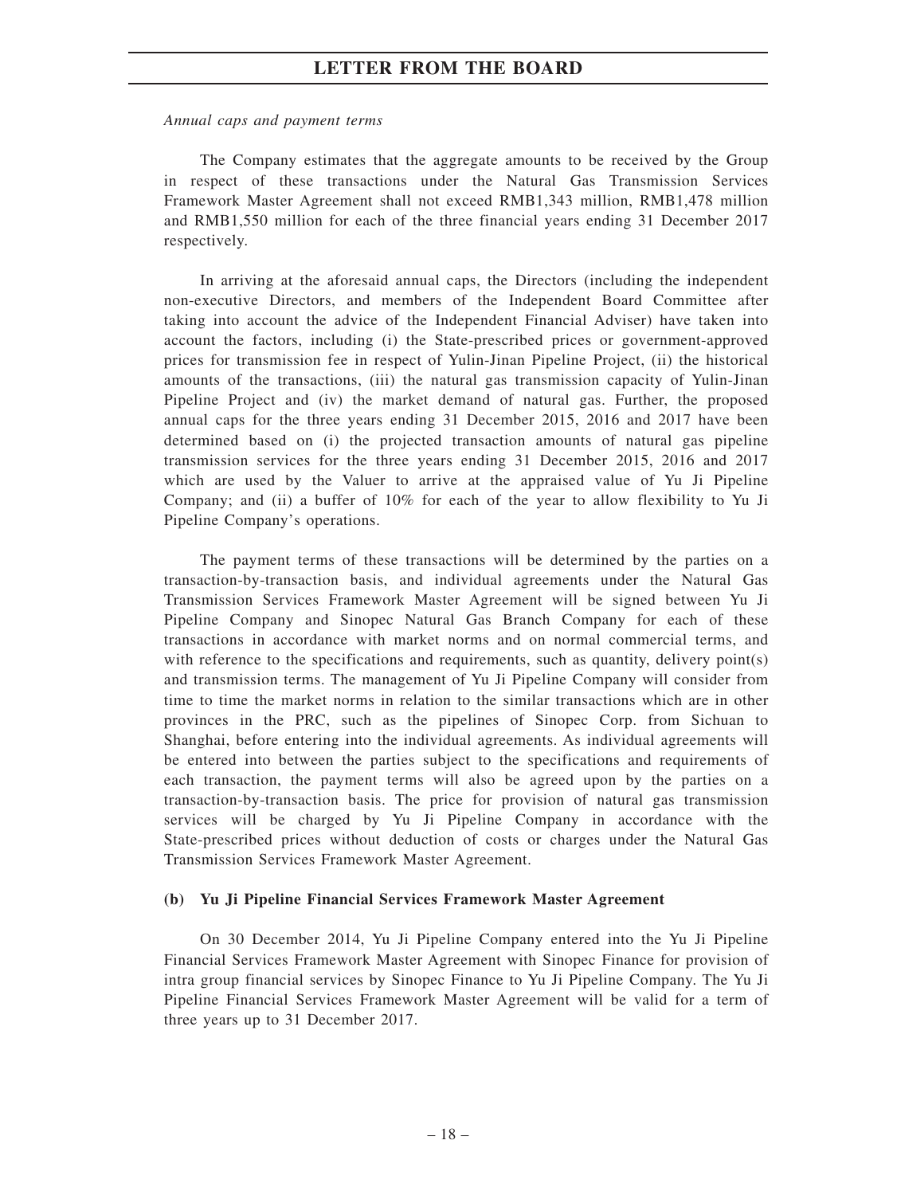*Annual caps and payment terms*

The Company estimates that the aggregate amounts to be received by the Group in respect of these transactions under the Natural Gas Transmission Services Framework Master Agreement shall not exceed RMB1,343 million, RMB1,478 million and RMB1,550 million for each of the three financial years ending 31 December 2017 respectively.

In arriving at the aforesaid annual caps, the Directors (including the independent non-executive Directors, and members of the Independent Board Committee after taking into account the advice of the Independent Financial Adviser) have taken into account the factors, including (i) the State-prescribed prices or government-approved prices for transmission fee in respect of Yulin-Jinan Pipeline Project, (ii) the historical amounts of the transactions, (iii) the natural gas transmission capacity of Yulin-Jinan Pipeline Project and (iv) the market demand of natural gas. Further, the proposed annual caps for the three years ending 31 December 2015, 2016 and 2017 have been determined based on (i) the projected transaction amounts of natural gas pipeline transmission services for the three years ending 31 December 2015, 2016 and 2017 which are used by the Valuer to arrive at the appraised value of Yu Ji Pipeline Company; and (ii) a buffer of 10% for each of the year to allow flexibility to Yu Ji Pipeline Company's operations.

The payment terms of these transactions will be determined by the parties on a transaction-by-transaction basis, and individual agreements under the Natural Gas Transmission Services Framework Master Agreement will be signed between Yu Ji Pipeline Company and Sinopec Natural Gas Branch Company for each of these transactions in accordance with market norms and on normal commercial terms, and with reference to the specifications and requirements, such as quantity, delivery point(s) and transmission terms. The management of Yu Ji Pipeline Company will consider from time to time the market norms in relation to the similar transactions which are in other provinces in the PRC, such as the pipelines of Sinopec Corp. from Sichuan to Shanghai, before entering into the individual agreements. As individual agreements will be entered into between the parties subject to the specifications and requirements of each transaction, the payment terms will also be agreed upon by the parties on a transaction-by-transaction basis. The price for provision of natural gas transmission services will be charged by Yu Ji Pipeline Company in accordance with the State-prescribed prices without deduction of costs or charges under the Natural Gas Transmission Services Framework Master Agreement.

**(b) Yu Ji Pipeline Financial Services Framework Master Agreement**

On 30 December 2014, Yu Ji Pipeline Company entered into the Yu Ji Pipeline Financial Services Framework Master Agreement with Sinopec Finance for provision of intra group financial services by Sinopec Finance to Yu Ji Pipeline Company. The Yu Ji Pipeline Financial Services Framework Master Agreement will be valid for a term of three years up to 31 December 2017.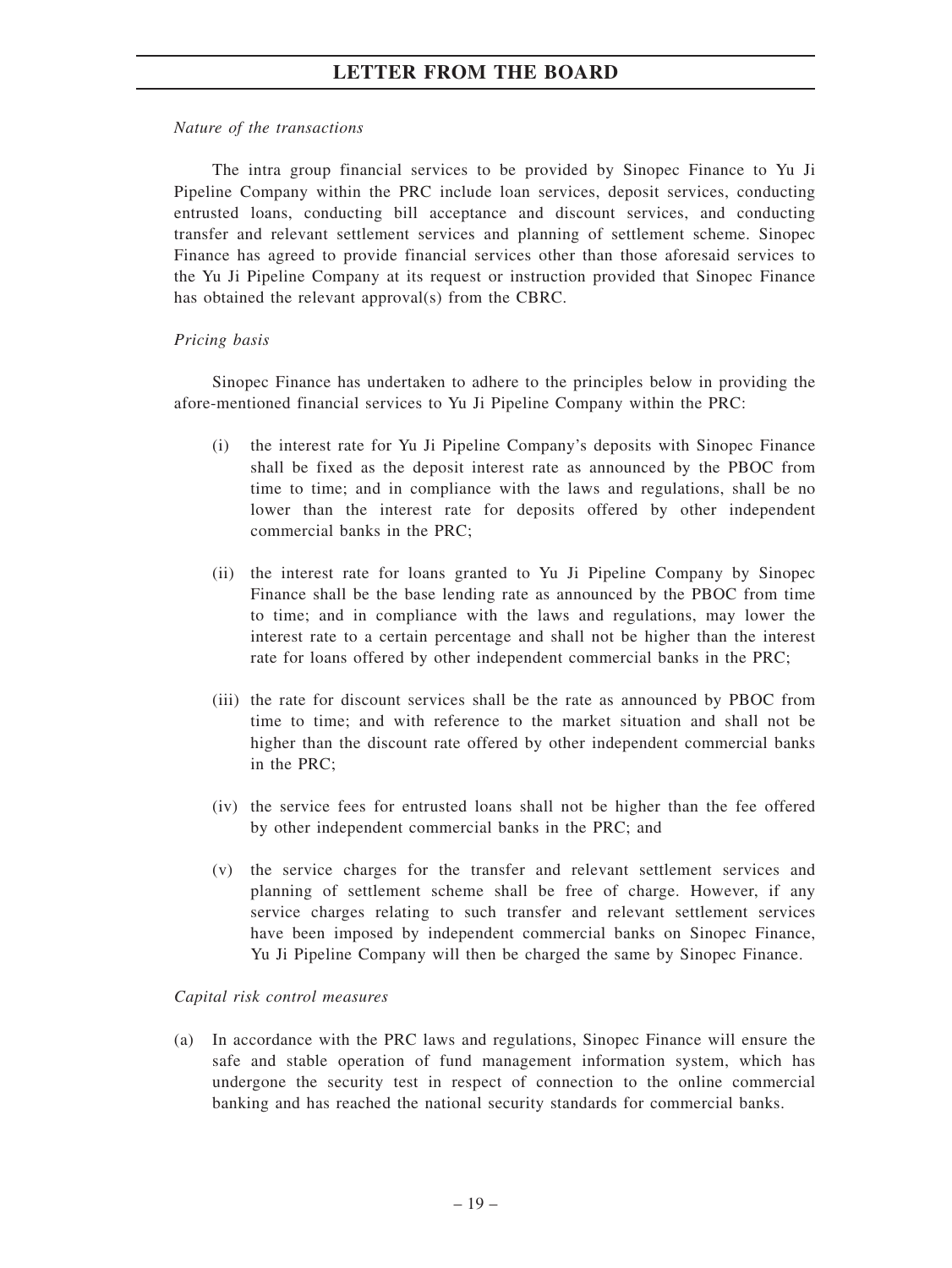*Nature of the transactions*

The intra group financial services to be provided by Sinopec Finance to Yu Ji Pipeline Company within the PRC include loan services, deposit services, conducting entrusted loans, conducting bill acceptance and discount services, and conducting transfer and relevant settlement services and planning of settlement scheme. Sinopec Finance has agreed to provide financial services other than those aforesaid services to the Yu Ji Pipeline Company at its request or instruction provided that Sinopec Finance has obtained the relevant approval(s) from the CBRC.

*Pricing basis*

Sinopec Finance has undertaken to adhere to the principles below in providing the afore-mentioned financial services to Yu Ji Pipeline Company within the PRC:

(i) the interest rate for Yu Ji Pipeline Company's deposits with Sinopec Finance shall be fixed as the deposit interest rate as announced by the PBOC from time to time; and in compliance with the laws and regulations, shall be no lower than the interest rate for deposits offered by other independent commercial banks in the PRC;

(ii) the interest rate for loans granted to Yu Ji Pipeline Company by Sinopec Finance shall be the base lending rate as announced by the PBOC from time to time; and in compliance with the laws and regulations, may lower the interest rate to a certain percentage and shall not be higher than the interest rate for loans offered by other independent commercial banks in the PRC;

(iii) the rate for discount services shall be the rate as announced by PBOC from time to time; and with reference to the market situation and shall not be higher than the discount rate offered by other independent commercial banks in the PRC;

(iv) the service fees for entrusted loans shall not be higher than the fee offered by other independent commercial banks in the PRC; and

(v) the service charges for the transfer and relevant settlement services and planning of settlement scheme shall be free of charge. However, if any service charges relating to such transfer and relevant settlement services have been imposed by independent commercial banks on Sinopec Finance, Yu Ji Pipeline Company will then be charged the same by Sinopec Finance.

*Capital risk control measures*

(a) In accordance with the PRC laws and regulations, Sinopec Finance will ensure the safe and stable operation of fund management information system, which has undergone the security test in respect of connection to the online commercial banking and has reached the national security standards for commercial banks.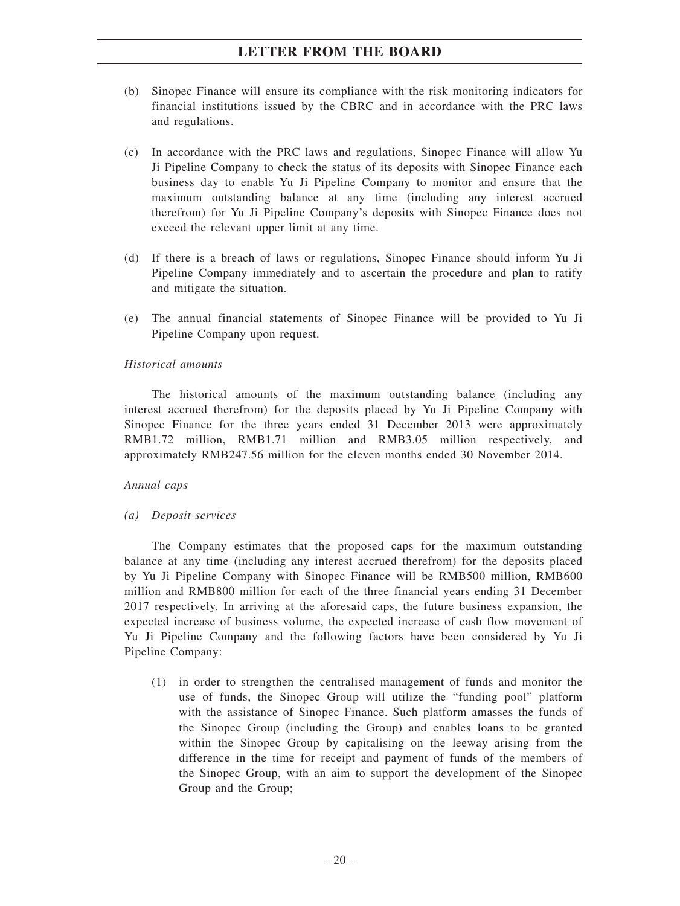(b) Sinopec Finance will ensure its compliance with the risk monitoring indicators for financial institutions issued by the CBRC and in accordance with the PRC laws and regulations.

(c) In accordance with the PRC laws and regulations, Sinopec Finance will allow Yu Ji Pipeline Company to check the status of its deposits with Sinopec Finance each business day to enable Yu Ji Pipeline Company to monitor and ensure that the maximum outstanding balance at any time (including any interest accrued therefrom) for Yu Ji Pipeline Company's deposits with Sinopec Finance does not exceed the relevant upper limit at any time.

(d) If there is a breach of laws or regulations, Sinopec Finance should inform Yu Ji Pipeline Company immediately and to ascertain the procedure and plan to ratify and mitigate the situation.

(e) The annual financial statements of Sinopec Finance will be provided to Yu Ji Pipeline Company upon request.

*Historical amounts*

The historical amounts of the maximum outstanding balance (including any interest accrued therefrom) for the deposits placed by Yu Ji Pipeline Company with Sinopec Finance for the three years ended 31 December 2013 were approximately RMB1.72 million, RMB1.71 million and RMB3.05 million respectively, and approximately RMB247.56 million for the eleven months ended 30 November 2014.

*Annual caps*

*(a) Deposit services*

The Company estimates that the proposed caps for the maximum outstanding balance at any time (including any interest accrued therefrom) for the deposits placed by Yu Ji Pipeline Company with Sinopec Finance will be RMB500 million, RMB600 million and RMB800 million for each of the three financial years ending 31 December 2017 respectively. In arriving at the aforesaid caps, the future business expansion, the expected increase of business volume, the expected increase of cash flow movement of Yu Ji Pipeline Company and the following factors have been considered by Yu Ji Pipeline Company:

(1) in order to strengthen the centralised management of funds and monitor the use of funds, the Sinopec Group will utilize the "funding pool" platform with the assistance of Sinopec Finance. Such platform amasses the funds of the Sinopec Group (including the Group) and enables loans to be granted within the Sinopec Group by capitalising on the leeway arising from the difference in the time for receipt and payment of funds of the members of the Sinopec Group, with an aim to support the development of the Sinopec Group and the Group;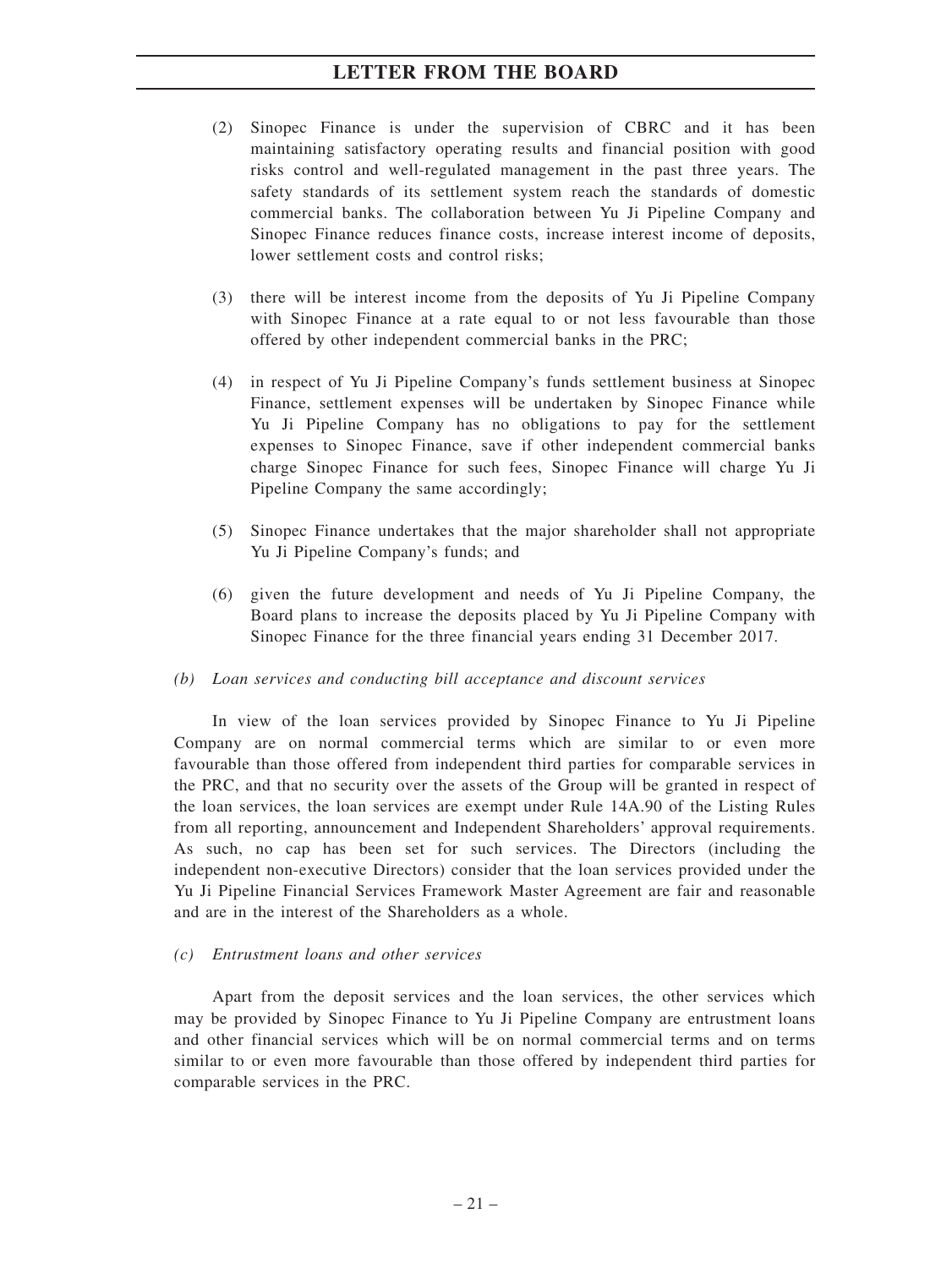(2) Sinopec Finance is under the supervision of CBRC and it has been maintaining satisfactory operating results and financial position with good risks control and well-regulated management in the past three years. The safety standards of its settlement system reach the standards of domestic commercial banks. The collaboration between Yu Ji Pipeline Company and Sinopec Finance reduces finance costs, increase interest income of deposits, lower settlement costs and control risks;

(3) there will be interest income from the deposits of Yu Ji Pipeline Company with Sinopec Finance at a rate equal to or not less favourable than those offered by other independent commercial banks in the PRC;

(4) in respect of Yu Ji Pipeline Company's funds settlement business at Sinopec Finance, settlement expenses will be undertaken by Sinopec Finance while Yu Ji Pipeline Company has no obligations to pay for the settlement expenses to Sinopec Finance, save if other independent commercial banks charge Sinopec Finance for such fees, Sinopec Finance will charge Yu Ji Pipeline Company the same accordingly;

(5) Sinopec Finance undertakes that the major shareholder shall not appropriate Yu Ji Pipeline Company's funds; and

(6) given the future development and needs of Yu Ji Pipeline Company, the Board plans to increase the deposits placed by Yu Ji Pipeline Company with Sinopec Finance for the three financial years ending 31 December 2017.

*(b) Loan services and conducting bill acceptance and discount services*

In view of the loan services provided by Sinopec Finance to Yu Ji Pipeline Company are on normal commercial terms which are similar to or even more favourable than those offered from independent third parties for comparable services in the PRC, and that no security over the assets of the Group will be granted in respect of the loan services, the loan services are exempt under Rule 14A.90 of the Listing Rules from all reporting, announcement and Independent Shareholders' approval requirements. As such, no cap has been set for such services. The Directors (including the independent non-executive Directors) consider that the loan services provided under the Yu Ji Pipeline Financial Services Framework Master Agreement are fair and reasonable and are in the interest of the Shareholders as a whole.

*(c) Entrustment loans and other services*

Apart from the deposit services and the loan services, the other services which may be provided by Sinopec Finance to Yu Ji Pipeline Company are entrustment loans and other financial services which will be on normal commercial terms and on terms similar to or even more favourable than those offered by independent third parties for comparable services in the PRC.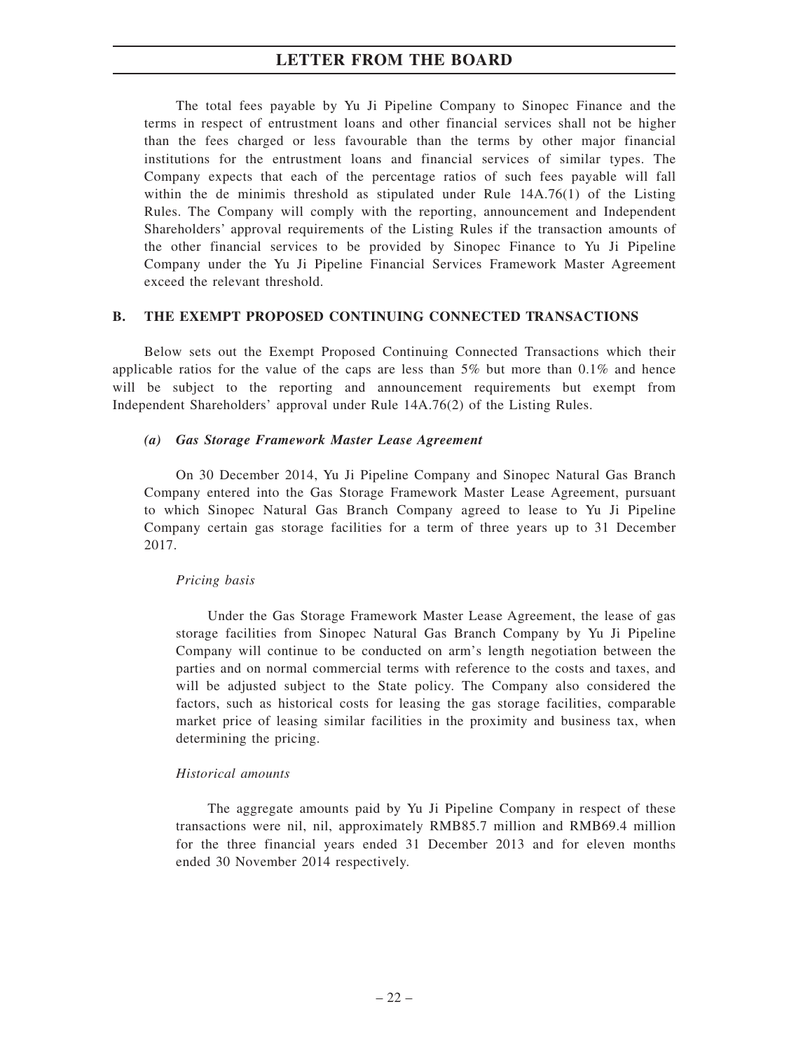The total fees payable by Yu Ji Pipeline Company to Sinopec Finance and the terms in respect of entrustment loans and other financial services shall not be higher than the fees charged or less favourable than the terms by other major financial institutions for the entrustment loans and financial services of similar types. The Company expects that each of the percentage ratios of such fees payable will fall within the de minimis threshold as stipulated under Rule 14A.76(1) of the Listing Rules. The Company will comply with the reporting, announcement and Independent Shareholders' approval requirements of the Listing Rules if the transaction amounts of the other financial services to be provided by Sinopec Finance to Yu Ji Pipeline Company under the Yu Ji Pipeline Financial Services Framework Master Agreement exceed the relevant threshold.

## B. THE EXEMPT PROPOSED CONTINUING CONNECTED TRANSACTIONS

Below sets out the Exempt Proposed Continuing Connected Transactions which their applicable ratios for the value of the caps are less than 5% but more than 0.1% and hence will be subject to the reporting and announcement requirements but exempt from Independent Shareholders' approval under Rule 14A.76(2) of the Listing Rules.

### *(a) Gas Storage Framework Master Lease Agreement*

On 30 December 2014, Yu Ji Pipeline Company and Sinopec Natural Gas Branch Company entered into the Gas Storage Framework Master Lease Agreement, pursuant to which Sinopec Natural Gas Branch Company agreed to lease to Yu Ji Pipeline Company certain gas storage facilities for a term of three years up to 31 December 2017.

*Pricing basis*

Under the Gas Storage Framework Master Lease Agreement, the lease of gas storage facilities from Sinopec Natural Gas Branch Company by Yu Ji Pipeline Company will continue to be conducted on arm's length negotiation between the parties and on normal commercial terms with reference to the costs and taxes, and will be adjusted subject to the State policy. The Company also considered the factors, such as historical costs for leasing the gas storage facilities, comparable market price of leasing similar facilities in the proximity and business tax, when determining the pricing.

*Historical amounts*

The aggregate amounts paid by Yu Ji Pipeline Company in respect of these transactions were nil, nil, approximately RMB85.7 million and RMB69.4 million for the three financial years ended 31 December 2013 and for eleven months ended 30 November 2014 respectively.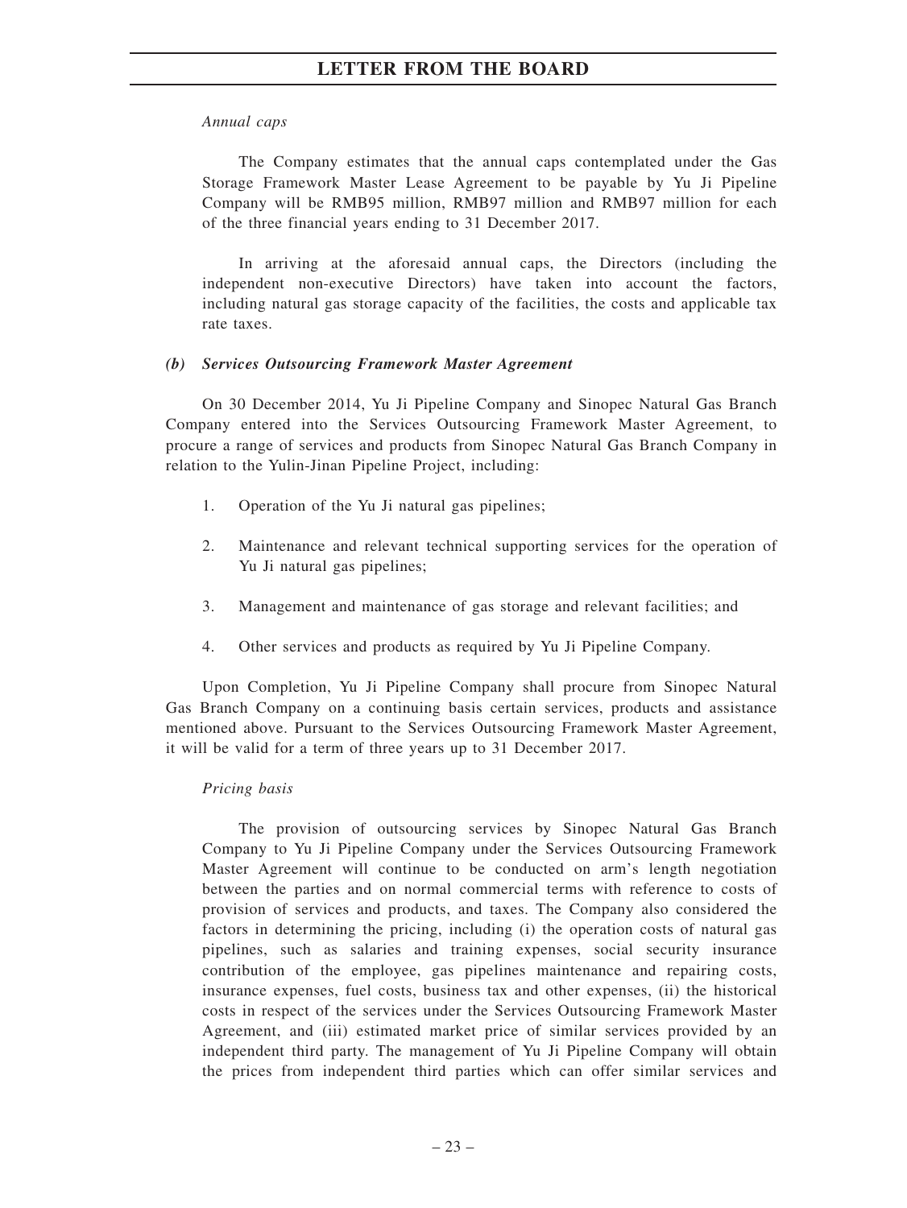*Annual caps*

The Company estimates that the annual caps contemplated under the Gas Storage Framework Master Lease Agreement to be payable by Yu Ji Pipeline Company will be RMB95 million, RMB97 million and RMB97 million for each of the three financial years ending to 31 December 2017.

In arriving at the aforesaid annual caps, the Directors (including the independent non-executive Directors) have taken into account the factors, including natural gas storage capacity of the facilities, the costs and applicable tax rate taxes.

***(b) Services Outsourcing Framework Master Agreement***

On 30 December 2014, Yu Ji Pipeline Company and Sinopec Natural Gas Branch Company entered into the Services Outsourcing Framework Master Agreement, to procure a range of services and products from Sinopec Natural Gas Branch Company in relation to the Yulin-Jinan Pipeline Project, including:

1. Operation of the Yu Ji natural gas pipelines;
2. Maintenance and relevant technical supporting services for the operation of Yu Ji natural gas pipelines;
3. Management and maintenance of gas storage and relevant facilities; and
4. Other services and products as required by Yu Ji Pipeline Company.

Upon Completion, Yu Ji Pipeline Company shall procure from Sinopec Natural Gas Branch Company on a continuing basis certain services, products and assistance mentioned above. Pursuant to the Services Outsourcing Framework Master Agreement, it will be valid for a term of three years up to 31 December 2017.

*Pricing basis*

The provision of outsourcing services by Sinopec Natural Gas Branch Company to Yu Ji Pipeline Company under the Services Outsourcing Framework Master Agreement will continue to be conducted on arm's length negotiation between the parties and on normal commercial terms with reference to costs of provision of services and products, and taxes. The Company also considered the factors in determining the pricing, including (i) the operation costs of natural gas pipelines, such as salaries and training expenses, social security insurance contribution of the employee, gas pipelines maintenance and repairing costs, insurance expenses, fuel costs, business tax and other expenses, (ii) the historical costs in respect of the services under the Services Outsourcing Framework Master Agreement, and (iii) estimated market price of similar services provided by an independent third party. The management of Yu Ji Pipeline Company will obtain the prices from independent third parties which can offer similar services and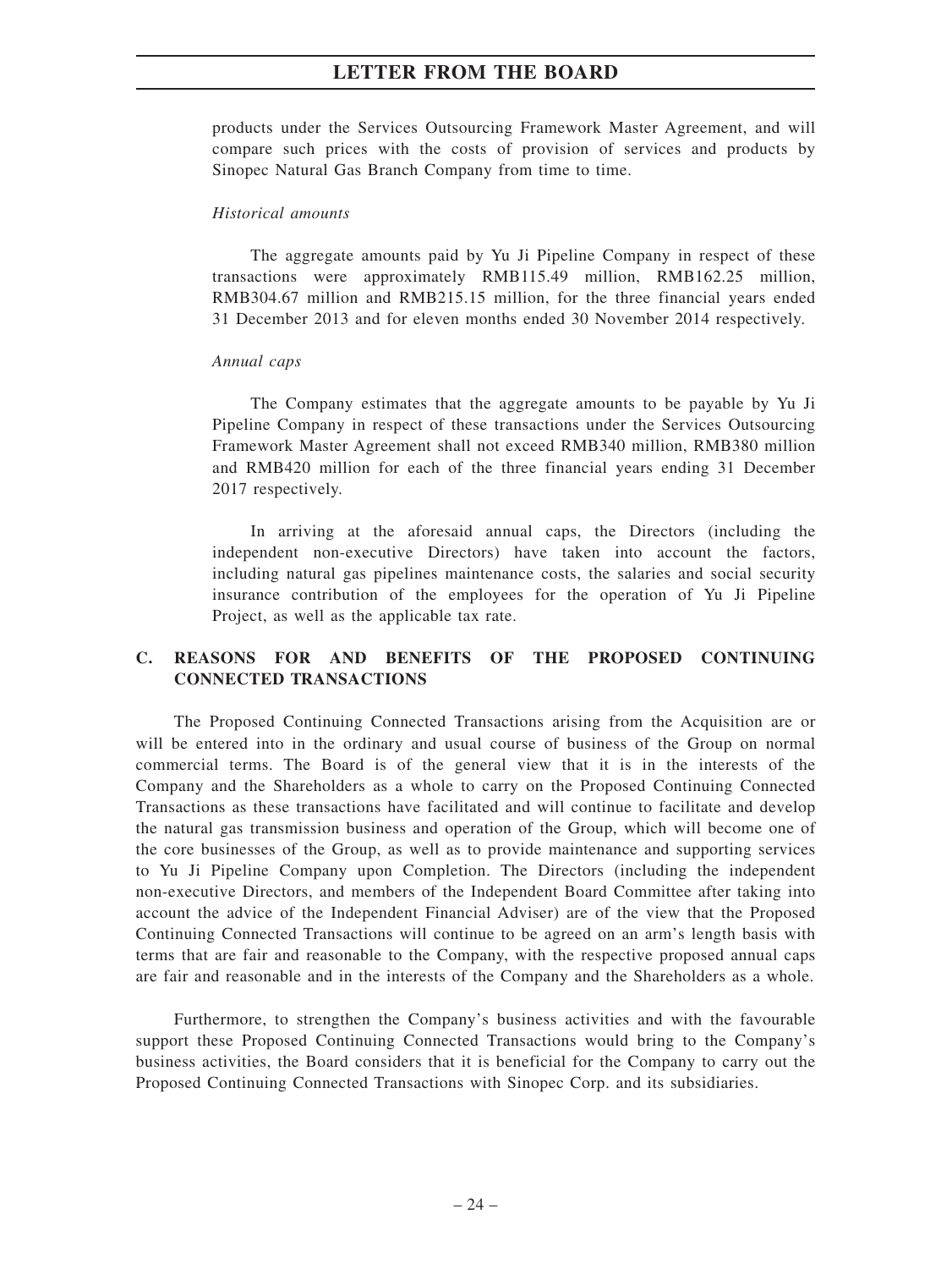products under the Services Outsourcing Framework Master Agreement, and will compare such prices with the costs of provision of services and products by Sinopec Natural Gas Branch Company from time to time.

*Historical amounts*

The aggregate amounts paid by Yu Ji Pipeline Company in respect of these transactions were approximately RMB115.49 million, RMB162.25 million, RMB304.67 million and RMB215.15 million, for the three financial years ended 31 December 2013 and for eleven months ended 30 November 2014 respectively.

*Annual caps*

The Company estimates that the aggregate amounts to be payable by Yu Ji Pipeline Company in respect of these transactions under the Services Outsourcing Framework Master Agreement shall not exceed RMB340 million, RMB380 million and RMB420 million for each of the three financial years ending 31 December 2017 respectively.

In arriving at the aforesaid annual caps, the Directors (including the independent non-executive Directors) have taken into account the factors, including natural gas pipelines maintenance costs, the salaries and social security insurance contribution of the employees for the operation of Yu Ji Pipeline Project, as well as the applicable tax rate.

## C. REASONS FOR AND BENEFITS OF THE PROPOSED CONTINUING CONNECTED TRANSACTIONS

The Proposed Continuing Connected Transactions arising from the Acquisition are or will be entered into in the ordinary and usual course of business of the Group on normal commercial terms. The Board is of the general view that it is in the interests of the Company and the Shareholders as a whole to carry on the Proposed Continuing Connected Transactions as these transactions have facilitated and will continue to facilitate and develop the natural gas transmission business and operation of the Group, which will become one of the core businesses of the Group, as well as to provide maintenance and supporting services to Yu Ji Pipeline Company upon Completion. The Directors (including the independent non-executive Directors, and members of the Independent Board Committee after taking into account the advice of the Independent Financial Adviser) are of the view that the Proposed Continuing Connected Transactions will continue to be agreed on an arm's length basis with terms that are fair and reasonable to the Company, with the respective proposed annual caps are fair and reasonable and in the interests of the Company and the Shareholders as a whole.

Furthermore, to strengthen the Company's business activities and with the favourable support these Proposed Continuing Connected Transactions would bring to the Company's business activities, the Board considers that it is beneficial for the Company to carry out the Proposed Continuing Connected Transactions with Sinopec Corp. and its subsidiaries.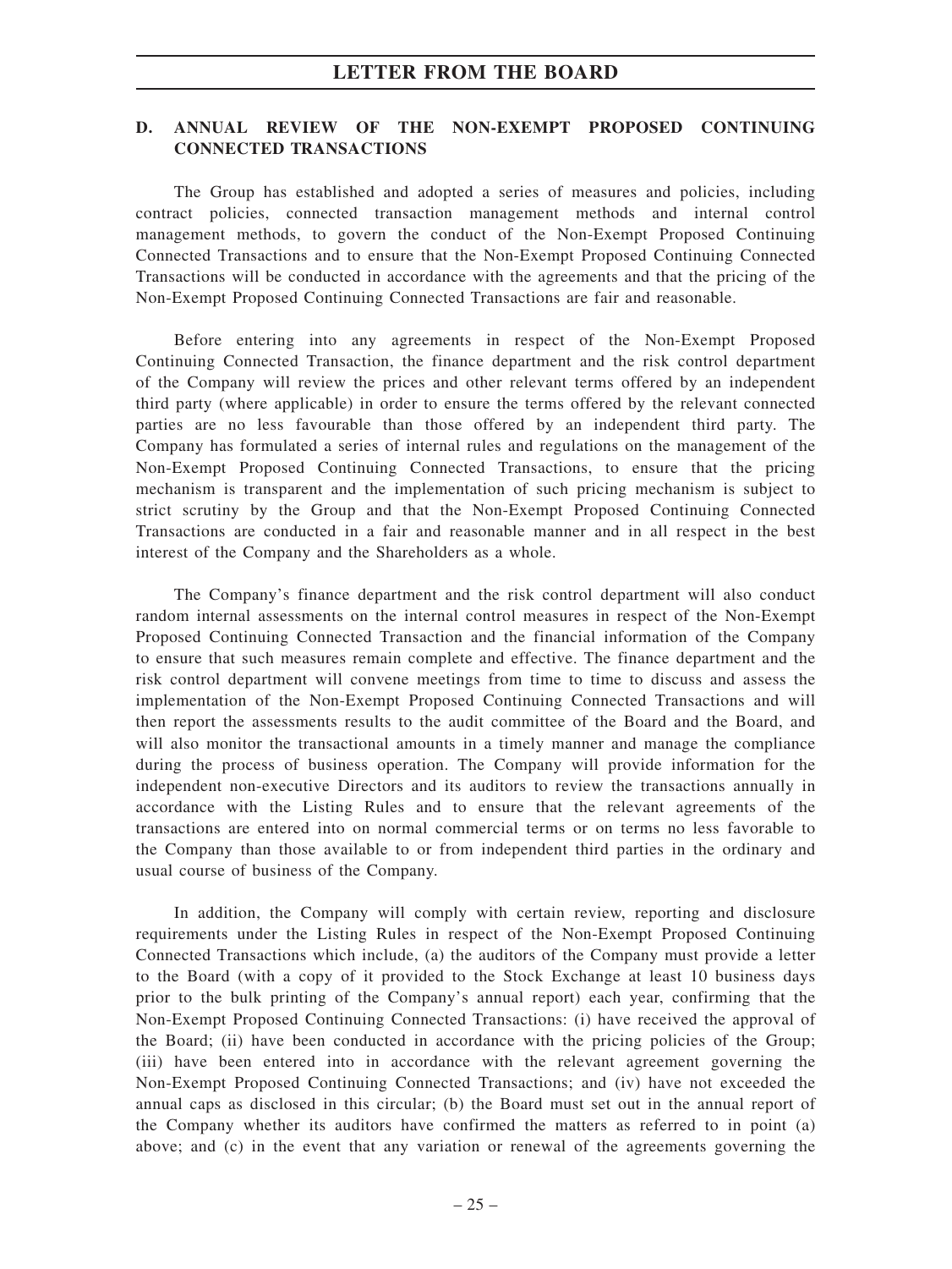## D. ANNUAL REVIEW OF THE NON-EXEMPT PROPOSED CONTINUING CONNECTED TRANSACTIONS

The Group has established and adopted a series of measures and policies, including contract policies, connected transaction management methods and internal control management methods, to govern the conduct of the Non-Exempt Proposed Continuing Connected Transactions and to ensure that the Non-Exempt Proposed Continuing Connected Transactions will be conducted in accordance with the agreements and that the pricing of the Non-Exempt Proposed Continuing Connected Transactions are fair and reasonable.

Before entering into any agreements in respect of the Non-Exempt Proposed Continuing Connected Transaction, the finance department and the risk control department of the Company will review the prices and other relevant terms offered by an independent third party (where applicable) in order to ensure the terms offered by the relevant connected parties are no less favourable than those offered by an independent third party. The Company has formulated a series of internal rules and regulations on the management of the Non-Exempt Proposed Continuing Connected Transactions, to ensure that the pricing mechanism is transparent and the implementation of such pricing mechanism is subject to strict scrutiny by the Group and that the Non-Exempt Proposed Continuing Connected Transactions are conducted in a fair and reasonable manner and in all respect in the best interest of the Company and the Shareholders as a whole.

The Company's finance department and the risk control department will also conduct random internal assessments on the internal control measures in respect of the Non-Exempt Proposed Continuing Connected Transaction and the financial information of the Company to ensure that such measures remain complete and effective. The finance department and the risk control department will convene meetings from time to time to discuss and assess the implementation of the Non-Exempt Proposed Continuing Connected Transactions and will then report the assessments results to the audit committee of the Board and the Board, and will also monitor the transactional amounts in a timely manner and manage the compliance during the process of business operation. The Company will provide information for the independent non-executive Directors and its auditors to review the transactions annually in accordance with the Listing Rules and to ensure that the relevant agreements of the transactions are entered into on normal commercial terms or on terms no less favorable to the Company than those available to or from independent third parties in the ordinary and usual course of business of the Company.

In addition, the Company will comply with certain review, reporting and disclosure requirements under the Listing Rules in respect of the Non-Exempt Proposed Continuing Connected Transactions which include, (a) the auditors of the Company must provide a letter to the Board (with a copy of it provided to the Stock Exchange at least 10 business days prior to the bulk printing of the Company's annual report) each year, confirming that the Non-Exempt Proposed Continuing Connected Transactions: (i) have received the approval of the Board; (ii) have been conducted in accordance with the pricing policies of the Group; (iii) have been entered into in accordance with the relevant agreement governing the Non-Exempt Proposed Continuing Connected Transactions; and (iv) have not exceeded the annual caps as disclosed in this circular; (b) the Board must set out in the annual report of the Company whether its auditors have confirmed the matters as referred to in point (a) above; and (c) in the event that any variation or renewal of the agreements governing the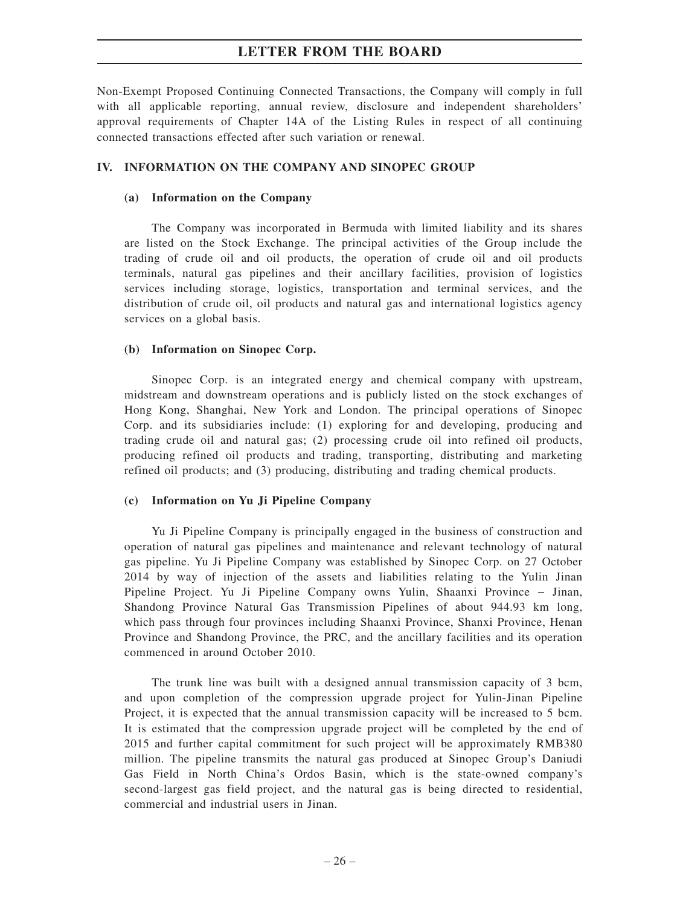Non-Exempt Proposed Continuing Connected Transactions, the Company will comply in full with all applicable reporting, annual review, disclosure and independent shareholders' approval requirements of Chapter 14A of the Listing Rules in respect of all continuing connected transactions effected after such variation or renewal.

## IV. INFORMATION ON THE COMPANY AND SINOPEC GROUP

### (a) Information on the Company

The Company was incorporated in Bermuda with limited liability and its shares are listed on the Stock Exchange. The principal activities of the Group include the trading of crude oil and oil products, the operation of crude oil and oil products terminals, natural gas pipelines and their ancillary facilities, provision of logistics services including storage, logistics, transportation and terminal services, and the distribution of crude oil, oil products and natural gas and international logistics agency services on a global basis.

### (b) Information on Sinopec Corp.

Sinopec Corp. is an integrated energy and chemical company with upstream, midstream and downstream operations and is publicly listed on the stock exchanges of Hong Kong, Shanghai, New York and London. The principal operations of Sinopec Corp. and its subsidiaries include: (1) exploring for and developing, producing and trading crude oil and natural gas; (2) processing crude oil into refined oil products, producing refined oil products and trading, transporting, distributing and marketing refined oil products; and (3) producing, distributing and trading chemical products.

### (c) Information on Yu Ji Pipeline Company

Yu Ji Pipeline Company is principally engaged in the business of construction and operation of natural gas pipelines and maintenance and relevant technology of natural gas pipeline. Yu Ji Pipeline Company was established by Sinopec Corp. on 27 October 2014 by way of injection of the assets and liabilities relating to the Yulin Jinan Pipeline Project. Yu Ji Pipeline Company owns Yulin, Shaanxi Province – Jinan, Shandong Province Natural Gas Transmission Pipelines of about 944.93 km long, which pass through four provinces including Shaanxi Province, Shanxi Province, Henan Province and Shandong Province, the PRC, and the ancillary facilities and its operation commenced in around October 2010.

The trunk line was built with a designed annual transmission capacity of 3 bcm, and upon completion of the compression upgrade project for Yulin-Jinan Pipeline Project, it is expected that the annual transmission capacity will be increased to 5 bcm. It is estimated that the compression upgrade project will be completed by the end of 2015 and further capital commitment for such project will be approximately RMB380 million. The pipeline transmits the natural gas produced at Sinopec Group's Daniudi Gas Field in North China's Ordos Basin, which is the state-owned company's second-largest gas field project, and the natural gas is being directed to residential, commercial and industrial users in Jinan.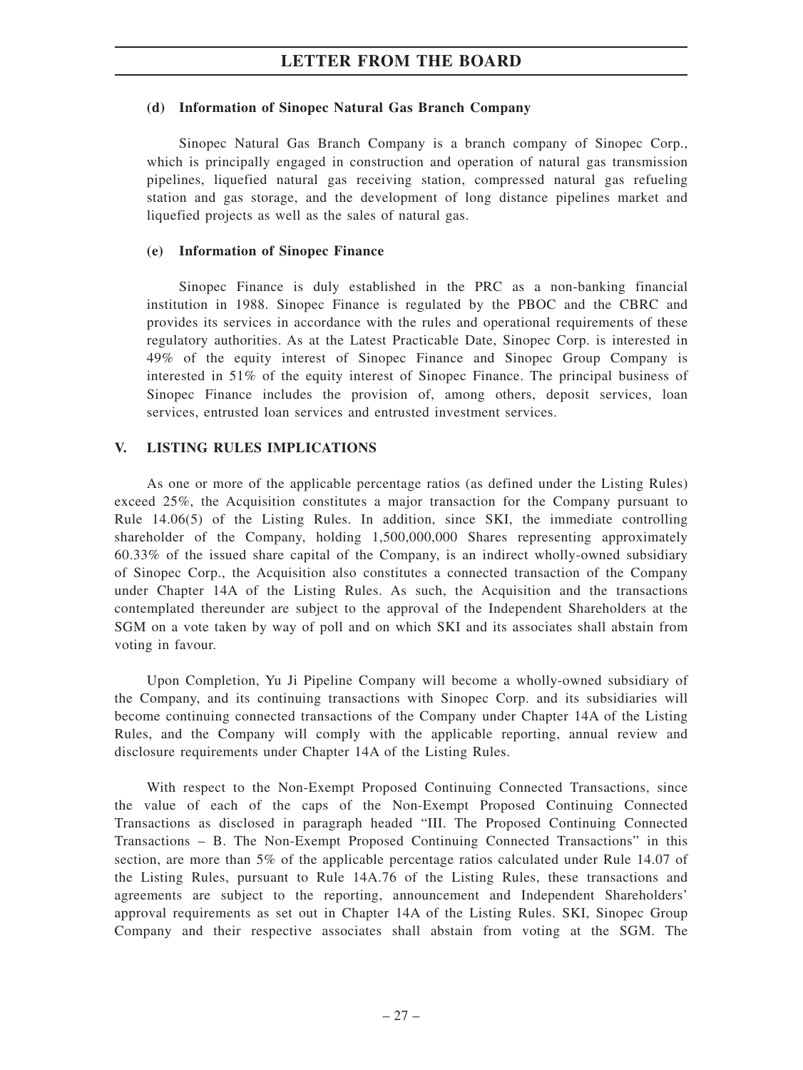#### (d) Information of Sinopec Natural Gas Branch Company

Sinopec Natural Gas Branch Company is a branch company of Sinopec Corp., which is principally engaged in construction and operation of natural gas transmission pipelines, liquefied natural gas receiving station, compressed natural gas refueling station and gas storage, and the development of long distance pipelines market and liquefied projects as well as the sales of natural gas.

#### (e) Information of Sinopec Finance

Sinopec Finance is duly established in the PRC as a non-banking financial institution in 1988. Sinopec Finance is regulated by the PBOC and the CBRC and provides its services in accordance with the rules and operational requirements of these regulatory authorities. As at the Latest Practicable Date, Sinopec Corp. is interested in 49% of the equity interest of Sinopec Finance and Sinopec Group Company is interested in 51% of the equity interest of Sinopec Finance. The principal business of Sinopec Finance includes the provision of, among others, deposit services, loan services, entrusted loan services and entrusted investment services.

### V. LISTING RULES IMPLICATIONS

As one or more of the applicable percentage ratios (as defined under the Listing Rules) exceed 25%, the Acquisition constitutes a major transaction for the Company pursuant to Rule 14.06(5) of the Listing Rules. In addition, since SKI, the immediate controlling shareholder of the Company, holding 1,500,000,000 Shares representing approximately 60.33% of the issued share capital of the Company, is an indirect wholly-owned subsidiary of Sinopec Corp., the Acquisition also constitutes a connected transaction of the Company under Chapter 14A of the Listing Rules. As such, the Acquisition and the transactions contemplated thereunder are subject to the approval of the Independent Shareholders at the SGM on a vote taken by way of poll and on which SKI and its associates shall abstain from voting in favour.

Upon Completion, Yu Ji Pipeline Company will become a wholly-owned subsidiary of the Company, and its continuing transactions with Sinopec Corp. and its subsidiaries will become continuing connected transactions of the Company under Chapter 14A of the Listing Rules, and the Company will comply with the applicable reporting, annual review and disclosure requirements under Chapter 14A of the Listing Rules.

With respect to the Non-Exempt Proposed Continuing Connected Transactions, since the value of each of the caps of the Non-Exempt Proposed Continuing Connected Transactions as disclosed in paragraph headed "III. The Proposed Continuing Connected Transactions – B. The Non-Exempt Proposed Continuing Connected Transactions" in this section, are more than 5% of the applicable percentage ratios calculated under Rule 14.07 of the Listing Rules, pursuant to Rule 14A.76 of the Listing Rules, these transactions and agreements are subject to the reporting, announcement and Independent Shareholders' approval requirements as set out in Chapter 14A of the Listing Rules. SKI, Sinopec Group Company and their respective associates shall abstain from voting at the SGM. The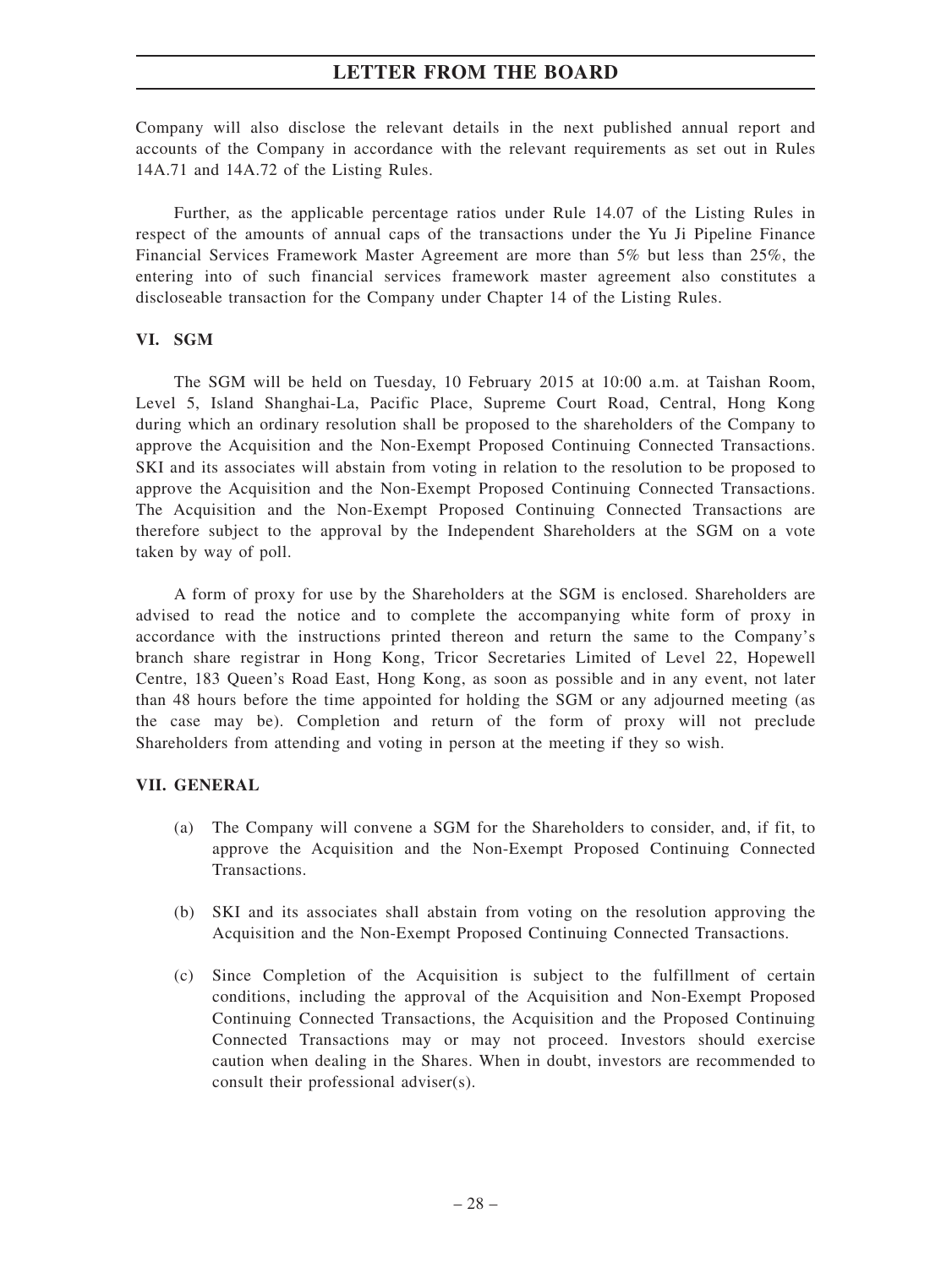Company will also disclose the relevant details in the next published annual report and accounts of the Company in accordance with the relevant requirements as set out in Rules 14A.71 and 14A.72 of the Listing Rules.

Further, as the applicable percentage ratios under Rule 14.07 of the Listing Rules in respect of the amounts of annual caps of the transactions under the Yu Ji Pipeline Finance Financial Services Framework Master Agreement are more than 5% but less than 25%, the entering into of such financial services framework master agreement also constitutes a discloseable transaction for the Company under Chapter 14 of the Listing Rules.

## VI. SGM

The SGM will be held on Tuesday, 10 February 2015 at 10:00 a.m. at Taishan Room, Level 5, Island Shanghai-La, Pacific Place, Supreme Court Road, Central, Hong Kong during which an ordinary resolution shall be proposed to the shareholders of the Company to approve the Acquisition and the Non-Exempt Proposed Continuing Connected Transactions. SKI and its associates will abstain from voting in relation to the resolution to be proposed to approve the Acquisition and the Non-Exempt Proposed Continuing Connected Transactions. The Acquisition and the Non-Exempt Proposed Continuing Connected Transactions are therefore subject to the approval by the Independent Shareholders at the SGM on a vote taken by way of poll.

A form of proxy for use by the Shareholders at the SGM is enclosed. Shareholders are advised to read the notice and to complete the accompanying white form of proxy in accordance with the instructions printed thereon and return the same to the Company's branch share registrar in Hong Kong, Tricor Secretaries Limited of Level 22, Hopewell Centre, 183 Queen's Road East, Hong Kong, as soon as possible and in any event, not later than 48 hours before the time appointed for holding the SGM or any adjourned meeting (as the case may be). Completion and return of the form of proxy will not preclude Shareholders from attending and voting in person at the meeting if they so wish.

## VII. GENERAL

(a) The Company will convene a SGM for the Shareholders to consider, and, if fit, to approve the Acquisition and the Non-Exempt Proposed Continuing Connected Transactions.

(b) SKI and its associates shall abstain from voting on the resolution approving the Acquisition and the Non-Exempt Proposed Continuing Connected Transactions.

(c) Since Completion of the Acquisition is subject to the fulfillment of certain conditions, including the approval of the Acquisition and Non-Exempt Proposed Continuing Connected Transactions, the Acquisition and the Proposed Continuing Connected Transactions may or may not proceed. Investors should exercise caution when dealing in the Shares. When in doubt, investors are recommended to consult their professional adviser(s).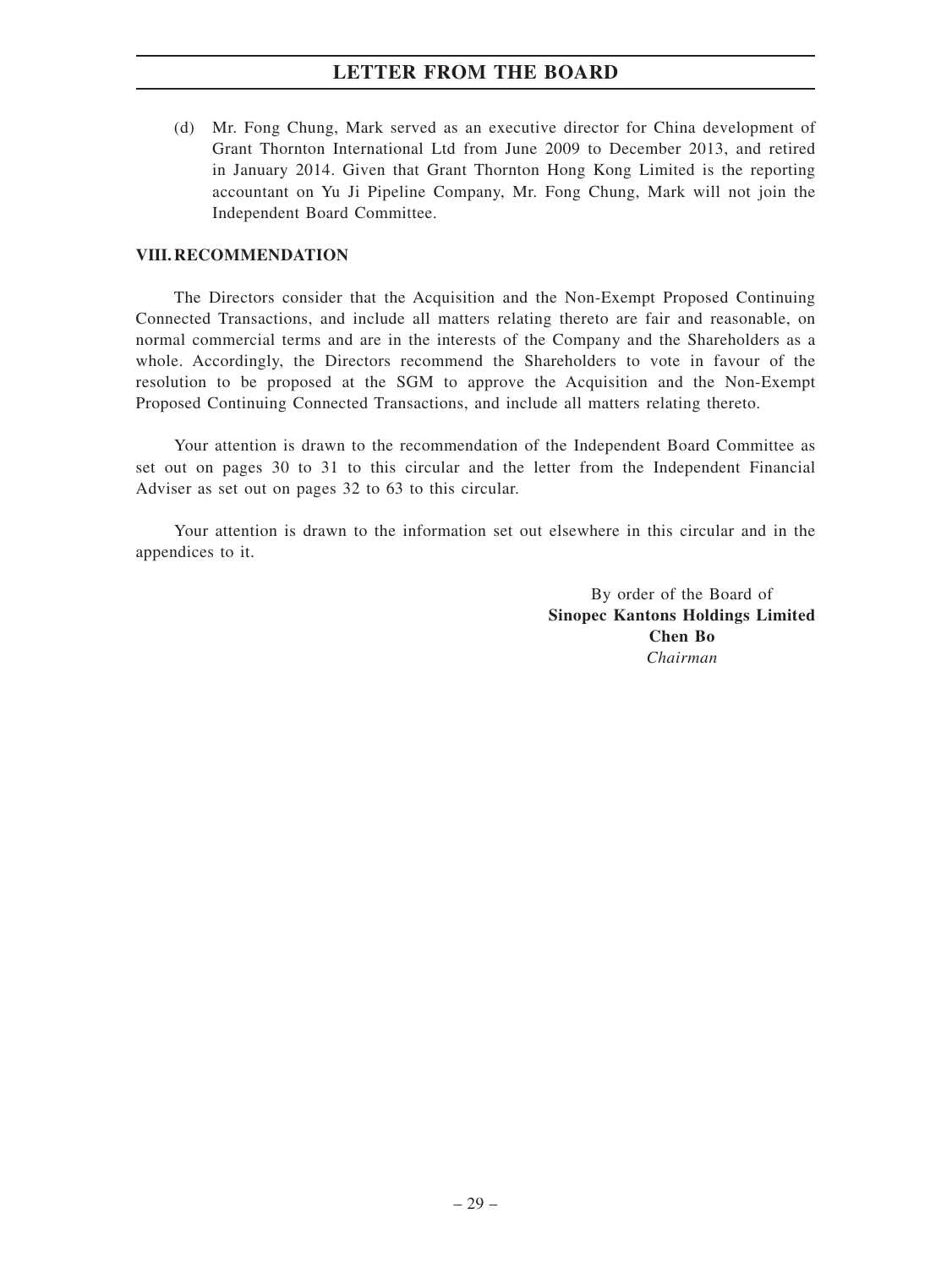(d) Mr. Fong Chung, Mark served as an executive director for China development of Grant Thornton International Ltd from June 2009 to December 2013, and retired in January 2014. Given that Grant Thornton Hong Kong Limited is the reporting accountant on Yu Ji Pipeline Company, Mr. Fong Chung, Mark will not join the Independent Board Committee.

## VIII. RECOMMENDATION

The Directors consider that the Acquisition and the Non-Exempt Proposed Continuing Connected Transactions, and include all matters relating thereto are fair and reasonable, on normal commercial terms and are in the interests of the Company and the Shareholders as a whole. Accordingly, the Directors recommend the Shareholders to vote in favour of the resolution to be proposed at the SGM to approve the Acquisition and the Non-Exempt Proposed Continuing Connected Transactions, and include all matters relating thereto.

Your attention is drawn to the recommendation of the Independent Board Committee as set out on pages 30 to 31 to this circular and the letter from the Independent Financial Adviser as set out on pages 32 to 63 to this circular.

Your attention is drawn to the information set out elsewhere in this circular and in the appendices to it.

By order of the Board of
**Sinopec Kantons Holdings Limited**
**Chen Bo**
*Chairman*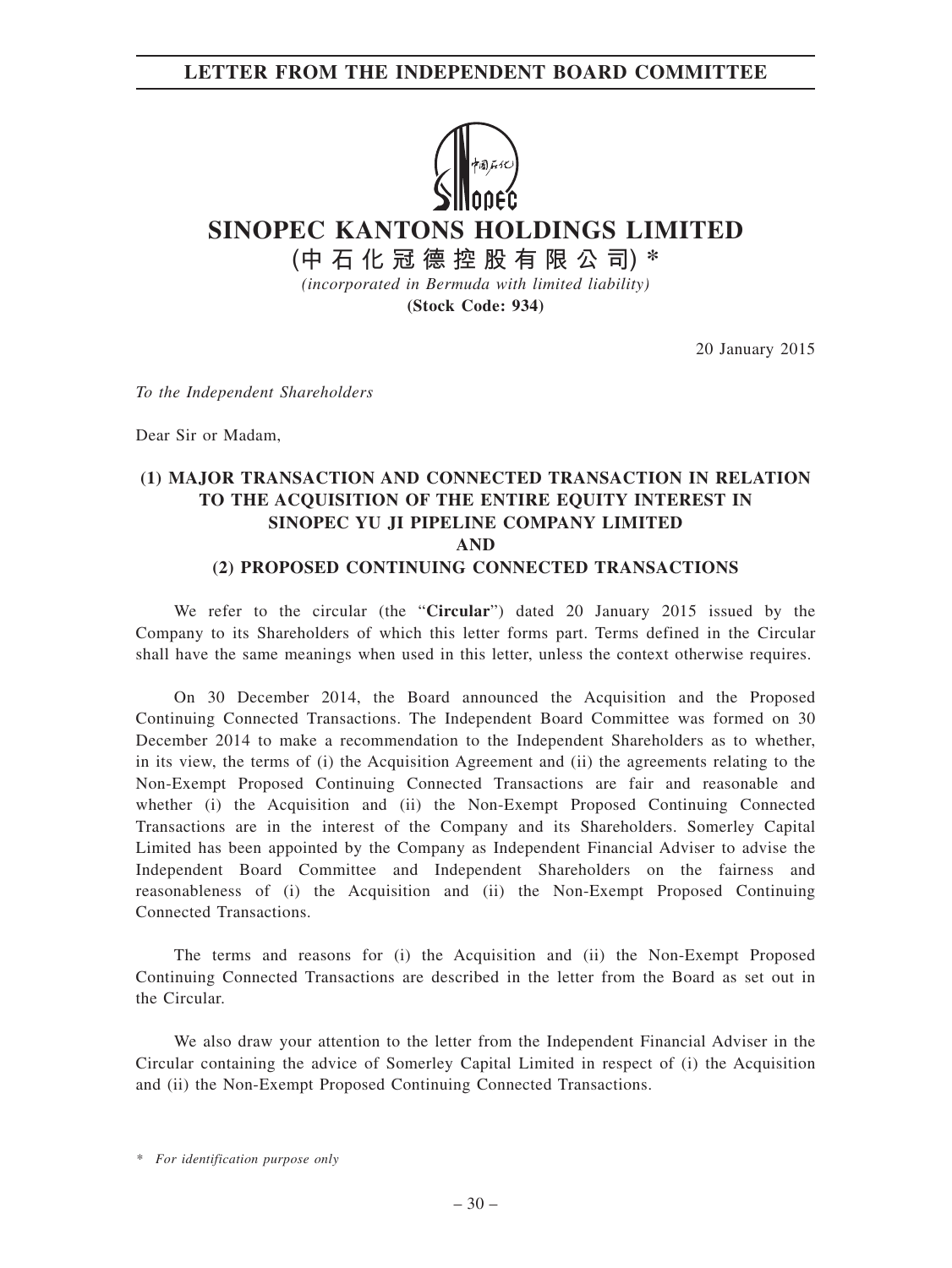# SINOPEC KANTONS HOLDINGS LIMITED

**(中石化冠德控股有限公司) ***

*(incorporated in Bermuda with limited liability)*

**(Stock Code: 934)**

20 January 2015

*To the Independent Shareholders*

Dear Sir or Madam,

## (1) MAJOR TRANSACTION AND CONNECTED TRANSACTION IN RELATION TO THE ACQUISITION OF THE ENTIRE EQUITY INTEREST IN SINOPEC YU JI PIPELINE COMPANY LIMITED AND (2) PROPOSED CONTINUING CONNECTED TRANSACTIONS

We refer to the circular (the "**Circular**") dated 20 January 2015 issued by the Company to its Shareholders of which this letter forms part. Terms defined in the Circular shall have the same meanings when used in this letter, unless the context otherwise requires.

On 30 December 2014, the Board announced the Acquisition and the Proposed Continuing Connected Transactions. The Independent Board Committee was formed on 30 December 2014 to make a recommendation to the Independent Shareholders as to whether, in its view, the terms of (i) the Acquisition Agreement and (ii) the agreements relating to the Non-Exempt Proposed Continuing Connected Transactions are fair and reasonable and whether (i) the Acquisition and (ii) the Non-Exempt Proposed Continuing Connected Transactions are in the interest of the Company and its Shareholders. Somerley Capital Limited has been appointed by the Company as Independent Financial Adviser to advise the Independent Board Committee and Independent Shareholders on the fairness and reasonableness of (i) the Acquisition and (ii) the Non-Exempt Proposed Continuing Connected Transactions.

The terms and reasons for (i) the Acquisition and (ii) the Non-Exempt Proposed Continuing Connected Transactions are described in the letter from the Board as set out in the Circular.

We also draw your attention to the letter from the Independent Financial Adviser in the Circular containing the advice of Somerley Capital Limited in respect of (i) the Acquisition and (ii) the Non-Exempt Proposed Continuing Connected Transactions.

\* *For identification purpose only*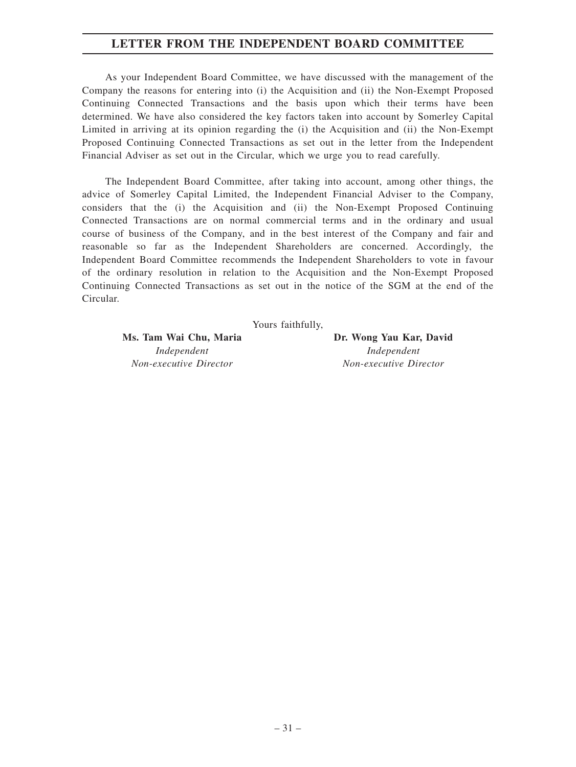# LETTER FROM THE INDEPENDENT BOARD COMMITTEE

As your Independent Board Committee, we have discussed with the management of the Company the reasons for entering into (i) the Acquisition and (ii) the Non-Exempt Proposed Continuing Connected Transactions and the basis upon which their terms have been determined. We have also considered the key factors taken into account by Somerley Capital Limited in arriving at its opinion regarding the (i) the Acquisition and (ii) the Non-Exempt Proposed Continuing Connected Transactions as set out in the letter from the Independent Financial Adviser as set out in the Circular, which we urge you to read carefully.

The Independent Board Committee, after taking into account, among other things, the advice of Somerley Capital Limited, the Independent Financial Adviser to the Company, considers that the (i) the Acquisition and (ii) the Non-Exempt Proposed Continuing Connected Transactions are on normal commercial terms and in the ordinary and usual course of business of the Company, and in the best interest of the Company and fair and reasonable so far as the Independent Shareholders are concerned. Accordingly, the Independent Board Committee recommends the Independent Shareholders to vote in favour of the ordinary resolution in relation to the Acquisition and the Non-Exempt Proposed Continuing Connected Transactions as set out in the notice of the SGM at the end of the Circular.

Yours faithfully,

**Ms. Tam Wai Chu, Maria**
*Independent Non-executive Director*

**Dr. Wong Yau Kar, David**
*Independent Non-executive Director*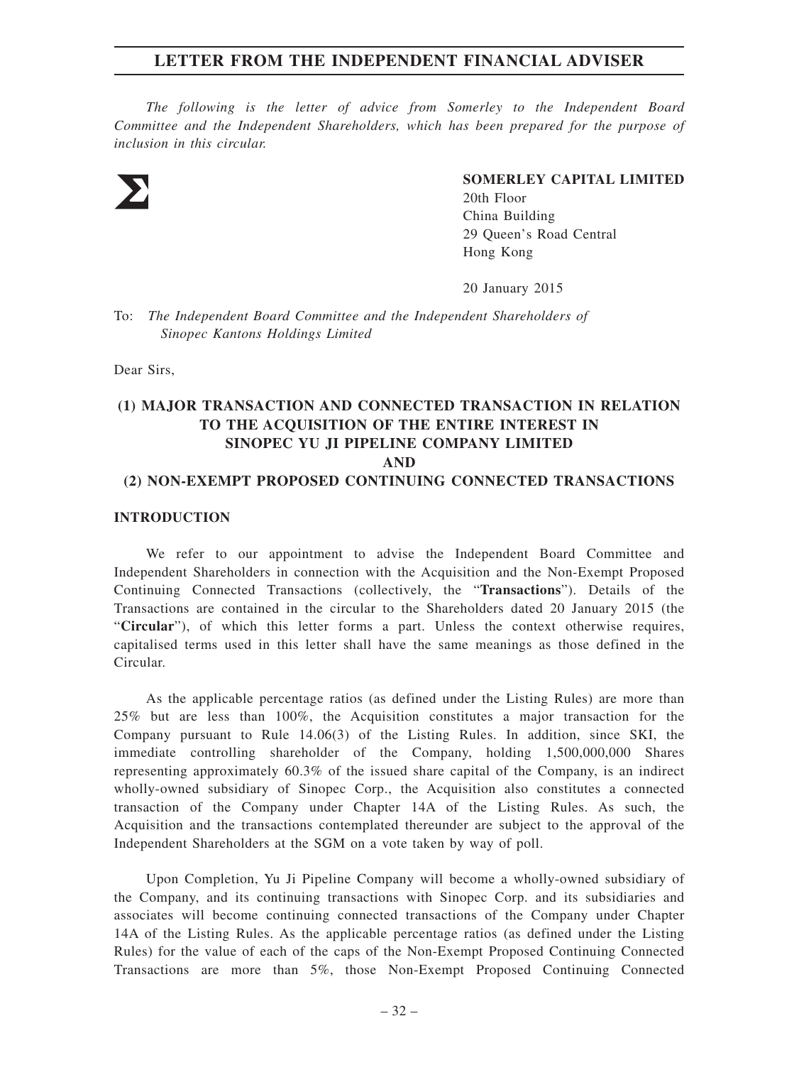# LETTER FROM THE INDEPENDENT FINANCIAL ADVISER

*The following is the letter of advice from Somerley to the Independent Board Committee and the Independent Shareholders, which has been prepared for the purpose of inclusion in this circular.*

**SOMERLEY CAPITAL LIMITED**
20th Floor
China Building
29 Queen's Road Central
Hong Kong

20 January 2015

To: *The Independent Board Committee and the Independent Shareholders of Sinopec Kantons Holdings Limited*

Dear Sirs,

## (1) MAJOR TRANSACTION AND CONNECTED TRANSACTION IN RELATION TO THE ACQUISITION OF THE ENTIRE INTEREST IN SINOPEC YU JI PIPELINE COMPANY LIMITED AND (2) NON-EXEMPT PROPOSED CONTINUING CONNECTED TRANSACTIONS

### INTRODUCTION

We refer to our appointment to advise the Independent Board Committee and Independent Shareholders in connection with the Acquisition and the Non-Exempt Proposed Continuing Connected Transactions (collectively, the "**Transactions**"). Details of the Transactions are contained in the circular to the Shareholders dated 20 January 2015 (the "**Circular**"), of which this letter forms a part. Unless the context otherwise requires, capitalised terms used in this letter shall have the same meanings as those defined in the Circular.

As the applicable percentage ratios (as defined under the Listing Rules) are more than 25% but are less than 100%, the Acquisition constitutes a major transaction for the Company pursuant to Rule 14.06(3) of the Listing Rules. In addition, since SKI, the immediate controlling shareholder of the Company, holding 1,500,000,000 Shares representing approximately 60.3% of the issued share capital of the Company, is an indirect wholly-owned subsidiary of Sinopec Corp., the Acquisition also constitutes a connected transaction of the Company under Chapter 14A of the Listing Rules. As such, the Acquisition and the transactions contemplated thereunder are subject to the approval of the Independent Shareholders at the SGM on a vote taken by way of poll.

Upon Completion, Yu Ji Pipeline Company will become a wholly-owned subsidiary of the Company, and its continuing transactions with Sinopec Corp. and its subsidiaries and associates will become continuing connected transactions of the Company under Chapter 14A of the Listing Rules. As the applicable percentage ratios (as defined under the Listing Rules) for the value of each of the caps of the Non-Exempt Proposed Continuing Connected Transactions are more than 5%, those Non-Exempt Proposed Continuing Connected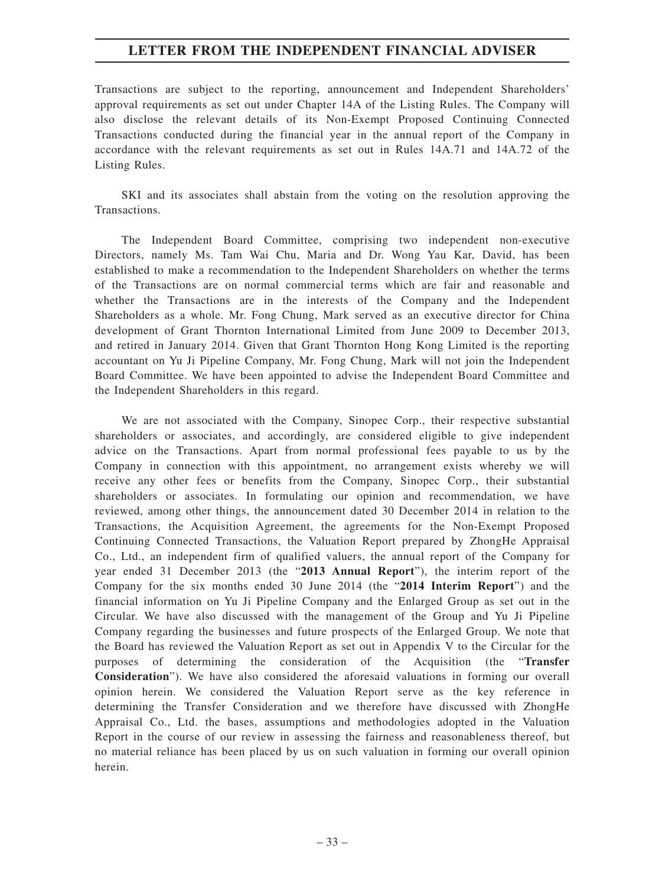Transactions are subject to the reporting, announcement and Independent Shareholders' approval requirements as set out under Chapter 14A of the Listing Rules. The Company will also disclose the relevant details of its Non-Exempt Proposed Continuing Connected Transactions conducted during the financial year in the annual report of the Company in accordance with the relevant requirements as set out in Rules 14A.71 and 14A.72 of the Listing Rules.

SKI and its associates shall abstain from the voting on the resolution approving the Transactions.

The Independent Board Committee, comprising two independent non-executive Directors, namely Ms. Tam Wai Chu, Maria and Dr. Wong Yau Kar, David, has been established to make a recommendation to the Independent Shareholders on whether the terms of the Transactions are on normal commercial terms which are fair and reasonable and whether the Transactions are in the interests of the Company and the Independent Shareholders as a whole. Mr. Fong Chung, Mark served as an executive director for China development of Grant Thornton International Limited from June 2009 to December 2013, and retired in January 2014. Given that Grant Thornton Hong Kong Limited is the reporting accountant on Yu Ji Pipeline Company, Mr. Fong Chung, Mark will not join the Independent Board Committee. We have been appointed to advise the Independent Board Committee and the Independent Shareholders in this regard.

We are not associated with the Company, Sinopec Corp., their respective substantial shareholders or associates, and accordingly, are considered eligible to give independent advice on the Transactions. Apart from normal professional fees payable to us by the Company in connection with this appointment, no arrangement exists whereby we will receive any other fees or benefits from the Company, Sinopec Corp., their substantial shareholders or associates. In formulating our opinion and recommendation, we have reviewed, among other things, the announcement dated 30 December 2014 in relation to the Transactions, the Acquisition Agreement, the agreements for the Non-Exempt Proposed Continuing Connected Transactions, the Valuation Report prepared by ZhongHe Appraisal Co., Ltd., an independent firm of qualified valuers, the annual report of the Company for year ended 31 December 2013 (the "**2013 Annual Report**"), the interim report of the Company for the six months ended 30 June 2014 (the "**2014 Interim Report**") and the financial information on Yu Ji Pipeline Company and the Enlarged Group as set out in the Circular. We have also discussed with the management of the Group and Yu Ji Pipeline Company regarding the businesses and future prospects of the Enlarged Group. We note that the Board has reviewed the Valuation Report as set out in Appendix V to the Circular for the purposes of determining the consideration of the Acquisition (the "**Transfer Consideration**"). We have also considered the aforesaid valuations in forming our overall opinion herein. We considered the Valuation Report serve as the key reference in determining the Transfer Consideration and we therefore have discussed with ZhongHe Appraisal Co., Ltd. the bases, assumptions and methodologies adopted in the Valuation Report in the course of our review in assessing the fairness and reasonableness thereof, but no material reliance has been placed by us on such valuation in forming our overall opinion herein.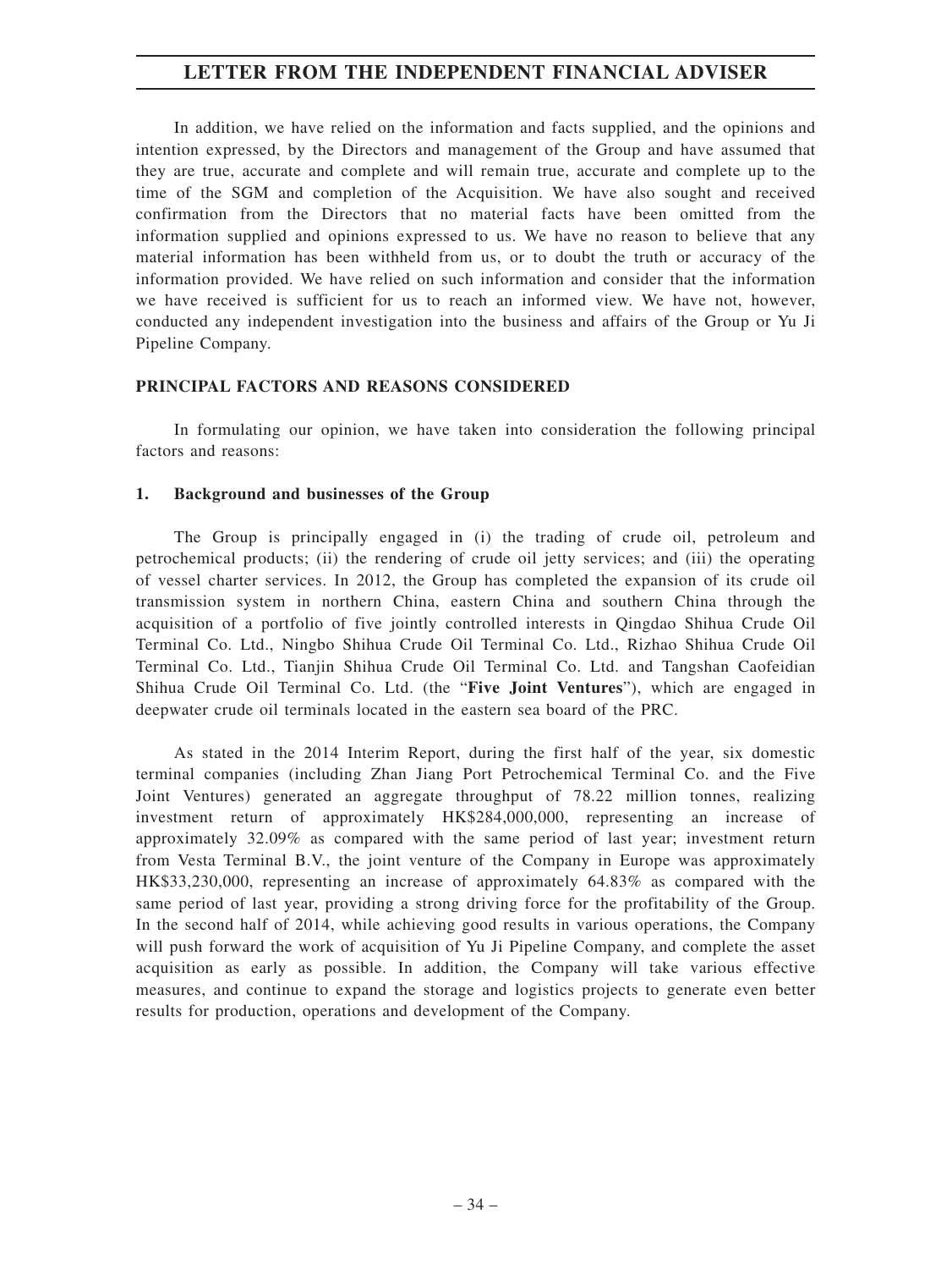In addition, we have relied on the information and facts supplied, and the opinions and intention expressed, by the Directors and management of the Group and have assumed that they are true, accurate and complete and will remain true, accurate and complete up to the time of the SGM and completion of the Acquisition. We have also sought and received confirmation from the Directors that no material facts have been omitted from the information supplied and opinions expressed to us. We have no reason to believe that any material information has been withheld from us, or to doubt the truth or accuracy of the information provided. We have relied on such information and consider that the information we have received is sufficient for us to reach an informed view. We have not, however, conducted any independent investigation into the business and affairs of the Group or Yu Ji Pipeline Company.

## PRINCIPAL FACTORS AND REASONS CONSIDERED

In formulating our opinion, we have taken into consideration the following principal factors and reasons:

### 1. Background and businesses of the Group

The Group is principally engaged in (i) the trading of crude oil, petroleum and petrochemical products; (ii) the rendering of crude oil jetty services; and (iii) the operating of vessel charter services. In 2012, the Group has completed the expansion of its crude oil transmission system in northern China, eastern China and southern China through the acquisition of a portfolio of five jointly controlled interests in Qingdao Shihua Crude Oil Terminal Co. Ltd., Ningbo Shihua Crude Oil Terminal Co. Ltd., Rizhao Shihua Crude Oil Terminal Co. Ltd., Tianjin Shihua Crude Oil Terminal Co. Ltd. and Tangshan Caofeidian Shihua Crude Oil Terminal Co. Ltd. (the "**Five Joint Ventures**"), which are engaged in deepwater crude oil terminals located in the eastern sea board of the PRC.

As stated in the 2014 Interim Report, during the first half of the year, six domestic terminal companies (including Zhan Jiang Port Petrochemical Terminal Co. and the Five Joint Ventures) generated an aggregate throughput of 78.22 million tonnes, realizing investment return of approximately HK$284,000,000, representing an increase of approximately 32.09% as compared with the same period of last year; investment return from Vesta Terminal B.V., the joint venture of the Company in Europe was approximately HK$33,230,000, representing an increase of approximately 64.83% as compared with the same period of last year, providing a strong driving force for the profitability of the Group. In the second half of 2014, while achieving good results in various operations, the Company will push forward the work of acquisition of Yu Ji Pipeline Company, and complete the asset acquisition as early as possible. In addition, the Company will take various effective measures, and continue to expand the storage and logistics projects to generate even better results for production, operations and development of the Company.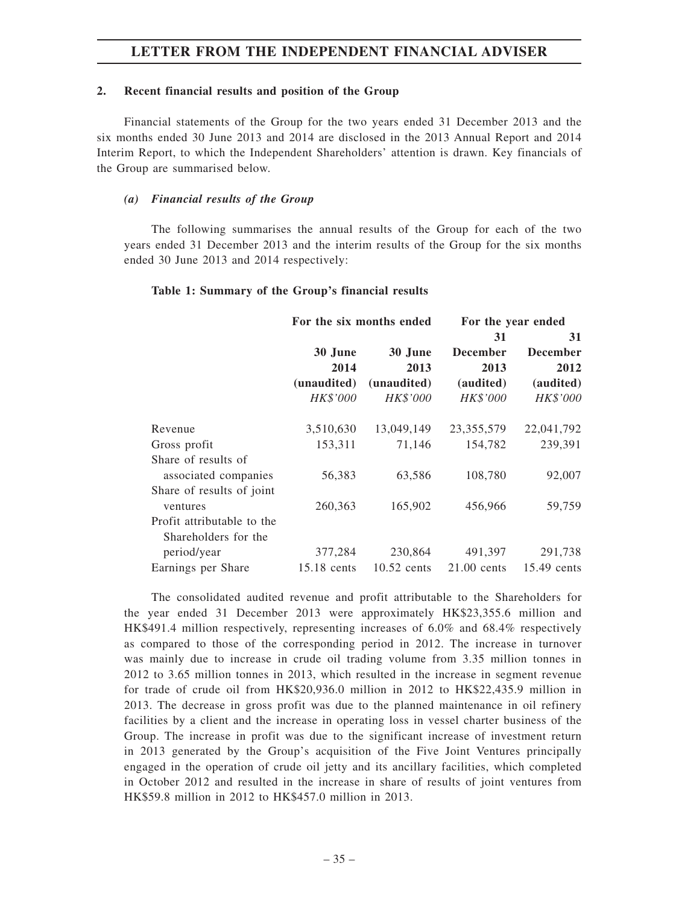## 2. Recent financial results and position of the Group

Financial statements of the Group for the two years ended 31 December 2013 and the six months ended 30 June 2013 and 2014 are disclosed in the 2013 Annual Report and 2014 Interim Report, to which the Independent Shareholders' attention is drawn. Key financials of the Group are summarised below.

### *(a) Financial results of the Group*

The following summarises the annual results of the Group for each of the two years ended 31 December 2013 and the interim results of the Group for the six months ended 30 June 2013 and 2014 respectively:

**Table 1: Summary of the Group's financial results**

| | For the six months ended | | For the year ended | |
|---|---|---|---|---|
| | 30 June 2014 (unaudited) *HK$'000* | 30 June 2013 (unaudited) *HK$'000* | 31 December 2013 (audited) *HK$'000* | 31 December 2012 (audited) *HK$'000* |
| Revenue | 3,510,630 | 13,049,149 | 23,355,579 | 22,041,792 |
| Gross profit | 153,311 | 71,146 | 154,782 | 239,391 |
| Share of results of associated companies | 56,383 | 63,586 | 108,780 | 92,007 |
| Share of results of joint ventures | 260,363 | 165,902 | 456,966 | 59,759 |
| Profit attributable to the Shareholders for the period/year | 377,284 | 230,864 | 491,397 | 291,738 |
| Earnings per Share | 15.18 cents | 10.52 cents | 21.00 cents | 15.49 cents |

The consolidated audited revenue and profit attributable to the Shareholders for the year ended 31 December 2013 were approximately HK$23,355.6 million and HK$491.4 million respectively, representing increases of 6.0% and 68.4% respectively as compared to those of the corresponding period in 2012. The increase in turnover was mainly due to increase in crude oil trading volume from 3.35 million tonnes in 2012 to 3.65 million tonnes in 2013, which resulted in the increase in segment revenue for trade of crude oil from HK$20,936.0 million in 2012 to HK$22,435.9 million in 2013. The decrease in gross profit was due to the planned maintenance in oil refinery facilities by a client and the increase in operating loss in vessel charter business of the Group. The increase in profit was due to the significant increase of investment return in 2013 generated by the Group's acquisition of the Five Joint Ventures principally engaged in the operation of crude oil jetty and its ancillary facilities, which completed in October 2012 and resulted in the increase in share of results of joint ventures from HK$59.8 million in 2012 to HK$457.0 million in 2013.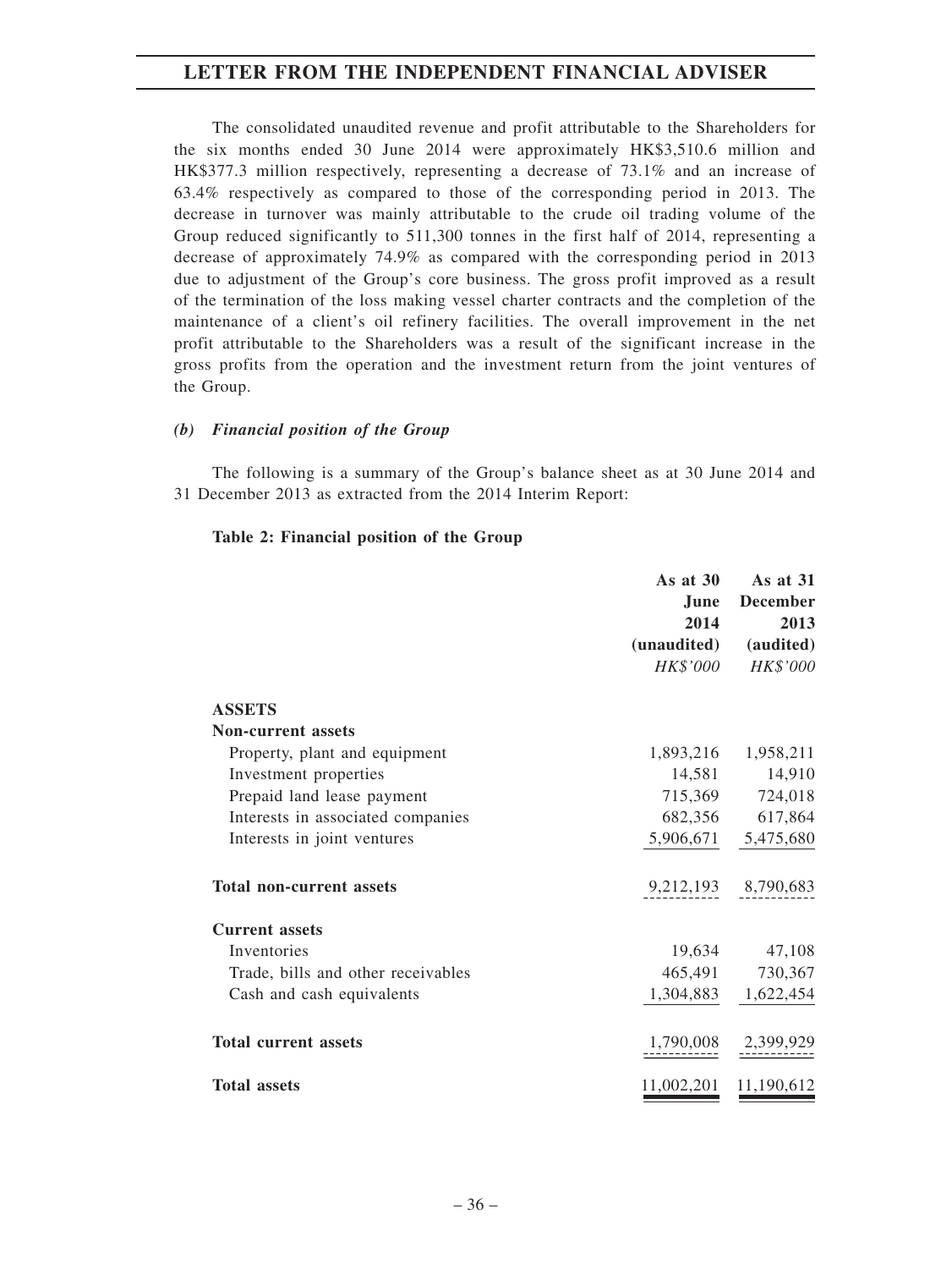The consolidated unaudited revenue and profit attributable to the Shareholders for the six months ended 30 June 2014 were approximately HK$3,510.6 million and HK$377.3 million respectively, representing a decrease of 73.1% and an increase of 63.4% respectively as compared to those of the corresponding period in 2013. The decrease in turnover was mainly attributable to the crude oil trading volume of the Group reduced significantly to 511,300 tonnes in the first half of 2014, representing a decrease of approximately 74.9% as compared with the corresponding period in 2013 due to adjustment of the Group's core business. The gross profit improved as a result of the termination of the loss making vessel charter contracts and the completion of the maintenance of a client's oil refinery facilities. The overall improvement in the net profit attributable to the Shareholders was a result of the significant increase in the gross profits from the operation and the investment return from the joint ventures of the Group.

### *(b) Financial position of the Group*

The following is a summary of the Group's balance sheet as at 30 June 2014 and 31 December 2013 as extracted from the 2014 Interim Report:

**Table 2: Financial position of the Group**

| | As at 30 June 2014 (unaudited) *HK$'000* | As at 31 December 2013 (audited) *HK$'000* |
|---|---|---|
| **ASSETS** | | |
| **Non-current assets** | | |
| Property, plant and equipment | 1,893,216 | 1,958,211 |
| Investment properties | 14,581 | 14,910 |
| Prepaid land lease payment | 715,369 | 724,018 |
| Interests in associated companies | 682,356 | 617,864 |
| Interests in joint ventures | 5,906,671 | 5,475,680 |
| **Total non-current assets** | 9,212,193 | 8,790,683 |
| **Current assets** | | |
| Inventories | 19,634 | 47,108 |
| Trade, bills and other receivables | 465,491 | 730,367 |
| Cash and cash equivalents | 1,304,883 | 1,622,454 |
| **Total current assets** | 1,790,008 | 2,399,929 |
| **Total assets** | 11,002,201 | 11,190,612 |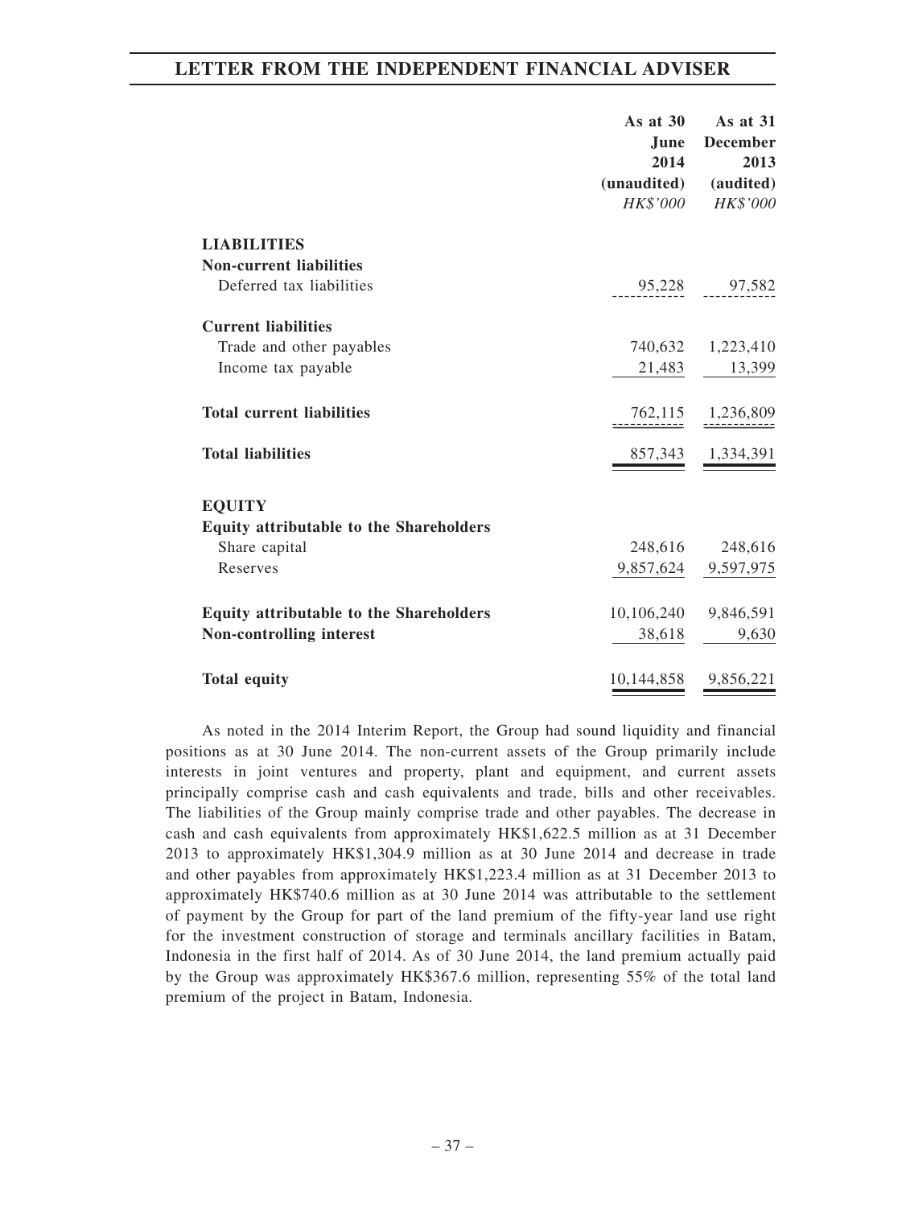| | As at 30 June 2014 (unaudited) HK$'000 | As at 31 December 2013 (audited) HK$'000 |
|---|---|---|
| **LIABILITIES** | | |
| **Non-current liabilities** | | |
| Deferred tax liabilities | 95,228 | 97,582 |
| **Current liabilities** | | |
| Trade and other payables | 740,632 | 1,223,410 |
| Income tax payable | 21,483 | 13,399 |
| **Total current liabilities** | 762,115 | 1,236,809 |
| **Total liabilities** | 857,343 | 1,334,391 |
| **EQUITY** | | |
| **Equity attributable to the Shareholders** | | |
| Share capital | 248,616 | 248,616 |
| Reserves | 9,857,624 | 9,597,975 |
| **Equity attributable to the Shareholders** | 10,106,240 | 9,846,591 |
| **Non-controlling interest** | 38,618 | 9,630 |
| **Total equity** | 10,144,858 | 9,856,221 |

As noted in the 2014 Interim Report, the Group had sound liquidity and financial positions as at 30 June 2014. The non-current assets of the Group primarily include interests in joint ventures and property, plant and equipment, and current assets principally comprise cash and cash equivalents and trade, bills and other receivables. The liabilities of the Group mainly comprise trade and other payables. The decrease in cash and cash equivalents from approximately HK$1,622.5 million as at 31 December 2013 to approximately HK$1,304.9 million as at 30 June 2014 and decrease in trade and other payables from approximately HK$1,223.4 million as at 31 December 2013 to approximately HK$740.6 million as at 30 June 2014 was attributable to the settlement of payment by the Group for part of the land premium of the fifty-year land use right for the investment construction of storage and terminals ancillary facilities in Batam, Indonesia in the first half of 2014. As of 30 June 2014, the land premium actually paid by the Group was approximately HK$367.6 million, representing 55% of the total land premium of the project in Batam, Indonesia.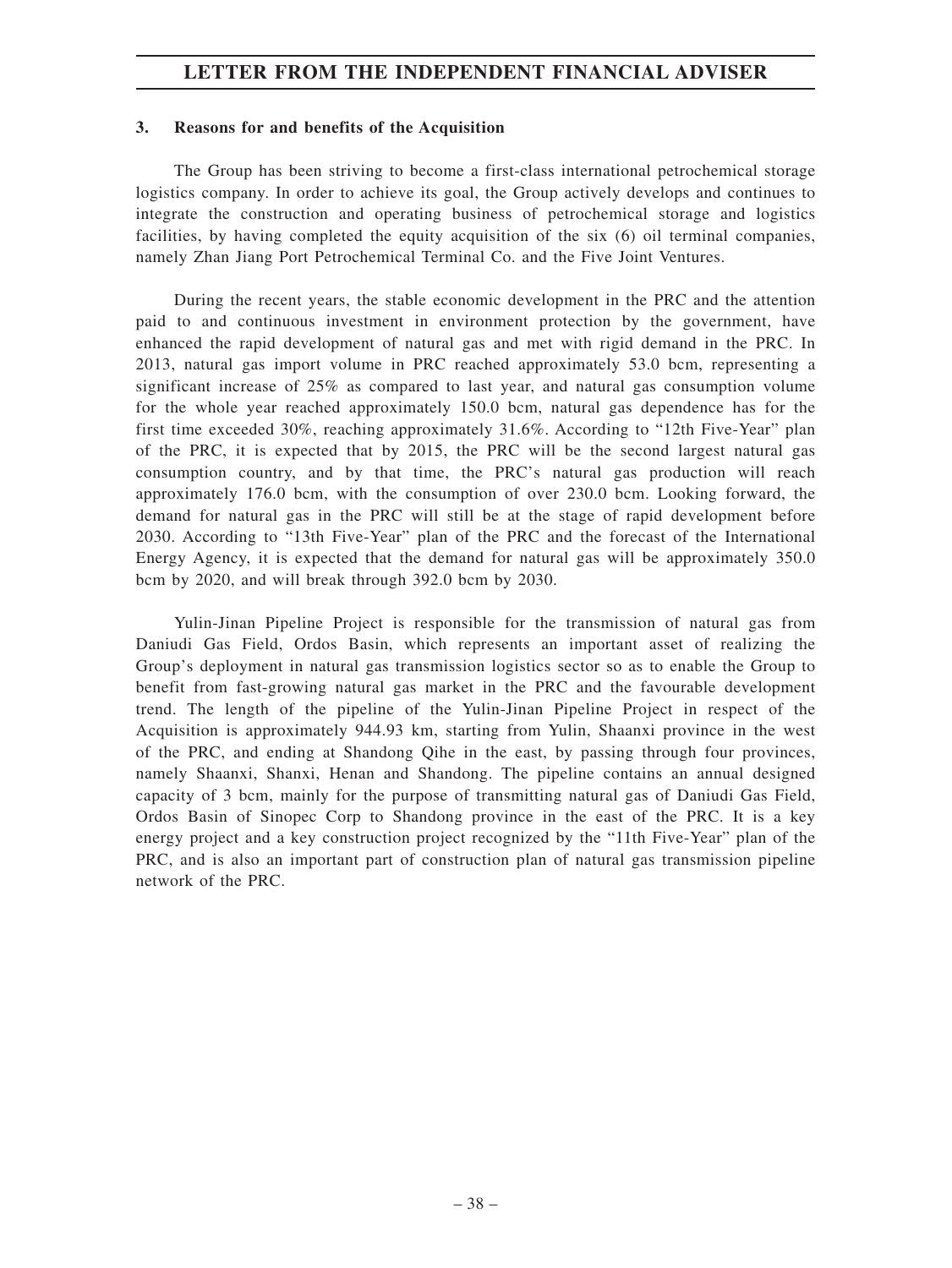### 3. Reasons for and benefits of the Acquisition

The Group has been striving to become a first-class international petrochemical storage logistics company. In order to achieve its goal, the Group actively develops and continues to integrate the construction and operating business of petrochemical storage and logistics facilities, by having completed the equity acquisition of the six (6) oil terminal companies, namely Zhan Jiang Port Petrochemical Terminal Co. and the Five Joint Ventures.

During the recent years, the stable economic development in the PRC and the attention paid to and continuous investment in environment protection by the government, have enhanced the rapid development of natural gas and met with rigid demand in the PRC. In 2013, natural gas import volume in PRC reached approximately 53.0 bcm, representing a significant increase of 25% as compared to last year, and natural gas consumption volume for the whole year reached approximately 150.0 bcm, natural gas dependence has for the first time exceeded 30%, reaching approximately 31.6%. According to "12th Five-Year" plan of the PRC, it is expected that by 2015, the PRC will be the second largest natural gas consumption country, and by that time, the PRC's natural gas production will reach approximately 176.0 bcm, with the consumption of over 230.0 bcm. Looking forward, the demand for natural gas in the PRC will still be at the stage of rapid development before 2030. According to "13th Five-Year" plan of the PRC and the forecast of the International Energy Agency, it is expected that the demand for natural gas will be approximately 350.0 bcm by 2020, and will break through 392.0 bcm by 2030.

Yulin-Jinan Pipeline Project is responsible for the transmission of natural gas from Daniudi Gas Field, Ordos Basin, which represents an important asset of realizing the Group's deployment in natural gas transmission logistics sector so as to enable the Group to benefit from fast-growing natural gas market in the PRC and the favourable development trend. The length of the pipeline of the Yulin-Jinan Pipeline Project in respect of the Acquisition is approximately 944.93 km, starting from Yulin, Shaanxi province in the west of the PRC, and ending at Shandong Qihe in the east, by passing through four provinces, namely Shaanxi, Shanxi, Henan and Shandong. The pipeline contains an annual designed capacity of 3 bcm, mainly for the purpose of transmitting natural gas of Daniudi Gas Field, Ordos Basin of Sinopec Corp to Shandong province in the east of the PRC. It is a key energy project and a key construction project recognized by the "11th Five-Year" plan of the PRC, and is also an important part of construction plan of natural gas transmission pipeline network of the PRC.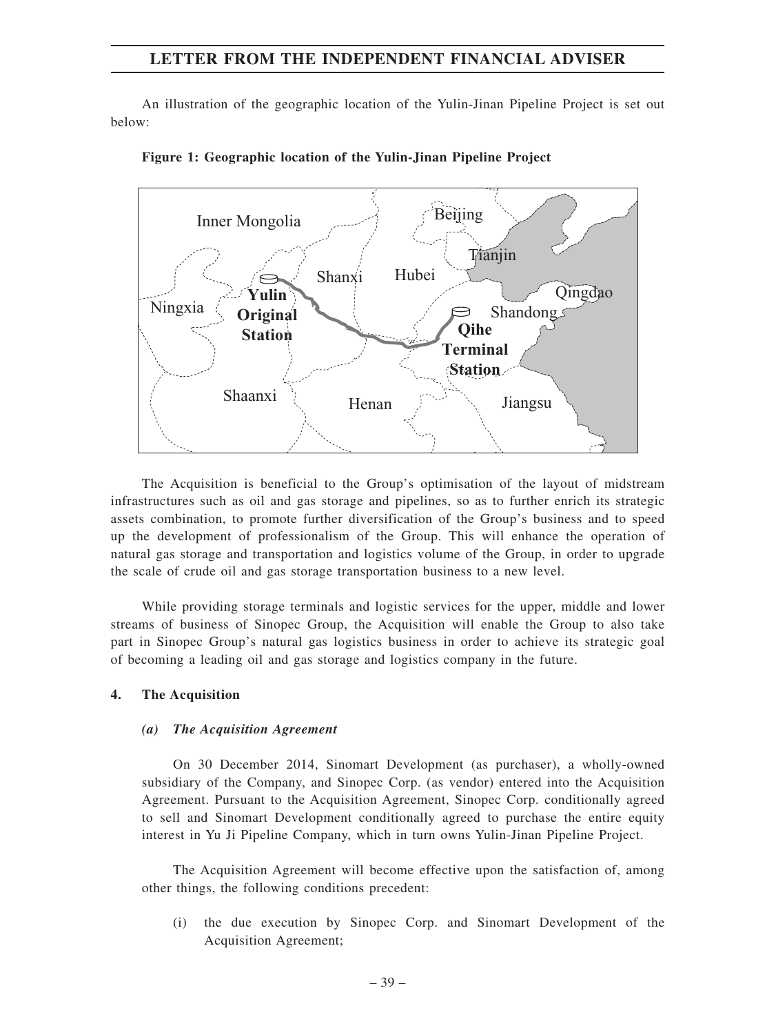An illustration of the geographic location of the Yulin-Jinan Pipeline Project is set out below:

**Figure 1: Geographic location of the Yulin-Jinan Pipeline Project**

The Acquisition is beneficial to the Group's optimisation of the layout of midstream infrastructures such as oil and gas storage and pipelines, so as to further enrich its strategic assets combination, to promote further diversification of the Group's business and to speed up the development of professionalism of the Group. This will enhance the operation of natural gas storage and transportation and logistics volume of the Group, in order to upgrade the scale of crude oil and gas storage transportation business to a new level.

While providing storage terminals and logistic services for the upper, middle and lower streams of business of Sinopec Group, the Acquisition will enable the Group to also take part in Sinopec Group's natural gas logistics business in order to achieve its strategic goal of becoming a leading oil and gas storage and logistics company in the future.

## 4. The Acquisition

### *(a) The Acquisition Agreement*

On 30 December 2014, Sinomart Development (as purchaser), a wholly-owned subsidiary of the Company, and Sinopec Corp. (as vendor) entered into the Acquisition Agreement. Pursuant to the Acquisition Agreement, Sinopec Corp. conditionally agreed to sell and Sinomart Development conditionally agreed to purchase the entire equity interest in Yu Ji Pipeline Company, which in turn owns Yulin-Jinan Pipeline Project.

The Acquisition Agreement will become effective upon the satisfaction of, among other things, the following conditions precedent:

(i) the due execution by Sinopec Corp. and Sinomart Development of the Acquisition Agreement;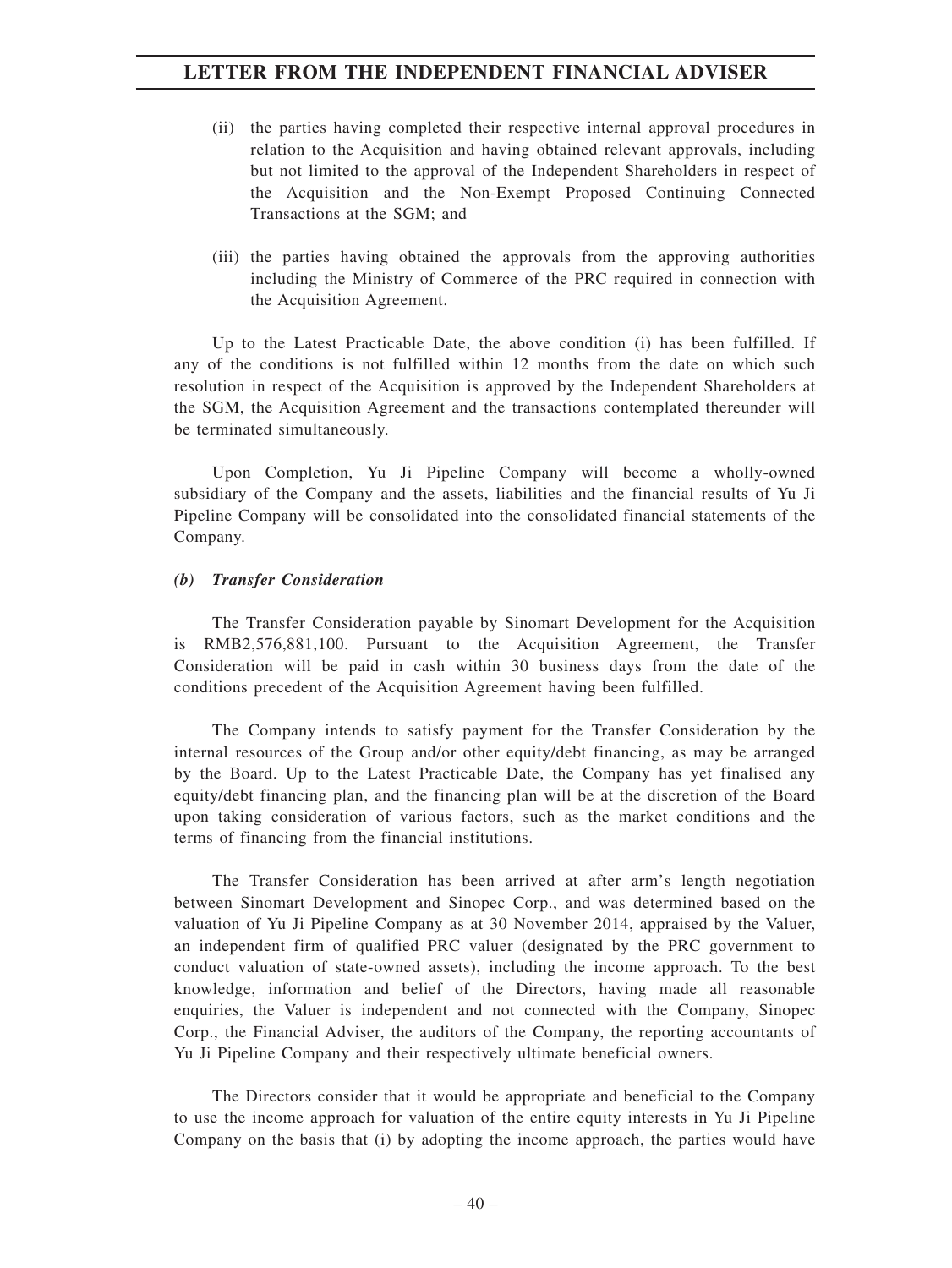(ii) the parties having completed their respective internal approval procedures in relation to the Acquisition and having obtained relevant approvals, including but not limited to the approval of the Independent Shareholders in respect of the Acquisition and the Non-Exempt Proposed Continuing Connected Transactions at the SGM; and

(iii) the parties having obtained the approvals from the approving authorities including the Ministry of Commerce of the PRC required in connection with the Acquisition Agreement.

Up to the Latest Practicable Date, the above condition (i) has been fulfilled. If any of the conditions is not fulfilled within 12 months from the date on which such resolution in respect of the Acquisition is approved by the Independent Shareholders at the SGM, the Acquisition Agreement and the transactions contemplated thereunder will be terminated simultaneously.

Upon Completion, Yu Ji Pipeline Company will become a wholly-owned subsidiary of the Company and the assets, liabilities and the financial results of Yu Ji Pipeline Company will be consolidated into the consolidated financial statements of the Company.

***(b) Transfer Consideration***

The Transfer Consideration payable by Sinomart Development for the Acquisition is RMB2,576,881,100. Pursuant to the Acquisition Agreement, the Transfer Consideration will be paid in cash within 30 business days from the date of the conditions precedent of the Acquisition Agreement having been fulfilled.

The Company intends to satisfy payment for the Transfer Consideration by the internal resources of the Group and/or other equity/debt financing, as may be arranged by the Board. Up to the Latest Practicable Date, the Company has yet finalised any equity/debt financing plan, and the financing plan will be at the discretion of the Board upon taking consideration of various factors, such as the market conditions and the terms of financing from the financial institutions.

The Transfer Consideration has been arrived at after arm's length negotiation between Sinomart Development and Sinopec Corp., and was determined based on the valuation of Yu Ji Pipeline Company as at 30 November 2014, appraised by the Valuer, an independent firm of qualified PRC valuer (designated by the PRC government to conduct valuation of state-owned assets), including the income approach. To the best knowledge, information and belief of the Directors, having made all reasonable enquiries, the Valuer is independent and not connected with the Company, Sinopec Corp., the Financial Adviser, the auditors of the Company, the reporting accountants of Yu Ji Pipeline Company and their respectively ultimate beneficial owners.

The Directors consider that it would be appropriate and beneficial to the Company to use the income approach for valuation of the entire equity interests in Yu Ji Pipeline Company on the basis that (i) by adopting the income approach, the parties would have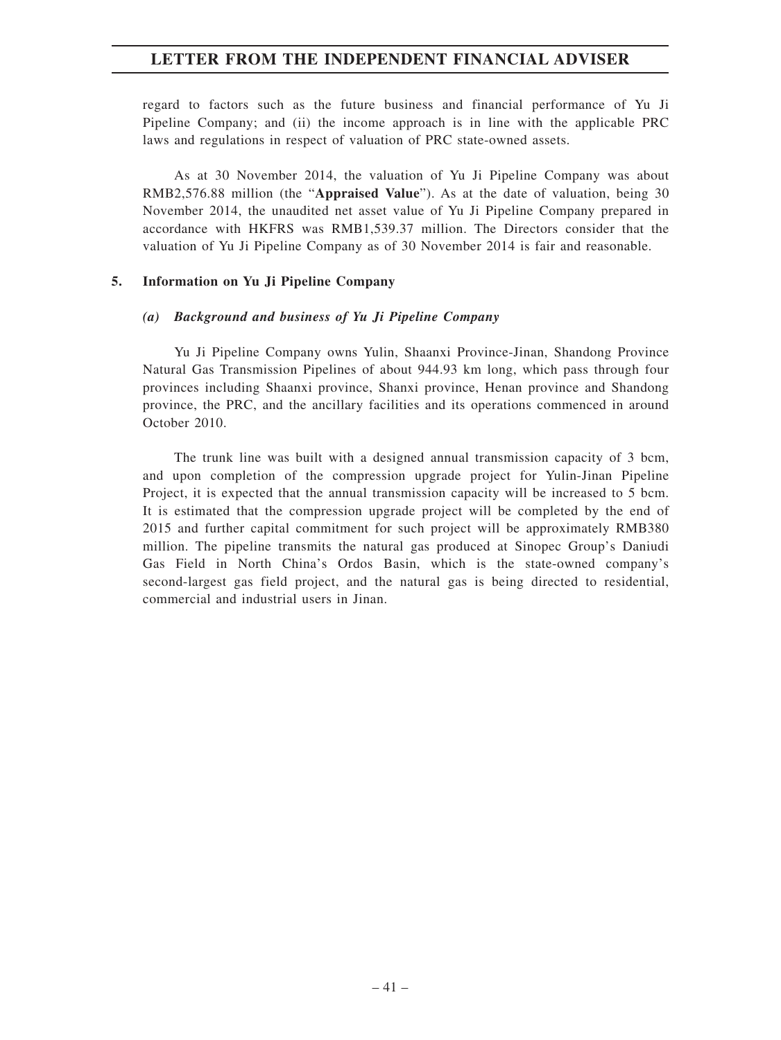regard to factors such as the future business and financial performance of Yu Ji Pipeline Company; and (ii) the income approach is in line with the applicable PRC laws and regulations in respect of valuation of PRC state-owned assets.

As at 30 November 2014, the valuation of Yu Ji Pipeline Company was about RMB2,576.88 million (the "**Appraised Value**"). As at the date of valuation, being 30 November 2014, the unaudited net asset value of Yu Ji Pipeline Company prepared in accordance with HKFRS was RMB1,539.37 million. The Directors consider that the valuation of Yu Ji Pipeline Company as of 30 November 2014 is fair and reasonable.

## 5. Information on Yu Ji Pipeline Company

### *(a) Background and business of Yu Ji Pipeline Company*

Yu Ji Pipeline Company owns Yulin, Shaanxi Province-Jinan, Shandong Province Natural Gas Transmission Pipelines of about 944.93 km long, which pass through four provinces including Shaanxi province, Shanxi province, Henan province and Shandong province, the PRC, and the ancillary facilities and its operations commenced in around October 2010.

The trunk line was built with a designed annual transmission capacity of 3 bcm, and upon completion of the compression upgrade project for Yulin-Jinan Pipeline Project, it is expected that the annual transmission capacity will be increased to 5 bcm. It is estimated that the compression upgrade project will be completed by the end of 2015 and further capital commitment for such project will be approximately RMB380 million. The pipeline transmits the natural gas produced at Sinopec Group's Daniudi Gas Field in North China's Ordos Basin, which is the state-owned company's second-largest gas field project, and the natural gas is being directed to residential, commercial and industrial users in Jinan.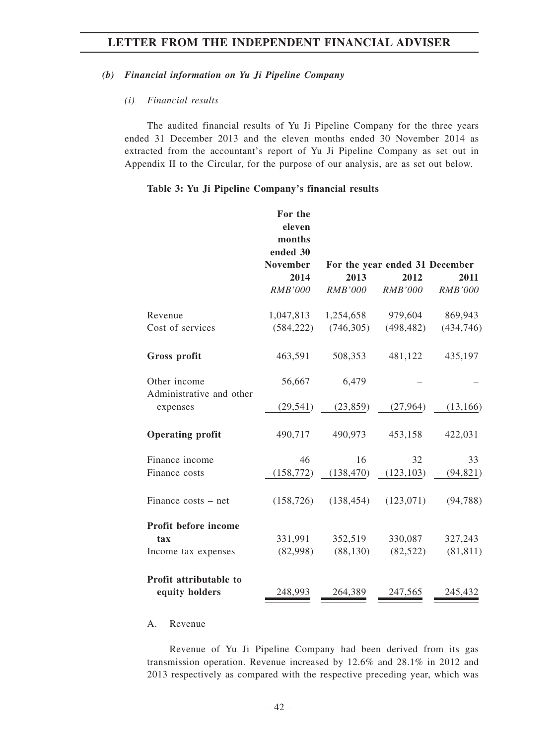### *(b) Financial information on Yu Ji Pipeline Company*

*(i) Financial results*

The audited financial results of Yu Ji Pipeline Company for the three years ended 31 December 2013 and the eleven months ended 30 November 2014 as extracted from the accountant's report of Yu Ji Pipeline Company as set out in Appendix II to the Circular, for the purpose of our analysis, are as set out below.

**Table 3: Yu Ji Pipeline Company's financial results**

| | For the eleven months ended 30 November | For the year ended 31 December | | |
|---|---|---|---|---|
| | 2014 | 2013 | 2012 | 2011 |
| | *RMB'000* | *RMB'000* | *RMB'000* | *RMB'000* |
| Revenue | 1,047,813 | 1,254,658 | 979,604 | 869,943 |
| Cost of services | (584,222) | (746,305) | (498,482) | (434,746) |
| **Gross profit** | 463,591 | 508,353 | 481,122 | 435,197 |
| Other income | 56,667 | 6,479 | – | – |
| Administrative and other expenses | (29,541) | (23,859) | (27,964) | (13,166) |
| **Operating profit** | 490,717 | 490,973 | 453,158 | 422,031 |
| Finance income | 46 | 16 | 32 | 33 |
| Finance costs | (158,772) | (138,470) | (123,103) | (94,821) |
| Finance costs – net | (158,726) | (138,454) | (123,071) | (94,788) |
| **Profit before income tax** | 331,991 | 352,519 | 330,087 | 327,243 |
| Income tax expenses | (82,998) | (88,130) | (82,522) | (81,811) |
| **Profit attributable to equity holders** | 248,993 | 264,389 | 247,565 | 245,432 |

A. Revenue

Revenue of Yu Ji Pipeline Company had been derived from its gas transmission operation. Revenue increased by 12.6% and 28.1% in 2012 and 2013 respectively as compared with the respective preceding year, which was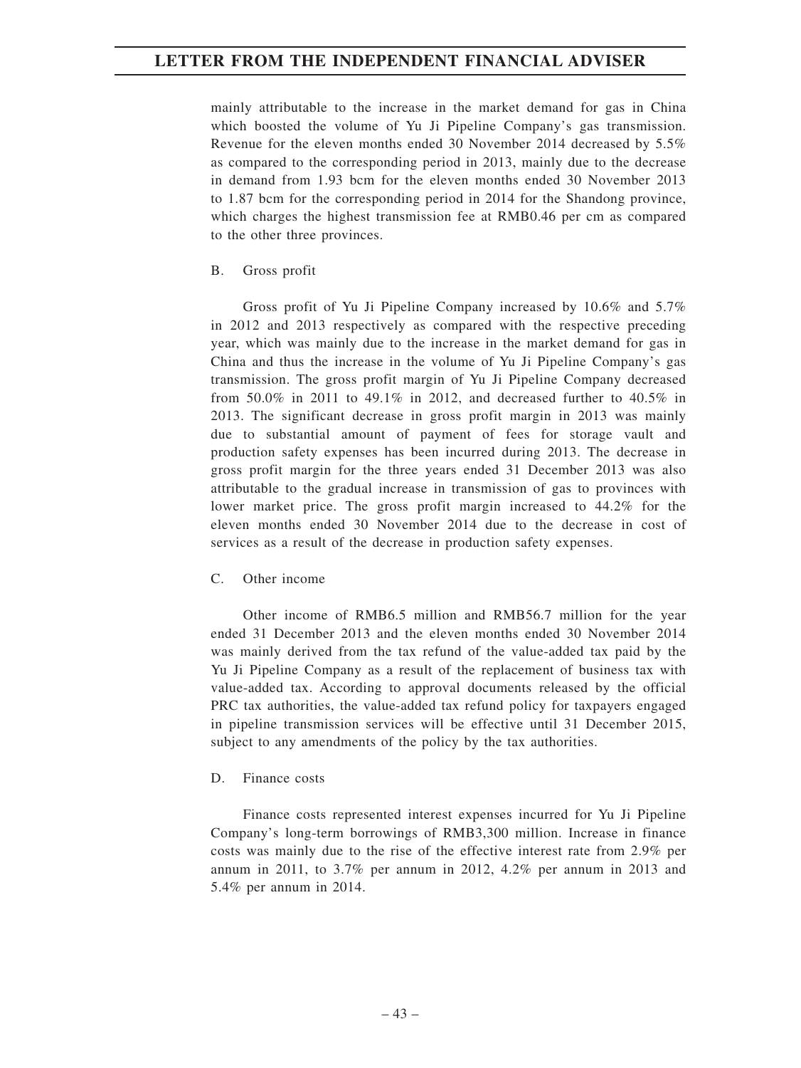mainly attributable to the increase in the market demand for gas in China which boosted the volume of Yu Ji Pipeline Company's gas transmission. Revenue for the eleven months ended 30 November 2014 decreased by 5.5% as compared to the corresponding period in 2013, mainly due to the decrease in demand from 1.93 bcm for the eleven months ended 30 November 2013 to 1.87 bcm for the corresponding period in 2014 for the Shandong province, which charges the highest transmission fee at RMB0.46 per cm as compared to the other three provinces.

B. Gross profit

Gross profit of Yu Ji Pipeline Company increased by 10.6% and 5.7% in 2012 and 2013 respectively as compared with the respective preceding year, which was mainly due to the increase in the market demand for gas in China and thus the increase in the volume of Yu Ji Pipeline Company's gas transmission. The gross profit margin of Yu Ji Pipeline Company decreased from 50.0% in 2011 to 49.1% in 2012, and decreased further to 40.5% in 2013. The significant decrease in gross profit margin in 2013 was mainly due to substantial amount of payment of fees for storage vault and production safety expenses has been incurred during 2013. The decrease in gross profit margin for the three years ended 31 December 2013 was also attributable to the gradual increase in transmission of gas to provinces with lower market price. The gross profit margin increased to 44.2% for the eleven months ended 30 November 2014 due to the decrease in cost of services as a result of the decrease in production safety expenses.

C. Other income

Other income of RMB6.5 million and RMB56.7 million for the year ended 31 December 2013 and the eleven months ended 30 November 2014 was mainly derived from the tax refund of the value-added tax paid by the Yu Ji Pipeline Company as a result of the replacement of business tax with value-added tax. According to approval documents released by the official PRC tax authorities, the value-added tax refund policy for taxpayers engaged in pipeline transmission services will be effective until 31 December 2015, subject to any amendments of the policy by the tax authorities.

D. Finance costs

Finance costs represented interest expenses incurred for Yu Ji Pipeline Company's long-term borrowings of RMB3,300 million. Increase in finance costs was mainly due to the rise of the effective interest rate from 2.9% per annum in 2011, to 3.7% per annum in 2012, 4.2% per annum in 2013 and 5.4% per annum in 2014.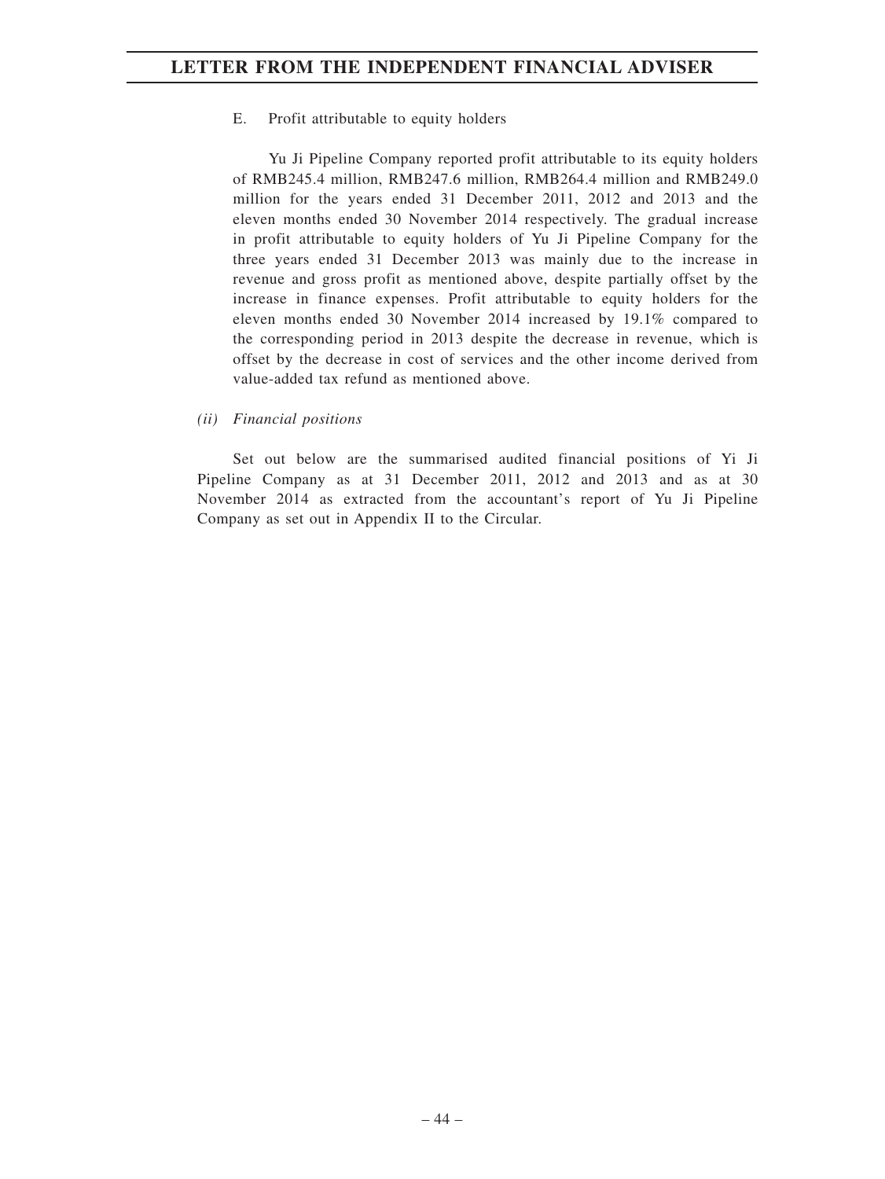E. Profit attributable to equity holders

Yu Ji Pipeline Company reported profit attributable to its equity holders of RMB245.4 million, RMB247.6 million, RMB264.4 million and RMB249.0 million for the years ended 31 December 2011, 2012 and 2013 and the eleven months ended 30 November 2014 respectively. The gradual increase in profit attributable to equity holders of Yu Ji Pipeline Company for the three years ended 31 December 2013 was mainly due to the increase in revenue and gross profit as mentioned above, despite partially offset by the increase in finance expenses. Profit attributable to equity holders for the eleven months ended 30 November 2014 increased by 19.1% compared to the corresponding period in 2013 despite the decrease in revenue, which is offset by the decrease in cost of services and the other income derived from value-added tax refund as mentioned above.

*(ii) Financial positions*

Set out below are the summarised audited financial positions of Yi Ji Pipeline Company as at 31 December 2011, 2012 and 2013 and as at 30 November 2014 as extracted from the accountant's report of Yu Ji Pipeline Company as set out in Appendix II to the Circular.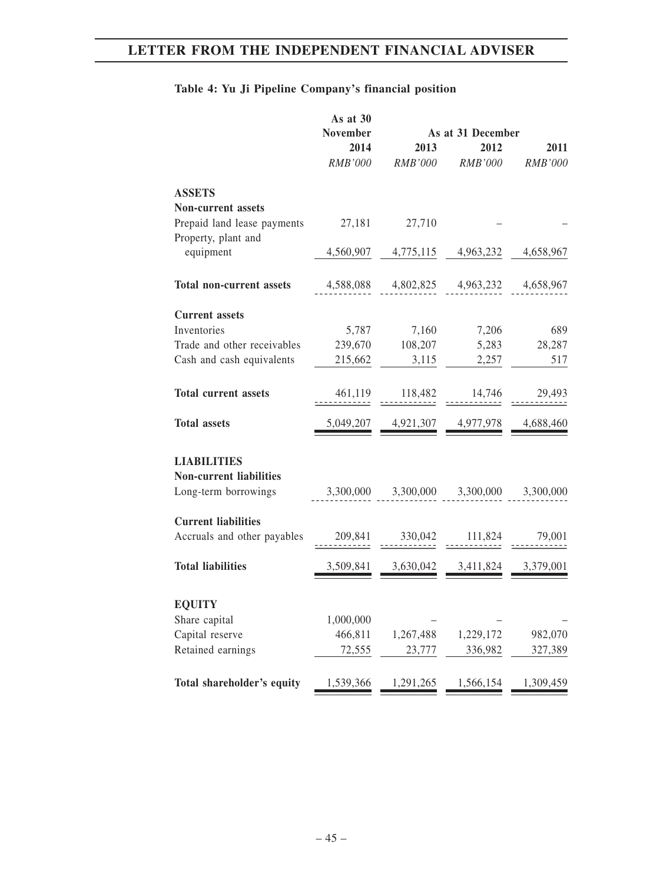**Table 4: Yu Ji Pipeline Company's financial position**

| | As at 30 November | As at 31 December | | |
|---|---|---|---|---|
| | 2014 | 2013 | 2012 | 2011 |
| | *RMB'000* | *RMB'000* | *RMB'000* | *RMB'000* |
| **ASSETS** | | | | |
| **Non-current assets** | | | | |
| Prepaid land lease payments | 27,181 | 27,710 | – | – |
| Property, plant and equipment | 4,560,907 | 4,775,115 | 4,963,232 | 4,658,967 |
| **Total non-current assets** | 4,588,088 | 4,802,825 | 4,963,232 | 4,658,967 |
| **Current assets** | | | | |
| Inventories | 5,787 | 7,160 | 7,206 | 689 |
| Trade and other receivables | 239,670 | 108,207 | 5,283 | 28,287 |
| Cash and cash equivalents | 215,662 | 3,115 | 2,257 | 517 |
| **Total current assets** | 461,119 | 118,482 | 14,746 | 29,493 |
| **Total assets** | 5,049,207 | 4,921,307 | 4,977,978 | 4,688,460 |
| **LIABILITIES** | | | | |
| **Non-current liabilities** | | | | |
| Long-term borrowings | 3,300,000 | 3,300,000 | 3,300,000 | 3,300,000 |
| **Current liabilities** | | | | |
| Accruals and other payables | 209,841 | 330,042 | 111,824 | 79,001 |
| **Total liabilities** | 3,509,841 | 3,630,042 | 3,411,824 | 3,379,001 |
| **EQUITY** | | | | |
| Share capital | 1,000,000 | – | – | – |
| Capital reserve | 466,811 | 1,267,488 | 1,229,172 | 982,070 |
| Retained earnings | 72,555 | 23,777 | 336,982 | 327,389 |
| **Total shareholder's equity** | 1,539,366 | 1,291,265 | 1,566,154 | 1,309,459 |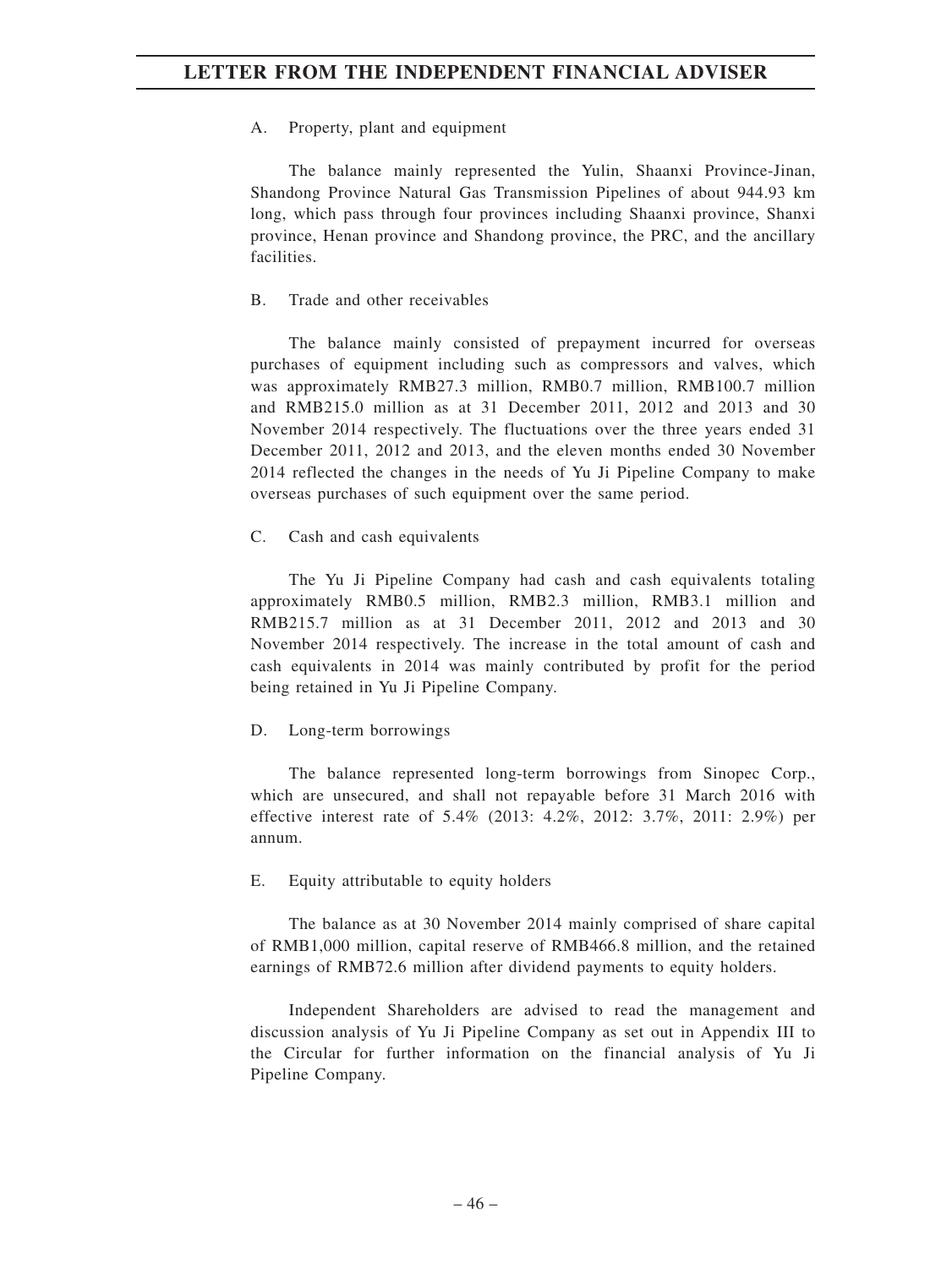A. Property, plant and equipment

The balance mainly represented the Yulin, Shaanxi Province-Jinan, Shandong Province Natural Gas Transmission Pipelines of about 944.93 km long, which pass through four provinces including Shaanxi province, Shanxi province, Henan province and Shandong province, the PRC, and the ancillary facilities.

B. Trade and other receivables

The balance mainly consisted of prepayment incurred for overseas purchases of equipment including such as compressors and valves, which was approximately RMB27.3 million, RMB0.7 million, RMB100.7 million and RMB215.0 million as at 31 December 2011, 2012 and 2013 and 30 November 2014 respectively. The fluctuations over the three years ended 31 December 2011, 2012 and 2013, and the eleven months ended 30 November 2014 reflected the changes in the needs of Yu Ji Pipeline Company to make overseas purchases of such equipment over the same period.

C. Cash and cash equivalents

The Yu Ji Pipeline Company had cash and cash equivalents totaling approximately RMB0.5 million, RMB2.3 million, RMB3.1 million and RMB215.7 million as at 31 December 2011, 2012 and 2013 and 30 November 2014 respectively. The increase in the total amount of cash and cash equivalents in 2014 was mainly contributed by profit for the period being retained in Yu Ji Pipeline Company.

D. Long-term borrowings

The balance represented long-term borrowings from Sinopec Corp., which are unsecured, and shall not repayable before 31 March 2016 with effective interest rate of 5.4% (2013: 4.2%, 2012: 3.7%, 2011: 2.9%) per annum.

E. Equity attributable to equity holders

The balance as at 30 November 2014 mainly comprised of share capital of RMB1,000 million, capital reserve of RMB466.8 million, and the retained earnings of RMB72.6 million after dividend payments to equity holders.

Independent Shareholders are advised to read the management and discussion analysis of Yu Ji Pipeline Company as set out in Appendix III to the Circular for further information on the financial analysis of Yu Ji Pipeline Company.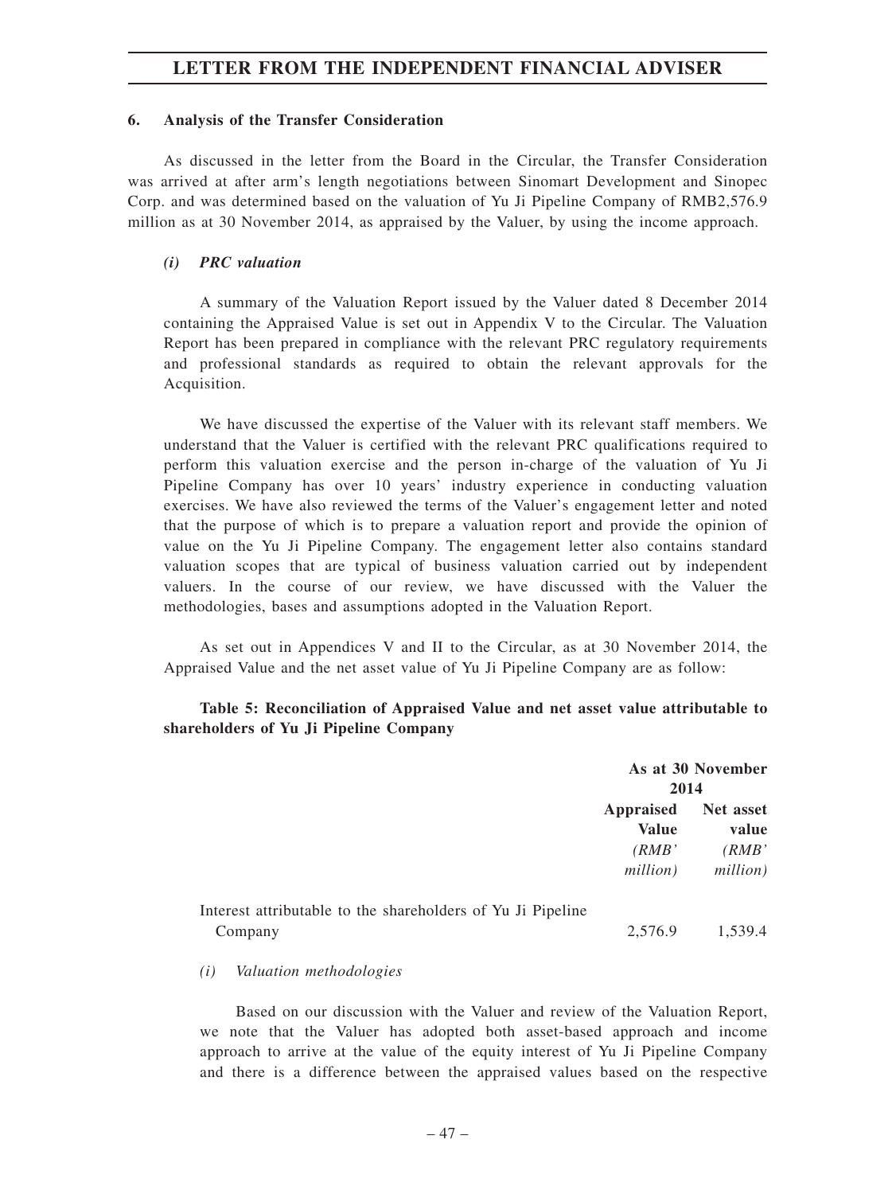### 6. Analysis of the Transfer Consideration

As discussed in the letter from the Board in the Circular, the Transfer Consideration was arrived at after arm's length negotiations between Sinomart Development and Sinopec Corp. and was determined based on the valuation of Yu Ji Pipeline Company of RMB2,576.9 million as at 30 November 2014, as appraised by the Valuer, by using the income approach.

#### *(i) PRC valuation*

A summary of the Valuation Report issued by the Valuer dated 8 December 2014 containing the Appraised Value is set out in Appendix V to the Circular. The Valuation Report has been prepared in compliance with the relevant PRC regulatory requirements and professional standards as required to obtain the relevant approvals for the Acquisition.

We have discussed the expertise of the Valuer with its relevant staff members. We understand that the Valuer is certified with the relevant PRC qualifications required to perform this valuation exercise and the person in-charge of the valuation of Yu Ji Pipeline Company has over 10 years' industry experience in conducting valuation exercises. We have also reviewed the terms of the Valuer's engagement letter and noted that the purpose of which is to prepare a valuation report and provide the opinion of value on the Yu Ji Pipeline Company. The engagement letter also contains standard valuation scopes that are typical of business valuation carried out by independent valuers. In the course of our review, we have discussed with the Valuer the methodologies, bases and assumptions adopted in the Valuation Report.

As set out in Appendices V and II to the Circular, as at 30 November 2014, the Appraised Value and the net asset value of Yu Ji Pipeline Company are as follow:

**Table 5: Reconciliation of Appraised Value and net asset value attributable to shareholders of Yu Ji Pipeline Company**

| | As at 30 November 2014 | |
|---|---|---|
| | **Appraised Value** *(RMB' million)* | **Net asset value** *(RMB' million)* |
| Interest attributable to the shareholders of Yu Ji Pipeline Company | 2,576.9 | 1,539.4 |

*(i) Valuation methodologies*

Based on our discussion with the Valuer and review of the Valuation Report, we note that the Valuer has adopted both asset-based approach and income approach to arrive at the value of the equity interest of Yu Ji Pipeline Company and there is a difference between the appraised values based on the respective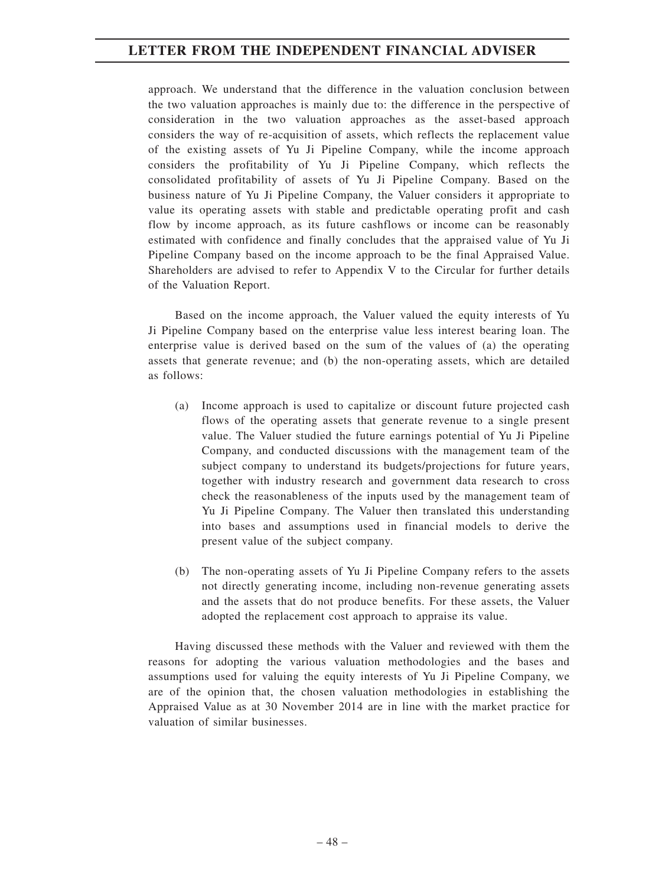approach. We understand that the difference in the valuation conclusion between the two valuation approaches is mainly due to: the difference in the perspective of consideration in the two valuation approaches as the asset-based approach considers the way of re-acquisition of assets, which reflects the replacement value of the existing assets of Yu Ji Pipeline Company, while the income approach considers the profitability of Yu Ji Pipeline Company, which reflects the consolidated profitability of assets of Yu Ji Pipeline Company. Based on the business nature of Yu Ji Pipeline Company, the Valuer considers it appropriate to value its operating assets with stable and predictable operating profit and cash flow by income approach, as its future cashflows or income can be reasonably estimated with confidence and finally concludes that the appraised value of Yu Ji Pipeline Company based on the income approach to be the final Appraised Value. Shareholders are advised to refer to Appendix V to the Circular for further details of the Valuation Report.

Based on the income approach, the Valuer valued the equity interests of Yu Ji Pipeline Company based on the enterprise value less interest bearing loan. The enterprise value is derived based on the sum of the values of (a) the operating assets that generate revenue; and (b) the non-operating assets, which are detailed as follows:

(a) Income approach is used to capitalize or discount future projected cash flows of the operating assets that generate revenue to a single present value. The Valuer studied the future earnings potential of Yu Ji Pipeline Company, and conducted discussions with the management team of the subject company to understand its budgets/projections for future years, together with industry research and government data research to cross check the reasonableness of the inputs used by the management team of Yu Ji Pipeline Company. The Valuer then translated this understanding into bases and assumptions used in financial models to derive the present value of the subject company.

(b) The non-operating assets of Yu Ji Pipeline Company refers to the assets not directly generating income, including non-revenue generating assets and the assets that do not produce benefits. For these assets, the Valuer adopted the replacement cost approach to appraise its value.

Having discussed these methods with the Valuer and reviewed with them the reasons for adopting the various valuation methodologies and the bases and assumptions used for valuing the equity interests of Yu Ji Pipeline Company, we are of the opinion that, the chosen valuation methodologies in establishing the Appraised Value as at 30 November 2014 are in line with the market practice for valuation of similar businesses.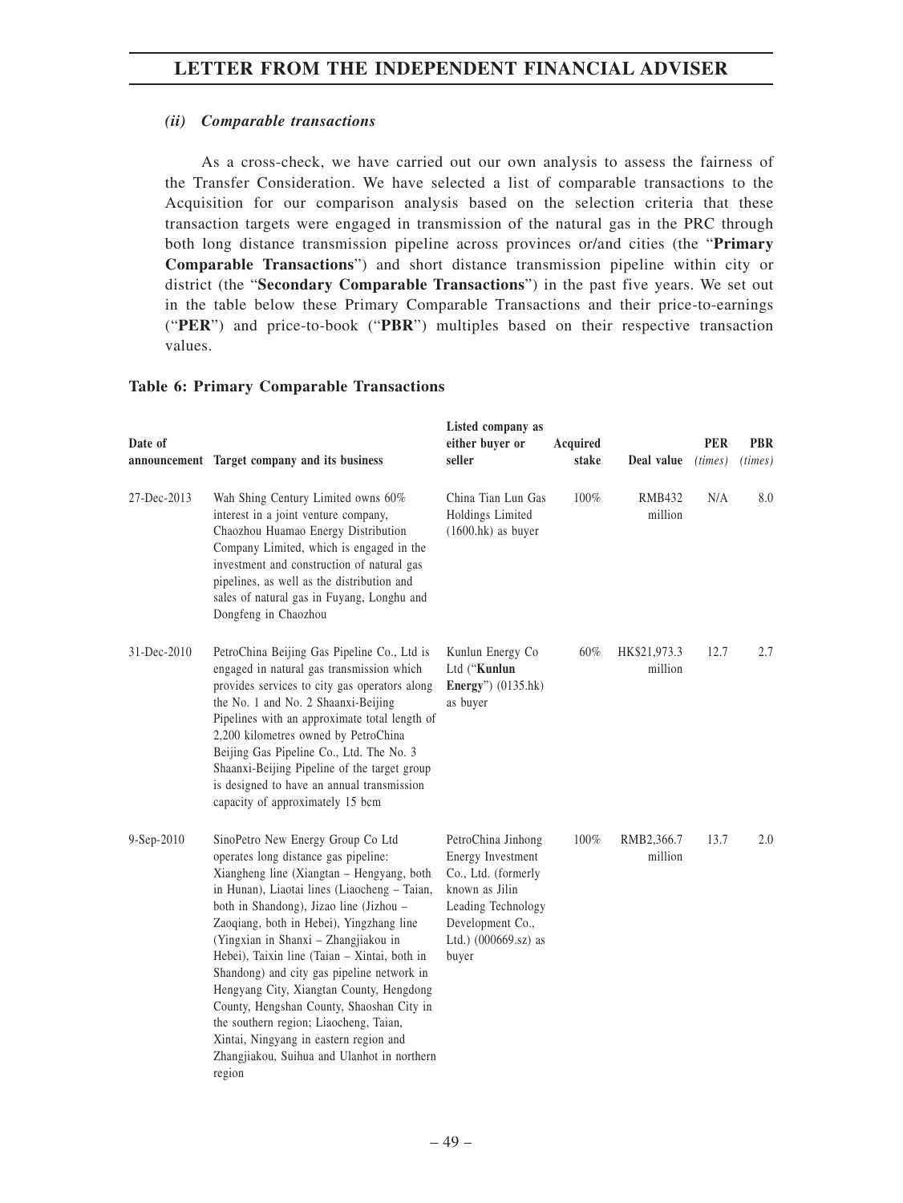#### *(ii) Comparable transactions*

As a cross-check, we have carried out our own analysis to assess the fairness of the Transfer Consideration. We have selected a list of comparable transactions to the Acquisition for our comparison analysis based on the selection criteria that these transaction targets were engaged in transmission of the natural gas in the PRC through both long distance transmission pipeline across provinces or/and cities (the "**Primary Comparable Transactions**") and short distance transmission pipeline within city or district (the "**Secondary Comparable Transactions**") in the past five years. We set out in the table below these Primary Comparable Transactions and their price-to-earnings ("**PER**") and price-to-book ("**PBR**") multiples based on their respective transaction values.

**Table 6: Primary Comparable Transactions**

| Date of announcement | Target company and its business | Listed company as either buyer or seller | Acquired stake | Deal value | PER *(times)* | PBR *(times)* |
|---|---|---|---|---|---|---|
| 27-Dec-2013 | Wah Shing Century Limited owns 60% interest in a joint venture company, Chaozhou Huamao Energy Distribution Company Limited, which is engaged in the investment and construction of natural gas pipelines, as well as the distribution and sales of natural gas in Fuyang, Longhu and Dongfeng in Chaozhou | China Tian Lun Gas Holdings Limited (1600.hk) as buyer | 100% | RMB432 million | N/A | 8.0 |
| 31-Dec-2010 | PetroChina Beijing Gas Pipeline Co., Ltd is engaged in natural gas transmission which provides services to city gas operators along the No. 1 and No. 2 Shaanxi-Beijing Pipelines with an approximate total length of 2,200 kilometres owned by PetroChina Beijing Gas Pipeline Co., Ltd. The No. 3 Shaanxi-Beijing Pipeline of the target group is designed to have an annual transmission capacity of approximately 15 bcm | Kunlun Energy Co Ltd ("**Kunlun Energy**") (0135.hk) as buyer | 60% | HK$21,973.3 million | 12.7 | 2.7 |
| 9-Sep-2010 | SinoPetro New Energy Group Co Ltd operates long distance gas pipeline: Xiangheng line (Xiangtan – Hengyang, both in Hunan), Liaotai lines (Liaocheng – Taian, both in Shandong), Jizao line (Jizhou – Zaoqiang, both in Hebei), Yingzhang line (Yingxian in Shanxi – Zhangjiakou in Hebei), Taixin line (Taian – Xintai, both in Shandong) and city gas pipeline network in Hengyang City, Xiangtan County, Hengdong County, Hengshan County, Shaoshan City in the southern region; Liaocheng, Taian, Xintai, Ningyang in eastern region and Zhangjiakou, Suihua and Ulanhot in northern region | PetroChina Jinhong Energy Investment Co., Ltd. (formerly known as Jilin Leading Technology Development Co., Ltd.) (000669.sz) as buyer | 100% | RMB2,366.7 million | 13.7 | 2.0 |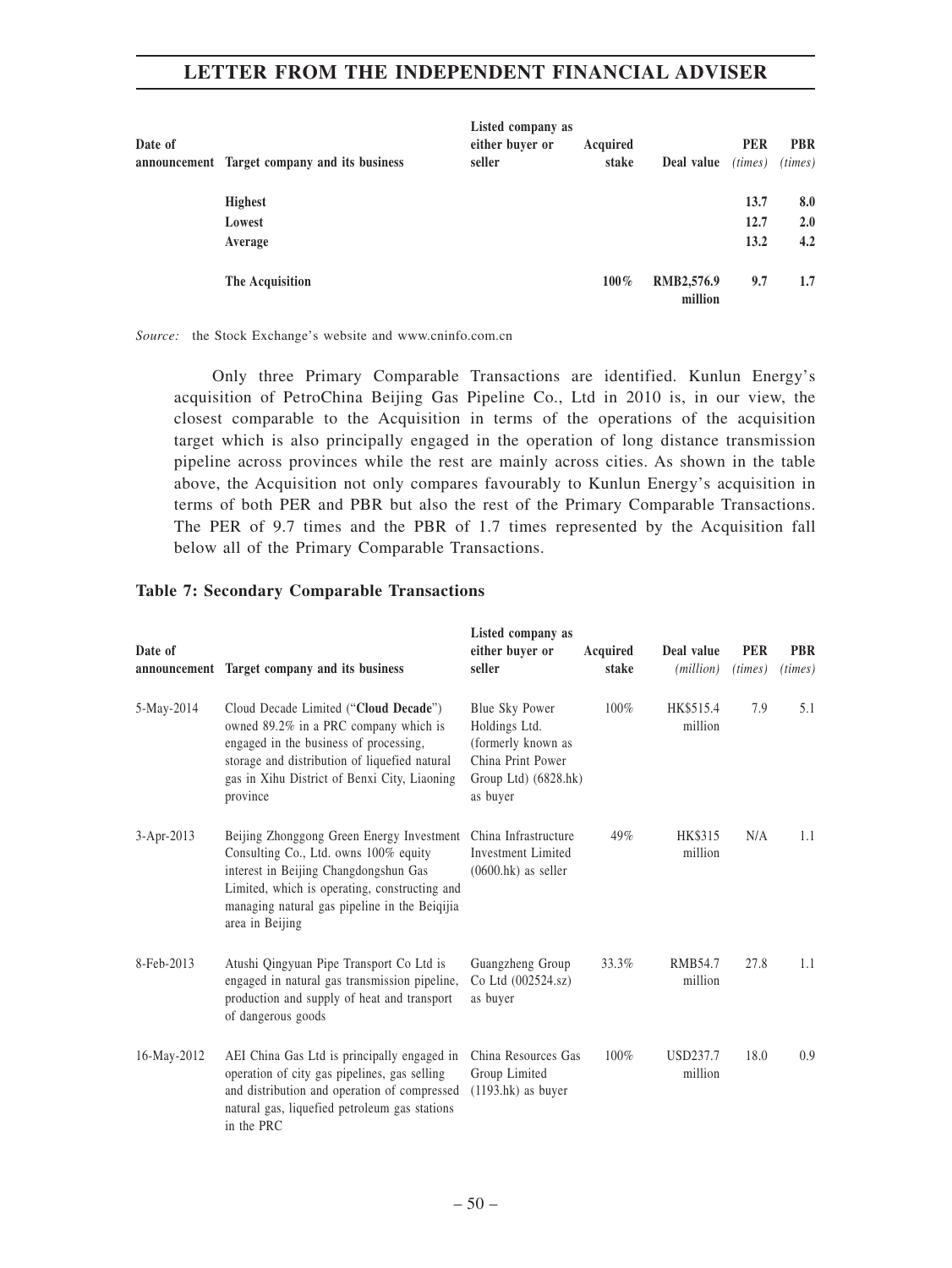| Date of announcement | Target company and its business | Listed company as either buyer or seller | Acquired stake | Deal value | PER *(times)* | PBR *(times)* |
|---|---|---|---|---|---|---|
| | **Highest** | | | | **13.7** | **8.0** |
| | **Lowest** | | | | **12.7** | **2.0** |
| | **Average** | | | | **13.2** | **4.2** |
| | **The Acquisition** | | **100%** | **RMB2,576.9 million** | **9.7** | **1.7** |

*Source:* the Stock Exchange's website and www.cninfo.com.cn

Only three Primary Comparable Transactions are identified. Kunlun Energy's acquisition of PetroChina Beijing Gas Pipeline Co., Ltd in 2010 is, in our view, the closest comparable to the Acquisition in terms of the operations of the acquisition target which is also principally engaged in the operation of long distance transmission pipeline across provinces while the rest are mainly across cities. As shown in the table above, the Acquisition not only compares favourably to Kunlun Energy's acquisition in terms of both PER and PBR but also the rest of the Primary Comparable Transactions. The PER of 9.7 times and the PBR of 1.7 times represented by the Acquisition fall below all of the Primary Comparable Transactions.

**Table 7: Secondary Comparable Transactions**

| Date of announcement | Target company and its business | Listed company as either buyer or seller | Acquired stake | Deal value *(million)* | PER *(times)* | PBR *(times)* |
|---|---|---|---|---|---|---|
| 5-May-2014 | Cloud Decade Limited ("**Cloud Decade**") owned 89.2% in a PRC company which is engaged in the business of processing, storage and distribution of liquefied natural gas in Xihu District of Benxi City, Liaoning province | Blue Sky Power Holdings Ltd. (formerly known as China Print Power Group Ltd) (6828.hk) as buyer | 100% | HK$515.4 million | 7.9 | 5.1 |
| 3-Apr-2013 | Beijing Zhonggong Green Energy Investment Consulting Co., Ltd. owns 100% equity interest in Beijing Changdongshun Gas Limited, which is operating, constructing and managing natural gas pipeline in the Beiqijia area in Beijing | China Infrastructure Investment Limited (0600.hk) as seller | 49% | HK$315 million | N/A | 1.1 |
| 8-Feb-2013 | Atushi Qingyuan Pipe Transport Co Ltd is engaged in natural gas transmission pipeline, production and supply of heat and transport of dangerous goods | Guangzheng Group Co Ltd (002524.sz) as buyer | 33.3% | RMB54.7 million | 27.8 | 1.1 |
| 16-May-2012 | AEI China Gas Ltd is principally engaged in operation of city gas pipelines, gas selling and distribution and operation of compressed natural gas, liquefied petroleum gas stations in the PRC | China Resources Gas Group Limited (1193.hk) as buyer | 100% | USD237.7 million | 18.0 | 0.9 |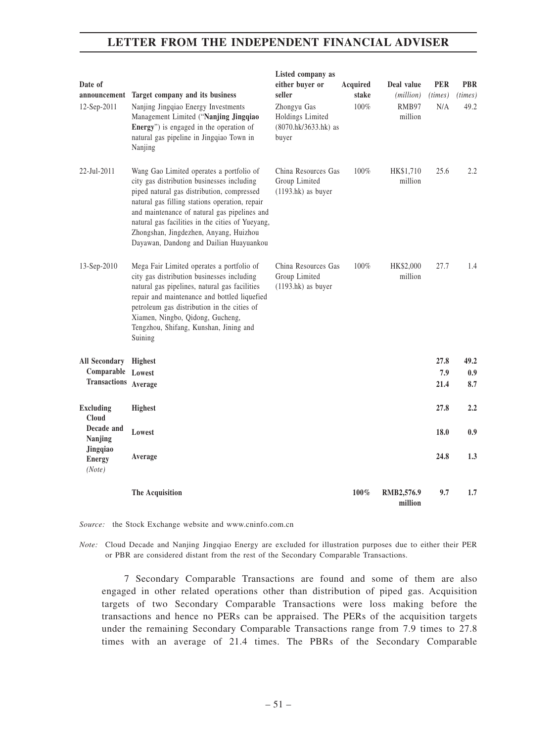| Date of announcement | Target company and its business | Listed company as either buyer or seller | Acquired stake | Deal value *(million)* | PER *(times)* | PBR *(times)* |
|---|---|---|---|---|---|---|
| 12-Sep-2011 | Nanjing Jingqiao Energy Investments Management Limited ("**Nanjing Jingqiao Energy**") is engaged in the operation of natural gas pipeline in Jingqiao Town in Nanjing | Zhongyu Gas Holdings Limited (8070.hk/3633.hk) as buyer | 100% | RMB97 million | N/A | 49.2 |
| 22-Jul-2011 | Wang Gao Limited operates a portfolio of city gas distribution businesses including piped natural gas distribution, compressed natural gas filling stations operation, repair and maintenance of natural gas pipelines and natural gas facilities in the cities of Yueyang, Zhongshan, Jingdezhen, Anyang, Huizhou Dayawan, Dandong and Dailian Huayuankou | China Resources Gas Group Limited (1193.hk) as buyer | 100% | HK$1,710 million | 25.6 | 2.2 |
| 13-Sep-2010 | Mega Fair Limited operates a portfolio of city gas distribution businesses including natural gas pipelines, natural gas facilities repair and maintenance and bottled liquefied petroleum gas distribution in the cities of Xiamen, Ningbo, Qidong, Gucheng, Tengzhou, Shifang, Kunshan, Jining and Suining | China Resources Gas Group Limited (1193.hk) as buyer | 100% | HK$2,000 million | 27.7 | 1.4 |
| **All Secondary Comparable Transactions** | **Highest** | | | | **27.8** | **49.2** |
| | **Lowest** | | | | **7.9** | **0.9** |
| | **Average** | | | | **21.4** | **8.7** |
| **Excluding Cloud Decade and Nanjing Jingqiao Energy** *(Note)* | **Highest** | | | | **27.8** | **2.2** |
| | **Lowest** | | | | **18.0** | **0.9** |
| | **Average** | | | | **24.8** | **1.3** |
| | **The Acquisition** | | **100%** | **RMB2,576.9 million** | **9.7** | **1.7** |

*Source:* the Stock Exchange website and www.cninfo.com.cn

*Note:* Cloud Decade and Nanjing Jingqiao Energy are excluded for illustration purposes due to either their PER or PBR are considered distant from the rest of the Secondary Comparable Transactions.

7 Secondary Comparable Transactions are found and some of them are also engaged in other related operations other than distribution of piped gas. Acquisition targets of two Secondary Comparable Transactions were loss making before the transactions and hence no PERs can be appraised. The PERs of the acquisition targets under the remaining Secondary Comparable Transactions range from 7.9 times to 27.8 times with an average of 21.4 times. The PBRs of the Secondary Comparable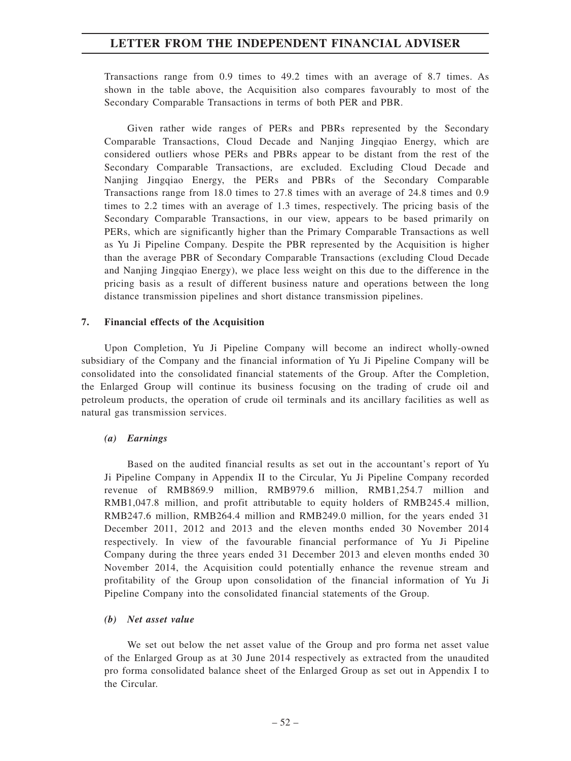Transactions range from 0.9 times to 49.2 times with an average of 8.7 times. As shown in the table above, the Acquisition also compares favourably to most of the Secondary Comparable Transactions in terms of both PER and PBR.

Given rather wide ranges of PERs and PBRs represented by the Secondary Comparable Transactions, Cloud Decade and Nanjing Jingqiao Energy, which are considered outliers whose PERs and PBRs appear to be distant from the rest of the Secondary Comparable Transactions, are excluded. Excluding Cloud Decade and Nanjing Jingqiao Energy, the PERs and PBRs of the Secondary Comparable Transactions range from 18.0 times to 27.8 times with an average of 24.8 times and 0.9 times to 2.2 times with an average of 1.3 times, respectively. The pricing basis of the Secondary Comparable Transactions, in our view, appears to be based primarily on PERs, which are significantly higher than the Primary Comparable Transactions as well as Yu Ji Pipeline Company. Despite the PBR represented by the Acquisition is higher than the average PBR of Secondary Comparable Transactions (excluding Cloud Decade and Nanjing Jingqiao Energy), we place less weight on this due to the difference in the pricing basis as a result of different business nature and operations between the long distance transmission pipelines and short distance transmission pipelines.

## 7. Financial effects of the Acquisition

Upon Completion, Yu Ji Pipeline Company will become an indirect wholly-owned subsidiary of the Company and the financial information of Yu Ji Pipeline Company will be consolidated into the consolidated financial statements of the Group. After the Completion, the Enlarged Group will continue its business focusing on the trading of crude oil and petroleum products, the operation of crude oil terminals and its ancillary facilities as well as natural gas transmission services.

### *(a) Earnings*

Based on the audited financial results as set out in the accountant's report of Yu Ji Pipeline Company in Appendix II to the Circular, Yu Ji Pipeline Company recorded revenue of RMB869.9 million, RMB979.6 million, RMB1,254.7 million and RMB1,047.8 million, and profit attributable to equity holders of RMB245.4 million, RMB247.6 million, RMB264.4 million and RMB249.0 million, for the years ended 31 December 2011, 2012 and 2013 and the eleven months ended 30 November 2014 respectively. In view of the favourable financial performance of Yu Ji Pipeline Company during the three years ended 31 December 2013 and eleven months ended 30 November 2014, the Acquisition could potentially enhance the revenue stream and profitability of the Group upon consolidation of the financial information of Yu Ji Pipeline Company into the consolidated financial statements of the Group.

### *(b) Net asset value*

We set out below the net asset value of the Group and pro forma net asset value of the Enlarged Group as at 30 June 2014 respectively as extracted from the unaudited pro forma consolidated balance sheet of the Enlarged Group as set out in Appendix I to the Circular.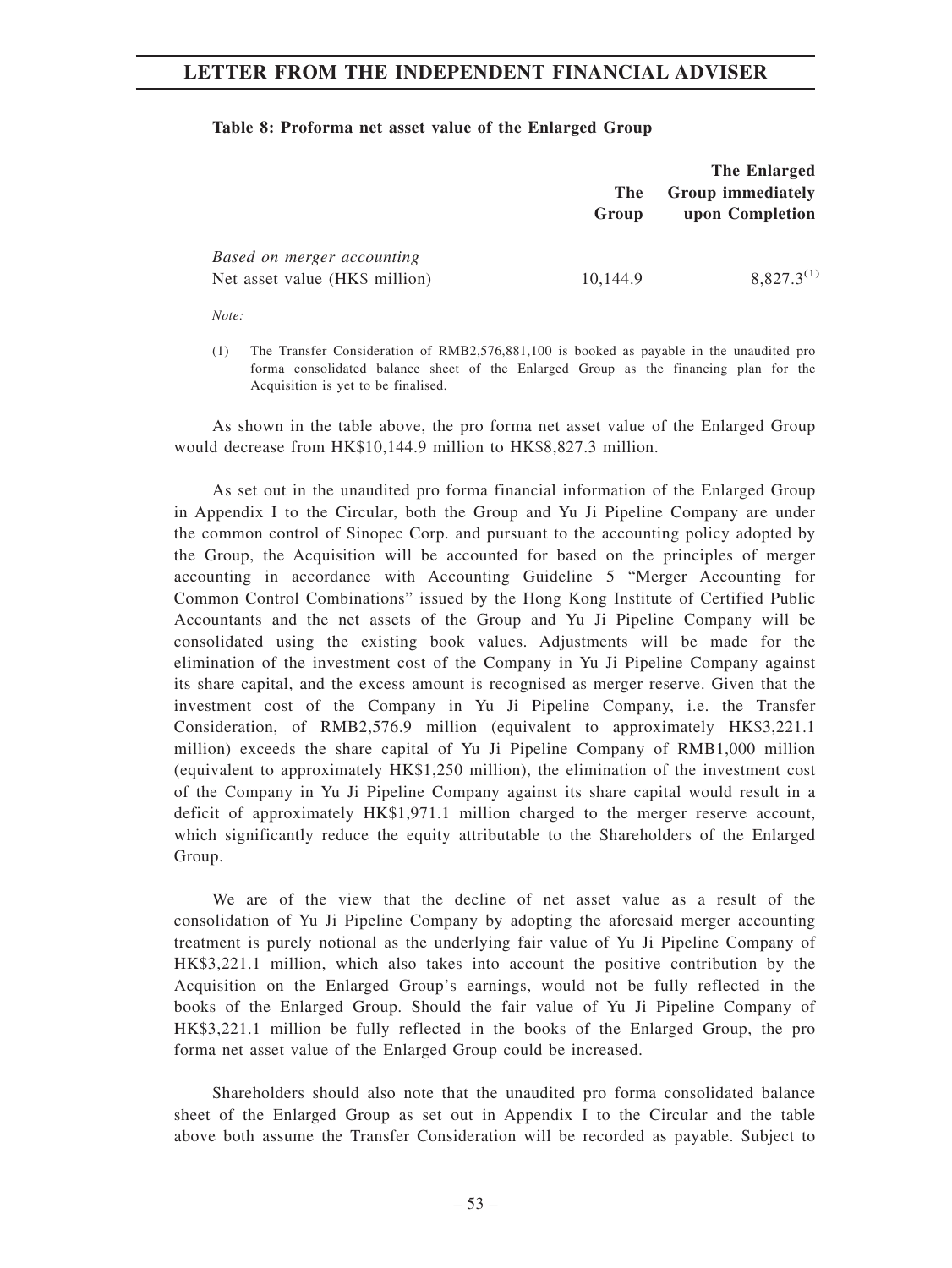**Table 8: Proforma net asset value of the Enlarged Group**

| | The Group | The Enlarged Group immediately upon Completion |
|---|---|---|
| *Based on merger accounting* | | |
| Net asset value (HK$ million) | 10,144.9 | 8,827.3[(1)] |

*Note:*

(1) The Transfer Consideration of RMB2,576,881,100 is booked as payable in the unaudited pro forma consolidated balance sheet of the Enlarged Group as the financing plan for the Acquisition is yet to be finalised.

As shown in the table above, the pro forma net asset value of the Enlarged Group would decrease from HK$10,144.9 million to HK$8,827.3 million.

As set out in the unaudited pro forma financial information of the Enlarged Group in Appendix I to the Circular, both the Group and Yu Ji Pipeline Company are under the common control of Sinopec Corp. and pursuant to the accounting policy adopted by the Group, the Acquisition will be accounted for based on the principles of merger accounting in accordance with Accounting Guideline 5 "Merger Accounting for Common Control Combinations" issued by the Hong Kong Institute of Certified Public Accountants and the net assets of the Group and Yu Ji Pipeline Company will be consolidated using the existing book values. Adjustments will be made for the elimination of the investment cost of the Company in Yu Ji Pipeline Company against its share capital, and the excess amount is recognised as merger reserve. Given that the investment cost of the Company in Yu Ji Pipeline Company, i.e. the Transfer Consideration, of RMB2,576.9 million (equivalent to approximately HK$3,221.1 million) exceeds the share capital of Yu Ji Pipeline Company of RMB1,000 million (equivalent to approximately HK$1,250 million), the elimination of the investment cost of the Company in Yu Ji Pipeline Company against its share capital would result in a deficit of approximately HK$1,971.1 million charged to the merger reserve account, which significantly reduce the equity attributable to the Shareholders of the Enlarged Group.

We are of the view that the decline of net asset value as a result of the consolidation of Yu Ji Pipeline Company by adopting the aforesaid merger accounting treatment is purely notional as the underlying fair value of Yu Ji Pipeline Company of HK$3,221.1 million, which also takes into account the positive contribution by the Acquisition on the Enlarged Group's earnings, would not be fully reflected in the books of the Enlarged Group. Should the fair value of Yu Ji Pipeline Company of HK$3,221.1 million be fully reflected in the books of the Enlarged Group, the pro forma net asset value of the Enlarged Group could be increased.

Shareholders should also note that the unaudited pro forma consolidated balance sheet of the Enlarged Group as set out in Appendix I to the Circular and the table above both assume the Transfer Consideration will be recorded as payable. Subject to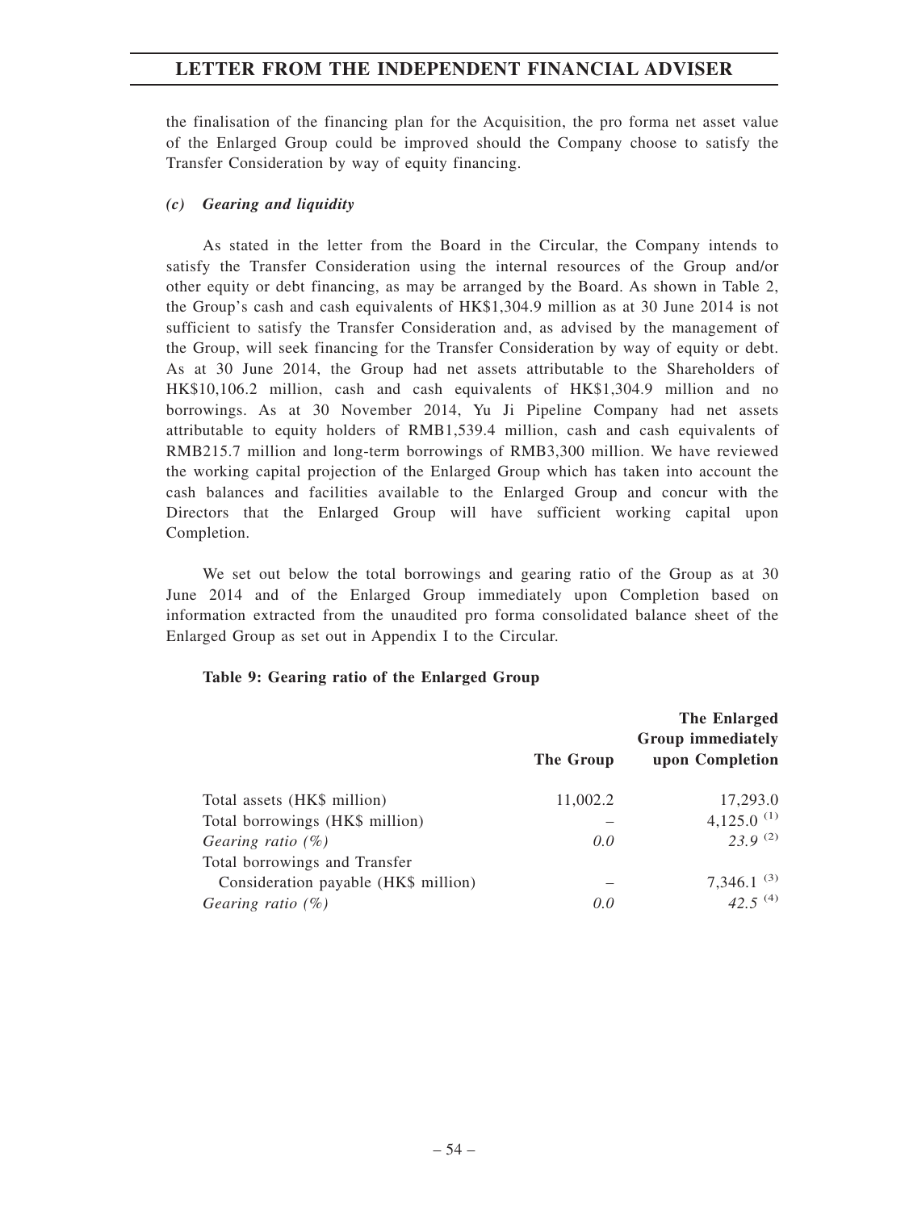the finalisation of the financing plan for the Acquisition, the pro forma net asset value of the Enlarged Group could be improved should the Company choose to satisfy the Transfer Consideration by way of equity financing.

### *(c) Gearing and liquidity*

As stated in the letter from the Board in the Circular, the Company intends to satisfy the Transfer Consideration using the internal resources of the Group and/or other equity or debt financing, as may be arranged by the Board. As shown in Table 2, the Group's cash and cash equivalents of HK$1,304.9 million as at 30 June 2014 is not sufficient to satisfy the Transfer Consideration and, as advised by the management of the Group, will seek financing for the Transfer Consideration by way of equity or debt. As at 30 June 2014, the Group had net assets attributable to the Shareholders of HK$10,106.2 million, cash and cash equivalents of HK$1,304.9 million and no borrowings. As at 30 November 2014, Yu Ji Pipeline Company had net assets attributable to equity holders of RMB1,539.4 million, cash and cash equivalents of RMB215.7 million and long-term borrowings of RMB3,300 million. We have reviewed the working capital projection of the Enlarged Group which has taken into account the cash balances and facilities available to the Enlarged Group and concur with the Directors that the Enlarged Group will have sufficient working capital upon Completion.

We set out below the total borrowings and gearing ratio of the Group as at 30 June 2014 and of the Enlarged Group immediately upon Completion based on information extracted from the unaudited pro forma consolidated balance sheet of the Enlarged Group as set out in Appendix I to the Circular.

**Table 9: Gearing ratio of the Enlarged Group**

| | The Group | The Enlarged Group immediately upon Completion |
|---|---|---|
| Total assets (HK$ million) | 11,002.2 | 17,293.0 |
| Total borrowings (HK$ million) | – | 4,125.0 (1) |
| *Gearing ratio (%)* | *0.0* | *23.9* (2) |
| Total borrowings and Transfer Consideration payable (HK$ million) | – | 7,346.1 (3) |
| *Gearing ratio (%)* | *0.0* | *42.5* (4) |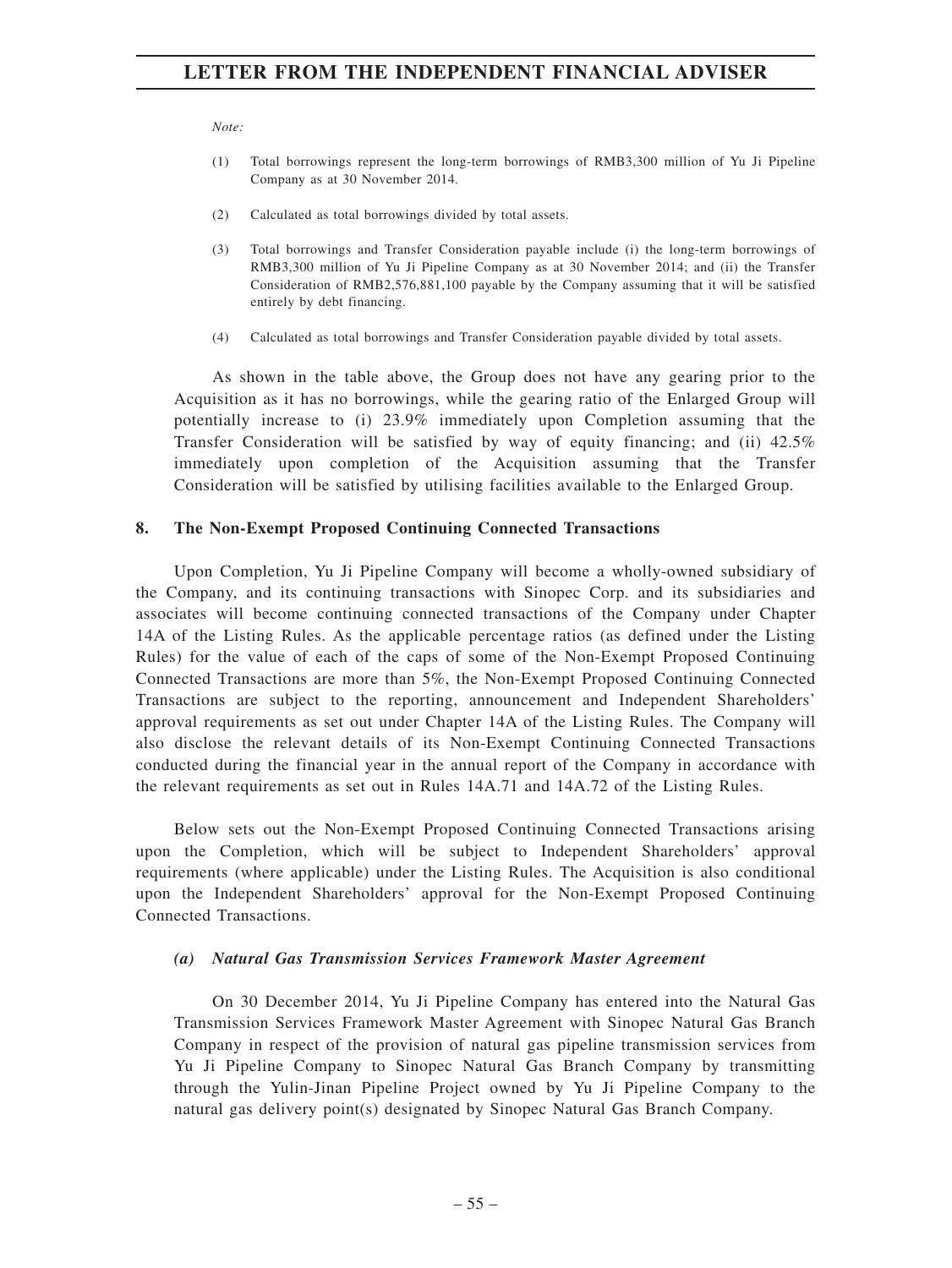*Note:*

(1) Total borrowings represent the long-term borrowings of RMB3,300 million of Yu Ji Pipeline Company as at 30 November 2014.

(2) Calculated as total borrowings divided by total assets.

(3) Total borrowings and Transfer Consideration payable include (i) the long-term borrowings of RMB3,300 million of Yu Ji Pipeline Company as at 30 November 2014; and (ii) the Transfer Consideration of RMB2,576,881,100 payable by the Company assuming that it will be satisfied entirely by debt financing.

(4) Calculated as total borrowings and Transfer Consideration payable divided by total assets.

As shown in the table above, the Group does not have any gearing prior to the Acquisition as it has no borrowings, while the gearing ratio of the Enlarged Group will potentially increase to (i) 23.9% immediately upon Completion assuming that the Transfer Consideration will be satisfied by way of equity financing; and (ii) 42.5% immediately upon completion of the Acquisition assuming that the Transfer Consideration will be satisfied by utilising facilities available to the Enlarged Group.

## 8. The Non-Exempt Proposed Continuing Connected Transactions

Upon Completion, Yu Ji Pipeline Company will become a wholly-owned subsidiary of the Company, and its continuing transactions with Sinopec Corp. and its subsidiaries and associates will become continuing connected transactions of the Company under Chapter 14A of the Listing Rules. As the applicable percentage ratios (as defined under the Listing Rules) for the value of each of the caps of some of the Non-Exempt Proposed Continuing Connected Transactions are more than 5%, the Non-Exempt Proposed Continuing Connected Transactions are subject to the reporting, announcement and Independent Shareholders' approval requirements as set out under Chapter 14A of the Listing Rules. The Company will also disclose the relevant details of its Non-Exempt Continuing Connected Transactions conducted during the financial year in the annual report of the Company in accordance with the relevant requirements as set out in Rules 14A.71 and 14A.72 of the Listing Rules.

Below sets out the Non-Exempt Proposed Continuing Connected Transactions arising upon the Completion, which will be subject to Independent Shareholders' approval requirements (where applicable) under the Listing Rules. The Acquisition is also conditional upon the Independent Shareholders' approval for the Non-Exempt Proposed Continuing Connected Transactions.

### *(a) Natural Gas Transmission Services Framework Master Agreement*

On 30 December 2014, Yu Ji Pipeline Company has entered into the Natural Gas Transmission Services Framework Master Agreement with Sinopec Natural Gas Branch Company in respect of the provision of natural gas pipeline transmission services from Yu Ji Pipeline Company to Sinopec Natural Gas Branch Company by transmitting through the Yulin-Jinan Pipeline Project owned by Yu Ji Pipeline Company to the natural gas delivery point(s) designated by Sinopec Natural Gas Branch Company.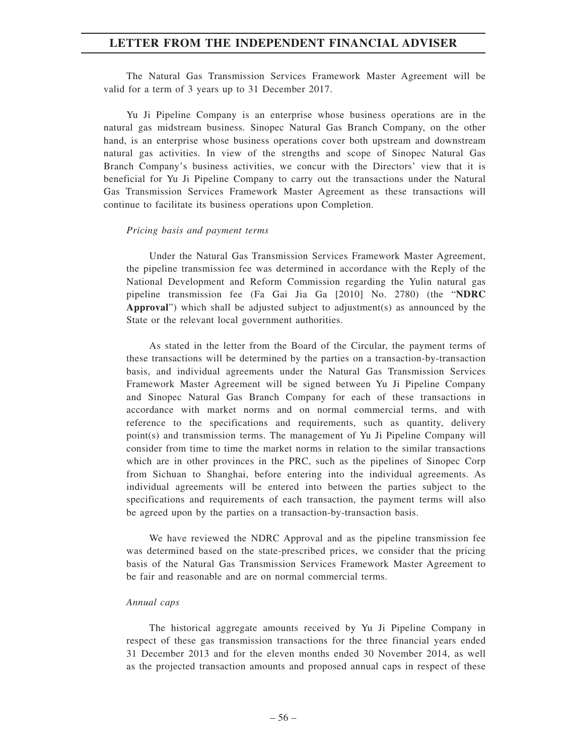The Natural Gas Transmission Services Framework Master Agreement will be valid for a term of 3 years up to 31 December 2017.

Yu Ji Pipeline Company is an enterprise whose business operations are in the natural gas midstream business. Sinopec Natural Gas Branch Company, on the other hand, is an enterprise whose business operations cover both upstream and downstream natural gas activities. In view of the strengths and scope of Sinopec Natural Gas Branch Company's business activities, we concur with the Directors' view that it is beneficial for Yu Ji Pipeline Company to carry out the transactions under the Natural Gas Transmission Services Framework Master Agreement as these transactions will continue to facilitate its business operations upon Completion.

*Pricing basis and payment terms*

Under the Natural Gas Transmission Services Framework Master Agreement, the pipeline transmission fee was determined in accordance with the Reply of the National Development and Reform Commission regarding the Yulin natural gas pipeline transmission fee (Fa Gai Jia Ga [2010] No. 2780) (the "**NDRC Approval**") which shall be adjusted subject to adjustment(s) as announced by the State or the relevant local government authorities.

As stated in the letter from the Board of the Circular, the payment terms of these transactions will be determined by the parties on a transaction-by-transaction basis, and individual agreements under the Natural Gas Transmission Services Framework Master Agreement will be signed between Yu Ji Pipeline Company and Sinopec Natural Gas Branch Company for each of these transactions in accordance with market norms and on normal commercial terms, and with reference to the specifications and requirements, such as quantity, delivery point(s) and transmission terms. The management of Yu Ji Pipeline Company will consider from time to time the market norms in relation to the similar transactions which are in other provinces in the PRC, such as the pipelines of Sinopec Corp from Sichuan to Shanghai, before entering into the individual agreements. As individual agreements will be entered into between the parties subject to the specifications and requirements of each transaction, the payment terms will also be agreed upon by the parties on a transaction-by-transaction basis.

We have reviewed the NDRC Approval and as the pipeline transmission fee was determined based on the state-prescribed prices, we consider that the pricing basis of the Natural Gas Transmission Services Framework Master Agreement to be fair and reasonable and are on normal commercial terms.

*Annual caps*

The historical aggregate amounts received by Yu Ji Pipeline Company in respect of these gas transmission transactions for the three financial years ended 31 December 2013 and for the eleven months ended 30 November 2014, as well as the projected transaction amounts and proposed annual caps in respect of these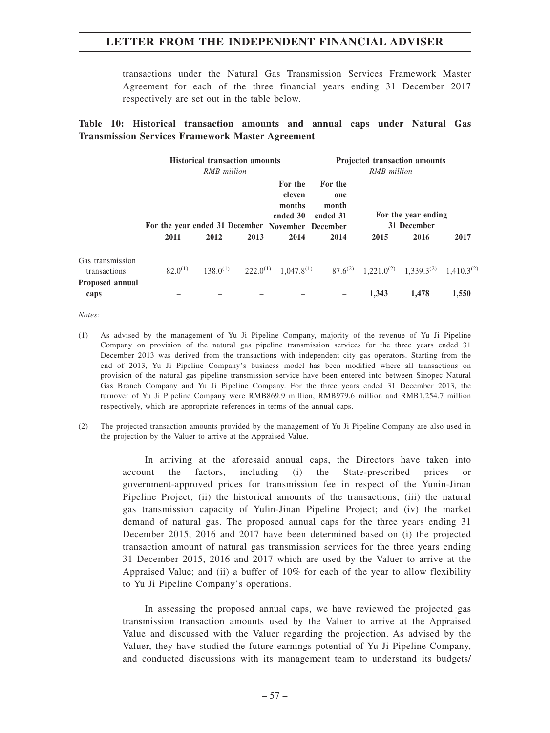transactions under the Natural Gas Transmission Services Framework Master Agreement for each of the three financial years ending 31 December 2017 respectively are set out in the table below.

**Table 10: Historical transaction amounts and annual caps under Natural Gas Transmission Services Framework Master Agreement**

| | Historical transaction amounts *RMB million* | | | | | Projected transaction amounts *RMB million* | | |
|---|---|---|---|---|---|---|---|---|
| | For the year ended 31 December | | | For the eleven months ended 30 November | For the one month ended 31 December | For the year ending 31 December | | |
| | 2011 | 2012 | 2013 | 2014 | 2014 | 2015 | 2016 | 2017 |
| Gas transmission transactions | 82.0[(1)] | 138.0[(1)] | 222.0[(1)] | 1,047.8[(1)] | 87.6[(2)] | 1,221.0[(2)] | 1,339.3[(2)] | 1,410.3[(2)] |
| **Proposed annual caps** | – | – | – | – | – | **1,343** | **1,478** | **1,550** |

*Notes:*

(1) As advised by the management of Yu Ji Pipeline Company, majority of the revenue of Yu Ji Pipeline Company on provision of the natural gas pipeline transmission services for the three years ended 31 December 2013 was derived from the transactions with independent city gas operators. Starting from the end of 2013, Yu Ji Pipeline Company's business model has been modified where all transactions on provision of the natural gas pipeline transmission service have been entered into between Sinopec Natural Gas Branch Company and Yu Ji Pipeline Company. For the three years ended 31 December 2013, the turnover of Yu Ji Pipeline Company were RMB869.9 million, RMB979.6 million and RMB1,254.7 million respectively, which are appropriate references in terms of the annual caps.

(2) The projected transaction amounts provided by the management of Yu Ji Pipeline Company are also used in the projection by the Valuer to arrive at the Appraised Value.

In arriving at the aforesaid annual caps, the Directors have taken into account the factors, including (i) the State-prescribed prices or government-approved prices for transmission fee in respect of the Yunin-Jinan Pipeline Project; (ii) the historical amounts of the transactions; (iii) the natural gas transmission capacity of Yulin-Jinan Pipeline Project; and (iv) the market demand of natural gas. The proposed annual caps for the three years ending 31 December 2015, 2016 and 2017 have been determined based on (i) the projected transaction amount of natural gas transmission services for the three years ending 31 December 2015, 2016 and 2017 which are used by the Valuer to arrive at the Appraised Value; and (ii) a buffer of 10% for each of the year to allow flexibility to Yu Ji Pipeline Company's operations.

In assessing the proposed annual caps, we have reviewed the projected gas transmission transaction amounts used by the Valuer to arrive at the Appraised Value and discussed with the Valuer regarding the projection. As advised by the Valuer, they have studied the future earnings potential of Yu Ji Pipeline Company, and conducted discussions with its management team to understand its budgets/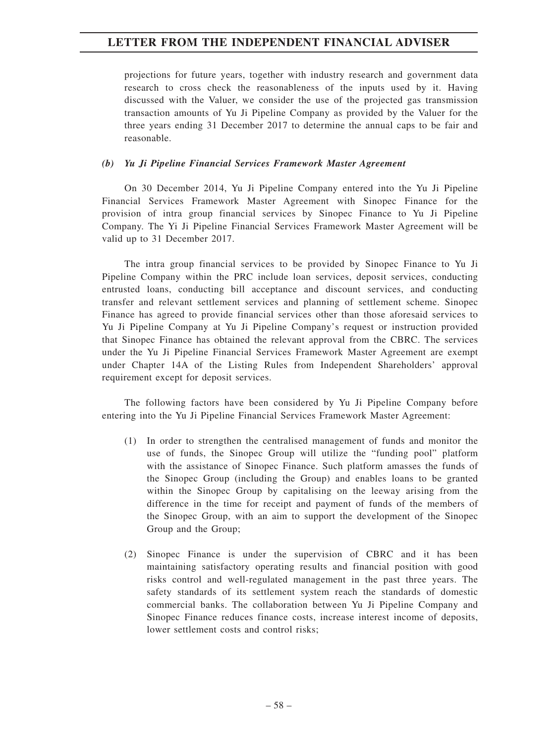projections for future years, together with industry research and government data research to cross check the reasonableness of the inputs used by it. Having discussed with the Valuer, we consider the use of the projected gas transmission transaction amounts of Yu Ji Pipeline Company as provided by the Valuer for the three years ending 31 December 2017 to determine the annual caps to be fair and reasonable.

*(b) Yu Ji Pipeline Financial Services Framework Master Agreement*

On 30 December 2014, Yu Ji Pipeline Company entered into the Yu Ji Pipeline Financial Services Framework Master Agreement with Sinopec Finance for the provision of intra group financial services by Sinopec Finance to Yu Ji Pipeline Company. The Yi Ji Pipeline Financial Services Framework Master Agreement will be valid up to 31 December 2017.

The intra group financial services to be provided by Sinopec Finance to Yu Ji Pipeline Company within the PRC include loan services, deposit services, conducting entrusted loans, conducting bill acceptance and discount services, and conducting transfer and relevant settlement services and planning of settlement scheme. Sinopec Finance has agreed to provide financial services other than those aforesaid services to Yu Ji Pipeline Company at Yu Ji Pipeline Company's request or instruction provided that Sinopec Finance has obtained the relevant approval from the CBRC. The services under the Yu Ji Pipeline Financial Services Framework Master Agreement are exempt under Chapter 14A of the Listing Rules from Independent Shareholders' approval requirement except for deposit services.

The following factors have been considered by Yu Ji Pipeline Company before entering into the Yu Ji Pipeline Financial Services Framework Master Agreement:

(1) In order to strengthen the centralised management of funds and monitor the use of funds, the Sinopec Group will utilize the "funding pool" platform with the assistance of Sinopec Finance. Such platform amasses the funds of the Sinopec Group (including the Group) and enables loans to be granted within the Sinopec Group by capitalising on the leeway arising from the difference in the time for receipt and payment of funds of the members of the Sinopec Group, with an aim to support the development of the Sinopec Group and the Group;

(2) Sinopec Finance is under the supervision of CBRC and it has been maintaining satisfactory operating results and financial position with good risks control and well-regulated management in the past three years. The safety standards of its settlement system reach the standards of domestic commercial banks. The collaboration between Yu Ji Pipeline Company and Sinopec Finance reduces finance costs, increase interest income of deposits, lower settlement costs and control risks;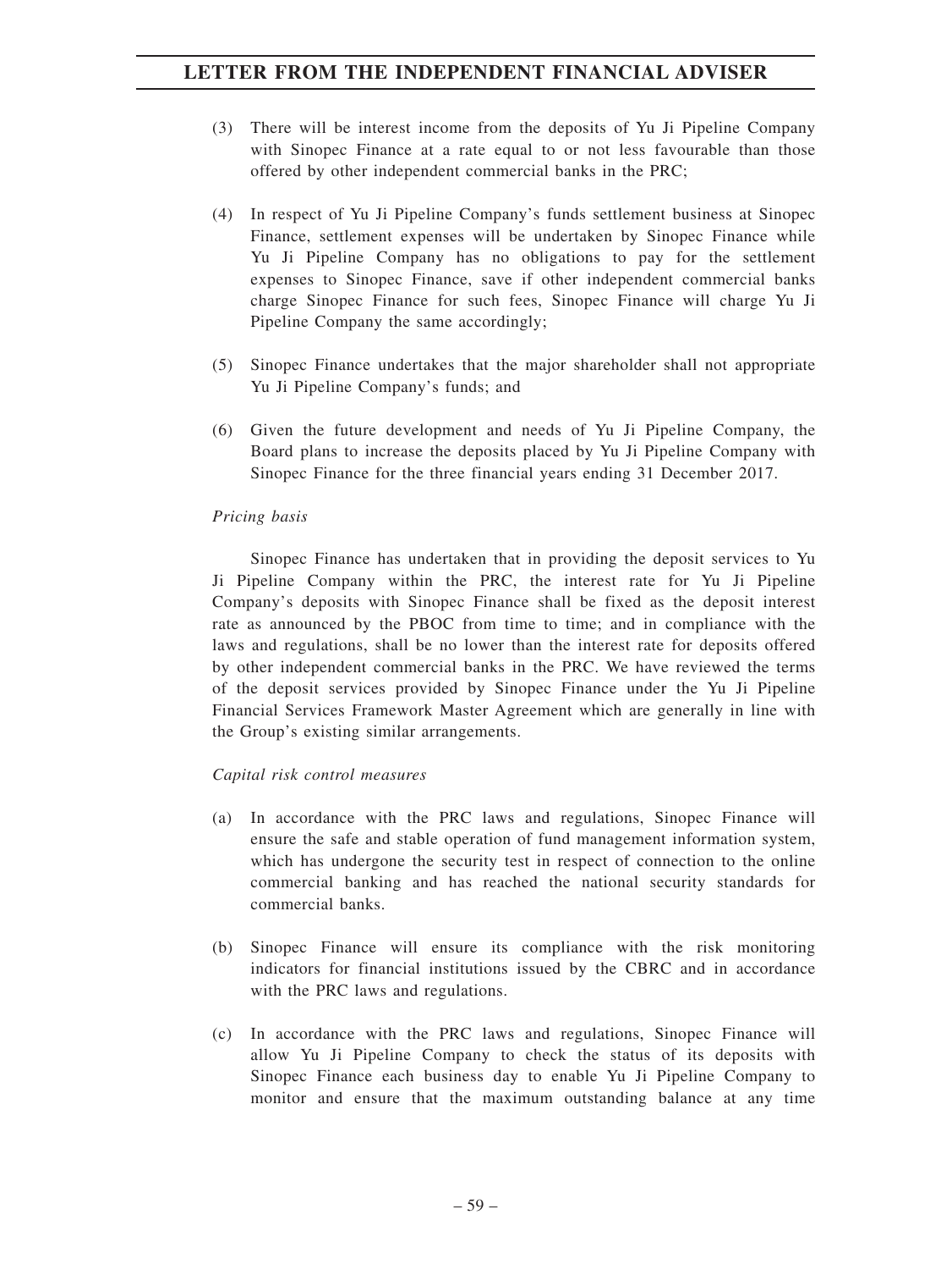(3) There will be interest income from the deposits of Yu Ji Pipeline Company with Sinopec Finance at a rate equal to or not less favourable than those offered by other independent commercial banks in the PRC;

(4) In respect of Yu Ji Pipeline Company's funds settlement business at Sinopec Finance, settlement expenses will be undertaken by Sinopec Finance while Yu Ji Pipeline Company has no obligations to pay for the settlement expenses to Sinopec Finance, save if other independent commercial banks charge Sinopec Finance for such fees, Sinopec Finance will charge Yu Ji Pipeline Company the same accordingly;

(5) Sinopec Finance undertakes that the major shareholder shall not appropriate Yu Ji Pipeline Company's funds; and

(6) Given the future development and needs of Yu Ji Pipeline Company, the Board plans to increase the deposits placed by Yu Ji Pipeline Company with Sinopec Finance for the three financial years ending 31 December 2017.

*Pricing basis*

Sinopec Finance has undertaken that in providing the deposit services to Yu Ji Pipeline Company within the PRC, the interest rate for Yu Ji Pipeline Company's deposits with Sinopec Finance shall be fixed as the deposit interest rate as announced by the PBOC from time to time; and in compliance with the laws and regulations, shall be no lower than the interest rate for deposits offered by other independent commercial banks in the PRC. We have reviewed the terms of the deposit services provided by Sinopec Finance under the Yu Ji Pipeline Financial Services Framework Master Agreement which are generally in line with the Group's existing similar arrangements.

*Capital risk control measures*

(a) In accordance with the PRC laws and regulations, Sinopec Finance will ensure the safe and stable operation of fund management information system, which has undergone the security test in respect of connection to the online commercial banking and has reached the national security standards for commercial banks.

(b) Sinopec Finance will ensure its compliance with the risk monitoring indicators for financial institutions issued by the CBRC and in accordance with the PRC laws and regulations.

(c) In accordance with the PRC laws and regulations, Sinopec Finance will allow Yu Ji Pipeline Company to check the status of its deposits with Sinopec Finance each business day to enable Yu Ji Pipeline Company to monitor and ensure that the maximum outstanding balance at any time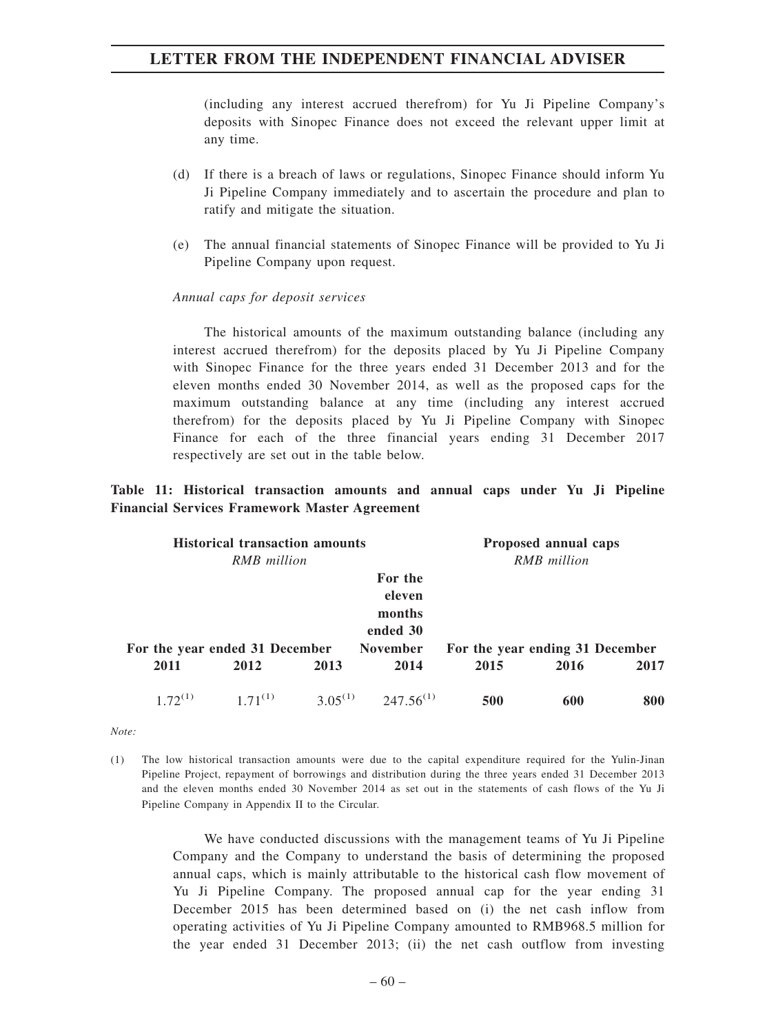(including any interest accrued therefrom) for Yu Ji Pipeline Company's deposits with Sinopec Finance does not exceed the relevant upper limit at any time.

(d) If there is a breach of laws or regulations, Sinopec Finance should inform Yu Ji Pipeline Company immediately and to ascertain the procedure and plan to ratify and mitigate the situation.

(e) The annual financial statements of Sinopec Finance will be provided to Yu Ji Pipeline Company upon request.

*Annual caps for deposit services*

The historical amounts of the maximum outstanding balance (including any interest accrued therefrom) for the deposits placed by Yu Ji Pipeline Company with Sinopec Finance for the three years ended 31 December 2013 and for the eleven months ended 30 November 2014, as well as the proposed caps for the maximum outstanding balance at any time (including any interest accrued therefrom) for the deposits placed by Yu Ji Pipeline Company with Sinopec Finance for each of the three financial years ending 31 December 2017 respectively are set out in the table below.

**Table 11: Historical transaction amounts and annual caps under Yu Ji Pipeline Financial Services Framework Master Agreement**

| **Historical transaction amounts** *RMB million* | | | | **Proposed annual caps** *RMB million* | | |
|---|---|---|---|---|---|---|
| **For the year ended 31 December** | | | **For the eleven months ended 30 November** | **For the year ending 31 December** | | |
| **2011** | **2012** | **2013** | **2014** | **2015** | **2016** | **2017** |
| 1.72[(1)] | 1.71[(1)] | 3.05[(1)] | 247.56[(1)] | **500** | **600** | **800** |

*Note:*

(1) The low historical transaction amounts were due to the capital expenditure required for the Yulin-Jinan Pipeline Project, repayment of borrowings and distribution during the three years ended 31 December 2013 and the eleven months ended 30 November 2014 as set out in the statements of cash flows of the Yu Ji Pipeline Company in Appendix II to the Circular.

We have conducted discussions with the management teams of Yu Ji Pipeline Company and the Company to understand the basis of determining the proposed annual caps, which is mainly attributable to the historical cash flow movement of Yu Ji Pipeline Company. The proposed annual cap for the year ending 31 December 2015 has been determined based on (i) the net cash inflow from operating activities of Yu Ji Pipeline Company amounted to RMB968.5 million for the year ended 31 December 2013; (ii) the net cash outflow from investing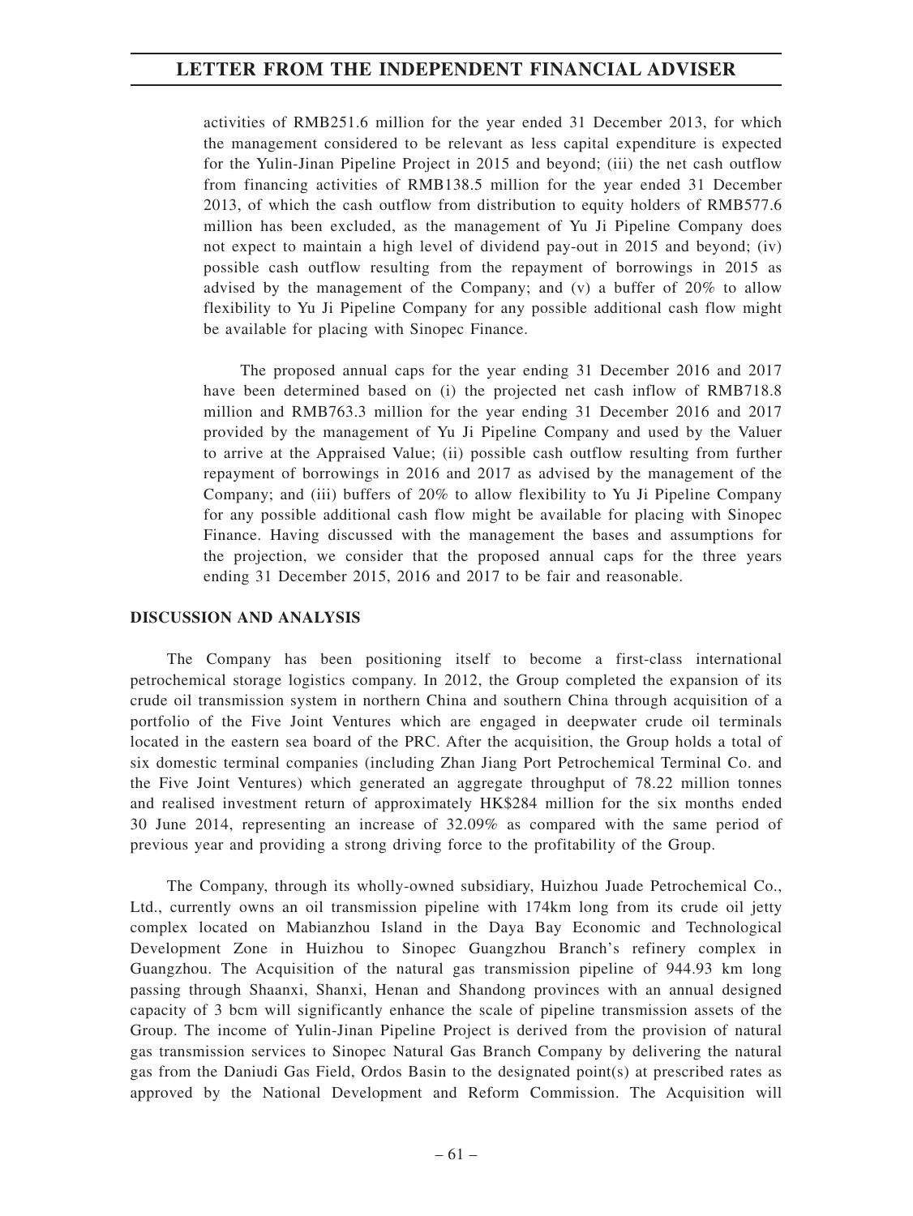activities of RMB251.6 million for the year ended 31 December 2013, for which the management considered to be relevant as less capital expenditure is expected for the Yulin-Jinan Pipeline Project in 2015 and beyond; (iii) the net cash outflow from financing activities of RMB138.5 million for the year ended 31 December 2013, of which the cash outflow from distribution to equity holders of RMB577.6 million has been excluded, as the management of Yu Ji Pipeline Company does not expect to maintain a high level of dividend pay-out in 2015 and beyond; (iv) possible cash outflow resulting from the repayment of borrowings in 2015 as advised by the management of the Company; and (v) a buffer of 20% to allow flexibility to Yu Ji Pipeline Company for any possible additional cash flow might be available for placing with Sinopec Finance.

The proposed annual caps for the year ending 31 December 2016 and 2017 have been determined based on (i) the projected net cash inflow of RMB718.8 million and RMB763.3 million for the year ending 31 December 2016 and 2017 provided by the management of Yu Ji Pipeline Company and used by the Valuer to arrive at the Appraised Value; (ii) possible cash outflow resulting from further repayment of borrowings in 2016 and 2017 as advised by the management of the Company; and (iii) buffers of 20% to allow flexibility to Yu Ji Pipeline Company for any possible additional cash flow might be available for placing with Sinopec Finance. Having discussed with the management the bases and assumptions for the projection, we consider that the proposed annual caps for the three years ending 31 December 2015, 2016 and 2017 to be fair and reasonable.

## DISCUSSION AND ANALYSIS

The Company has been positioning itself to become a first-class international petrochemical storage logistics company. In 2012, the Group completed the expansion of its crude oil transmission system in northern China and southern China through acquisition of a portfolio of the Five Joint Ventures which are engaged in deepwater crude oil terminals located in the eastern sea board of the PRC. After the acquisition, the Group holds a total of six domestic terminal companies (including Zhan Jiang Port Petrochemical Terminal Co. and the Five Joint Ventures) which generated an aggregate throughput of 78.22 million tonnes and realised investment return of approximately HK$284 million for the six months ended 30 June 2014, representing an increase of 32.09% as compared with the same period of previous year and providing a strong driving force to the profitability of the Group.

The Company, through its wholly-owned subsidiary, Huizhou Juade Petrochemical Co., Ltd., currently owns an oil transmission pipeline with 174km long from its crude oil jetty complex located on Mabianzhou Island in the Daya Bay Economic and Technological Development Zone in Huizhou to Sinopec Guangzhou Branch's refinery complex in Guangzhou. The Acquisition of the natural gas transmission pipeline of 944.93 km long passing through Shaanxi, Shanxi, Henan and Shandong provinces with an annual designed capacity of 3 bcm will significantly enhance the scale of pipeline transmission assets of the Group. The income of Yulin-Jinan Pipeline Project is derived from the provision of natural gas transmission services to Sinopec Natural Gas Branch Company by delivering the natural gas from the Daniudi Gas Field, Ordos Basin to the designated point(s) at prescribed rates as approved by the National Development and Reform Commission. The Acquisition will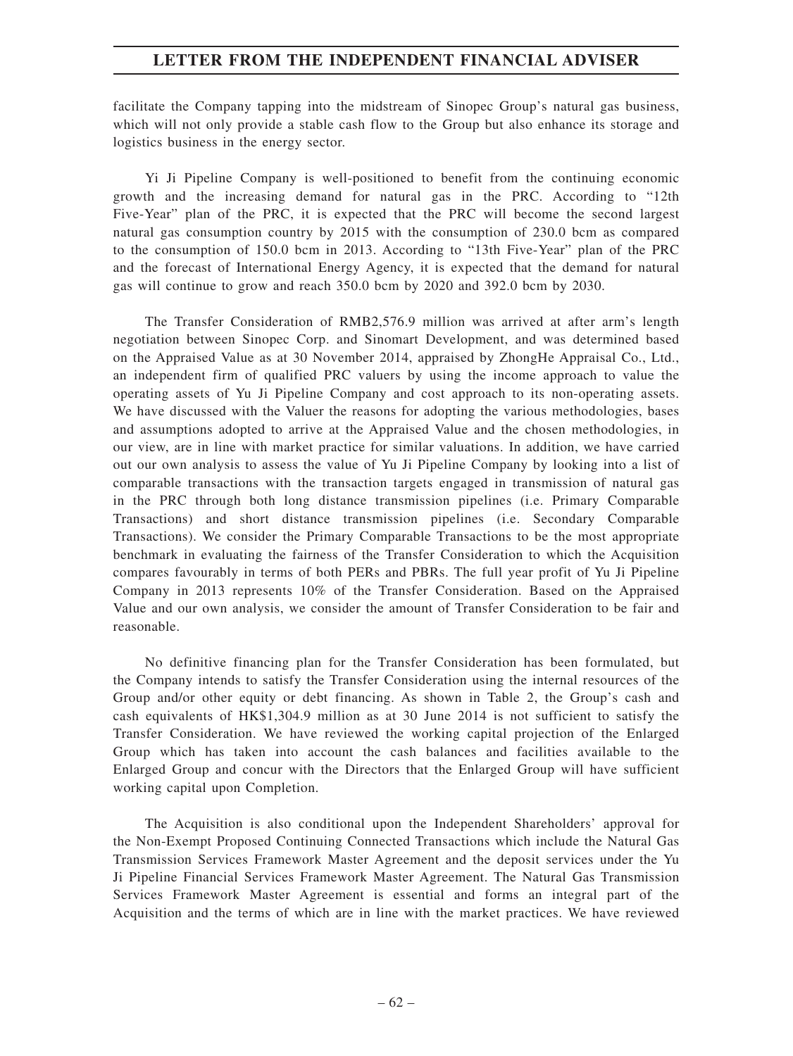facilitate the Company tapping into the midstream of Sinopec Group's natural gas business, which will not only provide a stable cash flow to the Group but also enhance its storage and logistics business in the energy sector.

Yi Ji Pipeline Company is well-positioned to benefit from the continuing economic growth and the increasing demand for natural gas in the PRC. According to "12th Five-Year" plan of the PRC, it is expected that the PRC will become the second largest natural gas consumption country by 2015 with the consumption of 230.0 bcm as compared to the consumption of 150.0 bcm in 2013. According to "13th Five-Year" plan of the PRC and the forecast of International Energy Agency, it is expected that the demand for natural gas will continue to grow and reach 350.0 bcm by 2020 and 392.0 bcm by 2030.

The Transfer Consideration of RMB2,576.9 million was arrived at after arm's length negotiation between Sinopec Corp. and Sinomart Development, and was determined based on the Appraised Value as at 30 November 2014, appraised by ZhongHe Appraisal Co., Ltd., an independent firm of qualified PRC valuers by using the income approach to value the operating assets of Yu Ji Pipeline Company and cost approach to its non-operating assets. We have discussed with the Valuer the reasons for adopting the various methodologies, bases and assumptions adopted to arrive at the Appraised Value and the chosen methodologies, in our view, are in line with market practice for similar valuations. In addition, we have carried out our own analysis to assess the value of Yu Ji Pipeline Company by looking into a list of comparable transactions with the transaction targets engaged in transmission of natural gas in the PRC through both long distance transmission pipelines (i.e. Primary Comparable Transactions) and short distance transmission pipelines (i.e. Secondary Comparable Transactions). We consider the Primary Comparable Transactions to be the most appropriate benchmark in evaluating the fairness of the Transfer Consideration to which the Acquisition compares favourably in terms of both PERs and PBRs. The full year profit of Yu Ji Pipeline Company in 2013 represents 10% of the Transfer Consideration. Based on the Appraised Value and our own analysis, we consider the amount of Transfer Consideration to be fair and reasonable.

No definitive financing plan for the Transfer Consideration has been formulated, but the Company intends to satisfy the Transfer Consideration using the internal resources of the Group and/or other equity or debt financing. As shown in Table 2, the Group's cash and cash equivalents of HK$1,304.9 million as at 30 June 2014 is not sufficient to satisfy the Transfer Consideration. We have reviewed the working capital projection of the Enlarged Group which has taken into account the cash balances and facilities available to the Enlarged Group and concur with the Directors that the Enlarged Group will have sufficient working capital upon Completion.

The Acquisition is also conditional upon the Independent Shareholders' approval for the Non-Exempt Proposed Continuing Connected Transactions which include the Natural Gas Transmission Services Framework Master Agreement and the deposit services under the Yu Ji Pipeline Financial Services Framework Master Agreement. The Natural Gas Transmission Services Framework Master Agreement is essential and forms an integral part of the Acquisition and the terms of which are in line with the market practices. We have reviewed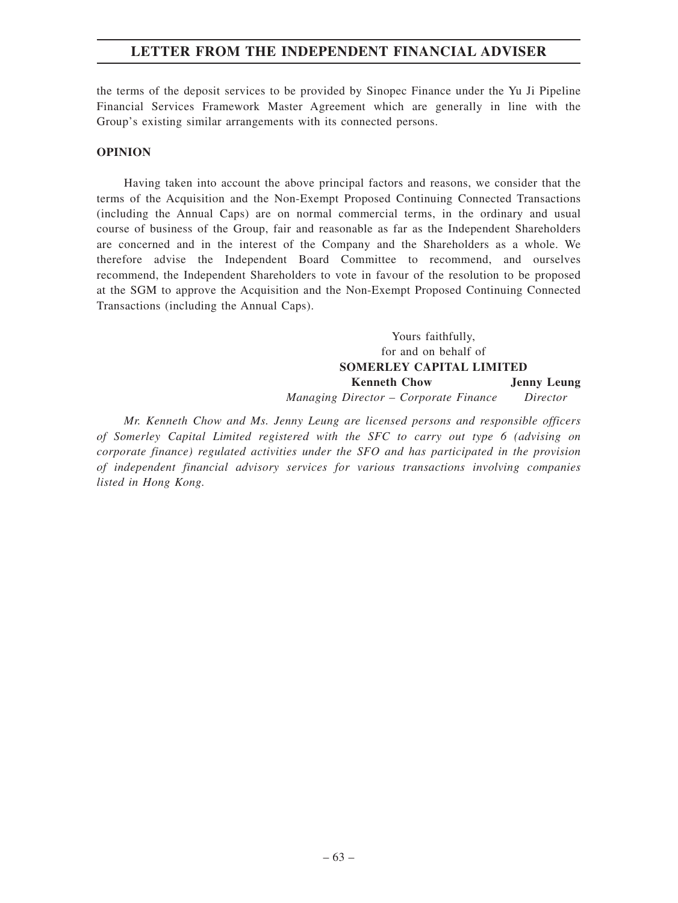the terms of the deposit services to be provided by Sinopec Finance under the Yu Ji Pipeline Financial Services Framework Master Agreement which are generally in line with the Group's existing similar arrangements with its connected persons.

**OPINION**

Having taken into account the above principal factors and reasons, we consider that the terms of the Acquisition and the Non-Exempt Proposed Continuing Connected Transactions (including the Annual Caps) are on normal commercial terms, in the ordinary and usual course of business of the Group, fair and reasonable as far as the Independent Shareholders are concerned and in the interest of the Company and the Shareholders as a whole. We therefore advise the Independent Board Committee to recommend, and ourselves recommend, the Independent Shareholders to vote in favour of the resolution to be proposed at the SGM to approve the Acquisition and the Non-Exempt Proposed Continuing Connected Transactions (including the Annual Caps).

Yours faithfully,
for and on behalf of
**SOMERLEY CAPITAL LIMITED**

**Kenneth Chow** — *Managing Director – Corporate Finance*

**Jenny Leung** — *Director*

*Mr. Kenneth Chow and Ms. Jenny Leung are licensed persons and responsible officers of Somerley Capital Limited registered with the SFC to carry out type 6 (advising on corporate finance) regulated activities under the SFO and has participated in the provision of independent financial advisory services for various transactions involving companies listed in Hong Kong.*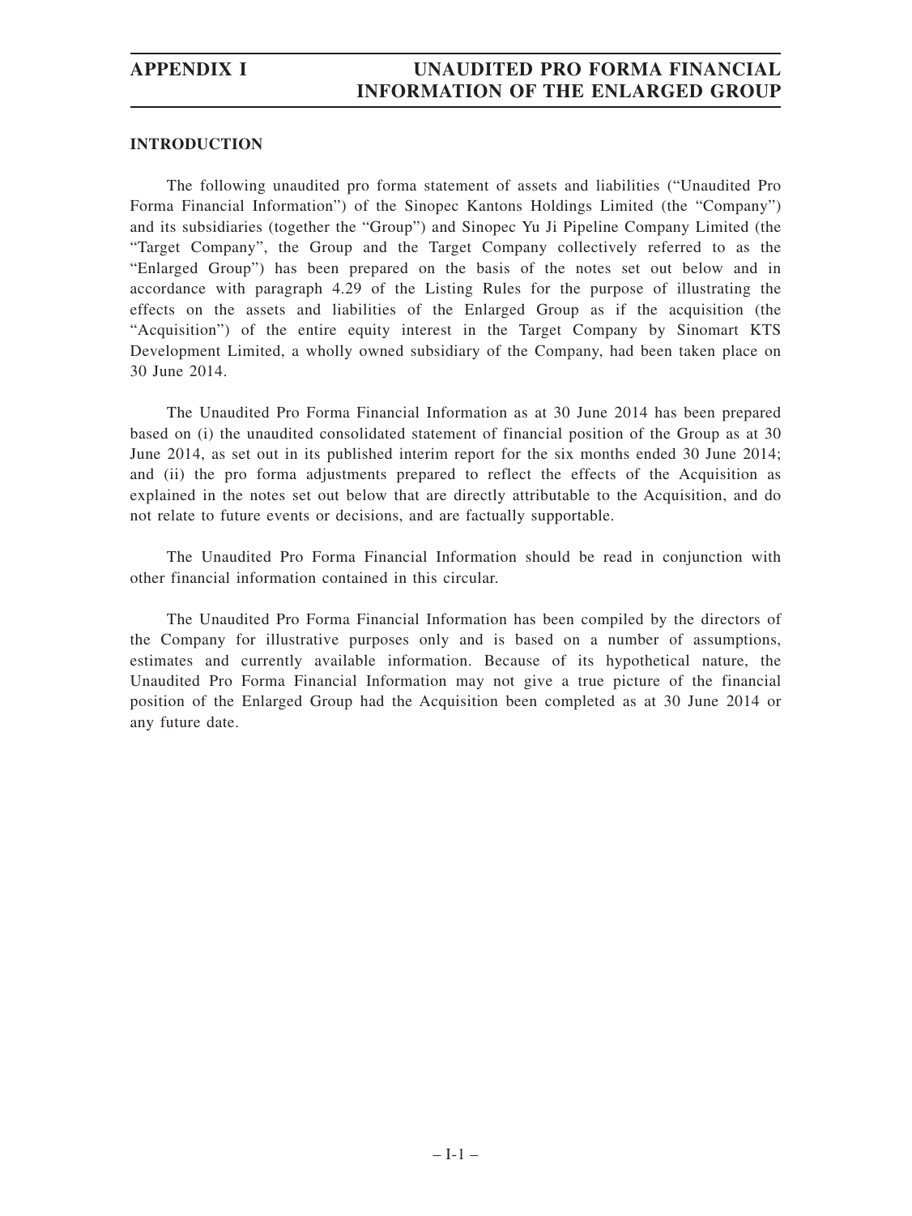## INTRODUCTION

The following unaudited pro forma statement of assets and liabilities ("Unaudited Pro Forma Financial Information") of the Sinopec Kantons Holdings Limited (the "Company") and its subsidiaries (together the "Group") and Sinopec Yu Ji Pipeline Company Limited (the "Target Company", the Group and the Target Company collectively referred to as the "Enlarged Group") has been prepared on the basis of the notes set out below and in accordance with paragraph 4.29 of the Listing Rules for the purpose of illustrating the effects on the assets and liabilities of the Enlarged Group as if the acquisition (the "Acquisition") of the entire equity interest in the Target Company by Sinomart KTS Development Limited, a wholly owned subsidiary of the Company, had been taken place on 30 June 2014.

The Unaudited Pro Forma Financial Information as at 30 June 2014 has been prepared based on (i) the unaudited consolidated statement of financial position of the Group as at 30 June 2014, as set out in its published interim report for the six months ended 30 June 2014; and (ii) the pro forma adjustments prepared to reflect the effects of the Acquisition as explained in the notes set out below that are directly attributable to the Acquisition, and do not relate to future events or decisions, and are factually supportable.

The Unaudited Pro Forma Financial Information should be read in conjunction with other financial information contained in this circular.

The Unaudited Pro Forma Financial Information has been compiled by the directors of the Company for illustrative purposes only and is based on a number of assumptions, estimates and currently available information. Because of its hypothetical nature, the Unaudited Pro Forma Financial Information may not give a true picture of the financial position of the Enlarged Group had the Acquisition been completed as at 30 June 2014 or any future date.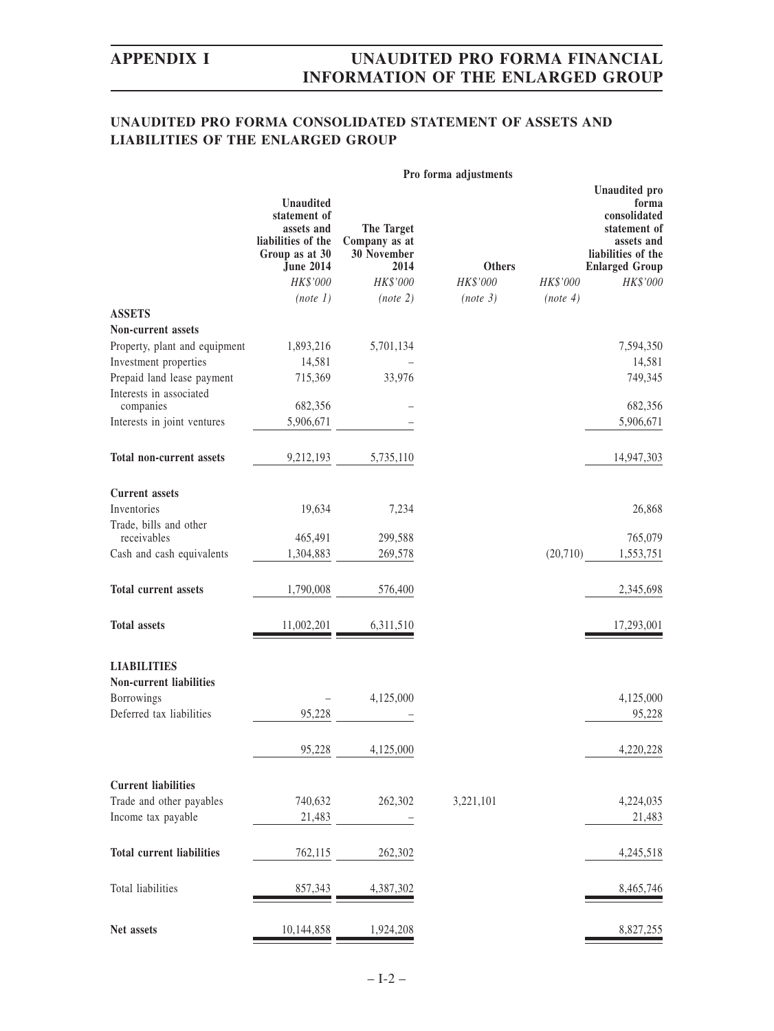## UNAUDITED PRO FORMA CONSOLIDATED STATEMENT OF ASSETS AND LIABILITIES OF THE ENLARGED GROUP

| | | Pro forma adjustments | | | |
|---|---|---|---|---|---|
| | Unaudited statement of assets and liabilities of the Group as at 30 June 2014 | The Target Company as at 30 November 2014 | Others | | Unaudited pro forma consolidated statement of assets and liabilities of the Enlarged Group |
| | HK$'000 | HK$'000 | HK$'000 | HK$'000 | HK$'000 |
| | (note 1) | (note 2) | (note 3) | (note 4) | |
| **ASSETS** | | | | | |
| **Non-current assets** | | | | | |
| Property, plant and equipment | 1,893,216 | 5,701,134 | | | 7,594,350 |
| Investment properties | 14,581 | – | | | 14,581 |
| Prepaid land lease payment | 715,369 | 33,976 | | | 749,345 |
| Interests in associated companies | 682,356 | – | | | 682,356 |
| Interests in joint ventures | 5,906,671 | – | | | 5,906,671 |
| **Total non-current assets** | 9,212,193 | 5,735,110 | | | 14,947,303 |
| **Current assets** | | | | | |
| Inventories | 19,634 | 7,234 | | | 26,868 |
| Trade, bills and other receivables | 465,491 | 299,588 | | | 765,079 |
| Cash and cash equivalents | 1,304,883 | 269,578 | | (20,710) | 1,553,751 |
| **Total current assets** | 1,790,008 | 576,400 | | | 2,345,698 |
| **Total assets** | 11,002,201 | 6,311,510 | | | 17,293,001 |
| **LIABILITIES** | | | | | |
| **Non-current liabilities** | | | | | |
| Borrowings | – | 4,125,000 | | | 4,125,000 |
| Deferred tax liabilities | 95,228 | – | | | 95,228 |
| | 95,228 | 4,125,000 | | | 4,220,228 |
| **Current liabilities** | | | | | |
| Trade and other payables | 740,632 | 262,302 | 3,221,101 | | 4,224,035 |
| Income tax payable | 21,483 | – | | | 21,483 |
| **Total current liabilities** | 762,115 | 262,302 | | | 4,245,518 |
| Total liabilities | 857,343 | 4,387,302 | | | 8,465,746 |
| **Net assets** | 10,144,858 | 1,924,208 | | | 8,827,255 |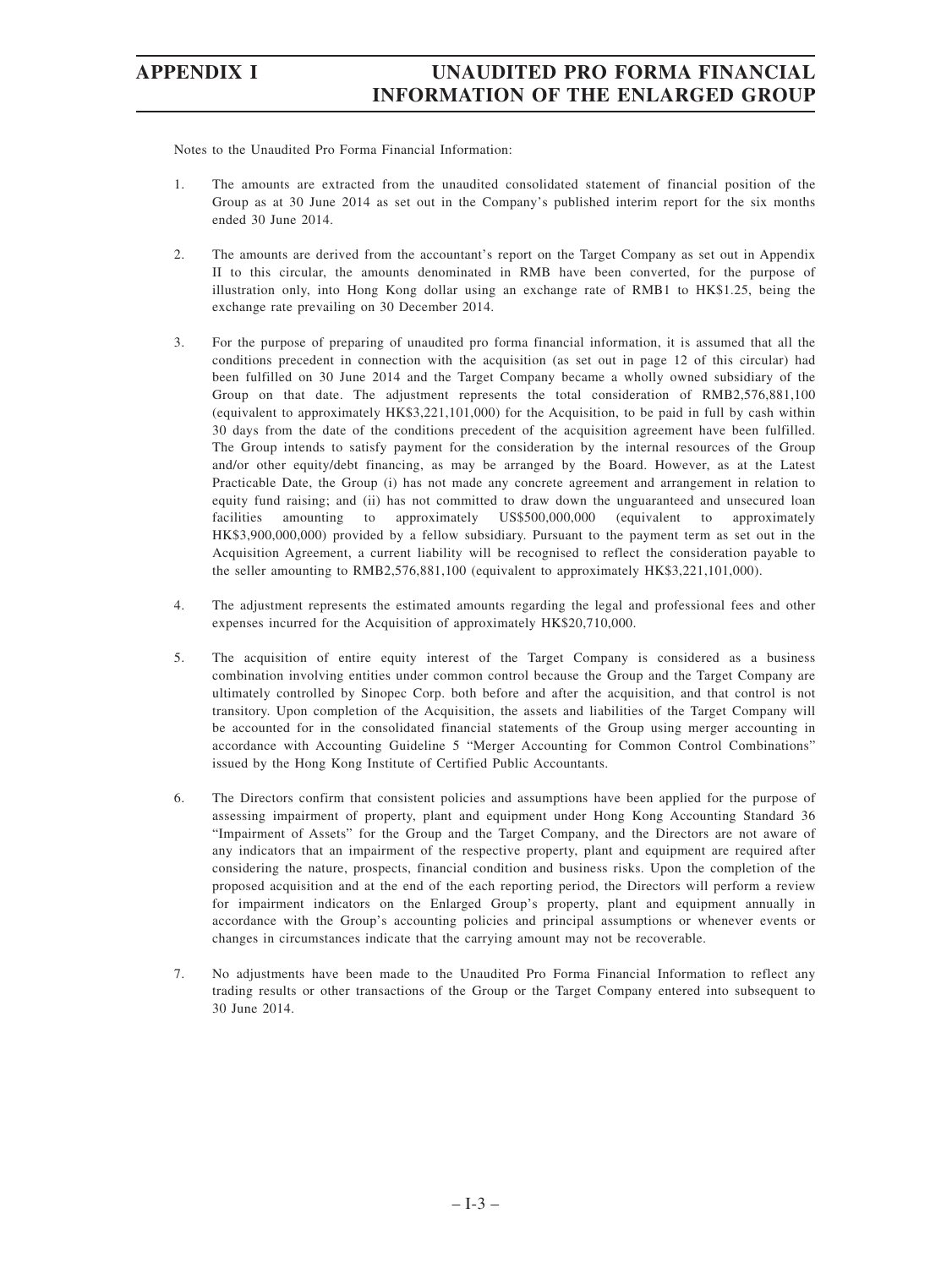Notes to the Unaudited Pro Forma Financial Information:

1. The amounts are extracted from the unaudited consolidated statement of financial position of the Group as at 30 June 2014 as set out in the Company's published interim report for the six months ended 30 June 2014.

2. The amounts are derived from the accountant's report on the Target Company as set out in Appendix II to this circular, the amounts denominated in RMB have been converted, for the purpose of illustration only, into Hong Kong dollar using an exchange rate of RMB1 to HK$1.25, being the exchange rate prevailing on 30 December 2014.

3. For the purpose of preparing of unaudited pro forma financial information, it is assumed that all the conditions precedent in connection with the acquisition (as set out in page 12 of this circular) had been fulfilled on 30 June 2014 and the Target Company became a wholly owned subsidiary of the Group on that date. The adjustment represents the total consideration of RMB2,576,881,100 (equivalent to approximately HK$3,221,101,000) for the Acquisition, to be paid in full by cash within 30 days from the date of the conditions precedent of the acquisition agreement have been fulfilled. The Group intends to satisfy payment for the consideration by the internal resources of the Group and/or other equity/debt financing, as may be arranged by the Board. However, as at the Latest Practicable Date, the Group (i) has not made any concrete agreement and arrangement in relation to equity fund raising; and (ii) has not committed to draw down the unguaranteed and unsecured loan facilities amounting to approximately US$500,000,000 (equivalent to approximately HK$3,900,000,000) provided by a fellow subsidiary. Pursuant to the payment term as set out in the Acquisition Agreement, a current liability will be recognised to reflect the consideration payable to the seller amounting to RMB2,576,881,100 (equivalent to approximately HK$3,221,101,000).

4. The adjustment represents the estimated amounts regarding the legal and professional fees and other expenses incurred for the Acquisition of approximately HK$20,710,000.

5. The acquisition of entire equity interest of the Target Company is considered as a business combination involving entities under common control because the Group and the Target Company are ultimately controlled by Sinopec Corp. both before and after the acquisition, and that control is not transitory. Upon completion of the Acquisition, the assets and liabilities of the Target Company will be accounted for in the consolidated financial statements of the Group using merger accounting in accordance with Accounting Guideline 5 "Merger Accounting for Common Control Combinations" issued by the Hong Kong Institute of Certified Public Accountants.

6. The Directors confirm that consistent policies and assumptions have been applied for the purpose of assessing impairment of property, plant and equipment under Hong Kong Accounting Standard 36 "Impairment of Assets" for the Group and the Target Company, and the Directors are not aware of any indicators that an impairment of the respective property, plant and equipment are required after considering the nature, prospects, financial condition and business risks. Upon the completion of the proposed acquisition and at the end of the each reporting period, the Directors will perform a review for impairment indicators on the Enlarged Group's property, plant and equipment annually in accordance with the Group's accounting policies and principal assumptions or whenever events or changes in circumstances indicate that the carrying amount may not be recoverable.

7. No adjustments have been made to the Unaudited Pro Forma Financial Information to reflect any trading results or other transactions of the Group or the Target Company entered into subsequent to 30 June 2014.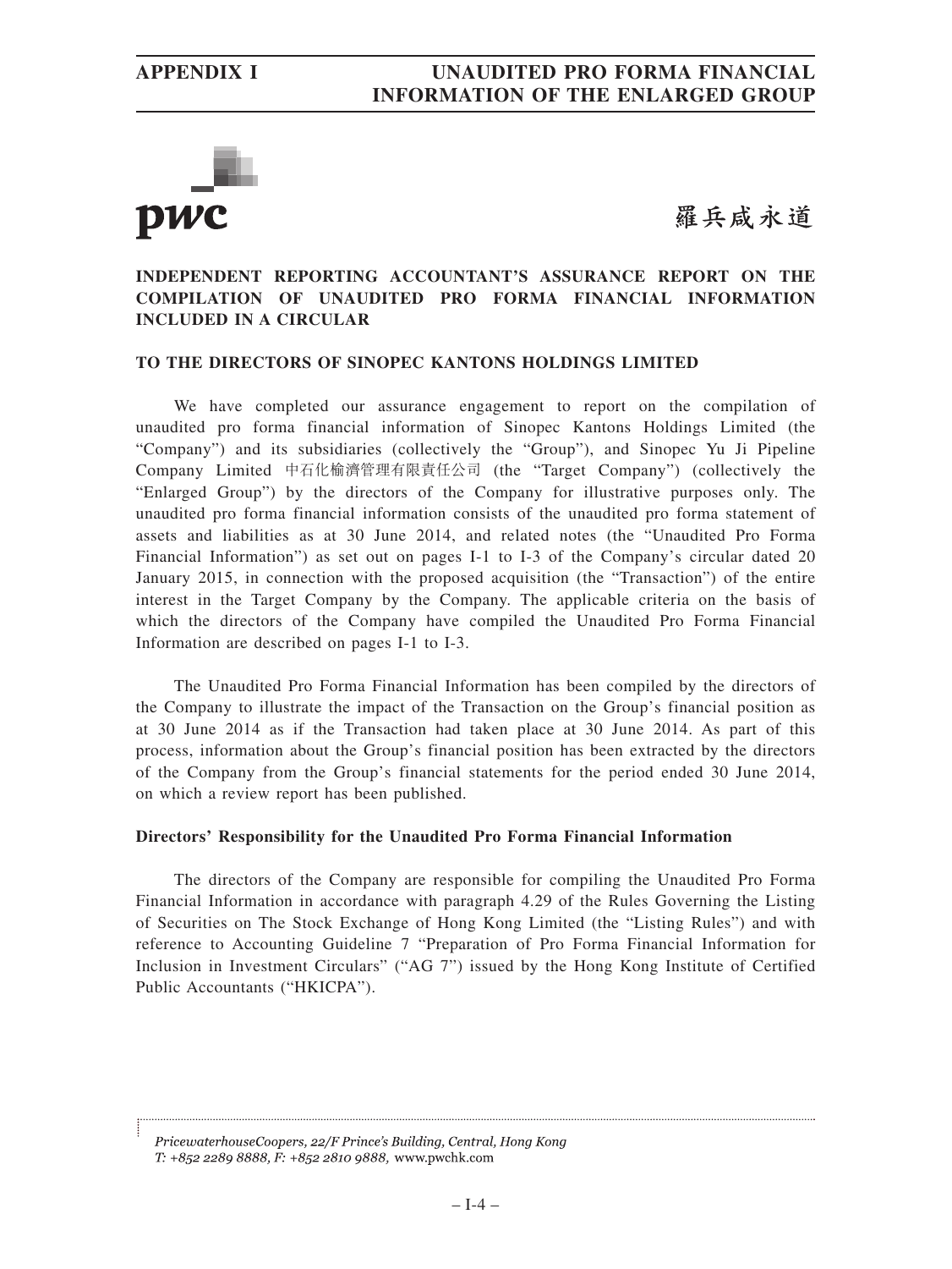pwc

羅兵咸永道

## INDEPENDENT REPORTING ACCOUNTANT'S ASSURANCE REPORT ON THE COMPILATION OF UNAUDITED PRO FORMA FINANCIAL INFORMATION INCLUDED IN A CIRCULAR

**TO THE DIRECTORS OF SINOPEC KANTONS HOLDINGS LIMITED**

We have completed our assurance engagement to report on the compilation of unaudited pro forma financial information of Sinopec Kantons Holdings Limited (the "Company") and its subsidiaries (collectively the "Group"), and Sinopec Yu Ji Pipeline Company Limited 中石化榆濟管理有限責任公司 (the "Target Company") (collectively the "Enlarged Group") by the directors of the Company for illustrative purposes only. The unaudited pro forma financial information consists of the unaudited pro forma statement of assets and liabilities as at 30 June 2014, and related notes (the "Unaudited Pro Forma Financial Information") as set out on pages I-1 to I-3 of the Company's circular dated 20 January 2015, in connection with the proposed acquisition (the "Transaction") of the entire interest in the Target Company by the Company. The applicable criteria on the basis of which the directors of the Company have compiled the Unaudited Pro Forma Financial Information are described on pages I-1 to I-3.

The Unaudited Pro Forma Financial Information has been compiled by the directors of the Company to illustrate the impact of the Transaction on the Group's financial position as at 30 June 2014 as if the Transaction had taken place at 30 June 2014. As part of this process, information about the Group's financial position has been extracted by the directors of the Company from the Group's financial statements for the period ended 30 June 2014, on which a review report has been published.

### Directors' Responsibility for the Unaudited Pro Forma Financial Information

The directors of the Company are responsible for compiling the Unaudited Pro Forma Financial Information in accordance with paragraph 4.29 of the Rules Governing the Listing of Securities on The Stock Exchange of Hong Kong Limited (the "Listing Rules") and with reference to Accounting Guideline 7 "Preparation of Pro Forma Financial Information for Inclusion in Investment Circulars" ("AG 7") issued by the Hong Kong Institute of Certified Public Accountants ("HKICPA").

*PricewaterhouseCoopers, 22/F Prince's Building, Central, Hong Kong*
*T: +852 2289 8888, F: +852 2810 9888,* www.pwchk.com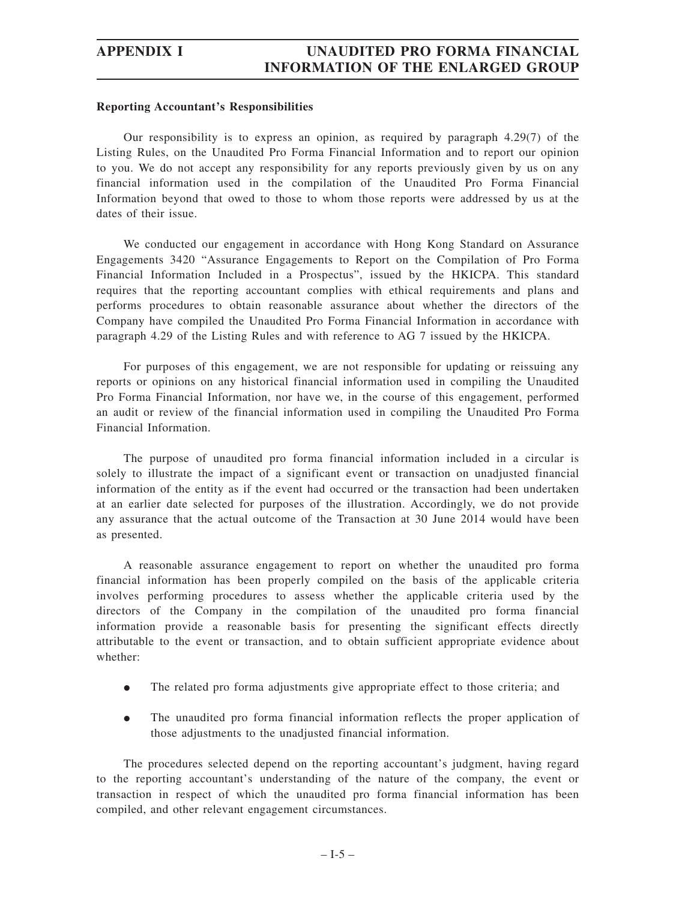**Reporting Accountant's Responsibilities**

Our responsibility is to express an opinion, as required by paragraph 4.29(7) of the Listing Rules, on the Unaudited Pro Forma Financial Information and to report our opinion to you. We do not accept any responsibility for any reports previously given by us on any financial information used in the compilation of the Unaudited Pro Forma Financial Information beyond that owed to those to whom those reports were addressed by us at the dates of their issue.

We conducted our engagement in accordance with Hong Kong Standard on Assurance Engagements 3420 "Assurance Engagements to Report on the Compilation of Pro Forma Financial Information Included in a Prospectus", issued by the HKICPA. This standard requires that the reporting accountant complies with ethical requirements and plans and performs procedures to obtain reasonable assurance about whether the directors of the Company have compiled the Unaudited Pro Forma Financial Information in accordance with paragraph 4.29 of the Listing Rules and with reference to AG 7 issued by the HKICPA.

For purposes of this engagement, we are not responsible for updating or reissuing any reports or opinions on any historical financial information used in compiling the Unaudited Pro Forma Financial Information, nor have we, in the course of this engagement, performed an audit or review of the financial information used in compiling the Unaudited Pro Forma Financial Information.

The purpose of unaudited pro forma financial information included in a circular is solely to illustrate the impact of a significant event or transaction on unadjusted financial information of the entity as if the event had occurred or the transaction had been undertaken at an earlier date selected for purposes of the illustration. Accordingly, we do not provide any assurance that the actual outcome of the Transaction at 30 June 2014 would have been as presented.

A reasonable assurance engagement to report on whether the unaudited pro forma financial information has been properly compiled on the basis of the applicable criteria involves performing procedures to assess whether the applicable criteria used by the directors of the Company in the compilation of the unaudited pro forma financial information provide a reasonable basis for presenting the significant effects directly attributable to the event or transaction, and to obtain sufficient appropriate evidence about whether:

- The related pro forma adjustments give appropriate effect to those criteria; and
- The unaudited pro forma financial information reflects the proper application of those adjustments to the unadjusted financial information.

The procedures selected depend on the reporting accountant's judgment, having regard to the reporting accountant's understanding of the nature of the company, the event or transaction in respect of which the unaudited pro forma financial information has been compiled, and other relevant engagement circumstances.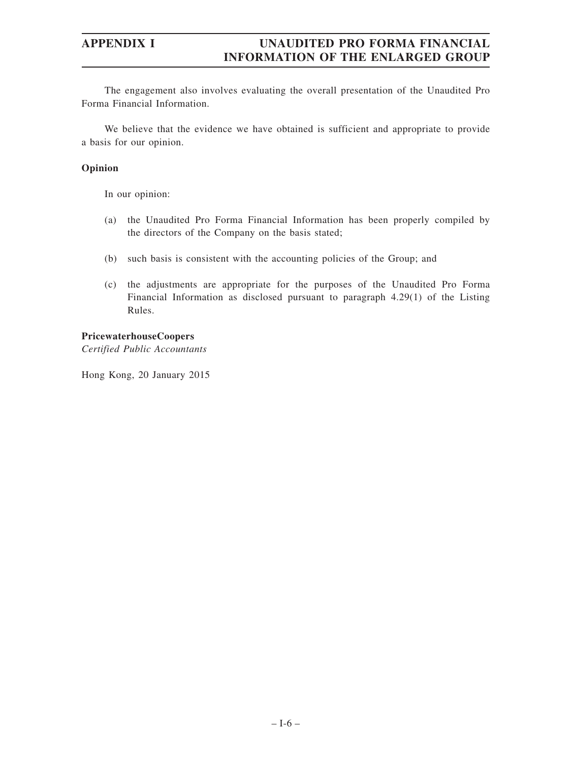The engagement also involves evaluating the overall presentation of the Unaudited Pro Forma Financial Information.

We believe that the evidence we have obtained is sufficient and appropriate to provide a basis for our opinion.

**Opinion**

In our opinion:

(a) the Unaudited Pro Forma Financial Information has been properly compiled by the directors of the Company on the basis stated;

(b) such basis is consistent with the accounting policies of the Group; and

(c) the adjustments are appropriate for the purposes of the Unaudited Pro Forma Financial Information as disclosed pursuant to paragraph 4.29(1) of the Listing Rules.

**PricewaterhouseCoopers**
*Certified Public Accountants*

Hong Kong, 20 January 2015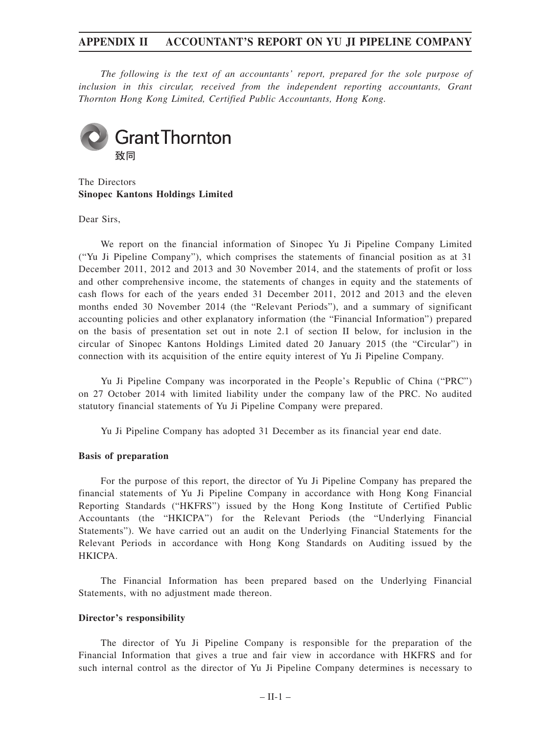# APPENDIX II ACCOUNTANT'S REPORT ON YU JI PIPELINE COMPANY

*The following is the text of an accountants' report, prepared for the sole purpose of inclusion in this circular, received from the independent reporting accountants, Grant Thornton Hong Kong Limited, Certified Public Accountants, Hong Kong.*

GrantThornton
致同

The Directors
**Sinopec Kantons Holdings Limited**

Dear Sirs,

We report on the financial information of Sinopec Yu Ji Pipeline Company Limited ("Yu Ji Pipeline Company"), which comprises the statements of financial position as at 31 December 2011, 2012 and 2013 and 30 November 2014, and the statements of profit or loss and other comprehensive income, the statements of changes in equity and the statements of cash flows for each of the years ended 31 December 2011, 2012 and 2013 and the eleven months ended 30 November 2014 (the "Relevant Periods"), and a summary of significant accounting policies and other explanatory information (the "Financial Information") prepared on the basis of presentation set out in note 2.1 of section II below, for inclusion in the circular of Sinopec Kantons Holdings Limited dated 20 January 2015 (the "Circular") in connection with its acquisition of the entire equity interest of Yu Ji Pipeline Company.

Yu Ji Pipeline Company was incorporated in the People's Republic of China ("PRC") on 27 October 2014 with limited liability under the company law of the PRC. No audited statutory financial statements of Yu Ji Pipeline Company were prepared.

Yu Ji Pipeline Company has adopted 31 December as its financial year end date.

**Basis of preparation**

For the purpose of this report, the director of Yu Ji Pipeline Company has prepared the financial statements of Yu Ji Pipeline Company in accordance with Hong Kong Financial Reporting Standards ("HKFRS") issued by the Hong Kong Institute of Certified Public Accountants (the "HKICPA") for the Relevant Periods (the "Underlying Financial Statements"). We have carried out an audit on the Underlying Financial Statements for the Relevant Periods in accordance with Hong Kong Standards on Auditing issued by the HKICPA.

The Financial Information has been prepared based on the Underlying Financial Statements, with no adjustment made thereon.

**Director's responsibility**

The director of Yu Ji Pipeline Company is responsible for the preparation of the Financial Information that gives a true and fair view in accordance with HKFRS and for such internal control as the director of Yu Ji Pipeline Company determines is necessary to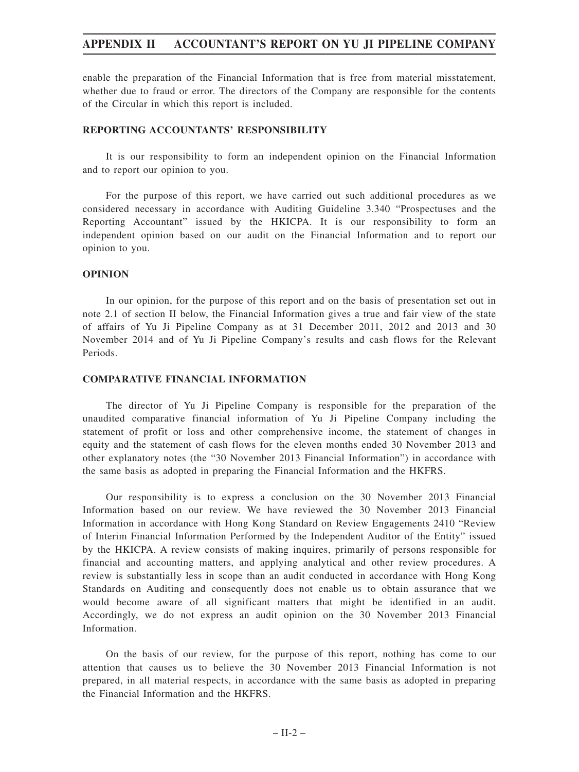enable the preparation of the Financial Information that is free from material misstatement, whether due to fraud or error. The directors of the Company are responsible for the contents of the Circular in which this report is included.

**REPORTING ACCOUNTANTS' RESPONSIBILITY**

It is our responsibility to form an independent opinion on the Financial Information and to report our opinion to you.

For the purpose of this report, we have carried out such additional procedures as we considered necessary in accordance with Auditing Guideline 3.340 "Prospectuses and the Reporting Accountant" issued by the HKICPA. It is our responsibility to form an independent opinion based on our audit on the Financial Information and to report our opinion to you.

**OPINION**

In our opinion, for the purpose of this report and on the basis of presentation set out in note 2.1 of section II below, the Financial Information gives a true and fair view of the state of affairs of Yu Ji Pipeline Company as at 31 December 2011, 2012 and 2013 and 30 November 2014 and of Yu Ji Pipeline Company's results and cash flows for the Relevant Periods.

**COMPARATIVE FINANCIAL INFORMATION**

The director of Yu Ji Pipeline Company is responsible for the preparation of the unaudited comparative financial information of Yu Ji Pipeline Company including the statement of profit or loss and other comprehensive income, the statement of changes in equity and the statement of cash flows for the eleven months ended 30 November 2013 and other explanatory notes (the "30 November 2013 Financial Information") in accordance with the same basis as adopted in preparing the Financial Information and the HKFRS.

Our responsibility is to express a conclusion on the 30 November 2013 Financial Information based on our review. We have reviewed the 30 November 2013 Financial Information in accordance with Hong Kong Standard on Review Engagements 2410 "Review of Interim Financial Information Performed by the Independent Auditor of the Entity" issued by the HKICPA. A review consists of making inquires, primarily of persons responsible for financial and accounting matters, and applying analytical and other review procedures. A review is substantially less in scope than an audit conducted in accordance with Hong Kong Standards on Auditing and consequently does not enable us to obtain assurance that we would become aware of all significant matters that might be identified in an audit. Accordingly, we do not express an audit opinion on the 30 November 2013 Financial Information.

On the basis of our review, for the purpose of this report, nothing has come to our attention that causes us to believe the 30 November 2013 Financial Information is not prepared, in all material respects, in accordance with the same basis as adopted in preparing the Financial Information and the HKFRS.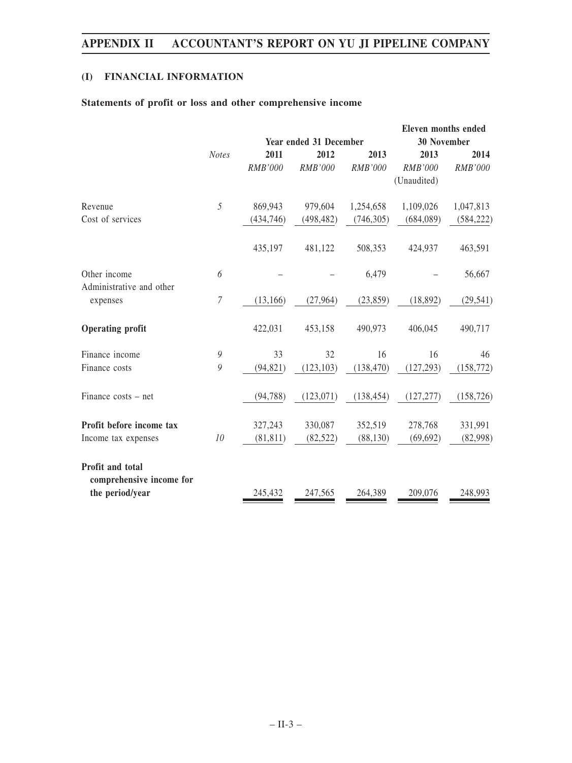## (I) FINANCIAL INFORMATION

### Statements of profit or loss and other comprehensive income

| | Notes | Year ended 31 December | | | Eleven months ended 30 November | |
|---|---|---|---|---|---|---|
| | | 2011 | 2012 | 2013 | 2013 | 2014 |
| | | *RMB'000* | *RMB'000* | *RMB'000* | *RMB'000* (Unaudited) | *RMB'000* |
| Revenue | *5* | 869,943 | 979,604 | 1,254,658 | 1,109,026 | 1,047,813 |
| Cost of services | | (434,746) | (498,482) | (746,305) | (684,089) | (584,222) |
| | | 435,197 | 481,122 | 508,353 | 424,937 | 463,591 |
| Other income | *6* | – | – | 6,479 | – | 56,667 |
| Administrative and other expenses | *7* | (13,166) | (27,964) | (23,859) | (18,892) | (29,541) |
| **Operating profit** | | 422,031 | 453,158 | 490,973 | 406,045 | 490,717 |
| Finance income | *9* | 33 | 32 | 16 | 16 | 46 |
| Finance costs | *9* | (94,821) | (123,103) | (138,470) | (127,293) | (158,772) |
| Finance costs – net | | (94,788) | (123,071) | (138,454) | (127,277) | (158,726) |
| **Profit before income tax** | | 327,243 | 330,087 | 352,519 | 278,768 | 331,991 |
| Income tax expenses | *10* | (81,811) | (82,522) | (88,130) | (69,692) | (82,998) |
| **Profit and total comprehensive income for the period/year** | | 245,432 | 247,565 | 264,389 | 209,076 | 248,993 |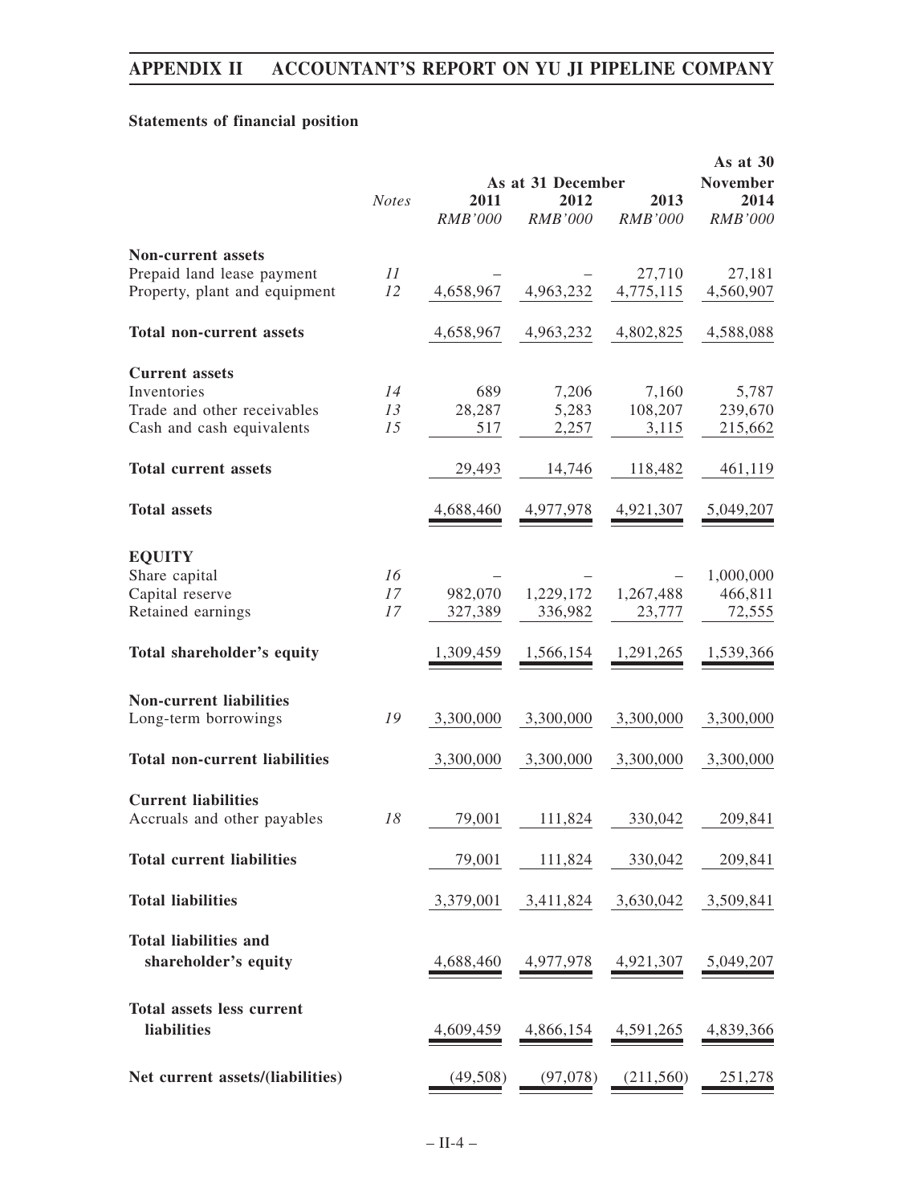**Statements of financial position**

| | *Notes* | As at 31 December 2011 | 2012 | 2013 | As at 30 November 2014 |
|---|---|---|---|---|---|
| | | *RMB'000* | *RMB'000* | *RMB'000* | *RMB'000* |
| **Non-current assets** | | | | | |
| Prepaid land lease payment | *11* | – | – | 27,710 | 27,181 |
| Property, plant and equipment | *12* | 4,658,967 | 4,963,232 | 4,775,115 | 4,560,907 |
| **Total non-current assets** | | 4,658,967 | 4,963,232 | 4,802,825 | 4,588,088 |
| **Current assets** | | | | | |
| Inventories | *14* | 689 | 7,206 | 7,160 | 5,787 |
| Trade and other receivables | *13* | 28,287 | 5,283 | 108,207 | 239,670 |
| Cash and cash equivalents | *15* | 517 | 2,257 | 3,115 | 215,662 |
| **Total current assets** | | 29,493 | 14,746 | 118,482 | 461,119 |
| **Total assets** | | 4,688,460 | 4,977,978 | 4,921,307 | 5,049,207 |
| **EQUITY** | | | | | |
| Share capital | *16* | – | – | – | 1,000,000 |
| Capital reserve | *17* | 982,070 | 1,229,172 | 1,267,488 | 466,811 |
| Retained earnings | *17* | 327,389 | 336,982 | 23,777 | 72,555 |
| **Total shareholder's equity** | | 1,309,459 | 1,566,154 | 1,291,265 | 1,539,366 |
| **Non-current liabilities** | | | | | |
| Long-term borrowings | *19* | 3,300,000 | 3,300,000 | 3,300,000 | 3,300,000 |
| **Total non-current liabilities** | | 3,300,000 | 3,300,000 | 3,300,000 | 3,300,000 |
| **Current liabilities** | | | | | |
| Accruals and other payables | *18* | 79,001 | 111,824 | 330,042 | 209,841 |
| **Total current liabilities** | | 79,001 | 111,824 | 330,042 | 209,841 |
| **Total liabilities** | | 3,379,001 | 3,411,824 | 3,630,042 | 3,509,841 |
| **Total liabilities and shareholder's equity** | | 4,688,460 | 4,977,978 | 4,921,307 | 5,049,207 |
| **Total assets less current liabilities** | | 4,609,459 | 4,866,154 | 4,591,265 | 4,839,366 |
| **Net current assets/(liabilities)** | | (49,508) | (97,078) | (211,560) | 251,278 |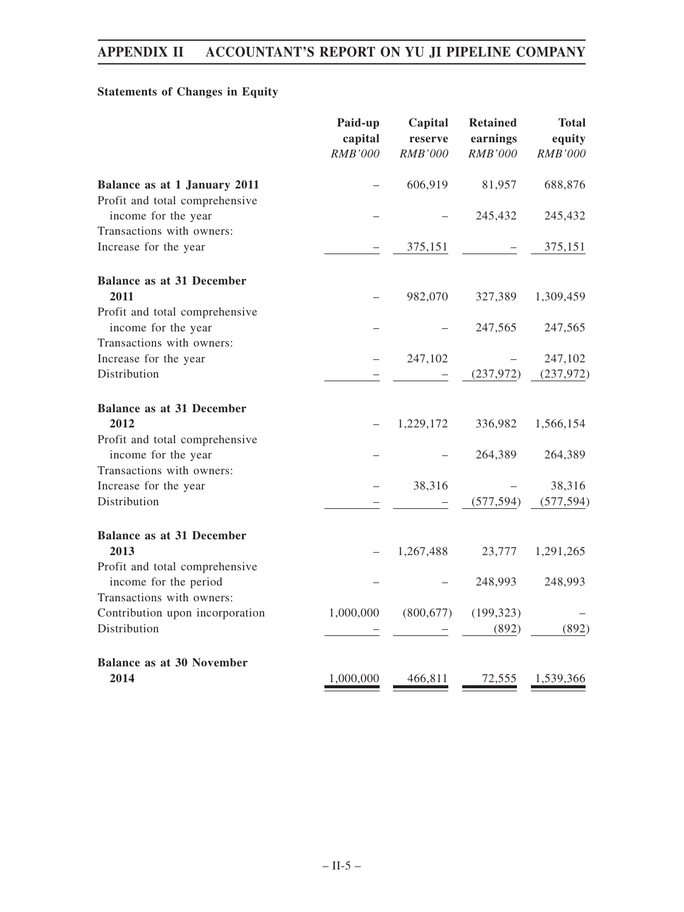### Statements of Changes in Equity

| | Paid-up capital | Capital reserve | Retained earnings | Total equity |
|---|---|---|---|---|
| | *RMB'000* | *RMB'000* | *RMB'000* | *RMB'000* |
| **Balance as at 1 January 2011** | – | 606,919 | 81,957 | 688,876 |
| Profit and total comprehensive income for the year | – | – | 245,432 | 245,432 |
| Transactions with owners: | | | | |
| Increase for the year | – | 375,151 | – | 375,151 |
| **Balance as at 31 December 2011** | – | 982,070 | 327,389 | 1,309,459 |
| Profit and total comprehensive income for the year | – | – | 247,565 | 247,565 |
| Transactions with owners: | | | | |
| Increase for the year | – | 247,102 | – | 247,102 |
| Distribution | – | – | (237,972) | (237,972) |
| **Balance as at 31 December 2012** | – | 1,229,172 | 336,982 | 1,566,154 |
| Profit and total comprehensive income for the year | – | – | 264,389 | 264,389 |
| Transactions with owners: | | | | |
| Increase for the year | – | 38,316 | – | 38,316 |
| Distribution | – | – | (577,594) | (577,594) |
| **Balance as at 31 December 2013** | – | 1,267,488 | 23,777 | 1,291,265 |
| Profit and total comprehensive income for the period | – | – | 248,993 | 248,993 |
| Transactions with owners: | | | | |
| Contribution upon incorporation | 1,000,000 | (800,677) | (199,323) | – |
| Distribution | – | – | (892) | (892) |
| **Balance as at 30 November 2014** | 1,000,000 | 466,811 | 72,555 | 1,539,366 |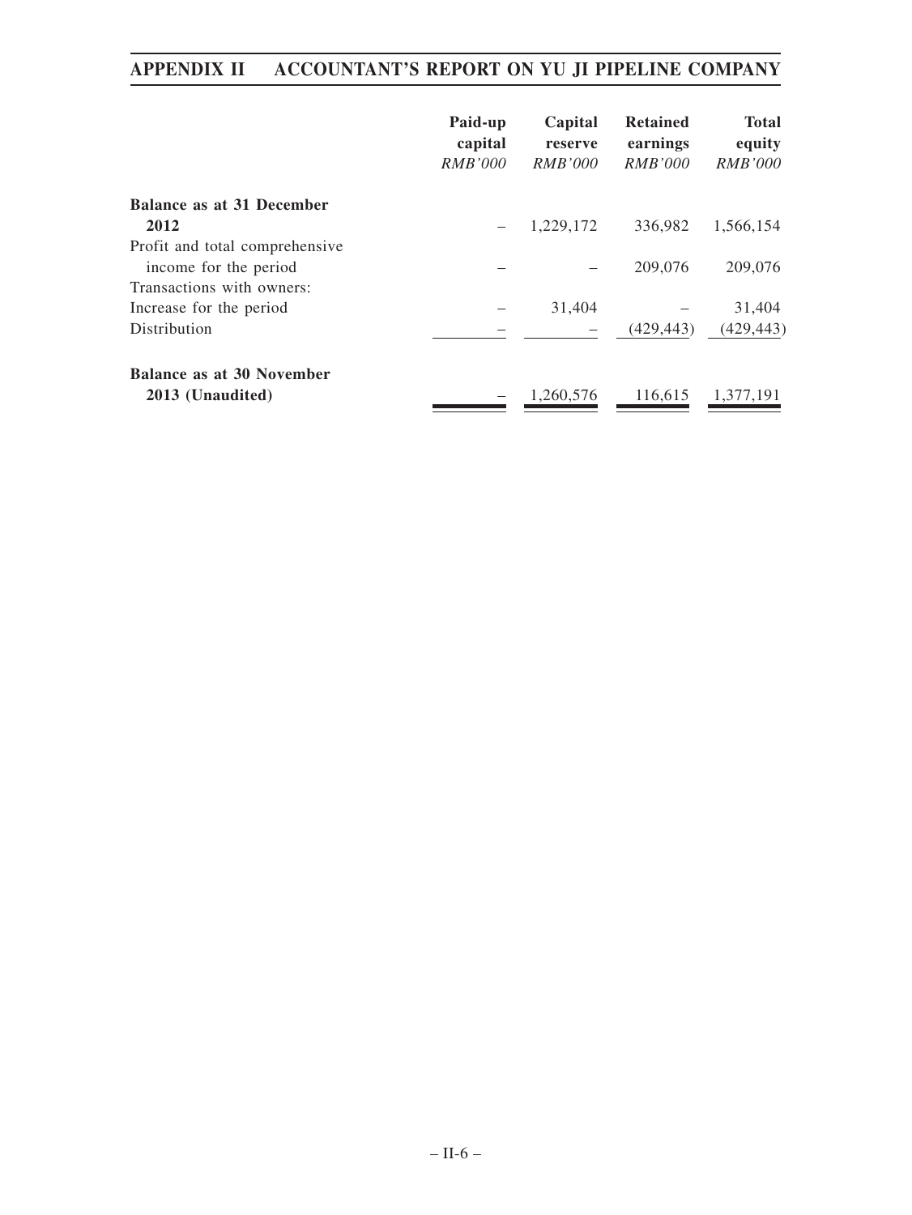| | Paid-up capital *RMB'000* | Capital reserve *RMB'000* | Retained earnings *RMB'000* | Total equity *RMB'000* |
|---|---|---|---|---|
| **Balance as at 31 December 2012** | – | 1,229,172 | 336,982 | 1,566,154 |
| Profit and total comprehensive income for the period | – | – | 209,076 | 209,076 |
| Transactions with owners: | | | | |
| Increase for the period | – | 31,404 | – | 31,404 |
| Distribution | – | – | (429,443) | (429,443) |
| **Balance as at 30 November 2013 (Unaudited)** | – | 1,260,576 | 116,615 | 1,377,191 |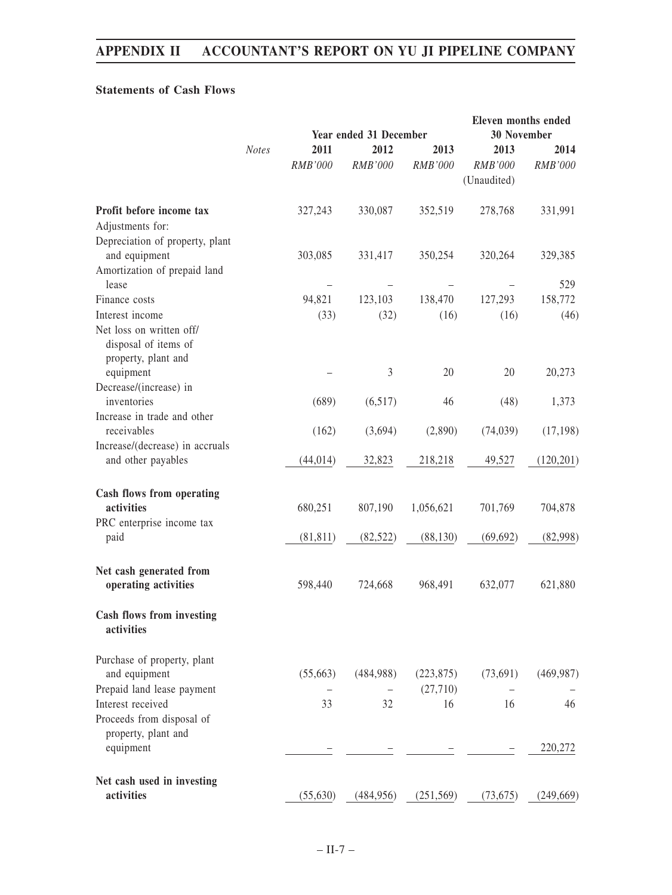### Statements of Cash Flows

| | Notes | Year ended 31 December | | | Eleven months ended 30 November | |
|---|---|---|---|---|---|---|
| | | 2011 | 2012 | 2013 | 2013 | 2014 |
| | | *RMB'000* | *RMB'000* | *RMB'000* | *RMB'000* (Unaudited) | *RMB'000* |
| **Profit before income tax** | | 327,243 | 330,087 | 352,519 | 278,768 | 331,991 |
| Adjustments for: | | | | | | |
| Depreciation of property, plant and equipment | | 303,085 | 331,417 | 350,254 | 320,264 | 329,385 |
| Amortization of prepaid land lease | | – | – | – | – | 529 |
| Finance costs | | 94,821 | 123,103 | 138,470 | 127,293 | 158,772 |
| Interest income | | (33) | (32) | (16) | (16) | (46) |
| Net loss on written off/ disposal of items of property, plant and equipment | | – | 3 | 20 | 20 | 20,273 |
| Decrease/(increase) in inventories | | (689) | (6,517) | 46 | (48) | 1,373 |
| Increase in trade and other receivables | | (162) | (3,694) | (2,890) | (74,039) | (17,198) |
| Increase/(decrease) in accruals and other payables | | (44,014) | 32,823 | 218,218 | 49,527 | (120,201) |
| **Cash flows from operating activities** | | 680,251 | 807,190 | 1,056,621 | 701,769 | 704,878 |
| PRC enterprise income tax paid | | (81,811) | (82,522) | (88,130) | (69,692) | (82,998) |
| **Net cash generated from operating activities** | | 598,440 | 724,668 | 968,491 | 632,077 | 621,880 |
| **Cash flows from investing activities** | | | | | | |
| Purchase of property, plant and equipment | | (55,663) | (484,988) | (223,875) | (73,691) | (469,987) |
| Prepaid land lease payment | | – | – | (27,710) | – | – |
| Interest received | | 33 | 32 | 16 | 16 | 46 |
| Proceeds from disposal of property, plant and equipment | | – | – | – | – | 220,272 |
| **Net cash used in investing activities** | | (55,630) | (484,956) | (251,569) | (73,675) | (249,669) |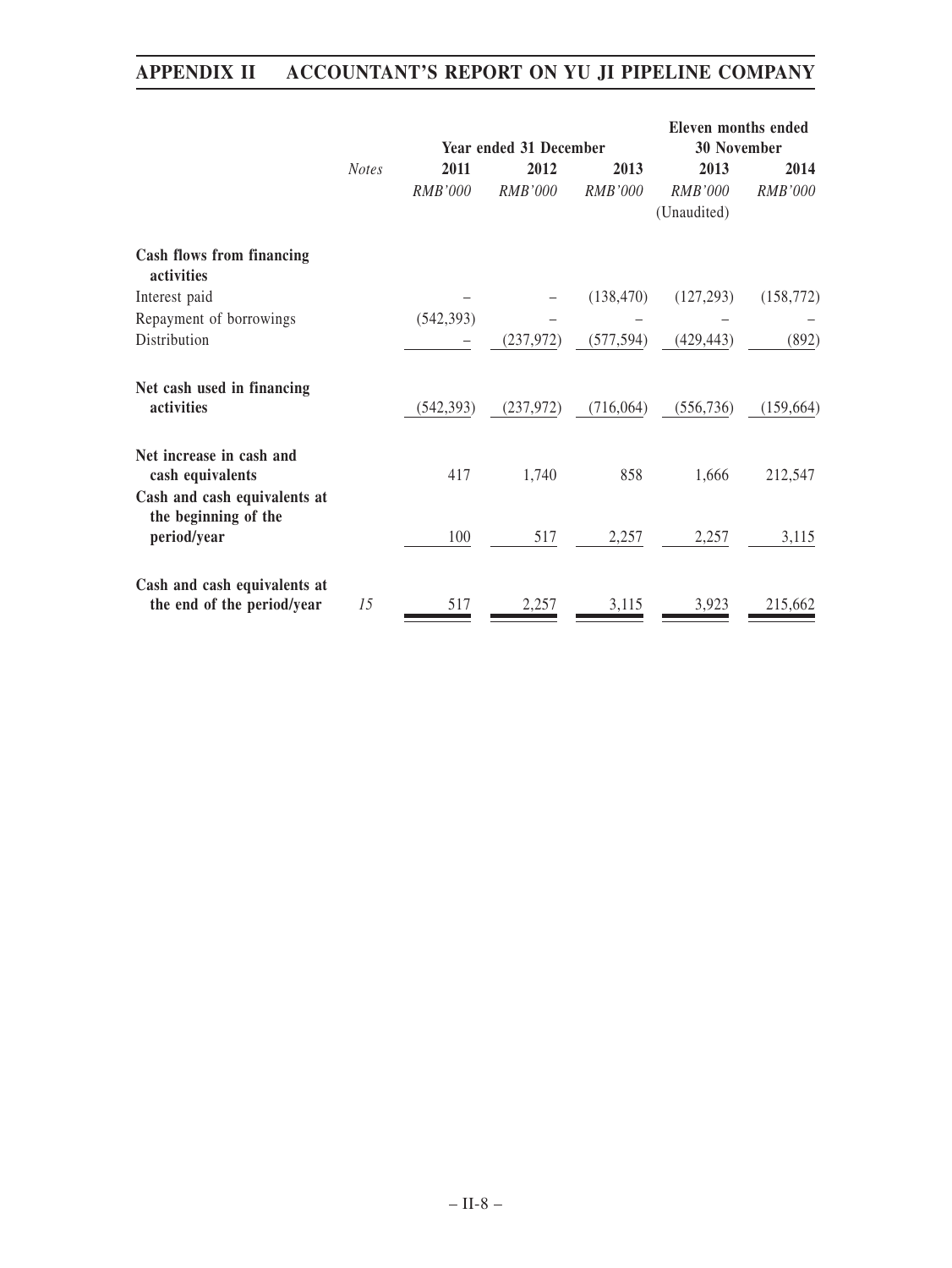| | Notes | Year ended 31 December | | | Eleven months ended 30 November | |
|---|---|---|---|---|---|---|
| | | 2011 | 2012 | 2013 | 2013 | 2014 |
| | | *RMB'000* | *RMB'000* | *RMB'000* | *RMB'000* (Unaudited) | *RMB'000* |
| **Cash flows from financing activities** | | | | | | |
| Interest paid | | – | – | (138,470) | (127,293) | (158,772) |
| Repayment of borrowings | | (542,393) | – | – | – | – |
| Distribution | | – | (237,972) | (577,594) | (429,443) | (892) |
| **Net cash used in financing activities** | | (542,393) | (237,972) | (716,064) | (556,736) | (159,664) |
| **Net increase in cash and cash equivalents** | | 417 | 1,740 | 858 | 1,666 | 212,547 |
| **Cash and cash equivalents at the beginning of the period/year** | | 100 | 517 | 2,257 | 2,257 | 3,115 |
| **Cash and cash equivalents at the end of the period/year** | *15* | 517 | 2,257 | 3,115 | 3,923 | 215,662 |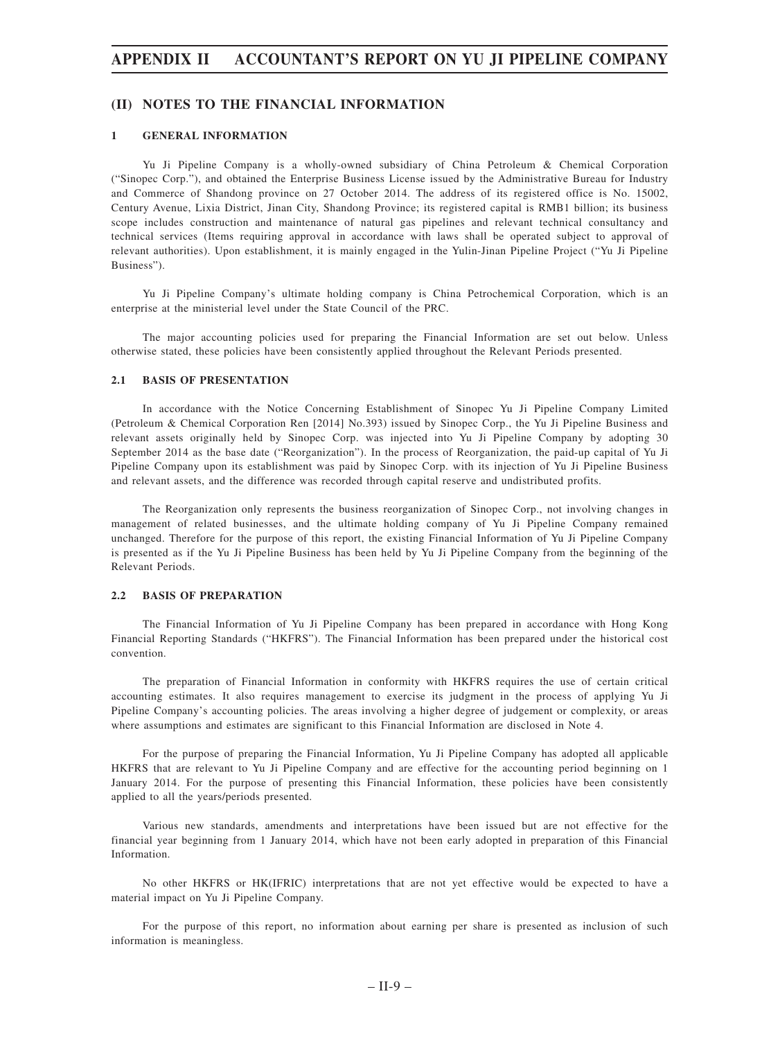## (II) NOTES TO THE FINANCIAL INFORMATION

### 1 GENERAL INFORMATION

Yu Ji Pipeline Company is a wholly-owned subsidiary of China Petroleum & Chemical Corporation ("Sinopec Corp."), and obtained the Enterprise Business License issued by the Administrative Bureau for Industry and Commerce of Shandong province on 27 October 2014. The address of its registered office is No. 15002, Century Avenue, Lixia District, Jinan City, Shandong Province; its registered capital is RMB1 billion; its business scope includes construction and maintenance of natural gas pipelines and relevant technical consultancy and technical services (Items requiring approval in accordance with laws shall be operated subject to approval of relevant authorities). Upon establishment, it is mainly engaged in the Yulin-Jinan Pipeline Project ("Yu Ji Pipeline Business").

Yu Ji Pipeline Company's ultimate holding company is China Petrochemical Corporation, which is an enterprise at the ministerial level under the State Council of the PRC.

The major accounting policies used for preparing the Financial Information are set out below. Unless otherwise stated, these policies have been consistently applied throughout the Relevant Periods presented.

### 2.1 BASIS OF PRESENTATION

In accordance with the Notice Concerning Establishment of Sinopec Yu Ji Pipeline Company Limited (Petroleum & Chemical Corporation Ren [2014] No.393) issued by Sinopec Corp., the Yu Ji Pipeline Business and relevant assets originally held by Sinopec Corp. was injected into Yu Ji Pipeline Company by adopting 30 September 2014 as the base date ("Reorganization"). In the process of Reorganization, the paid-up capital of Yu Ji Pipeline Company upon its establishment was paid by Sinopec Corp. with its injection of Yu Ji Pipeline Business and relevant assets, and the difference was recorded through capital reserve and undistributed profits.

The Reorganization only represents the business reorganization of Sinopec Corp., not involving changes in management of related businesses, and the ultimate holding company of Yu Ji Pipeline Company remained unchanged. Therefore for the purpose of this report, the existing Financial Information of Yu Ji Pipeline Company is presented as if the Yu Ji Pipeline Business has been held by Yu Ji Pipeline Company from the beginning of the Relevant Periods.

### 2.2 BASIS OF PREPARATION

The Financial Information of Yu Ji Pipeline Company has been prepared in accordance with Hong Kong Financial Reporting Standards ("HKFRS"). The Financial Information has been prepared under the historical cost convention.

The preparation of Financial Information in conformity with HKFRS requires the use of certain critical accounting estimates. It also requires management to exercise its judgment in the process of applying Yu Ji Pipeline Company's accounting policies. The areas involving a higher degree of judgement or complexity, or areas where assumptions and estimates are significant to this Financial Information are disclosed in Note 4.

For the purpose of preparing the Financial Information, Yu Ji Pipeline Company has adopted all applicable HKFRS that are relevant to Yu Ji Pipeline Company and are effective for the accounting period beginning on 1 January 2014. For the purpose of presenting this Financial Information, these policies have been consistently applied to all the years/periods presented.

Various new standards, amendments and interpretations have been issued but are not effective for the financial year beginning from 1 January 2014, which have not been early adopted in preparation of this Financial Information.

No other HKFRS or HK(IFRIC) interpretations that are not yet effective would be expected to have a material impact on Yu Ji Pipeline Company.

For the purpose of this report, no information about earning per share is presented as inclusion of such information is meaningless.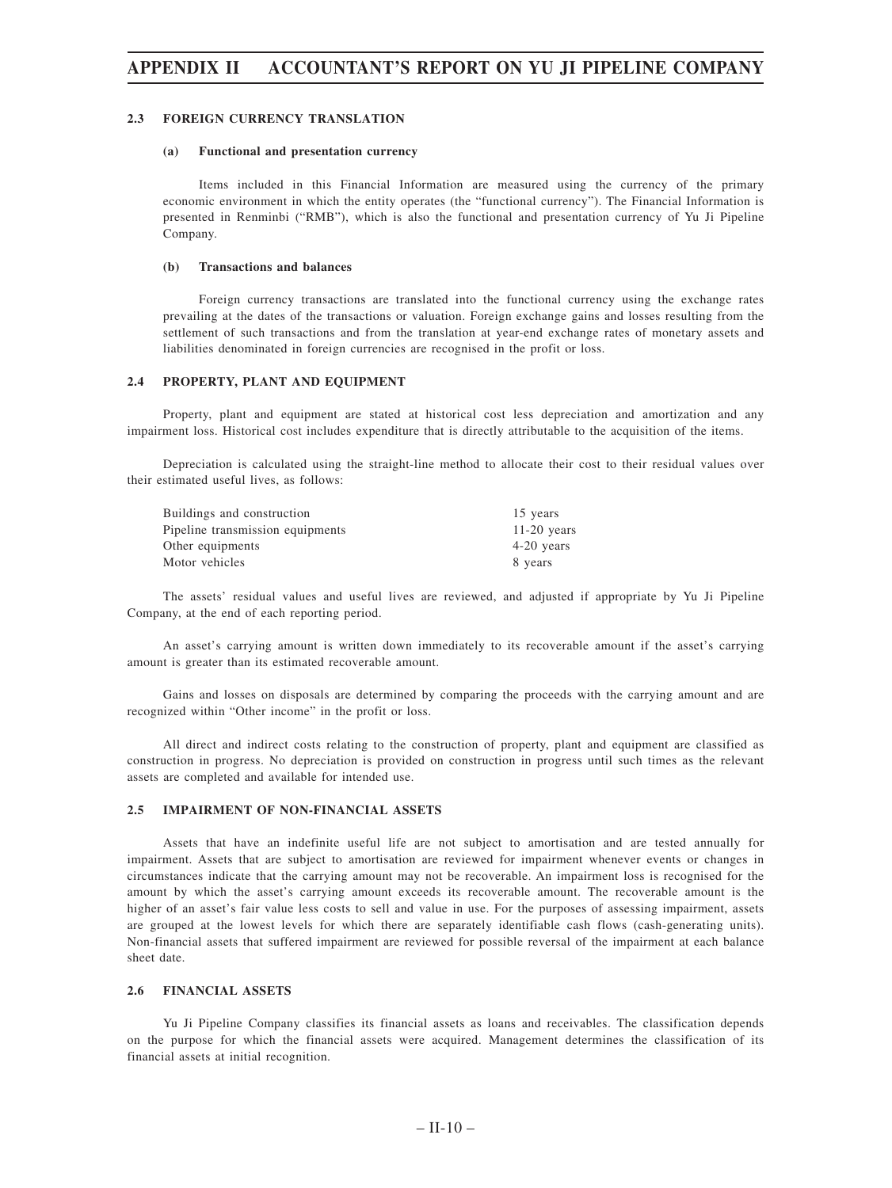### 2.3 FOREIGN CURRENCY TRANSLATION

#### (a) Functional and presentation currency

Items included in this Financial Information are measured using the currency of the primary economic environment in which the entity operates (the "functional currency"). The Financial Information is presented in Renminbi ("RMB"), which is also the functional and presentation currency of Yu Ji Pipeline Company.

#### (b) Transactions and balances

Foreign currency transactions are translated into the functional currency using the exchange rates prevailing at the dates of the transactions or valuation. Foreign exchange gains and losses resulting from the settlement of such transactions and from the translation at year-end exchange rates of monetary assets and liabilities denominated in foreign currencies are recognised in the profit or loss.

### 2.4 PROPERTY, PLANT AND EQUIPMENT

Property, plant and equipment are stated at historical cost less depreciation and amortization and any impairment loss. Historical cost includes expenditure that is directly attributable to the acquisition of the items.

Depreciation is calculated using the straight-line method to allocate their cost to their residual values over their estimated useful lives, as follows:

| | |
|---|---|
| Buildings and construction | 15 years |
| Pipeline transmission equipments | 11-20 years |
| Other equipments | 4-20 years |
| Motor vehicles | 8 years |

The assets' residual values and useful lives are reviewed, and adjusted if appropriate by Yu Ji Pipeline Company, at the end of each reporting period.

An asset's carrying amount is written down immediately to its recoverable amount if the asset's carrying amount is greater than its estimated recoverable amount.

Gains and losses on disposals are determined by comparing the proceeds with the carrying amount and are recognized within "Other income" in the profit or loss.

All direct and indirect costs relating to the construction of property, plant and equipment are classified as construction in progress. No depreciation is provided on construction in progress until such times as the relevant assets are completed and available for intended use.

### 2.5 IMPAIRMENT OF NON-FINANCIAL ASSETS

Assets that have an indefinite useful life are not subject to amortisation and are tested annually for impairment. Assets that are subject to amortisation are reviewed for impairment whenever events or changes in circumstances indicate that the carrying amount may not be recoverable. An impairment loss is recognised for the amount by which the asset's carrying amount exceeds its recoverable amount. The recoverable amount is the higher of an asset's fair value less costs to sell and value in use. For the purposes of assessing impairment, assets are grouped at the lowest levels for which there are separately identifiable cash flows (cash-generating units). Non-financial assets that suffered impairment are reviewed for possible reversal of the impairment at each balance sheet date.

### 2.6 FINANCIAL ASSETS

Yu Ji Pipeline Company classifies its financial assets as loans and receivables. The classification depends on the purpose for which the financial assets were acquired. Management determines the classification of its financial assets at initial recognition.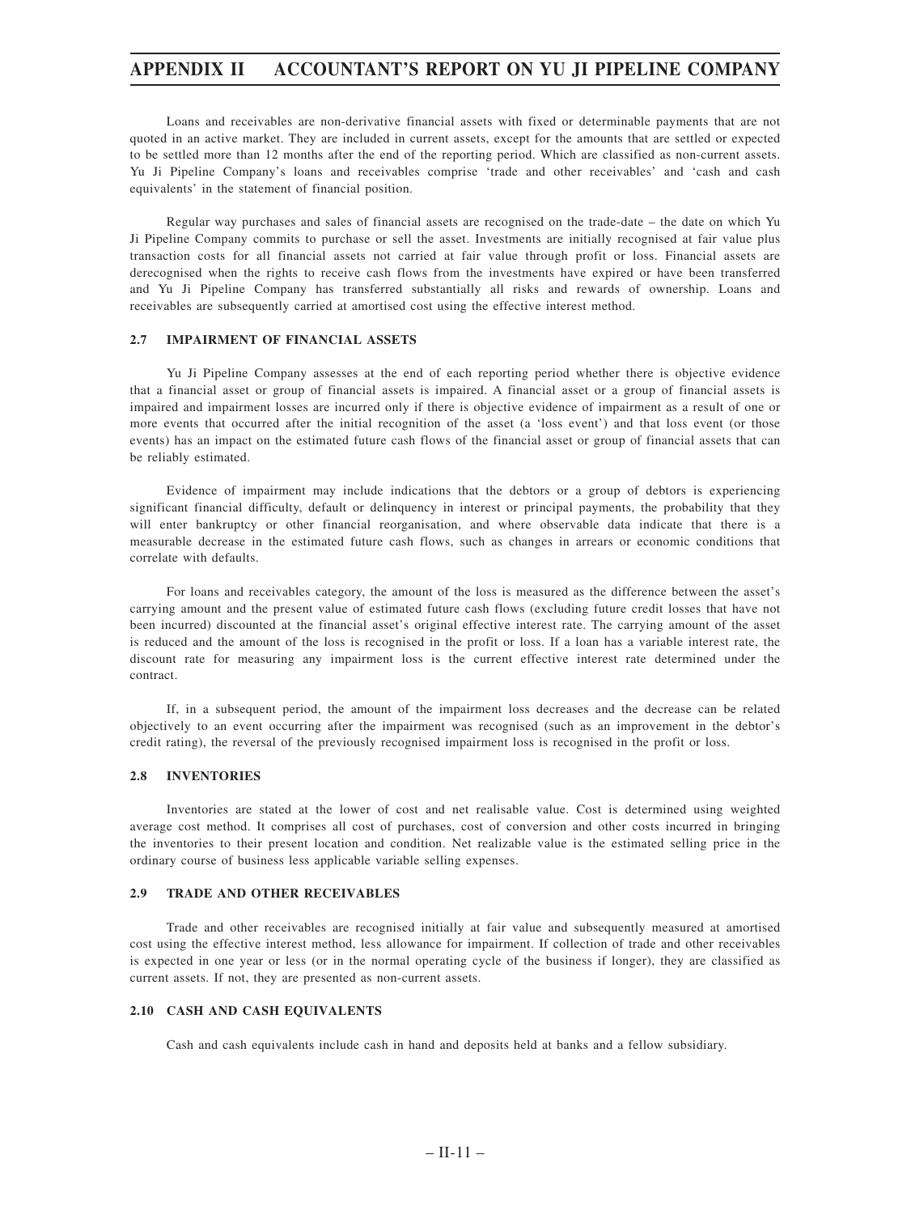Loans and receivables are non-derivative financial assets with fixed or determinable payments that are not quoted in an active market. They are included in current assets, except for the amounts that are settled or expected to be settled more than 12 months after the end of the reporting period. Which are classified as non-current assets. Yu Ji Pipeline Company's loans and receivables comprise 'trade and other receivables' and 'cash and cash equivalents' in the statement of financial position.

Regular way purchases and sales of financial assets are recognised on the trade-date – the date on which Yu Ji Pipeline Company commits to purchase or sell the asset. Investments are initially recognised at fair value plus transaction costs for all financial assets not carried at fair value through profit or loss. Financial assets are derecognised when the rights to receive cash flows from the investments have expired or have been transferred and Yu Ji Pipeline Company has transferred substantially all risks and rewards of ownership. Loans and receivables are subsequently carried at amortised cost using the effective interest method.

### 2.7 IMPAIRMENT OF FINANCIAL ASSETS

Yu Ji Pipeline Company assesses at the end of each reporting period whether there is objective evidence that a financial asset or group of financial assets is impaired. A financial asset or a group of financial assets is impaired and impairment losses are incurred only if there is objective evidence of impairment as a result of one or more events that occurred after the initial recognition of the asset (a 'loss event') and that loss event (or those events) has an impact on the estimated future cash flows of the financial asset or group of financial assets that can be reliably estimated.

Evidence of impairment may include indications that the debtors or a group of debtors is experiencing significant financial difficulty, default or delinquency in interest or principal payments, the probability that they will enter bankruptcy or other financial reorganisation, and where observable data indicate that there is a measurable decrease in the estimated future cash flows, such as changes in arrears or economic conditions that correlate with defaults.

For loans and receivables category, the amount of the loss is measured as the difference between the asset's carrying amount and the present value of estimated future cash flows (excluding future credit losses that have not been incurred) discounted at the financial asset's original effective interest rate. The carrying amount of the asset is reduced and the amount of the loss is recognised in the profit or loss. If a loan has a variable interest rate, the discount rate for measuring any impairment loss is the current effective interest rate determined under the contract.

If, in a subsequent period, the amount of the impairment loss decreases and the decrease can be related objectively to an event occurring after the impairment was recognised (such as an improvement in the debtor's credit rating), the reversal of the previously recognised impairment loss is recognised in the profit or loss.

### 2.8 INVENTORIES

Inventories are stated at the lower of cost and net realisable value. Cost is determined using weighted average cost method. It comprises all cost of purchases, cost of conversion and other costs incurred in bringing the inventories to their present location and condition. Net realizable value is the estimated selling price in the ordinary course of business less applicable variable selling expenses.

### 2.9 TRADE AND OTHER RECEIVABLES

Trade and other receivables are recognised initially at fair value and subsequently measured at amortised cost using the effective interest method, less allowance for impairment. If collection of trade and other receivables is expected in one year or less (or in the normal operating cycle of the business if longer), they are classified as current assets. If not, they are presented as non-current assets.

### 2.10 CASH AND CASH EQUIVALENTS

Cash and cash equivalents include cash in hand and deposits held at banks and a fellow subsidiary.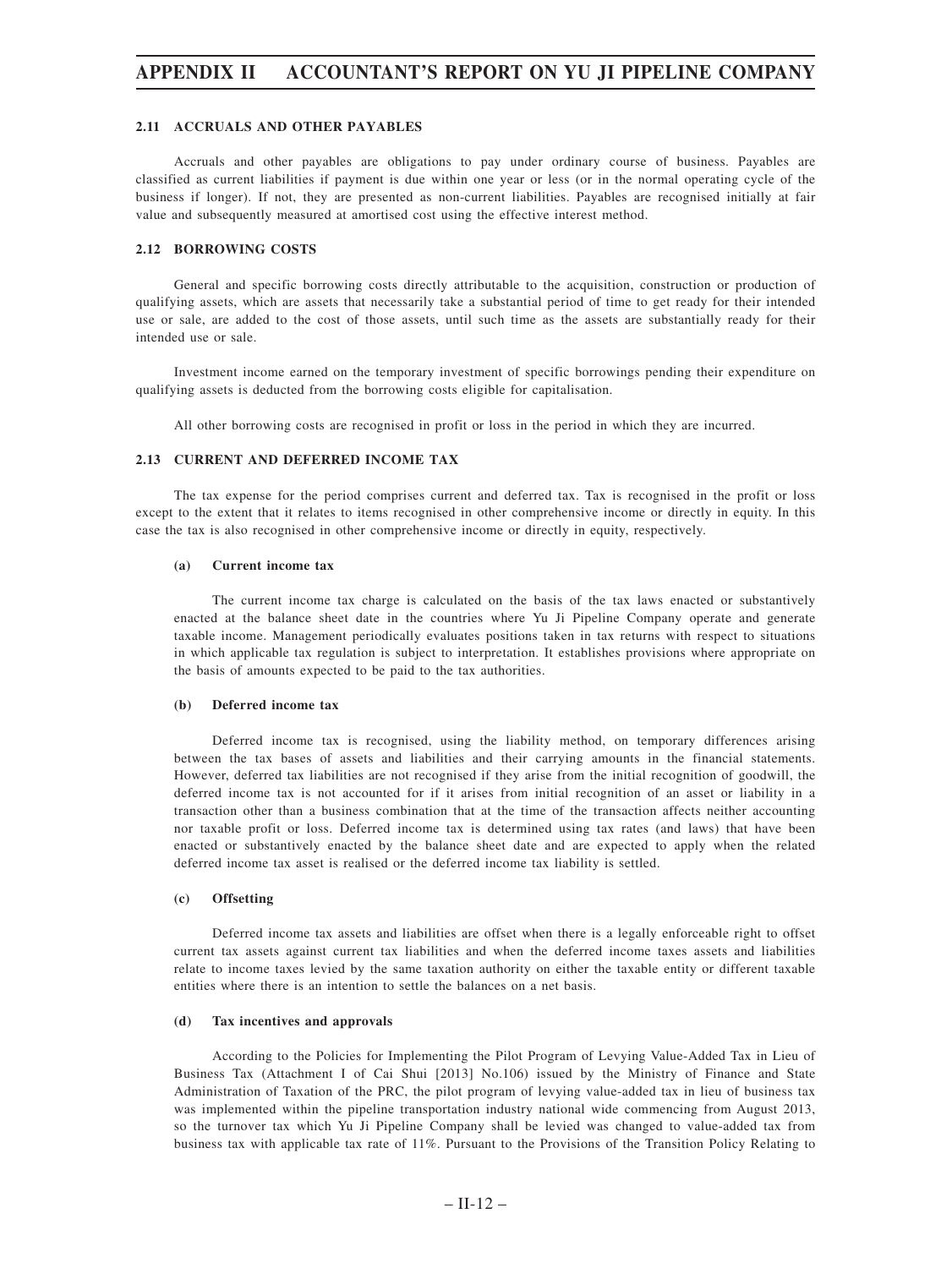#### 2.11 ACCRUALS AND OTHER PAYABLES

Accruals and other payables are obligations to pay under ordinary course of business. Payables are classified as current liabilities if payment is due within one year or less (or in the normal operating cycle of the business if longer). If not, they are presented as non-current liabilities. Payables are recognised initially at fair value and subsequently measured at amortised cost using the effective interest method.

#### 2.12 BORROWING COSTS

General and specific borrowing costs directly attributable to the acquisition, construction or production of qualifying assets, which are assets that necessarily take a substantial period of time to get ready for their intended use or sale, are added to the cost of those assets, until such time as the assets are substantially ready for their intended use or sale.

Investment income earned on the temporary investment of specific borrowings pending their expenditure on qualifying assets is deducted from the borrowing costs eligible for capitalisation.

All other borrowing costs are recognised in profit or loss in the period in which they are incurred.

#### 2.13 CURRENT AND DEFERRED INCOME TAX

The tax expense for the period comprises current and deferred tax. Tax is recognised in the profit or loss except to the extent that it relates to items recognised in other comprehensive income or directly in equity. In this case the tax is also recognised in other comprehensive income or directly in equity, respectively.

**(a) Current income tax**

The current income tax charge is calculated on the basis of the tax laws enacted or substantively enacted at the balance sheet date in the countries where Yu Ji Pipeline Company operate and generate taxable income. Management periodically evaluates positions taken in tax returns with respect to situations in which applicable tax regulation is subject to interpretation. It establishes provisions where appropriate on the basis of amounts expected to be paid to the tax authorities.

**(b) Deferred income tax**

Deferred income tax is recognised, using the liability method, on temporary differences arising between the tax bases of assets and liabilities and their carrying amounts in the financial statements. However, deferred tax liabilities are not recognised if they arise from the initial recognition of goodwill, the deferred income tax is not accounted for if it arises from initial recognition of an asset or liability in a transaction other than a business combination that at the time of the transaction affects neither accounting nor taxable profit or loss. Deferred income tax is determined using tax rates (and laws) that have been enacted or substantively enacted by the balance sheet date and are expected to apply when the related deferred income tax asset is realised or the deferred income tax liability is settled.

**(c) Offsetting**

Deferred income tax assets and liabilities are offset when there is a legally enforceable right to offset current tax assets against current tax liabilities and when the deferred income taxes assets and liabilities relate to income taxes levied by the same taxation authority on either the taxable entity or different taxable entities where there is an intention to settle the balances on a net basis.

**(d) Tax incentives and approvals**

According to the Policies for Implementing the Pilot Program of Levying Value-Added Tax in Lieu of Business Tax (Attachment I of Cai Shui [2013] No.106) issued by the Ministry of Finance and State Administration of Taxation of the PRC, the pilot program of levying value-added tax in lieu of business tax was implemented within the pipeline transportation industry national wide commencing from August 2013, so the turnover tax which Yu Ji Pipeline Company shall be levied was changed to value-added tax from business tax with applicable tax rate of 11%. Pursuant to the Provisions of the Transition Policy Relating to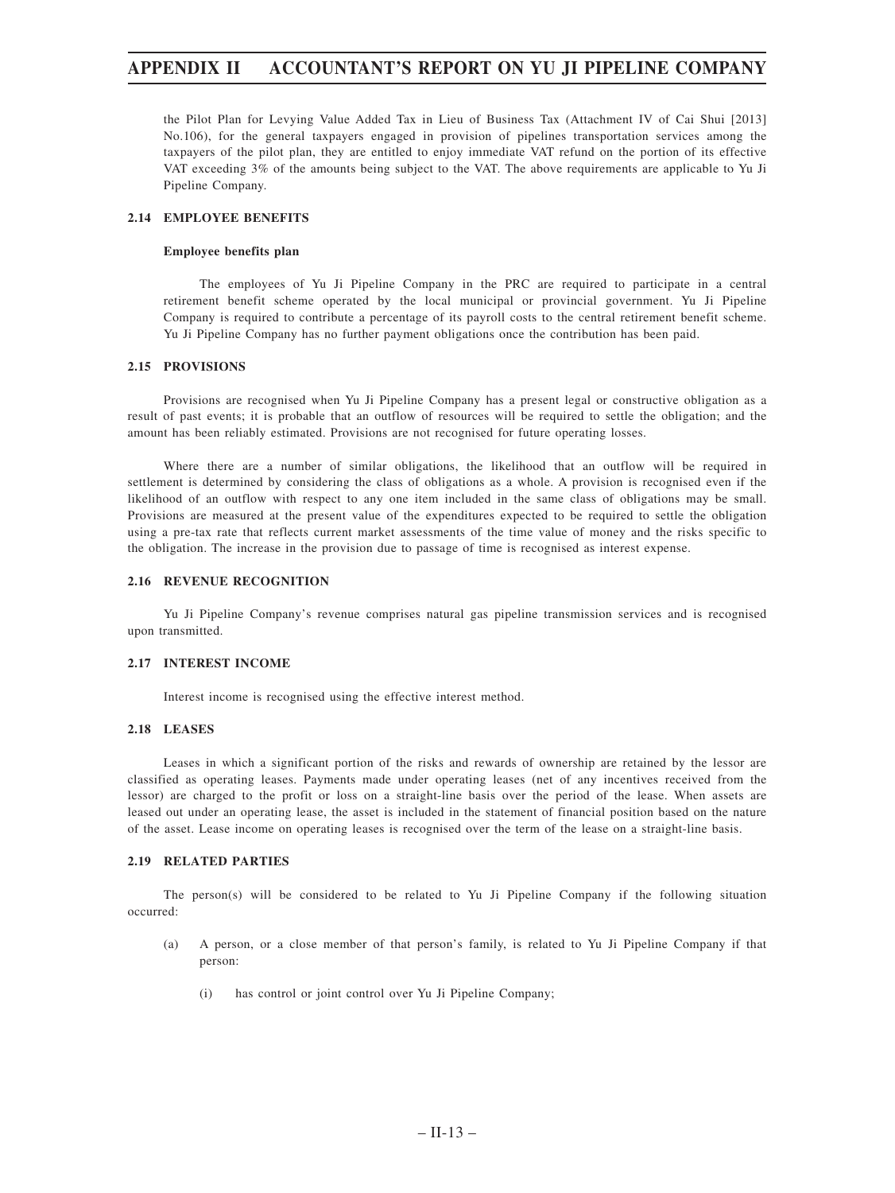the Pilot Plan for Levying Value Added Tax in Lieu of Business Tax (Attachment IV of Cai Shui [2013] No.106), for the general taxpayers engaged in provision of pipelines transportation services among the taxpayers of the pilot plan, they are entitled to enjoy immediate VAT refund on the portion of its effective VAT exceeding 3% of the amounts being subject to the VAT. The above requirements are applicable to Yu Ji Pipeline Company.

### 2.14 EMPLOYEE BENEFITS

**Employee benefits plan**

The employees of Yu Ji Pipeline Company in the PRC are required to participate in a central retirement benefit scheme operated by the local municipal or provincial government. Yu Ji Pipeline Company is required to contribute a percentage of its payroll costs to the central retirement benefit scheme. Yu Ji Pipeline Company has no further payment obligations once the contribution has been paid.

### 2.15 PROVISIONS

Provisions are recognised when Yu Ji Pipeline Company has a present legal or constructive obligation as a result of past events; it is probable that an outflow of resources will be required to settle the obligation; and the amount has been reliably estimated. Provisions are not recognised for future operating losses.

Where there are a number of similar obligations, the likelihood that an outflow will be required in settlement is determined by considering the class of obligations as a whole. A provision is recognised even if the likelihood of an outflow with respect to any one item included in the same class of obligations may be small. Provisions are measured at the present value of the expenditures expected to be required to settle the obligation using a pre-tax rate that reflects current market assessments of the time value of money and the risks specific to the obligation. The increase in the provision due to passage of time is recognised as interest expense.

### 2.16 REVENUE RECOGNITION

Yu Ji Pipeline Company's revenue comprises natural gas pipeline transmission services and is recognised upon transmitted.

### 2.17 INTEREST INCOME

Interest income is recognised using the effective interest method.

### 2.18 LEASES

Leases in which a significant portion of the risks and rewards of ownership are retained by the lessor are classified as operating leases. Payments made under operating leases (net of any incentives received from the lessor) are charged to the profit or loss on a straight-line basis over the period of the lease. When assets are leased out under an operating lease, the asset is included in the statement of financial position based on the nature of the asset. Lease income on operating leases is recognised over the term of the lease on a straight-line basis.

### 2.19 RELATED PARTIES

The person(s) will be considered to be related to Yu Ji Pipeline Company if the following situation occurred:

(a) A person, or a close member of that person's family, is related to Yu Ji Pipeline Company if that person:

  (i) has control or joint control over Yu Ji Pipeline Company;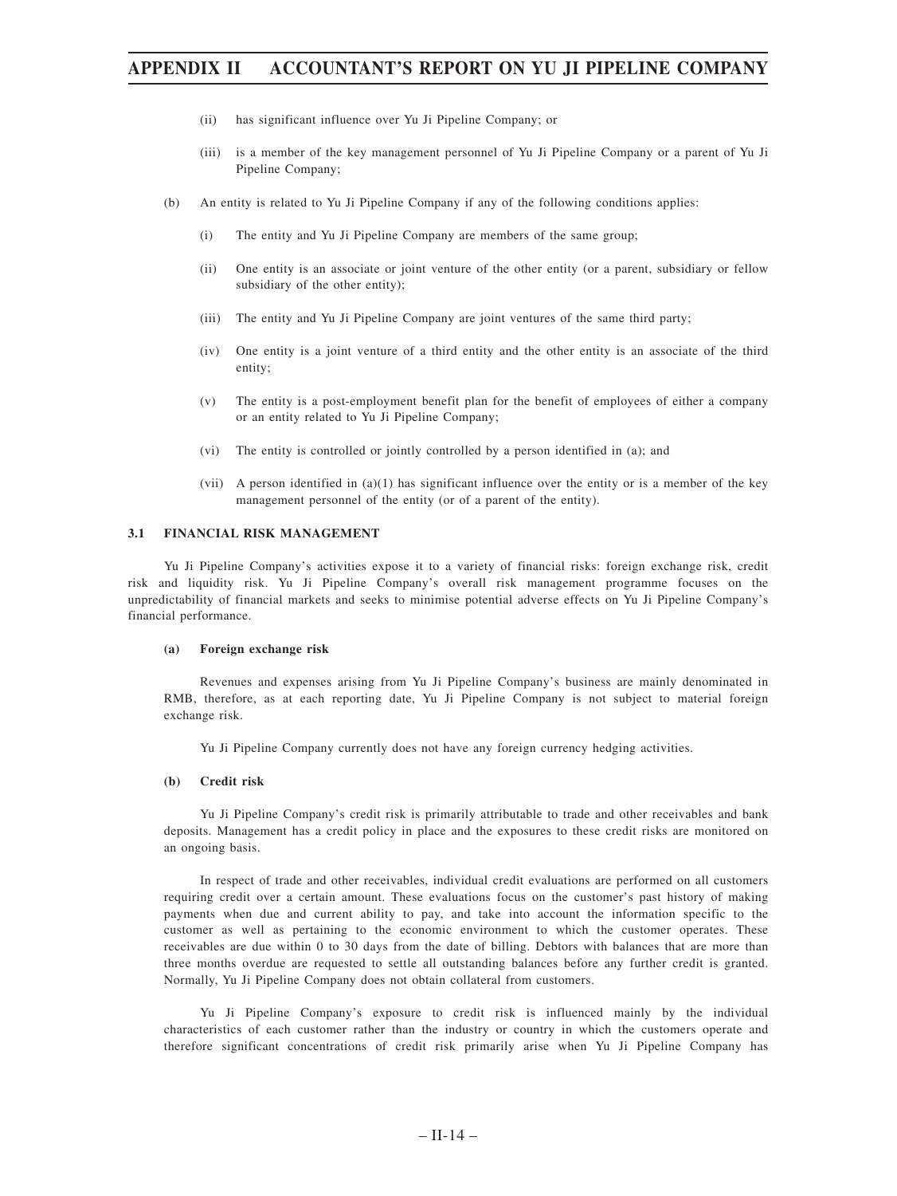(ii) has significant influence over Yu Ji Pipeline Company; or

(iii) is a member of the key management personnel of Yu Ji Pipeline Company or a parent of Yu Ji Pipeline Company;

(b) An entity is related to Yu Ji Pipeline Company if any of the following conditions applies:

(i) The entity and Yu Ji Pipeline Company are members of the same group;

(ii) One entity is an associate or joint venture of the other entity (or a parent, subsidiary or fellow subsidiary of the other entity);

(iii) The entity and Yu Ji Pipeline Company are joint ventures of the same third party;

(iv) One entity is a joint venture of a third entity and the other entity is an associate of the third entity;

(v) The entity is a post-employment benefit plan for the benefit of employees of either a company or an entity related to Yu Ji Pipeline Company;

(vi) The entity is controlled or jointly controlled by a person identified in (a); and

(vii) A person identified in (a)(1) has significant influence over the entity or is a member of the key management personnel of the entity (or of a parent of the entity).

### 3.1 FINANCIAL RISK MANAGEMENT

Yu Ji Pipeline Company's activities expose it to a variety of financial risks: foreign exchange risk, credit risk and liquidity risk. Yu Ji Pipeline Company's overall risk management programme focuses on the unpredictability of financial markets and seeks to minimise potential adverse effects on Yu Ji Pipeline Company's financial performance.

#### (a) Foreign exchange risk

Revenues and expenses arising from Yu Ji Pipeline Company's business are mainly denominated in RMB, therefore, as at each reporting date, Yu Ji Pipeline Company is not subject to material foreign exchange risk.

Yu Ji Pipeline Company currently does not have any foreign currency hedging activities.

#### (b) Credit risk

Yu Ji Pipeline Company's credit risk is primarily attributable to trade and other receivables and bank deposits. Management has a credit policy in place and the exposures to these credit risks are monitored on an ongoing basis.

In respect of trade and other receivables, individual credit evaluations are performed on all customers requiring credit over a certain amount. These evaluations focus on the customer's past history of making payments when due and current ability to pay, and take into account the information specific to the customer as well as pertaining to the economic environment to which the customer operates. These receivables are due within 0 to 30 days from the date of billing. Debtors with balances that are more than three months overdue are requested to settle all outstanding balances before any further credit is granted. Normally, Yu Ji Pipeline Company does not obtain collateral from customers.

Yu Ji Pipeline Company's exposure to credit risk is influenced mainly by the individual characteristics of each customer rather than the industry or country in which the customers operate and therefore significant concentrations of credit risk primarily arise when Yu Ji Pipeline Company has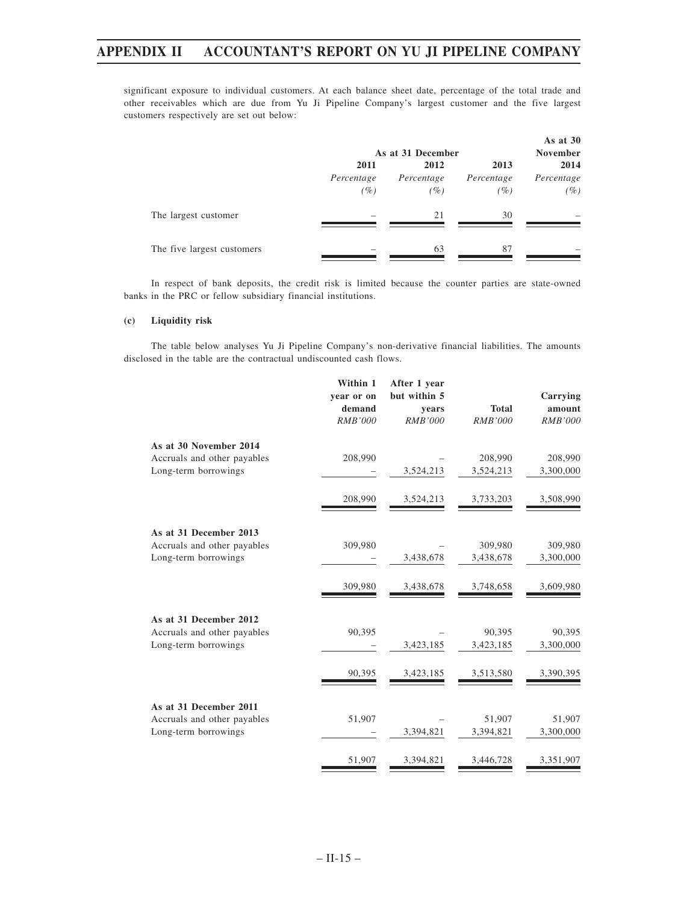significant exposure to individual customers. At each balance sheet date, percentage of the total trade and other receivables which are due from Yu Ji Pipeline Company's largest customer and the five largest customers respectively are set out below:

| | As at 31 December | | | As at 30 November |
|---|---|---|---|---|
| | 2011 | 2012 | 2013 | 2014 |
| | *Percentage (%)* | *Percentage (%)* | *Percentage (%)* | *Percentage (%)* |
| The largest customer | – | 21 | 30 | – |
| The five largest customers | – | 63 | 87 | – |

In respect of bank deposits, the credit risk is limited because the counter parties are state-owned banks in the PRC or fellow subsidiary financial institutions.

**(c) Liquidity risk**

The table below analyses Yu Ji Pipeline Company's non-derivative financial liabilities. The amounts disclosed in the table are the contractual undiscounted cash flows.

| | Within 1 year or on demand | After 1 year but within 5 years | Total | Carrying amount |
|---|---|---|---|---|
| | *RMB'000* | *RMB'000* | *RMB'000* | *RMB'000* |
| **As at 30 November 2014** | | | | |
| Accruals and other payables | 208,990 | – | 208,990 | 208,990 |
| Long-term borrowings | – | 3,524,213 | 3,524,213 | 3,300,000 |
| | 208,990 | 3,524,213 | 3,733,203 | 3,508,990 |
| **As at 31 December 2013** | | | | |
| Accruals and other payables | 309,980 | – | 309,980 | 309,980 |
| Long-term borrowings | – | 3,438,678 | 3,438,678 | 3,300,000 |
| | 309,980 | 3,438,678 | 3,748,658 | 3,609,980 |
| **As at 31 December 2012** | | | | |
| Accruals and other payables | 90,395 | – | 90,395 | 90,395 |
| Long-term borrowings | – | 3,423,185 | 3,423,185 | 3,300,000 |
| | 90,395 | 3,423,185 | 3,513,580 | 3,390,395 |
| **As at 31 December 2011** | | | | |
| Accruals and other payables | 51,907 | – | 51,907 | 51,907 |
| Long-term borrowings | – | 3,394,821 | 3,394,821 | 3,300,000 |
| | 51,907 | 3,394,821 | 3,446,728 | 3,351,907 |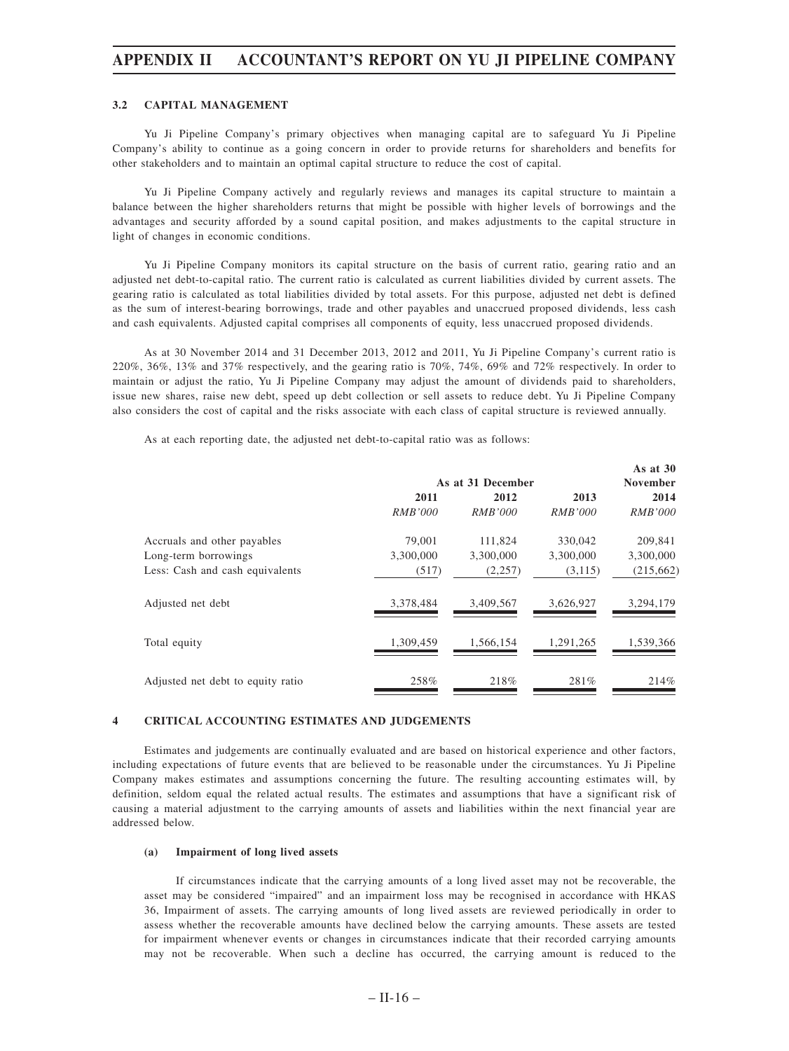### 3.2 CAPITAL MANAGEMENT

Yu Ji Pipeline Company's primary objectives when managing capital are to safeguard Yu Ji Pipeline Company's ability to continue as a going concern in order to provide returns for shareholders and benefits for other stakeholders and to maintain an optimal capital structure to reduce the cost of capital.

Yu Ji Pipeline Company actively and regularly reviews and manages its capital structure to maintain a balance between the higher shareholders returns that might be possible with higher levels of borrowings and the advantages and security afforded by a sound capital position, and makes adjustments to the capital structure in light of changes in economic conditions.

Yu Ji Pipeline Company monitors its capital structure on the basis of current ratio, gearing ratio and an adjusted net debt-to-capital ratio. The current ratio is calculated as current liabilities divided by current assets. The gearing ratio is calculated as total liabilities divided by total assets. For this purpose, adjusted net debt is defined as the sum of interest-bearing borrowings, trade and other payables and unaccrued proposed dividends, less cash and cash equivalents. Adjusted capital comprises all components of equity, less unaccrued proposed dividends.

As at 30 November 2014 and 31 December 2013, 2012 and 2011, Yu Ji Pipeline Company's current ratio is 220%, 36%, 13% and 37% respectively, and the gearing ratio is 70%, 74%, 69% and 72% respectively. In order to maintain or adjust the ratio, Yu Ji Pipeline Company may adjust the amount of dividends paid to shareholders, issue new shares, raise new debt, speed up debt collection or sell assets to reduce debt. Yu Ji Pipeline Company also considers the cost of capital and the risks associate with each class of capital structure is reviewed annually.

As at each reporting date, the adjusted net debt-to-capital ratio was as follows:

| | As at 31 December | | | As at 30 November |
|---|---|---|---|---|
| | 2011 | 2012 | 2013 | 2014 |
| | *RMB'000* | *RMB'000* | *RMB'000* | *RMB'000* |
| Accruals and other payables | 79,001 | 111,824 | 330,042 | 209,841 |
| Long-term borrowings | 3,300,000 | 3,300,000 | 3,300,000 | 3,300,000 |
| Less: Cash and cash equivalents | (517) | (2,257) | (3,115) | (215,662) |
| Adjusted net debt | 3,378,484 | 3,409,567 | 3,626,927 | 3,294,179 |
| Total equity | 1,309,459 | 1,566,154 | 1,291,265 | 1,539,366 |
| Adjusted net debt to equity ratio | 258% | 218% | 281% | 214% |

## 4 CRITICAL ACCOUNTING ESTIMATES AND JUDGEMENTS

Estimates and judgements are continually evaluated and are based on historical experience and other factors, including expectations of future events that are believed to be reasonable under the circumstances. Yu Ji Pipeline Company makes estimates and assumptions concerning the future. The resulting accounting estimates will, by definition, seldom equal the related actual results. The estimates and assumptions that have a significant risk of causing a material adjustment to the carrying amounts of assets and liabilities within the next financial year are addressed below.

#### (a) Impairment of long lived assets

If circumstances indicate that the carrying amounts of a long lived asset may not be recoverable, the asset may be considered "impaired" and an impairment loss may be recognised in accordance with HKAS 36, Impairment of assets. The carrying amounts of long lived assets are reviewed periodically in order to assess whether the recoverable amounts have declined below the carrying amounts. These assets are tested for impairment whenever events or changes in circumstances indicate that their recorded carrying amounts may not be recoverable. When such a decline has occurred, the carrying amount is reduced to the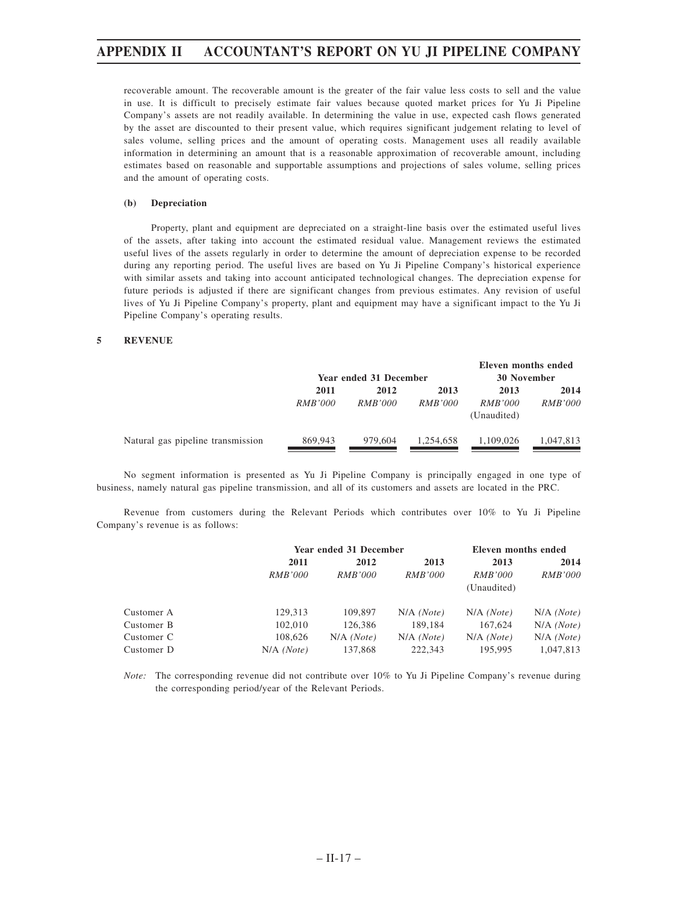recoverable amount. The recoverable amount is the greater of the fair value less costs to sell and the value in use. It is difficult to precisely estimate fair values because quoted market prices for Yu Ji Pipeline Company's assets are not readily available. In determining the value in use, expected cash flows generated by the asset are discounted to their present value, which requires significant judgement relating to level of sales volume, selling prices and the amount of operating costs. Management uses all readily available information in determining an amount that is a reasonable approximation of recoverable amount, including estimates based on reasonable and supportable assumptions and projections of sales volume, selling prices and the amount of operating costs.

**(b) Depreciation**

Property, plant and equipment are depreciated on a straight-line basis over the estimated useful lives of the assets, after taking into account the estimated residual value. Management reviews the estimated useful lives of the assets regularly in order to determine the amount of depreciation expense to be recorded during any reporting period. The useful lives are based on Yu Ji Pipeline Company's historical experience with similar assets and taking into account anticipated technological changes. The depreciation expense for future periods is adjusted if there are significant changes from previous estimates. Any revision of useful lives of Yu Ji Pipeline Company's property, plant and equipment may have a significant impact to the Yu Ji Pipeline Company's operating results.

## 5 REVENUE

| | Year ended 31 December | | | Eleven months ended 30 November | |
|---|---|---|---|---|---|
| | **2011** | **2012** | **2013** | **2013** | **2014** |
| | *RMB'000* | *RMB'000* | *RMB'000* | *RMB'000* (Unaudited) | *RMB'000* |
| Natural gas pipeline transmission | 869,943 | 979,604 | 1,254,658 | 1,109,026 | 1,047,813 |

No segment information is presented as Yu Ji Pipeline Company is principally engaged in one type of business, namely natural gas pipeline transmission, and all of its customers and assets are located in the PRC.

Revenue from customers during the Relevant Periods which contributes over 10% to Yu Ji Pipeline Company's revenue is as follows:

| | Year ended 31 December | | | Eleven months ended | |
|---|---|---|---|---|---|
| | **2011** | **2012** | **2013** | **2013** | **2014** |
| | *RMB'000* | *RMB'000* | *RMB'000* | *RMB'000* (Unaudited) | *RMB'000* |
| Customer A | 129,313 | 109,897 | N/A *(Note)* | N/A *(Note)* | N/A *(Note)* |
| Customer B | 102,010 | 126,386 | 189,184 | 167,624 | N/A *(Note)* |
| Customer C | 108,626 | N/A *(Note)* | N/A *(Note)* | N/A *(Note)* | N/A *(Note)* |
| Customer D | N/A *(Note)* | 137,868 | 222,343 | 195,995 | 1,047,813 |

*Note:* The corresponding revenue did not contribute over 10% to Yu Ji Pipeline Company's revenue during the corresponding period/year of the Relevant Periods.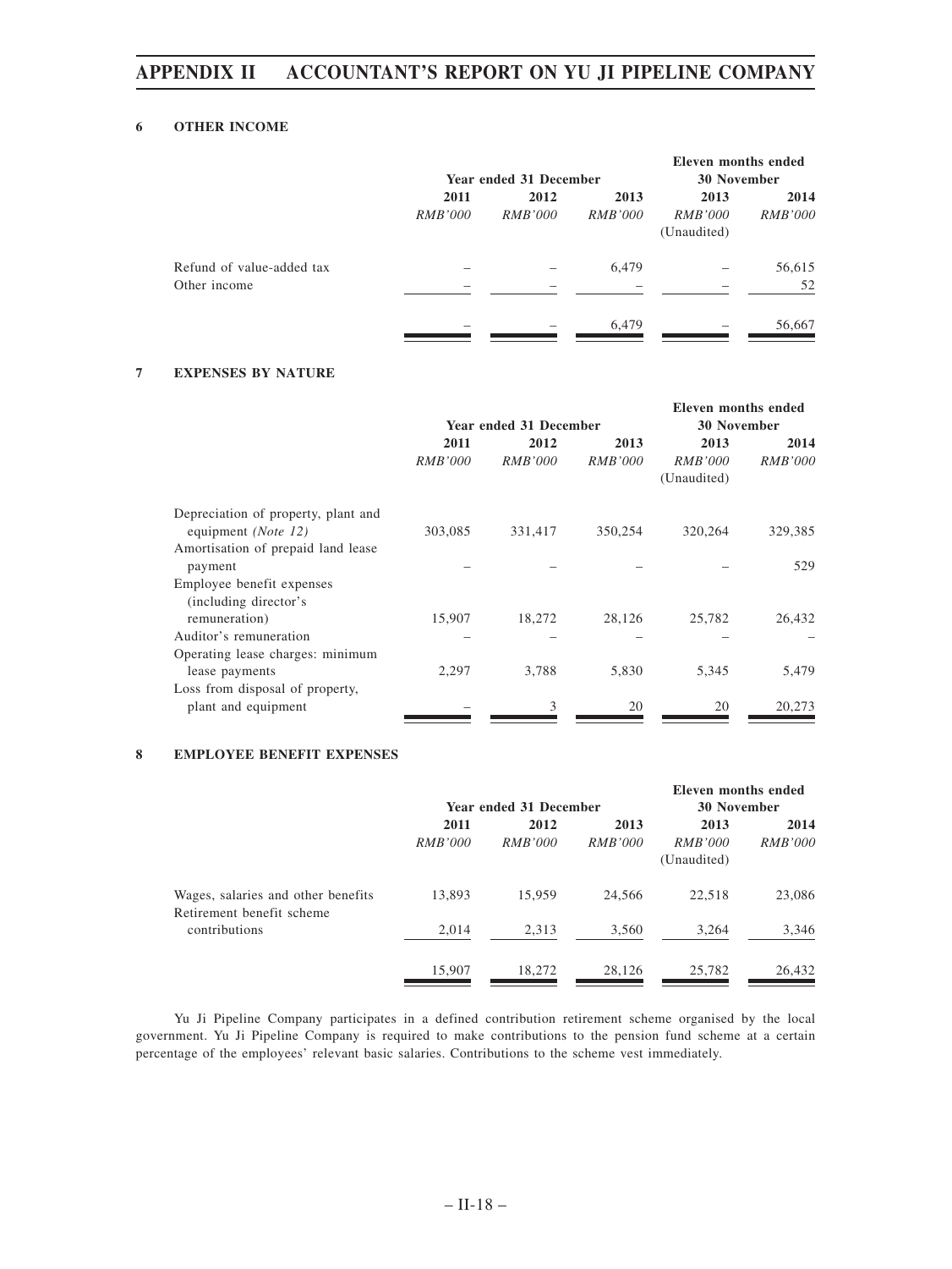### 6 OTHER INCOME

| | Year ended 31 December | | | Eleven months ended 30 November | |
|---|---|---|---|---|---|
| | 2011 | 2012 | 2013 | 2013 | 2014 |
| | *RMB'000* | *RMB'000* | *RMB'000* | *RMB'000* (Unaudited) | *RMB'000* |
| Refund of value-added tax | – | – | 6,479 | – | 56,615 |
| Other income | – | – | – | – | 52 |
| | – | – | 6,479 | – | 56,667 |

### 7 EXPENSES BY NATURE

| | Year ended 31 December | | | Eleven months ended 30 November | |
|---|---|---|---|---|---|
| | 2011 | 2012 | 2013 | 2013 | 2014 |
| | *RMB'000* | *RMB'000* | *RMB'000* | *RMB'000* (Unaudited) | *RMB'000* |
| Depreciation of property, plant and equipment *(Note 12)* | 303,085 | 331,417 | 350,254 | 320,264 | 329,385 |
| Amortisation of prepaid land lease payment | – | – | – | – | 529 |
| Employee benefit expenses (including director's remuneration) | 15,907 | 18,272 | 28,126 | 25,782 | 26,432 |
| Auditor's remuneration | – | – | – | – | – |
| Operating lease charges: minimum lease payments | 2,297 | 3,788 | 5,830 | 5,345 | 5,479 |
| Loss from disposal of property, plant and equipment | – | 3 | 20 | 20 | 20,273 |

### 8 EMPLOYEE BENEFIT EXPENSES

| | Year ended 31 December | | | Eleven months ended 30 November | |
|---|---|---|---|---|---|
| | 2011 | 2012 | 2013 | 2013 | 2014 |
| | *RMB'000* | *RMB'000* | *RMB'000* | *RMB'000* (Unaudited) | *RMB'000* |
| Wages, salaries and other benefits | 13,893 | 15,959 | 24,566 | 22,518 | 23,086 |
| Retirement benefit scheme contributions | 2,014 | 2,313 | 3,560 | 3,264 | 3,346 |
| | 15,907 | 18,272 | 28,126 | 25,782 | 26,432 |

Yu Ji Pipeline Company participates in a defined contribution retirement scheme organised by the local government. Yu Ji Pipeline Company is required to make contributions to the pension fund scheme at a certain percentage of the employees' relevant basic salaries. Contributions to the scheme vest immediately.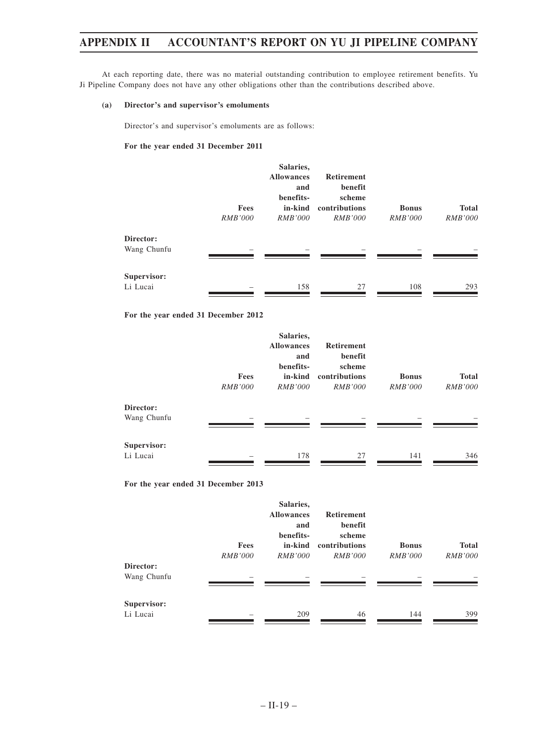At each reporting date, there was no material outstanding contribution to employee retirement benefits. Yu Ji Pipeline Company does not have any other obligations other than the contributions described above.

**(a) Director's and supervisor's emoluments**

Director's and supervisor's emoluments are as follows:

**For the year ended 31 December 2011**

| | Fees | Salaries, Allowances and benefits-in-kind | Retirement benefit scheme contributions | Bonus | Total |
|---|---|---|---|---|---|
| | *RMB'000* | *RMB'000* | *RMB'000* | *RMB'000* | *RMB'000* |
| **Director:** | | | | | |
| Wang Chunfu | – | – | – | – | – |
| **Supervisor:** | | | | | |
| Li Lucai | – | 158 | 27 | 108 | 293 |

**For the year ended 31 December 2012**

| | Fees | Salaries, Allowances and benefits-in-kind | Retirement benefit scheme contributions | Bonus | Total |
|---|---|---|---|---|---|
| | *RMB'000* | *RMB'000* | *RMB'000* | *RMB'000* | *RMB'000* |
| **Director:** | | | | | |
| Wang Chunfu | – | – | – | – | – |
| **Supervisor:** | | | | | |
| Li Lucai | – | 178 | 27 | 141 | 346 |

**For the year ended 31 December 2013**

| | Fees | Salaries, Allowances and benefits-in-kind | Retirement benefit scheme contributions | Bonus | Total |
|---|---|---|---|---|---|
| | *RMB'000* | *RMB'000* | *RMB'000* | *RMB'000* | *RMB'000* |
| **Director:** | | | | | |
| Wang Chunfu | – | – | – | – | – |
| **Supervisor:** | | | | | |
| Li Lucai | – | 209 | 46 | 144 | 399 |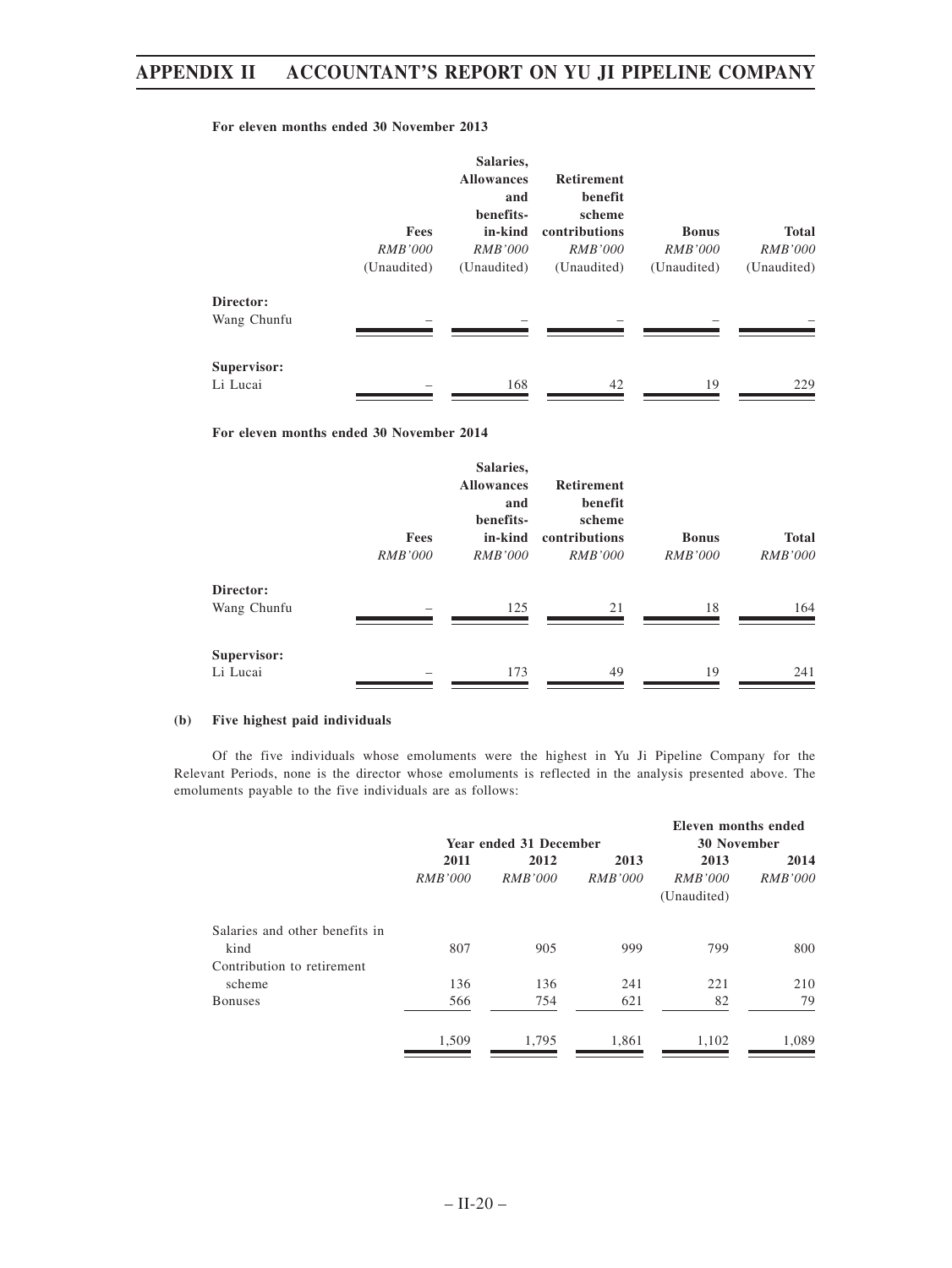**For eleven months ended 30 November 2013**

| | Fees | Salaries, Allowances and benefits-in-kind | Retirement benefit scheme contributions | Bonus | Total |
|---|---|---|---|---|---|
| | *RMB'000* | *RMB'000* | *RMB'000* | *RMB'000* | *RMB'000* |
| | (Unaudited) | (Unaudited) | (Unaudited) | (Unaudited) | (Unaudited) |
| **Director:** | | | | | |
| Wang Chunfu | – | – | – | – | – |
| **Supervisor:** | | | | | |
| Li Lucai | – | 168 | 42 | 19 | 229 |

**For eleven months ended 30 November 2014**

| | Fees | Salaries, Allowances and benefits-in-kind | Retirement benefit scheme contributions | Bonus | Total |
|---|---|---|---|---|---|
| | *RMB'000* | *RMB'000* | *RMB'000* | *RMB'000* | *RMB'000* |
| **Director:** | | | | | |
| Wang Chunfu | – | 125 | 21 | 18 | 164 |
| **Supervisor:** | | | | | |
| Li Lucai | – | 173 | 49 | 19 | 241 |

**(b) Five highest paid individuals**

Of the five individuals whose emoluments were the highest in Yu Ji Pipeline Company for the Relevant Periods, none is the director whose emoluments is reflected in the analysis presented above. The emoluments payable to the five individuals are as follows:

| | Year ended 31 December | | | Eleven months ended 30 November | |
|---|---|---|---|---|---|
| | 2011 | 2012 | 2013 | 2013 | 2014 |
| | *RMB'000* | *RMB'000* | *RMB'000* | *RMB'000* | *RMB'000* |
| | | | | (Unaudited) | |
| Salaries and other benefits in kind | 807 | 905 | 999 | 799 | 800 |
| Contribution to retirement scheme | 136 | 136 | 241 | 221 | 210 |
| Bonuses | 566 | 754 | 621 | 82 | 79 |
| | 1,509 | 1,795 | 1,861 | 1,102 | 1,089 |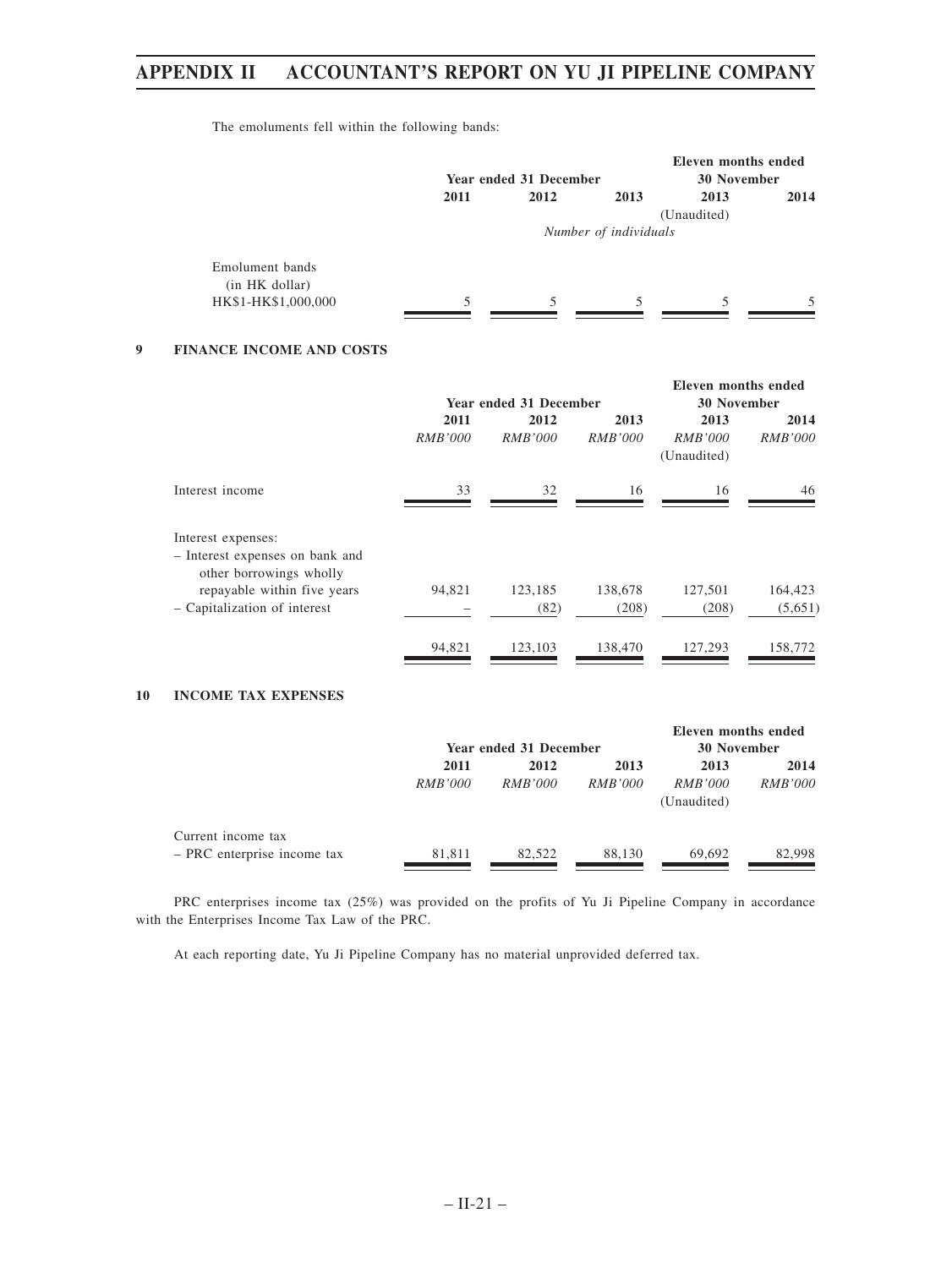The emoluments fell within the following bands:

| | Year ended 31 December | | | Eleven months ended 30 November | |
|---|---|---|---|---|---|
| | 2011 | 2012 | 2013 | 2013 | 2014 |
| | | | | (Unaudited) | |
| | *Number of individuals* | | | | |
| Emolument bands (in HK dollar) | | | | | |
| HK$1-HK$1,000,000 | 5 | 5 | 5 | 5 | 5 |

## 9 FINANCE INCOME AND COSTS

| | Year ended 31 December | | | Eleven months ended 30 November | |
|---|---|---|---|---|---|
| | 2011 | 2012 | 2013 | 2013 | 2014 |
| | *RMB'000* | *RMB'000* | *RMB'000* | *RMB'000* | *RMB'000* |
| | | | | (Unaudited) | |
| Interest income | 33 | 32 | 16 | 16 | 46 |
| Interest expenses: | | | | | |
| – Interest expenses on bank and other borrowings wholly repayable within five years | 94,821 | 123,185 | 138,678 | 127,501 | 164,423 |
| – Capitalization of interest | – | (82) | (208) | (208) | (5,651) |
| | 94,821 | 123,103 | 138,470 | 127,293 | 158,772 |

## 10 INCOME TAX EXPENSES

| | Year ended 31 December | | | Eleven months ended 30 November | |
|---|---|---|---|---|---|
| | 2011 | 2012 | 2013 | 2013 | 2014 |
| | *RMB'000* | *RMB'000* | *RMB'000* | *RMB'000* | *RMB'000* |
| | | | | (Unaudited) | |
| Current income tax | | | | | |
| – PRC enterprise income tax | 81,811 | 82,522 | 88,130 | 69,692 | 82,998 |

PRC enterprises income tax (25%) was provided on the profits of Yu Ji Pipeline Company in accordance with the Enterprises Income Tax Law of the PRC.

At each reporting date, Yu Ji Pipeline Company has no material unprovided deferred tax.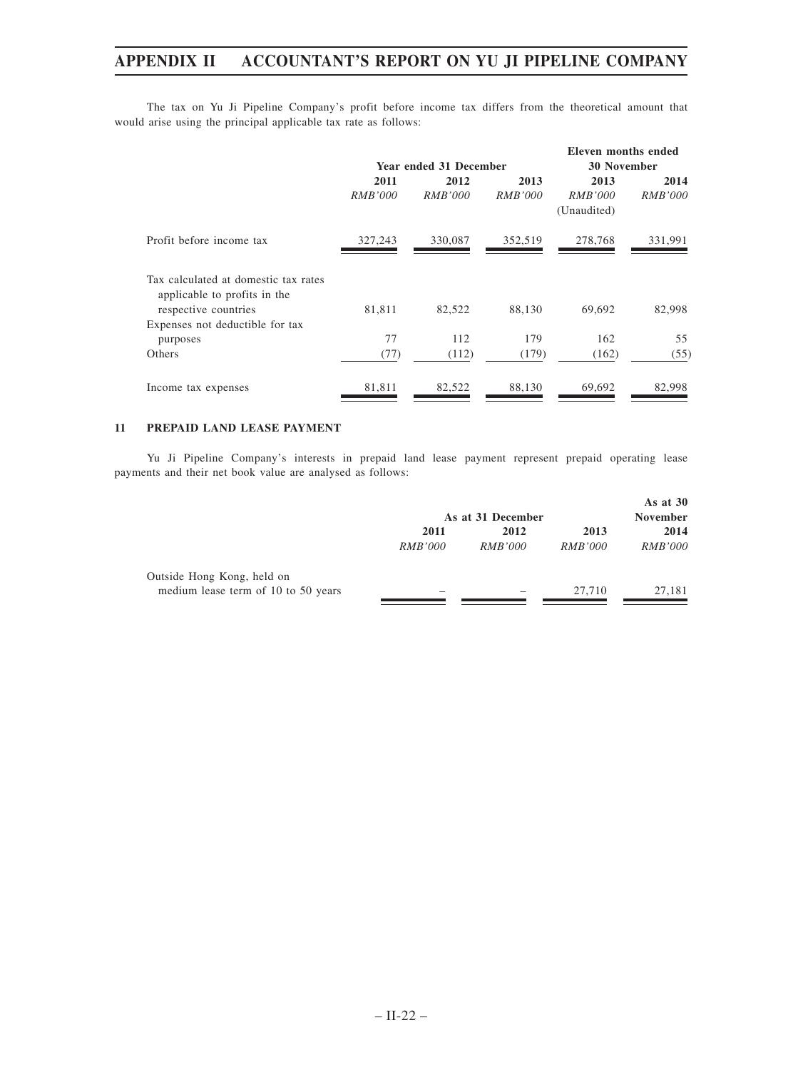The tax on Yu Ji Pipeline Company's profit before income tax differs from the theoretical amount that would arise using the principal applicable tax rate as follows:

| | Year ended 31 December | | | Eleven months ended 30 November | |
|---|---|---|---|---|---|
| | 2011 | 2012 | 2013 | 2013 | 2014 |
| | *RMB'000* | *RMB'000* | *RMB'000* | *RMB'000* (Unaudited) | *RMB'000* |
| Profit before income tax | 327,243 | 330,087 | 352,519 | 278,768 | 331,991 |
| Tax calculated at domestic tax rates applicable to profits in the respective countries | 81,811 | 82,522 | 88,130 | 69,692 | 82,998 |
| Expenses not deductible for tax purposes | 77 | 112 | 179 | 162 | 55 |
| Others | (77) | (112) | (179) | (162) | (55) |
| Income tax expenses | 81,811 | 82,522 | 88,130 | 69,692 | 82,998 |

## 11 PREPAID LAND LEASE PAYMENT

Yu Ji Pipeline Company's interests in prepaid land lease payment represent prepaid operating lease payments and their net book value are analysed as follows:

| | As at 31 December | | | As at 30 November |
|---|---|---|---|---|
| | 2011 | 2012 | 2013 | 2014 |
| | *RMB'000* | *RMB'000* | *RMB'000* | *RMB'000* |
| Outside Hong Kong, held on medium lease term of 10 to 50 years | – | – | 27,710 | 27,181 |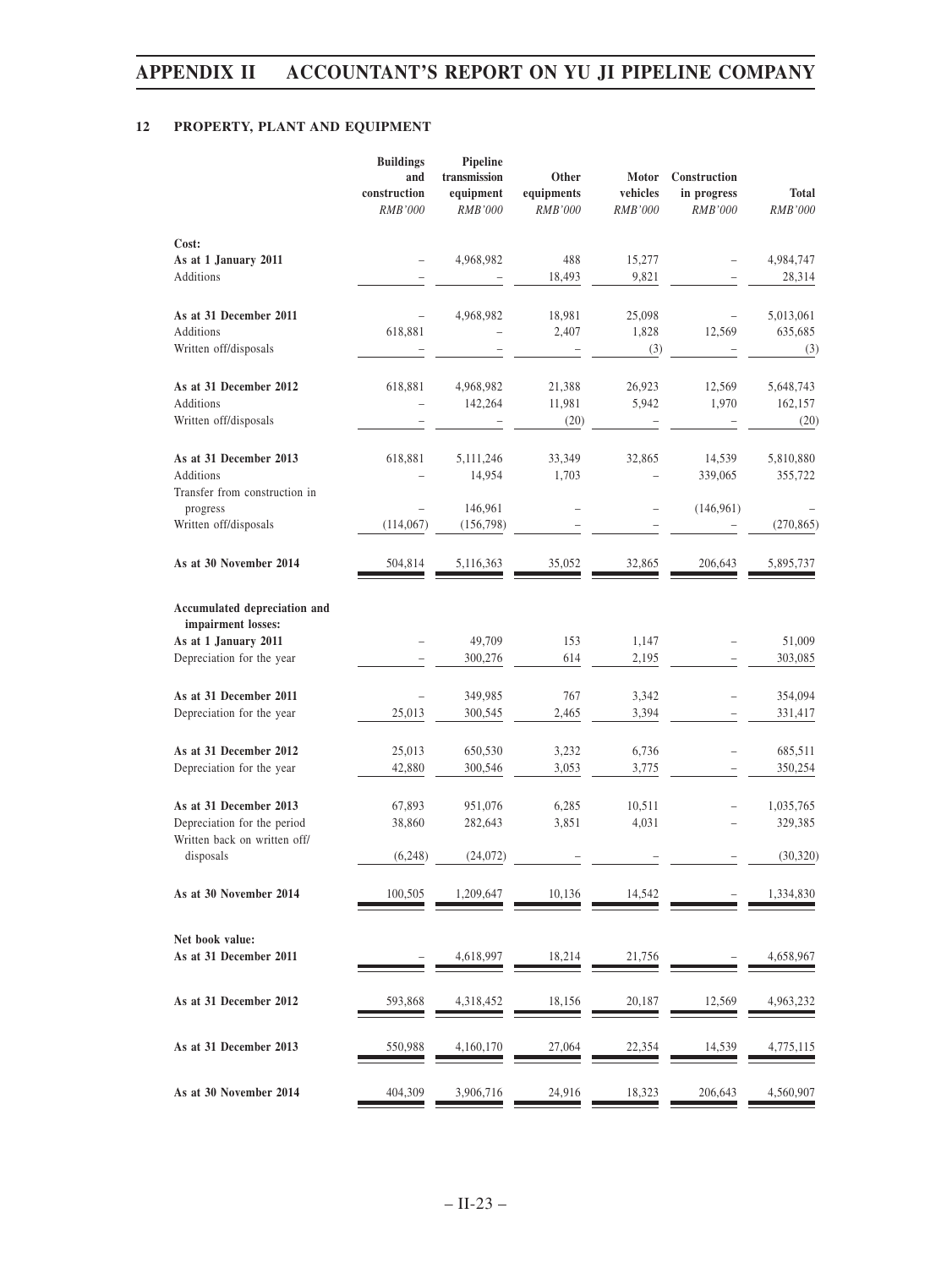## 12 PROPERTY, PLANT AND EQUIPMENT

| | Buildings and construction | Pipeline transmission equipment | Other equipments | Motor vehicles | Construction in progress | Total |
|---|---|---|---|---|---|---|
| | *RMB'000* | *RMB'000* | *RMB'000* | *RMB'000* | *RMB'000* | *RMB'000* |
| **Cost:** | | | | | | |
| **As at 1 January 2011** | – | 4,968,982 | 488 | 15,277 | – | 4,984,747 |
| Additions | – | – | 18,493 | 9,821 | – | 28,314 |
| **As at 31 December 2011** | – | 4,968,982 | 18,981 | 25,098 | – | 5,013,061 |
| Additions | 618,881 | – | 2,407 | 1,828 | 12,569 | 635,685 |
| Written off/disposals | – | – | – | (3) | – | (3) |
| **As at 31 December 2012** | 618,881 | 4,968,982 | 21,388 | 26,923 | 12,569 | 5,648,743 |
| Additions | – | 142,264 | 11,981 | 5,942 | 1,970 | 162,157 |
| Written off/disposals | – | – | (20) | – | – | (20) |
| **As at 31 December 2013** | 618,881 | 5,111,246 | 33,349 | 32,865 | 14,539 | 5,810,880 |
| Additions | – | 14,954 | 1,703 | – | 339,065 | 355,722 |
| Transfer from construction in progress | – | 146,961 | – | – | (146,961) | – |
| Written off/disposals | (114,067) | (156,798) | – | – | – | (270,865) |
| **As at 30 November 2014** | 504,814 | 5,116,363 | 35,052 | 32,865 | 206,643 | 5,895,737 |
| **Accumulated depreciation and impairment losses:** | | | | | | |
| **As at 1 January 2011** | – | 49,709 | 153 | 1,147 | – | 51,009 |
| Depreciation for the year | – | 300,276 | 614 | 2,195 | – | 303,085 |
| **As at 31 December 2011** | – | 349,985 | 767 | 3,342 | – | 354,094 |
| Depreciation for the year | 25,013 | 300,545 | 2,465 | 3,394 | – | 331,417 |
| **As at 31 December 2012** | 25,013 | 650,530 | 3,232 | 6,736 | – | 685,511 |
| Depreciation for the year | 42,880 | 300,546 | 3,053 | 3,775 | – | 350,254 |
| **As at 31 December 2013** | 67,893 | 951,076 | 6,285 | 10,511 | – | 1,035,765 |
| Depreciation for the period | 38,860 | 282,643 | 3,851 | 4,031 | – | 329,385 |
| Written back on written off/ disposals | (6,248) | (24,072) | – | – | – | (30,320) |
| **As at 30 November 2014** | 100,505 | 1,209,647 | 10,136 | 14,542 | – | 1,334,830 |
| **Net book value:** | | | | | | |
| **As at 31 December 2011** | – | 4,618,997 | 18,214 | 21,756 | – | 4,658,967 |
| **As at 31 December 2012** | 593,868 | 4,318,452 | 18,156 | 20,187 | 12,569 | 4,963,232 |
| **As at 31 December 2013** | 550,988 | 4,160,170 | 27,064 | 22,354 | 14,539 | 4,775,115 |
| **As at 30 November 2014** | 404,309 | 3,906,716 | 24,916 | 18,323 | 206,643 | 4,560,907 |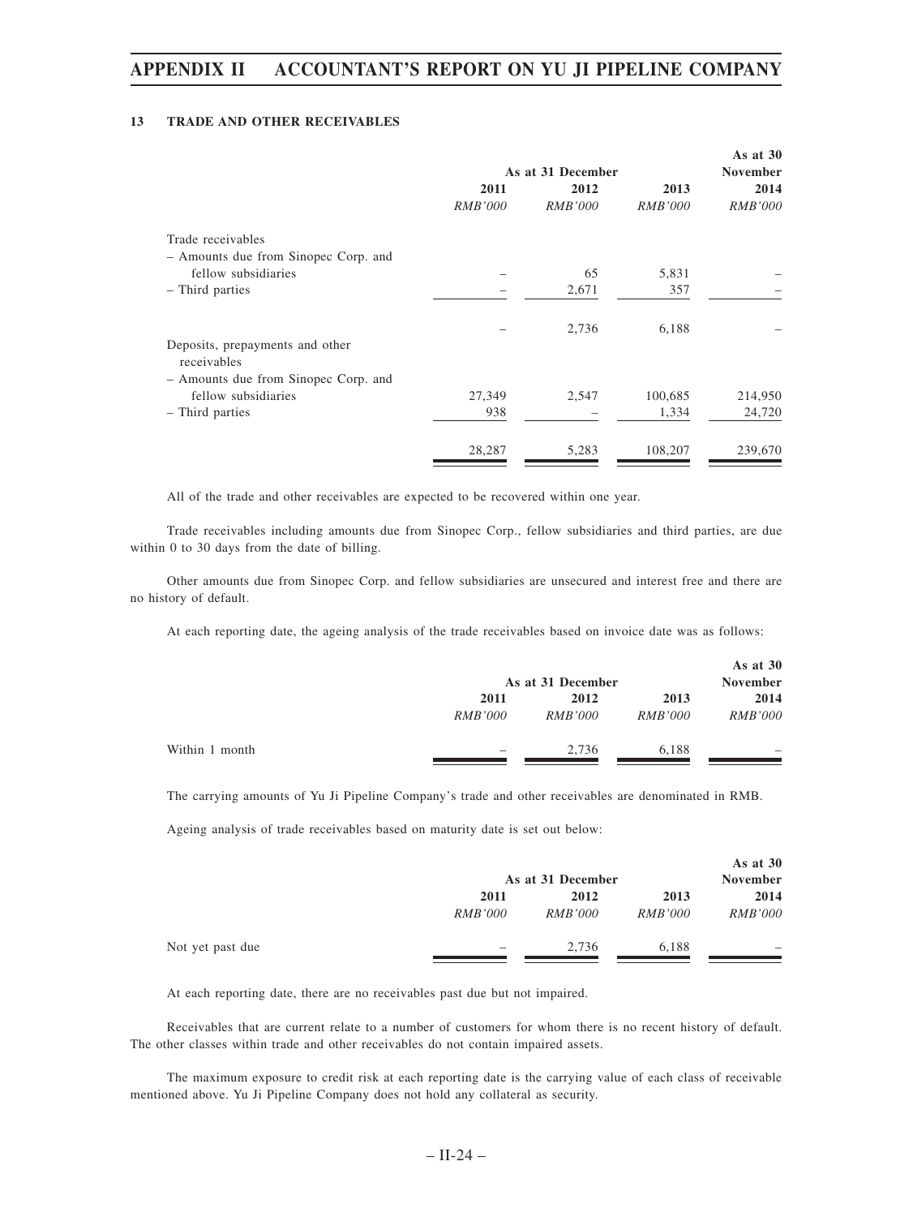## 13 TRADE AND OTHER RECEIVABLES

| | As at 31 December | | | As at 30 November |
|---|---|---|---|---|
| | 2011 | 2012 | 2013 | 2014 |
| | *RMB'000* | *RMB'000* | *RMB'000* | *RMB'000* |
| Trade receivables | | | | |
| – Amounts due from Sinopec Corp. and fellow subsidiaries | – | 65 | 5,831 | – |
| – Third parties | – | 2,671 | 357 | – |
| | – | 2,736 | 6,188 | – |
| Deposits, prepayments and other receivables | | | | |
| – Amounts due from Sinopec Corp. and fellow subsidiaries | 27,349 | 2,547 | 100,685 | 214,950 |
| – Third parties | 938 | – | 1,334 | 24,720 |
| | 28,287 | 5,283 | 108,207 | 239,670 |

All of the trade and other receivables are expected to be recovered within one year.

Trade receivables including amounts due from Sinopec Corp., fellow subsidiaries and third parties, are due within 0 to 30 days from the date of billing.

Other amounts due from Sinopec Corp. and fellow subsidiaries are unsecured and interest free and there are no history of default.

At each reporting date, the ageing analysis of the trade receivables based on invoice date was as follows:

| | As at 31 December | | | As at 30 November |
|---|---|---|---|---|
| | 2011 | 2012 | 2013 | 2014 |
| | *RMB'000* | *RMB'000* | *RMB'000* | *RMB'000* |
| Within 1 month | – | 2,736 | 6,188 | – |

The carrying amounts of Yu Ji Pipeline Company's trade and other receivables are denominated in RMB.

Ageing analysis of trade receivables based on maturity date is set out below:

| | As at 31 December | | | As at 30 November |
|---|---|---|---|---|
| | 2011 | 2012 | 2013 | 2014 |
| | *RMB'000* | *RMB'000* | *RMB'000* | *RMB'000* |
| Not yet past due | – | 2,736 | 6,188 | – |

At each reporting date, there are no receivables past due but not impaired.

Receivables that are current relate to a number of customers for whom there is no recent history of default. The other classes within trade and other receivables do not contain impaired assets.

The maximum exposure to credit risk at each reporting date is the carrying value of each class of receivable mentioned above. Yu Ji Pipeline Company does not hold any collateral as security.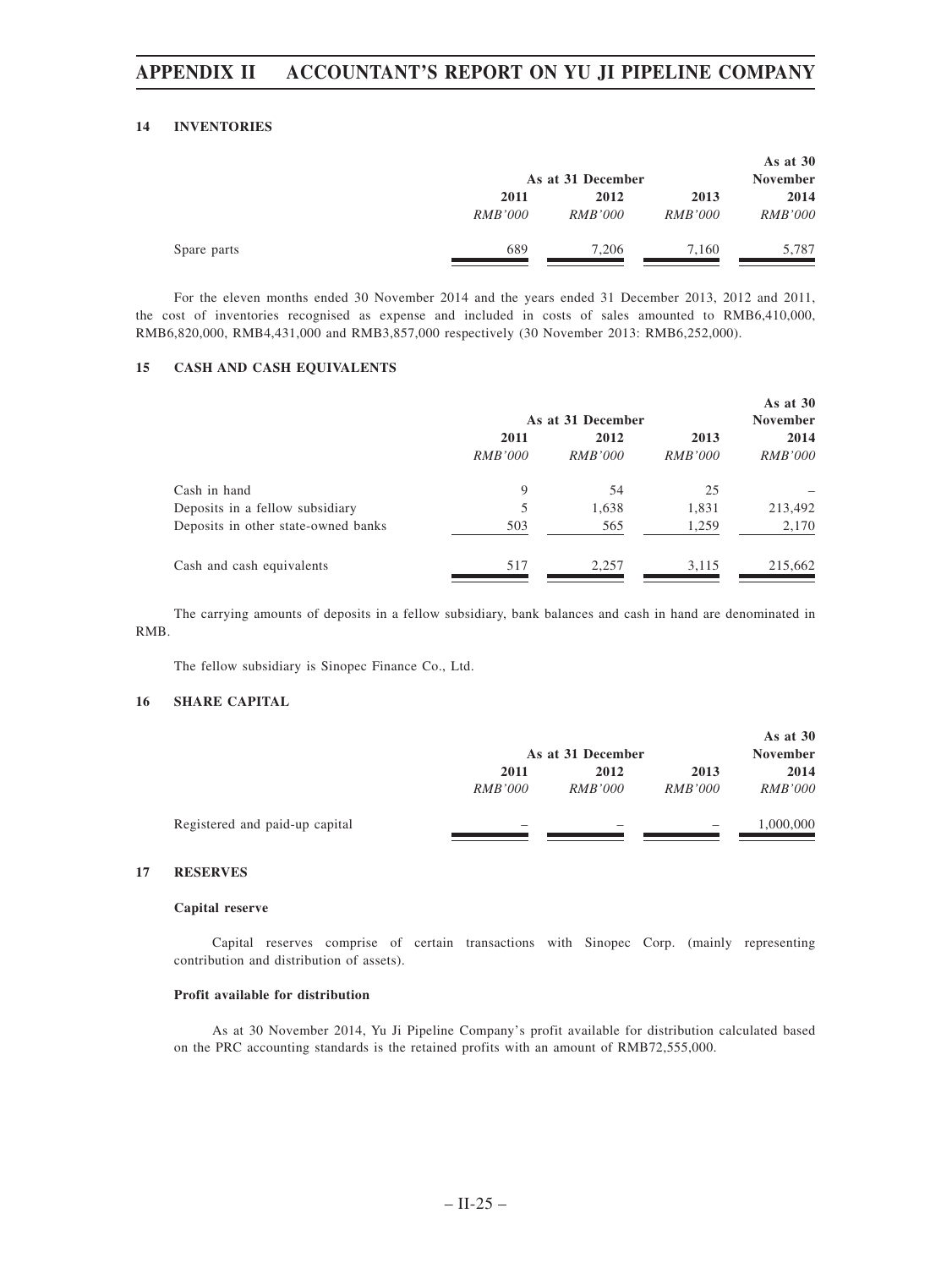## 14 INVENTORIES

| | As at 31 December | | | As at 30 November |
|---|---|---|---|---|
| | 2011 | 2012 | 2013 | 2014 |
| | *RMB'000* | *RMB'000* | *RMB'000* | *RMB'000* |
| Spare parts | 689 | 7,206 | 7,160 | 5,787 |

For the eleven months ended 30 November 2014 and the years ended 31 December 2013, 2012 and 2011, the cost of inventories recognised as expense and included in costs of sales amounted to RMB6,410,000, RMB6,820,000, RMB4,431,000 and RMB3,857,000 respectively (30 November 2013: RMB6,252,000).

## 15 CASH AND CASH EQUIVALENTS

| | As at 31 December | | | As at 30 November |
|---|---|---|---|---|
| | 2011 | 2012 | 2013 | 2014 |
| | *RMB'000* | *RMB'000* | *RMB'000* | *RMB'000* |
| Cash in hand | 9 | 54 | 25 | – |
| Deposits in a fellow subsidiary | 5 | 1,638 | 1,831 | 213,492 |
| Deposits in other state-owned banks | 503 | 565 | 1,259 | 2,170 |
| Cash and cash equivalents | 517 | 2,257 | 3,115 | 215,662 |

The carrying amounts of deposits in a fellow subsidiary, bank balances and cash in hand are denominated in RMB.

The fellow subsidiary is Sinopec Finance Co., Ltd.

## 16 SHARE CAPITAL

| | As at 31 December | | | As at 30 November |
|---|---|---|---|---|
| | 2011 | 2012 | 2013 | 2014 |
| | *RMB'000* | *RMB'000* | *RMB'000* | *RMB'000* |
| Registered and paid-up capital | – | – | – | 1,000,000 |

## 17 RESERVES

**Capital reserve**

Capital reserves comprise of certain transactions with Sinopec Corp. (mainly representing contribution and distribution of assets).

**Profit available for distribution**

As at 30 November 2014, Yu Ji Pipeline Company's profit available for distribution calculated based on the PRC accounting standards is the retained profits with an amount of RMB72,555,000.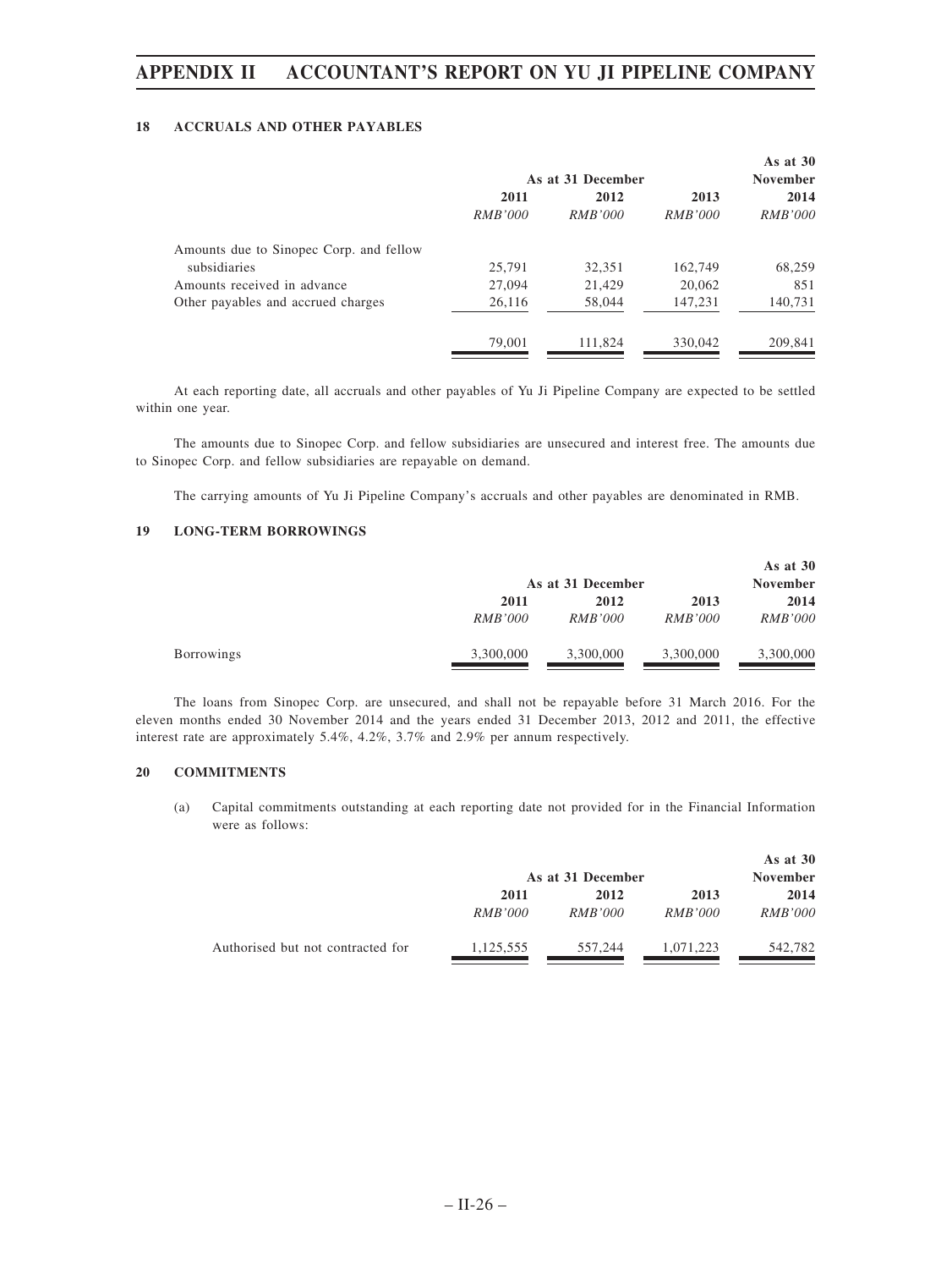### 18 ACCRUALS AND OTHER PAYABLES

| | As at 31 December | | | As at 30 November |
|---|---|---|---|---|
| | 2011 | 2012 | 2013 | 2014 |
| | *RMB'000* | *RMB'000* | *RMB'000* | *RMB'000* |
| Amounts due to Sinopec Corp. and fellow subsidiaries | 25,791 | 32,351 | 162,749 | 68,259 |
| Amounts received in advance | 27,094 | 21,429 | 20,062 | 851 |
| Other payables and accrued charges | 26,116 | 58,044 | 147,231 | 140,731 |
| | 79,001 | 111,824 | 330,042 | 209,841 |

At each reporting date, all accruals and other payables of Yu Ji Pipeline Company are expected to be settled within one year.

The amounts due to Sinopec Corp. and fellow subsidiaries are unsecured and interest free. The amounts due to Sinopec Corp. and fellow subsidiaries are repayable on demand.

The carrying amounts of Yu Ji Pipeline Company's accruals and other payables are denominated in RMB.

### 19 LONG-TERM BORROWINGS

| | As at 31 December | | | As at 30 November |
|---|---|---|---|---|
| | 2011 | 2012 | 2013 | 2014 |
| | *RMB'000* | *RMB'000* | *RMB'000* | *RMB'000* |
| Borrowings | 3,300,000 | 3,300,000 | 3,300,000 | 3,300,000 |

The loans from Sinopec Corp. are unsecured, and shall not be repayable before 31 March 2016. For the eleven months ended 30 November 2014 and the years ended 31 December 2013, 2012 and 2011, the effective interest rate are approximately 5.4%, 4.2%, 3.7% and 2.9% per annum respectively.

### 20 COMMITMENTS

(a) Capital commitments outstanding at each reporting date not provided for in the Financial Information were as follows:

| | As at 31 December | | | As at 30 November |
|---|---|---|---|---|
| | 2011 | 2012 | 2013 | 2014 |
| | *RMB'000* | *RMB'000* | *RMB'000* | *RMB'000* |
| Authorised but not contracted for | 1,125,555 | 557,244 | 1,071,223 | 542,782 |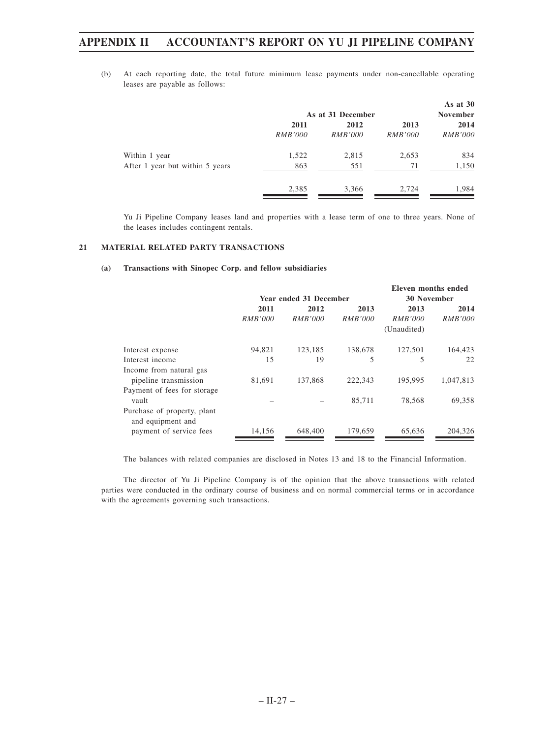(b) At each reporting date, the total future minimum lease payments under non-cancellable operating leases are payable as follows:

| | As at 31 December | | | As at 30 November |
|---|---|---|---|---|
| | 2011 | 2012 | 2013 | 2014 |
| | *RMB'000* | *RMB'000* | *RMB'000* | *RMB'000* |
| Within 1 year | 1,522 | 2,815 | 2,653 | 834 |
| After 1 year but within 5 years | 863 | 551 | 71 | 1,150 |
| | 2,385 | 3,366 | 2,724 | 1,984 |

Yu Ji Pipeline Company leases land and properties with a lease term of one to three years. None of the leases includes contingent rentals.

### 21 MATERIAL RELATED PARTY TRANSACTIONS

#### (a) Transactions with Sinopec Corp. and fellow subsidiaries

| | Year ended 31 December | | | Eleven months ended 30 November | |
|---|---|---|---|---|---|
| | 2011 | 2012 | 2013 | 2013 | 2014 |
| | *RMB'000* | *RMB'000* | *RMB'000* | *RMB'000* (Unaudited) | *RMB'000* |
| Interest expense | 94,821 | 123,185 | 138,678 | 127,501 | 164,423 |
| Interest income | 15 | 19 | 5 | 5 | 22 |
| Income from natural gas pipeline transmission | 81,691 | 137,868 | 222,343 | 195,995 | 1,047,813 |
| Payment of fees for storage vault | – | – | 85,711 | 78,568 | 69,358 |
| Purchase of property, plant and equipment and payment of service fees | 14,156 | 648,400 | 179,659 | 65,636 | 204,326 |

The balances with related companies are disclosed in Notes 13 and 18 to the Financial Information.

The director of Yu Ji Pipeline Company is of the opinion that the above transactions with related parties were conducted in the ordinary course of business and on normal commercial terms or in accordance with the agreements governing such transactions.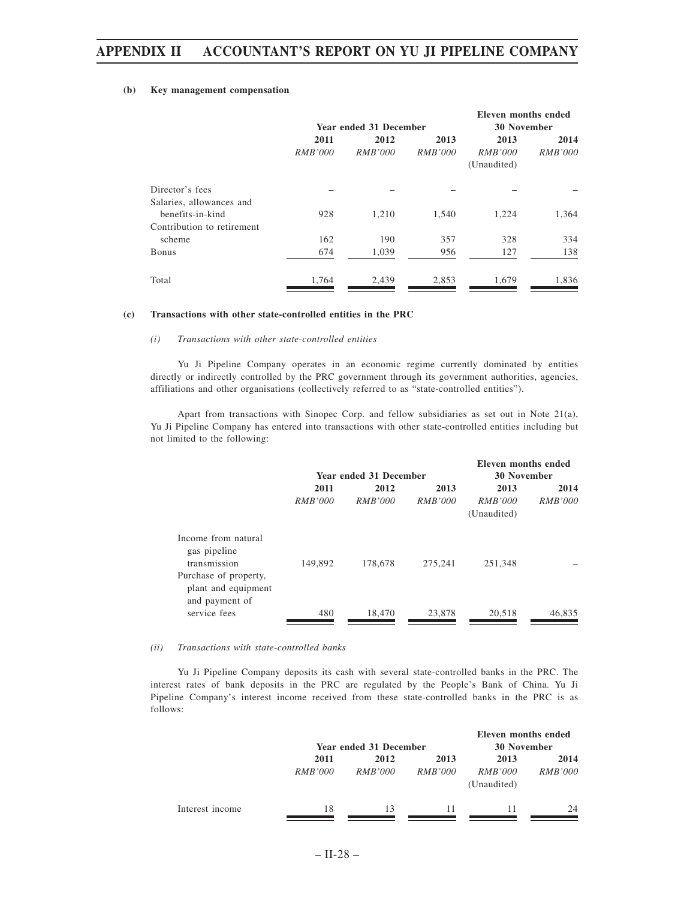#### (b) Key management compensation

| | Year ended 31 December | | | Eleven months ended 30 November | |
|---|---|---|---|---|---|
| | 2011 | 2012 | 2013 | 2013 | 2014 |
| | *RMB'000* | *RMB'000* | *RMB'000* | *RMB'000* (Unaudited) | *RMB'000* |
| Director's fees | – | – | – | – | – |
| Salaries, allowances and benefits-in-kind | 928 | 1,210 | 1,540 | 1,224 | 1,364 |
| Contribution to retirement scheme | 162 | 190 | 357 | 328 | 334 |
| Bonus | 674 | 1,039 | 956 | 127 | 138 |
| Total | 1,764 | 2,439 | 2,853 | 1,679 | 1,836 |

#### (c) Transactions with other state-controlled entities in the PRC

*(i) Transactions with other state-controlled entities*

Yu Ji Pipeline Company operates in an economic regime currently dominated by entities directly or indirectly controlled by the PRC government through its government authorities, agencies, affiliations and other organisations (collectively referred to as "state-controlled entities").

Apart from transactions with Sinopec Corp. and fellow subsidiaries as set out in Note 21(a), Yu Ji Pipeline Company has entered into transactions with other state-controlled entities including but not limited to the following:

| | Year ended 31 December | | | Eleven months ended 30 November | |
|---|---|---|---|---|---|
| | 2011 | 2012 | 2013 | 2013 | 2014 |
| | *RMB'000* | *RMB'000* | *RMB'000* | *RMB'000* (Unaudited) | *RMB'000* |
| Income from natural gas pipeline transmission | 149,892 | 178,678 | 275,241 | 251,348 | – |
| Purchase of property, plant and equipment and payment of service fees | 480 | 18,470 | 23,878 | 20,518 | 46,835 |

*(ii) Transactions with state-controlled banks*

Yu Ji Pipeline Company deposits its cash with several state-controlled banks in the PRC. The interest rates of bank deposits in the PRC are regulated by the People's Bank of China. Yu Ji Pipeline Company's interest income received from these state-controlled banks in the PRC is as follows:

| | Year ended 31 December | | | Eleven months ended 30 November | |
|---|---|---|---|---|---|
| | 2011 | 2012 | 2013 | 2013 | 2014 |
| | *RMB'000* | *RMB'000* | *RMB'000* | *RMB'000* (Unaudited) | *RMB'000* |
| Interest income | 18 | 13 | 11 | 11 | 24 |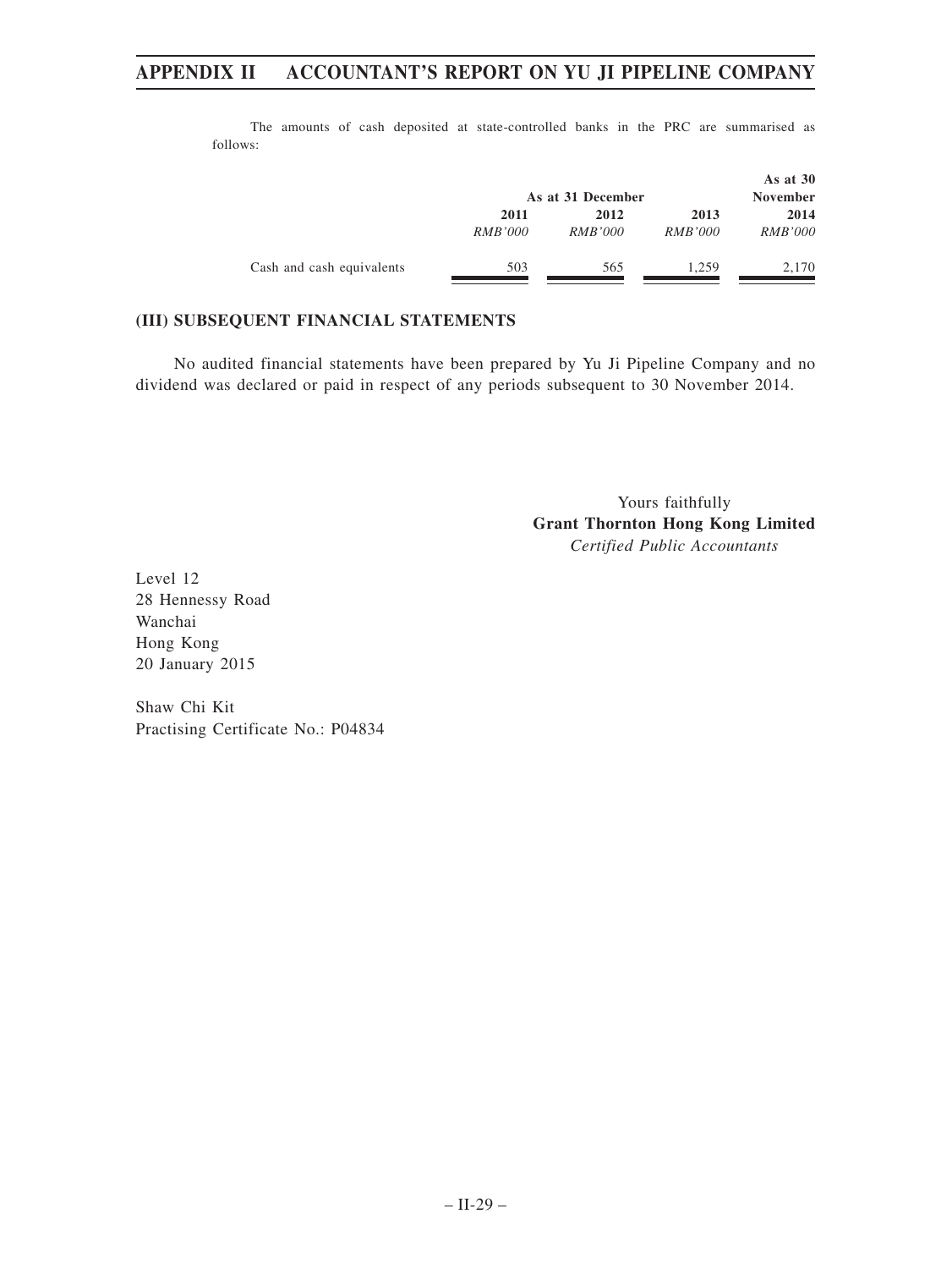The amounts of cash deposited at state-controlled banks in the PRC are summarised as follows:

| | As at 31 December | | | As at 30 November |
|---|---|---|---|---|
| | 2011 | 2012 | 2013 | 2014 |
| | *RMB'000* | *RMB'000* | *RMB'000* | *RMB'000* |
| Cash and cash equivalents | 503 | 565 | 1,259 | 2,170 |

### (III) SUBSEQUENT FINANCIAL STATEMENTS

No audited financial statements have been prepared by Yu Ji Pipeline Company and no dividend was declared or paid in respect of any periods subsequent to 30 November 2014.

Yours faithfully
**Grant Thornton Hong Kong Limited**
*Certified Public Accountants*

Level 12
28 Hennessy Road
Wanchai
Hong Kong
20 January 2015

Shaw Chi Kit
Practising Certificate No.: P04834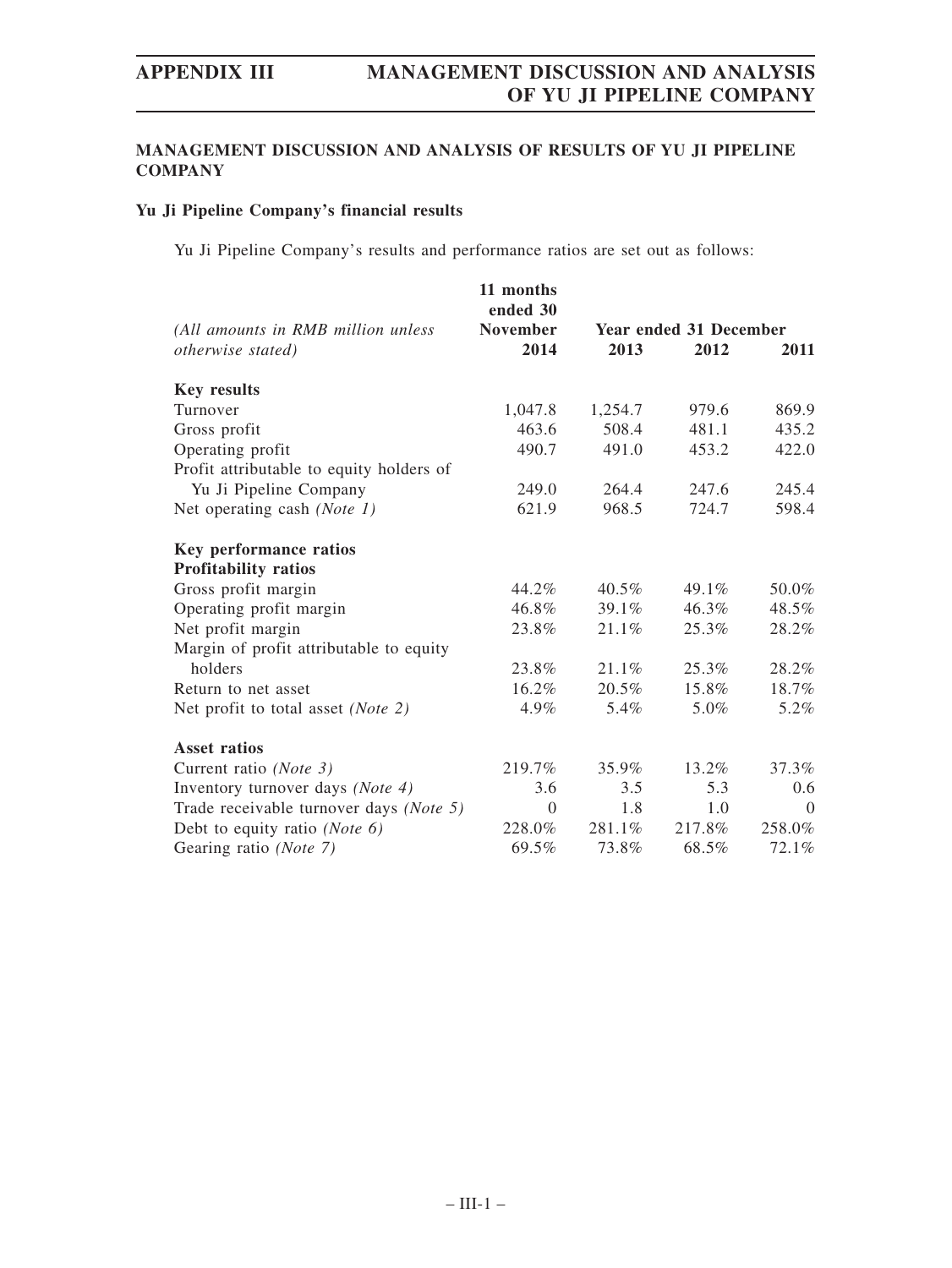## MANAGEMENT DISCUSSION AND ANALYSIS OF RESULTS OF YU JI PIPELINE COMPANY

### Yu Ji Pipeline Company's financial results

Yu Ji Pipeline Company's results and performance ratios are set out as follows:

| *(All amounts in RMB million unless otherwise stated)* | 11 months ended 30 November 2014 | Year ended 31 December 2013 | 2012 | 2011 |
|---|---|---|---|---|
| **Key results** | | | | |
| Turnover | 1,047.8 | 1,254.7 | 979.6 | 869.9 |
| Gross profit | 463.6 | 508.4 | 481.1 | 435.2 |
| Operating profit | 490.7 | 491.0 | 453.2 | 422.0 |
| Profit attributable to equity holders of Yu Ji Pipeline Company | 249.0 | 264.4 | 247.6 | 245.4 |
| Net operating cash *(Note 1)* | 621.9 | 968.5 | 724.7 | 598.4 |
| **Key performance ratios** | | | | |
| **Profitability ratios** | | | | |
| Gross profit margin | 44.2% | 40.5% | 49.1% | 50.0% |
| Operating profit margin | 46.8% | 39.1% | 46.3% | 48.5% |
| Net profit margin | 23.8% | 21.1% | 25.3% | 28.2% |
| Margin of profit attributable to equity holders | 23.8% | 21.1% | 25.3% | 28.2% |
| Return to net asset | 16.2% | 20.5% | 15.8% | 18.7% |
| Net profit to total asset *(Note 2)* | 4.9% | 5.4% | 5.0% | 5.2% |
| **Asset ratios** | | | | |
| Current ratio *(Note 3)* | 219.7% | 35.9% | 13.2% | 37.3% |
| Inventory turnover days *(Note 4)* | 3.6 | 3.5 | 5.3 | 0.6 |
| Trade receivable turnover days *(Note 5)* | 0 | 1.8 | 1.0 | 0 |
| Debt to equity ratio *(Note 6)* | 228.0% | 281.1% | 217.8% | 258.0% |
| Gearing ratio *(Note 7)* | 69.5% | 73.8% | 68.5% | 72.1% |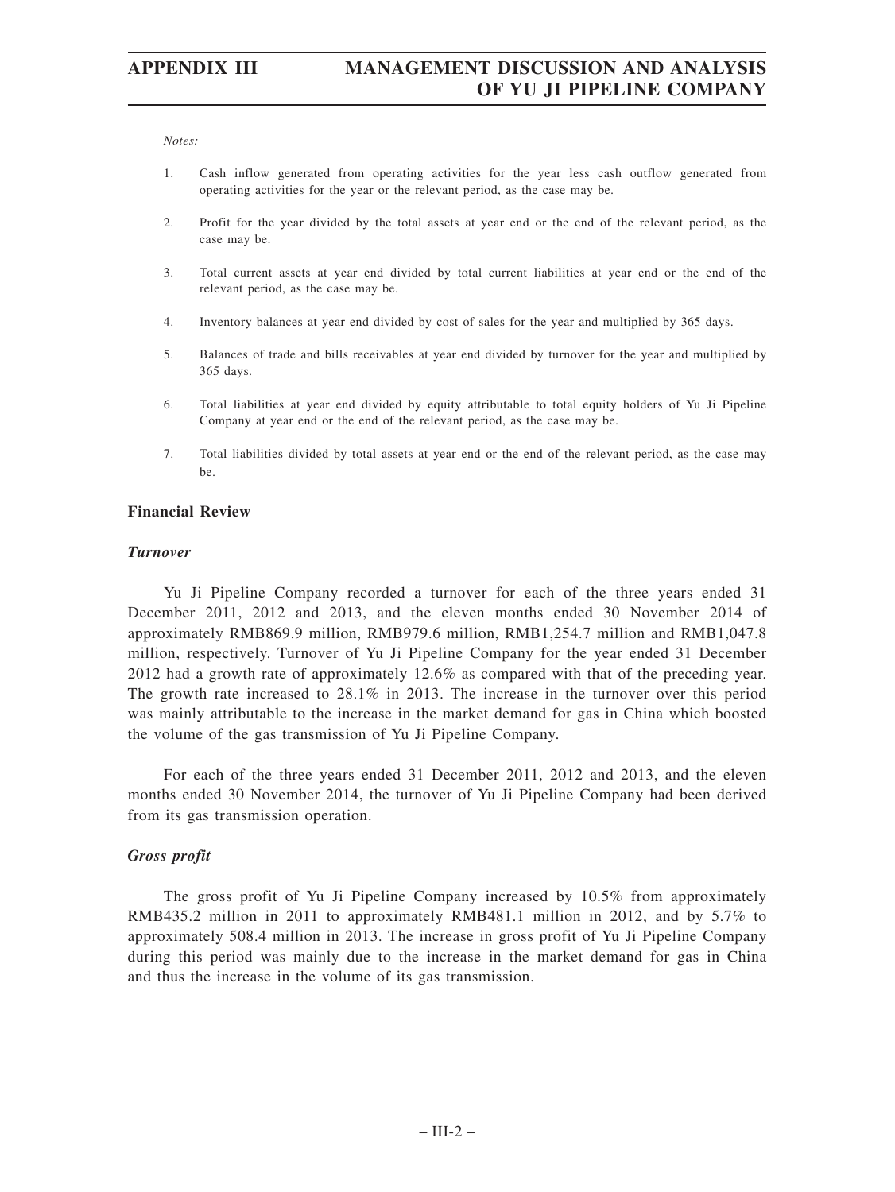*Notes:*

1. Cash inflow generated from operating activities for the year less cash outflow generated from operating activities for the year or the relevant period, as the case may be.

2. Profit for the year divided by the total assets at year end or the end of the relevant period, as the case may be.

3. Total current assets at year end divided by total current liabilities at year end or the end of the relevant period, as the case may be.

4. Inventory balances at year end divided by cost of sales for the year and multiplied by 365 days.

5. Balances of trade and bills receivables at year end divided by turnover for the year and multiplied by 365 days.

6. Total liabilities at year end divided by equity attributable to total equity holders of Yu Ji Pipeline Company at year end or the end of the relevant period, as the case may be.

7. Total liabilities divided by total assets at year end or the end of the relevant period, as the case may be.

## Financial Review

### *Turnover*

Yu Ji Pipeline Company recorded a turnover for each of the three years ended 31 December 2011, 2012 and 2013, and the eleven months ended 30 November 2014 of approximately RMB869.9 million, RMB979.6 million, RMB1,254.7 million and RMB1,047.8 million, respectively. Turnover of Yu Ji Pipeline Company for the year ended 31 December 2012 had a growth rate of approximately 12.6% as compared with that of the preceding year. The growth rate increased to 28.1% in 2013. The increase in the turnover over this period was mainly attributable to the increase in the market demand for gas in China which boosted the volume of the gas transmission of Yu Ji Pipeline Company.

For each of the three years ended 31 December 2011, 2012 and 2013, and the eleven months ended 30 November 2014, the turnover of Yu Ji Pipeline Company had been derived from its gas transmission operation.

### *Gross profit*

The gross profit of Yu Ji Pipeline Company increased by 10.5% from approximately RMB435.2 million in 2011 to approximately RMB481.1 million in 2012, and by 5.7% to approximately 508.4 million in 2013. The increase in gross profit of Yu Ji Pipeline Company during this period was mainly due to the increase in the market demand for gas in China and thus the increase in the volume of its gas transmission.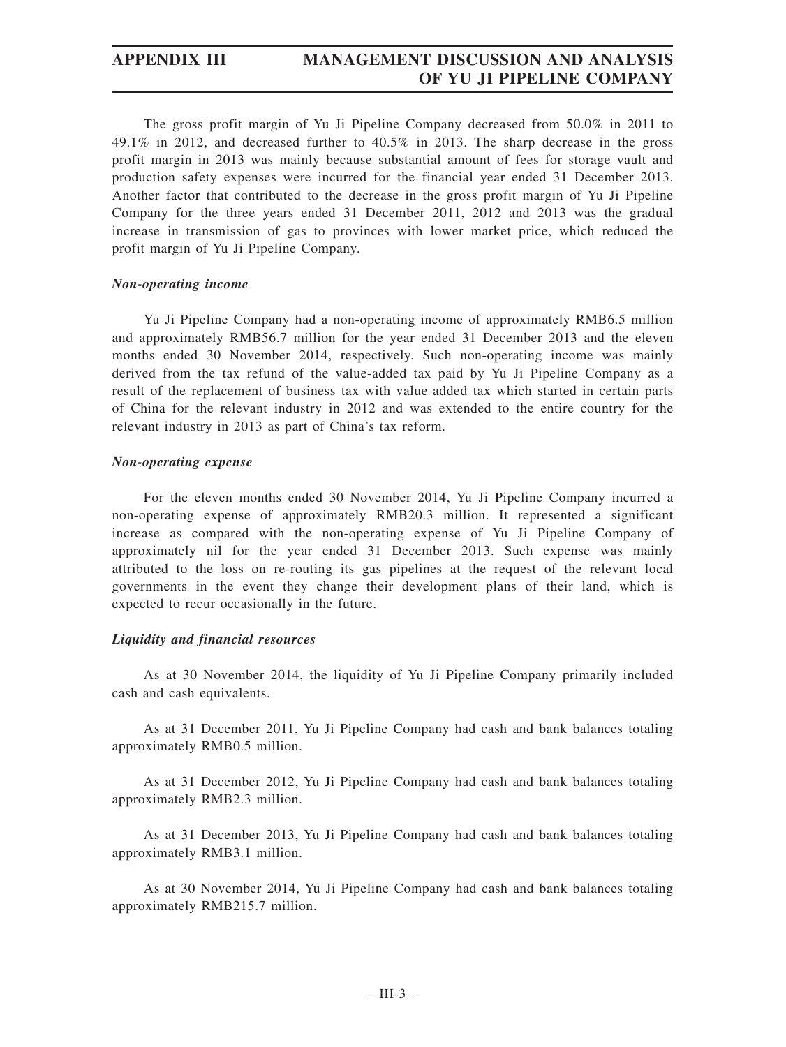The gross profit margin of Yu Ji Pipeline Company decreased from 50.0% in 2011 to 49.1% in 2012, and decreased further to 40.5% in 2013. The sharp decrease in the gross profit margin in 2013 was mainly because substantial amount of fees for storage vault and production safety expenses were incurred for the financial year ended 31 December 2013. Another factor that contributed to the decrease in the gross profit margin of Yu Ji Pipeline Company for the three years ended 31 December 2011, 2012 and 2013 was the gradual increase in transmission of gas to provinces with lower market price, which reduced the profit margin of Yu Ji Pipeline Company.

***Non-operating income***

Yu Ji Pipeline Company had a non-operating income of approximately RMB6.5 million and approximately RMB56.7 million for the year ended 31 December 2013 and the eleven months ended 30 November 2014, respectively. Such non-operating income was mainly derived from the tax refund of the value-added tax paid by Yu Ji Pipeline Company as a result of the replacement of business tax with value-added tax which started in certain parts of China for the relevant industry in 2012 and was extended to the entire country for the relevant industry in 2013 as part of China's tax reform.

***Non-operating expense***

For the eleven months ended 30 November 2014, Yu Ji Pipeline Company incurred a non-operating expense of approximately RMB20.3 million. It represented a significant increase as compared with the non-operating expense of Yu Ji Pipeline Company of approximately nil for the year ended 31 December 2013. Such expense was mainly attributed to the loss on re-routing its gas pipelines at the request of the relevant local governments in the event they change their development plans of their land, which is expected to recur occasionally in the future.

***Liquidity and financial resources***

As at 30 November 2014, the liquidity of Yu Ji Pipeline Company primarily included cash and cash equivalents.

As at 31 December 2011, Yu Ji Pipeline Company had cash and bank balances totaling approximately RMB0.5 million.

As at 31 December 2012, Yu Ji Pipeline Company had cash and bank balances totaling approximately RMB2.3 million.

As at 31 December 2013, Yu Ji Pipeline Company had cash and bank balances totaling approximately RMB3.1 million.

As at 30 November 2014, Yu Ji Pipeline Company had cash and bank balances totaling approximately RMB215.7 million.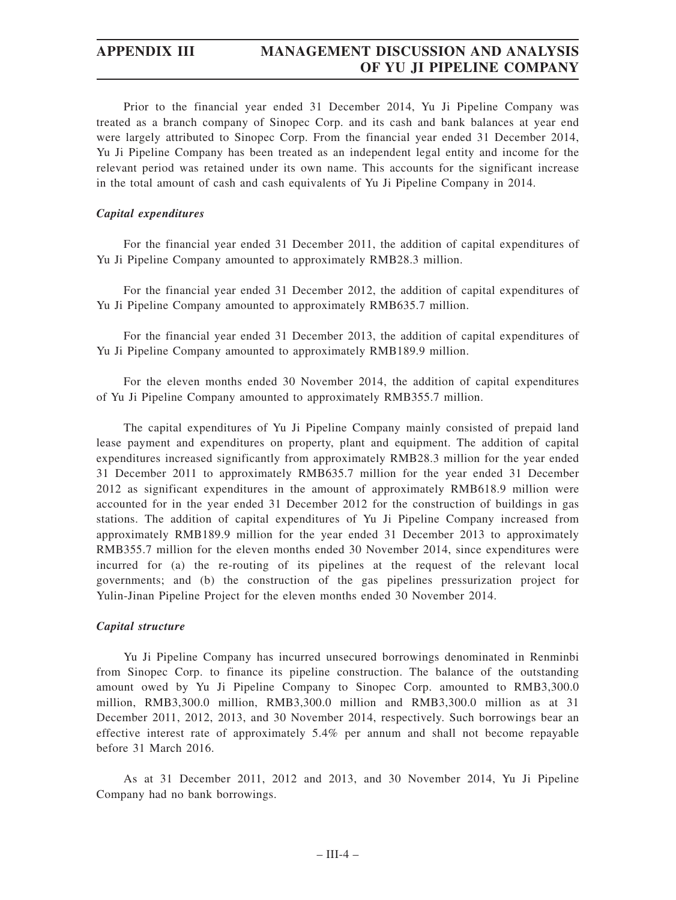Prior to the financial year ended 31 December 2014, Yu Ji Pipeline Company was treated as a branch company of Sinopec Corp. and its cash and bank balances at year end were largely attributed to Sinopec Corp. From the financial year ended 31 December 2014, Yu Ji Pipeline Company has been treated as an independent legal entity and income for the relevant period was retained under its own name. This accounts for the significant increase in the total amount of cash and cash equivalents of Yu Ji Pipeline Company in 2014.

### *Capital expenditures*

For the financial year ended 31 December 2011, the addition of capital expenditures of Yu Ji Pipeline Company amounted to approximately RMB28.3 million.

For the financial year ended 31 December 2012, the addition of capital expenditures of Yu Ji Pipeline Company amounted to approximately RMB635.7 million.

For the financial year ended 31 December 2013, the addition of capital expenditures of Yu Ji Pipeline Company amounted to approximately RMB189.9 million.

For the eleven months ended 30 November 2014, the addition of capital expenditures of Yu Ji Pipeline Company amounted to approximately RMB355.7 million.

The capital expenditures of Yu Ji Pipeline Company mainly consisted of prepaid land lease payment and expenditures on property, plant and equipment. The addition of capital expenditures increased significantly from approximately RMB28.3 million for the year ended 31 December 2011 to approximately RMB635.7 million for the year ended 31 December 2012 as significant expenditures in the amount of approximately RMB618.9 million were accounted for in the year ended 31 December 2012 for the construction of buildings in gas stations. The addition of capital expenditures of Yu Ji Pipeline Company increased from approximately RMB189.9 million for the year ended 31 December 2013 to approximately RMB355.7 million for the eleven months ended 30 November 2014, since expenditures were incurred for (a) the re-routing of its pipelines at the request of the relevant local governments; and (b) the construction of the gas pipelines pressurization project for Yulin-Jinan Pipeline Project for the eleven months ended 30 November 2014.

### *Capital structure*

Yu Ji Pipeline Company has incurred unsecured borrowings denominated in Renminbi from Sinopec Corp. to finance its pipeline construction. The balance of the outstanding amount owed by Yu Ji Pipeline Company to Sinopec Corp. amounted to RMB3,300.0 million, RMB3,300.0 million, RMB3,300.0 million and RMB3,300.0 million as at 31 December 2011, 2012, 2013, and 30 November 2014, respectively. Such borrowings bear an effective interest rate of approximately 5.4% per annum and shall not become repayable before 31 March 2016.

As at 31 December 2011, 2012 and 2013, and 30 November 2014, Yu Ji Pipeline Company had no bank borrowings.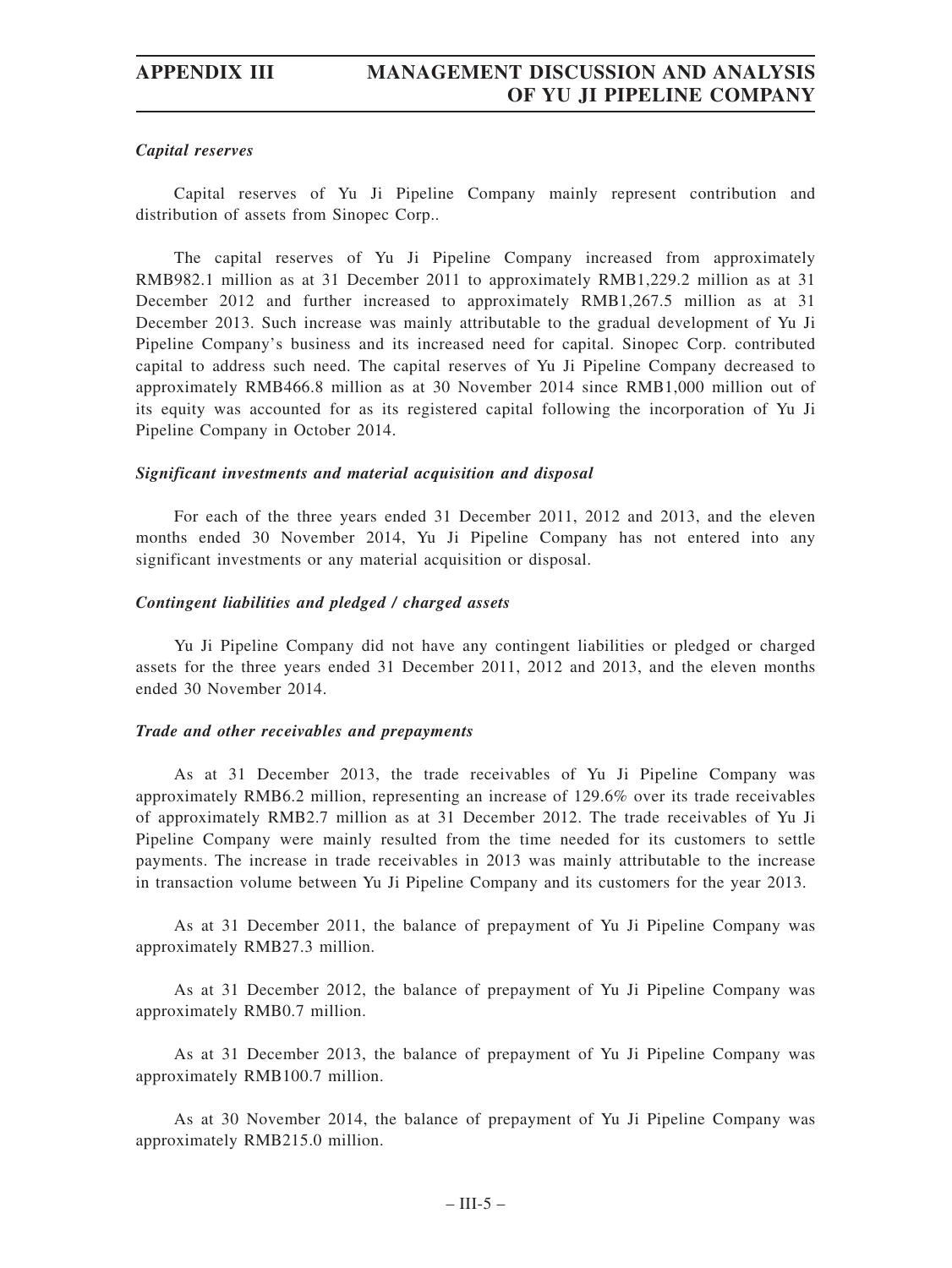***Capital reserves***

Capital reserves of Yu Ji Pipeline Company mainly represent contribution and distribution of assets from Sinopec Corp..

The capital reserves of Yu Ji Pipeline Company increased from approximately RMB982.1 million as at 31 December 2011 to approximately RMB1,229.2 million as at 31 December 2012 and further increased to approximately RMB1,267.5 million as at 31 December 2013. Such increase was mainly attributable to the gradual development of Yu Ji Pipeline Company's business and its increased need for capital. Sinopec Corp. contributed capital to address such need. The capital reserves of Yu Ji Pipeline Company decreased to approximately RMB466.8 million as at 30 November 2014 since RMB1,000 million out of its equity was accounted for as its registered capital following the incorporation of Yu Ji Pipeline Company in October 2014.

***Significant investments and material acquisition and disposal***

For each of the three years ended 31 December 2011, 2012 and 2013, and the eleven months ended 30 November 2014, Yu Ji Pipeline Company has not entered into any significant investments or any material acquisition or disposal.

***Contingent liabilities and pledged / charged assets***

Yu Ji Pipeline Company did not have any contingent liabilities or pledged or charged assets for the three years ended 31 December 2011, 2012 and 2013, and the eleven months ended 30 November 2014.

***Trade and other receivables and prepayments***

As at 31 December 2013, the trade receivables of Yu Ji Pipeline Company was approximately RMB6.2 million, representing an increase of 129.6% over its trade receivables of approximately RMB2.7 million as at 31 December 2012. The trade receivables of Yu Ji Pipeline Company were mainly resulted from the time needed for its customers to settle payments. The increase in trade receivables in 2013 was mainly attributable to the increase in transaction volume between Yu Ji Pipeline Company and its customers for the year 2013.

As at 31 December 2011, the balance of prepayment of Yu Ji Pipeline Company was approximately RMB27.3 million.

As at 31 December 2012, the balance of prepayment of Yu Ji Pipeline Company was approximately RMB0.7 million.

As at 31 December 2013, the balance of prepayment of Yu Ji Pipeline Company was approximately RMB100.7 million.

As at 30 November 2014, the balance of prepayment of Yu Ji Pipeline Company was approximately RMB215.0 million.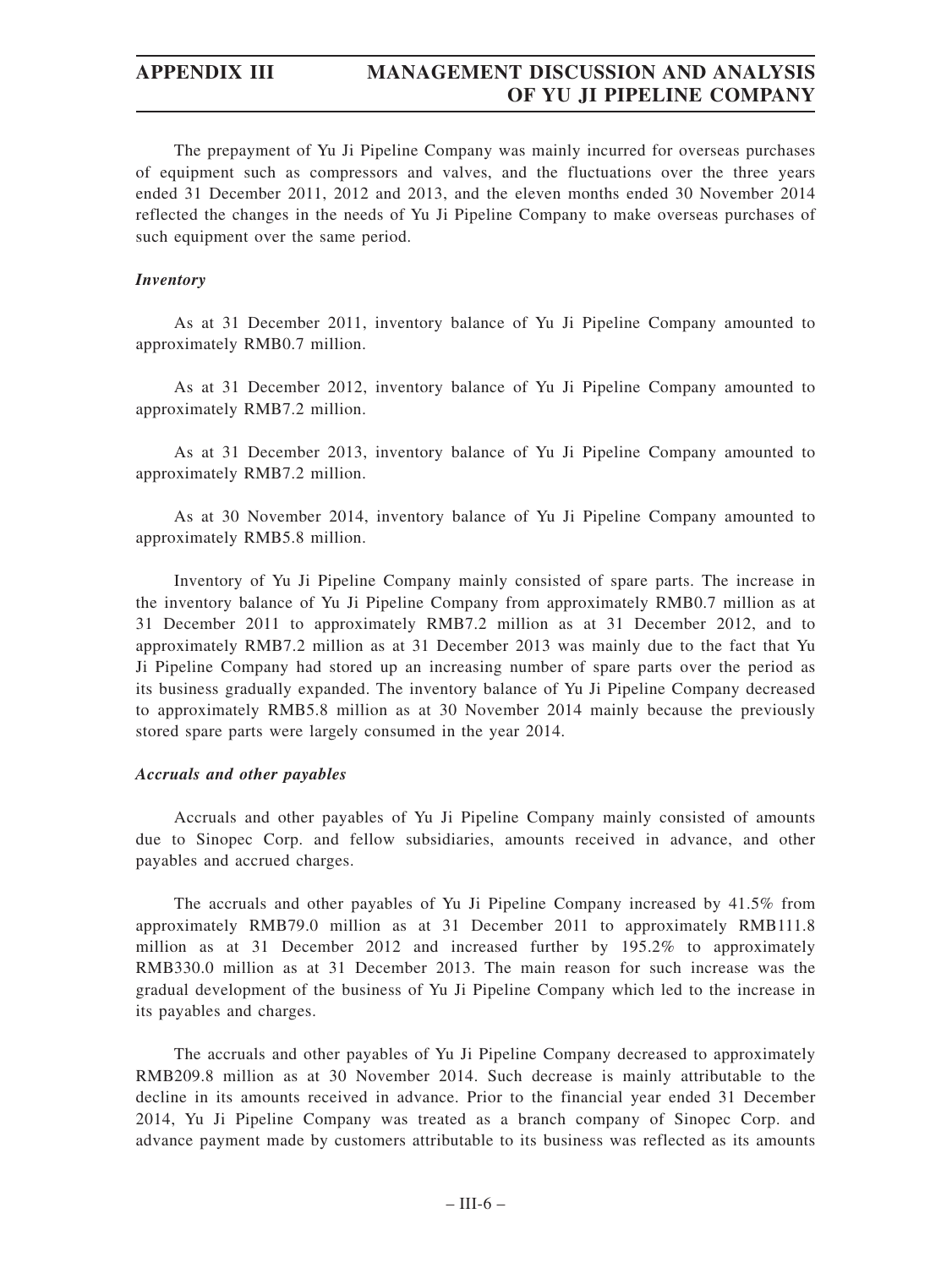The prepayment of Yu Ji Pipeline Company was mainly incurred for overseas purchases of equipment such as compressors and valves, and the fluctuations over the three years ended 31 December 2011, 2012 and 2013, and the eleven months ended 30 November 2014 reflected the changes in the needs of Yu Ji Pipeline Company to make overseas purchases of such equipment over the same period.

***Inventory***

As at 31 December 2011, inventory balance of Yu Ji Pipeline Company amounted to approximately RMB0.7 million.

As at 31 December 2012, inventory balance of Yu Ji Pipeline Company amounted to approximately RMB7.2 million.

As at 31 December 2013, inventory balance of Yu Ji Pipeline Company amounted to approximately RMB7.2 million.

As at 30 November 2014, inventory balance of Yu Ji Pipeline Company amounted to approximately RMB5.8 million.

Inventory of Yu Ji Pipeline Company mainly consisted of spare parts. The increase in the inventory balance of Yu Ji Pipeline Company from approximately RMB0.7 million as at 31 December 2011 to approximately RMB7.2 million as at 31 December 2012, and to approximately RMB7.2 million as at 31 December 2013 was mainly due to the fact that Yu Ji Pipeline Company had stored up an increasing number of spare parts over the period as its business gradually expanded. The inventory balance of Yu Ji Pipeline Company decreased to approximately RMB5.8 million as at 30 November 2014 mainly because the previously stored spare parts were largely consumed in the year 2014.

***Accruals and other payables***

Accruals and other payables of Yu Ji Pipeline Company mainly consisted of amounts due to Sinopec Corp. and fellow subsidiaries, amounts received in advance, and other payables and accrued charges.

The accruals and other payables of Yu Ji Pipeline Company increased by 41.5% from approximately RMB79.0 million as at 31 December 2011 to approximately RMB111.8 million as at 31 December 2012 and increased further by 195.2% to approximately RMB330.0 million as at 31 December 2013. The main reason for such increase was the gradual development of the business of Yu Ji Pipeline Company which led to the increase in its payables and charges.

The accruals and other payables of Yu Ji Pipeline Company decreased to approximately RMB209.8 million as at 30 November 2014. Such decrease is mainly attributable to the decline in its amounts received in advance. Prior to the financial year ended 31 December 2014, Yu Ji Pipeline Company was treated as a branch company of Sinopec Corp. and advance payment made by customers attributable to its business was reflected as its amounts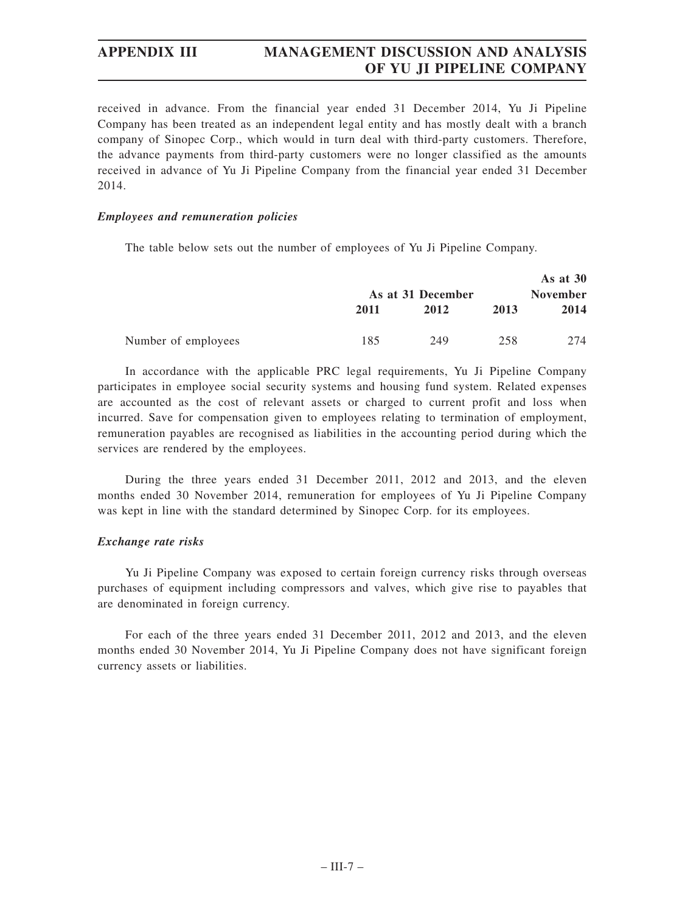received in advance. From the financial year ended 31 December 2014, Yu Ji Pipeline Company has been treated as an independent legal entity and has mostly dealt with a branch company of Sinopec Corp., which would in turn deal with third-party customers. Therefore, the advance payments from third-party customers were no longer classified as the amounts received in advance of Yu Ji Pipeline Company from the financial year ended 31 December 2014.

***Employees and remuneration policies***

The table below sets out the number of employees of Yu Ji Pipeline Company.

| | As at 31 December | | | As at 30 November |
|---|---|---|---|---|
| | 2011 | 2012 | 2013 | 2014 |
| Number of employees | 185 | 249 | 258 | 274 |

In accordance with the applicable PRC legal requirements, Yu Ji Pipeline Company participates in employee social security systems and housing fund system. Related expenses are accounted as the cost of relevant assets or charged to current profit and loss when incurred. Save for compensation given to employees relating to termination of employment, remuneration payables are recognised as liabilities in the accounting period during which the services are rendered by the employees.

During the three years ended 31 December 2011, 2012 and 2013, and the eleven months ended 30 November 2014, remuneration for employees of Yu Ji Pipeline Company was kept in line with the standard determined by Sinopec Corp. for its employees.

***Exchange rate risks***

Yu Ji Pipeline Company was exposed to certain foreign currency risks through overseas purchases of equipment including compressors and valves, which give rise to payables that are denominated in foreign currency.

For each of the three years ended 31 December 2011, 2012 and 2013, and the eleven months ended 30 November 2014, Yu Ji Pipeline Company does not have significant foreign currency assets or liabilities.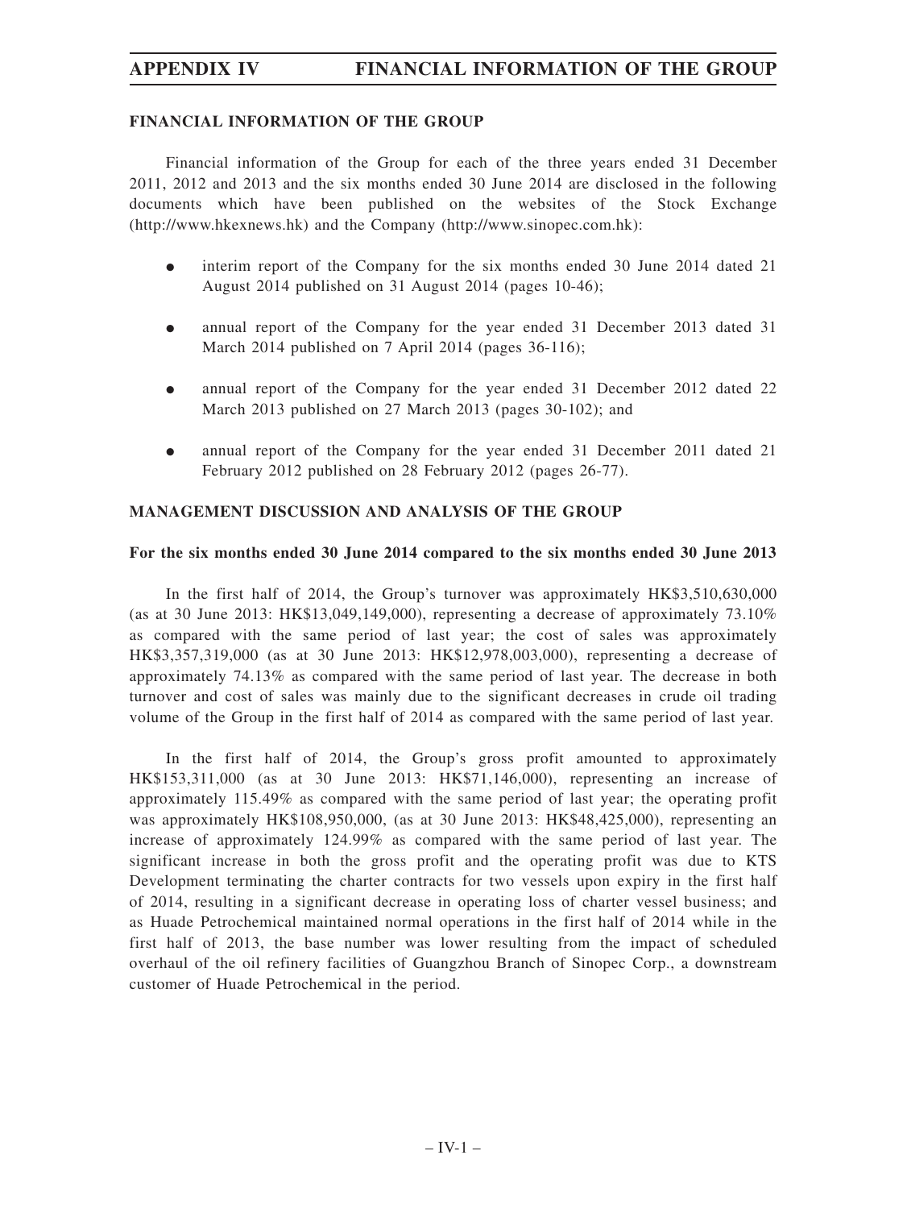## FINANCIAL INFORMATION OF THE GROUP

Financial information of the Group for each of the three years ended 31 December 2011, 2012 and 2013 and the six months ended 30 June 2014 are disclosed in the following documents which have been published on the websites of the Stock Exchange (http://www.hkexnews.hk) and the Company (http://www.sinopec.com.hk):

- interim report of the Company for the six months ended 30 June 2014 dated 21 August 2014 published on 31 August 2014 (pages 10-46);
- annual report of the Company for the year ended 31 December 2013 dated 31 March 2014 published on 7 April 2014 (pages 36-116);
- annual report of the Company for the year ended 31 December 2012 dated 22 March 2013 published on 27 March 2013 (pages 30-102); and
- annual report of the Company for the year ended 31 December 2011 dated 21 February 2012 published on 28 February 2012 (pages 26-77).

## MANAGEMENT DISCUSSION AND ANALYSIS OF THE GROUP

### For the six months ended 30 June 2014 compared to the six months ended 30 June 2013

In the first half of 2014, the Group's turnover was approximately HK$3,510,630,000 (as at 30 June 2013: HK$13,049,149,000), representing a decrease of approximately 73.10% as compared with the same period of last year; the cost of sales was approximately HK$3,357,319,000 (as at 30 June 2013: HK$12,978,003,000), representing a decrease of approximately 74.13% as compared with the same period of last year. The decrease in both turnover and cost of sales was mainly due to the significant decreases in crude oil trading volume of the Group in the first half of 2014 as compared with the same period of last year.

In the first half of 2014, the Group's gross profit amounted to approximately HK$153,311,000 (as at 30 June 2013: HK$71,146,000), representing an increase of approximately 115.49% as compared with the same period of last year; the operating profit was approximately HK$108,950,000, (as at 30 June 2013: HK$48,425,000), representing an increase of approximately 124.99% as compared with the same period of last year. The significant increase in both the gross profit and the operating profit was due to KTS Development terminating the charter contracts for two vessels upon expiry in the first half of 2014, resulting in a significant decrease in operating loss of charter vessel business; and as Huade Petrochemical maintained normal operations in the first half of 2014 while in the first half of 2013, the base number was lower resulting from the impact of scheduled overhaul of the oil refinery facilities of Guangzhou Branch of Sinopec Corp., a downstream customer of Huade Petrochemical in the period.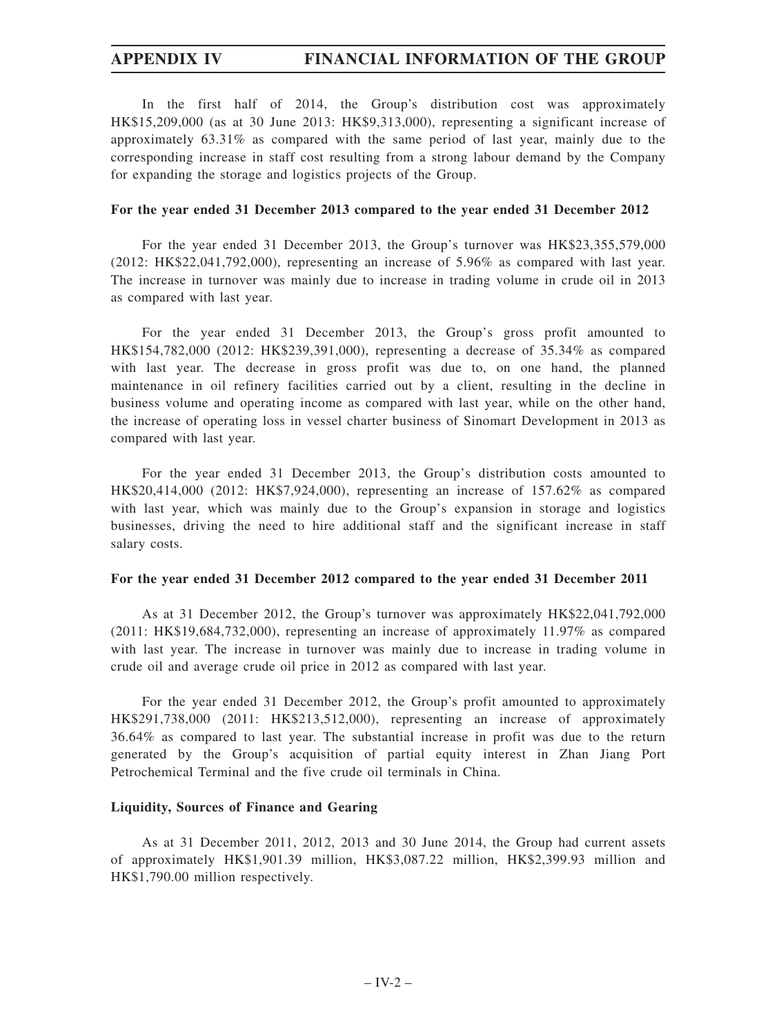In the first half of 2014, the Group's distribution cost was approximately HK$15,209,000 (as at 30 June 2013: HK$9,313,000), representing a significant increase of approximately 63.31% as compared with the same period of last year, mainly due to the corresponding increase in staff cost resulting from a strong labour demand by the Company for expanding the storage and logistics projects of the Group.

**For the year ended 31 December 2013 compared to the year ended 31 December 2012**

For the year ended 31 December 2013, the Group's turnover was HK$23,355,579,000 (2012: HK$22,041,792,000), representing an increase of 5.96% as compared with last year. The increase in turnover was mainly due to increase in trading volume in crude oil in 2013 as compared with last year.

For the year ended 31 December 2013, the Group's gross profit amounted to HK$154,782,000 (2012: HK$239,391,000), representing a decrease of 35.34% as compared with last year. The decrease in gross profit was due to, on one hand, the planned maintenance in oil refinery facilities carried out by a client, resulting in the decline in business volume and operating income as compared with last year, while on the other hand, the increase of operating loss in vessel charter business of Sinomart Development in 2013 as compared with last year.

For the year ended 31 December 2013, the Group's distribution costs amounted to HK$20,414,000 (2012: HK$7,924,000), representing an increase of 157.62% as compared with last year, which was mainly due to the Group's expansion in storage and logistics businesses, driving the need to hire additional staff and the significant increase in staff salary costs.

**For the year ended 31 December 2012 compared to the year ended 31 December 2011**

As at 31 December 2012, the Group's turnover was approximately HK$22,041,792,000 (2011: HK$19,684,732,000), representing an increase of approximately 11.97% as compared with last year. The increase in turnover was mainly due to increase in trading volume in crude oil and average crude oil price in 2012 as compared with last year.

For the year ended 31 December 2012, the Group's profit amounted to approximately HK$291,738,000 (2011: HK$213,512,000), representing an increase of approximately 36.64% as compared to last year. The substantial increase in profit was due to the return generated by the Group's acquisition of partial equity interest in Zhan Jiang Port Petrochemical Terminal and the five crude oil terminals in China.

**Liquidity, Sources of Finance and Gearing**

As at 31 December 2011, 2012, 2013 and 30 June 2014, the Group had current assets of approximately HK$1,901.39 million, HK$3,087.22 million, HK$2,399.93 million and HK$1,790.00 million respectively.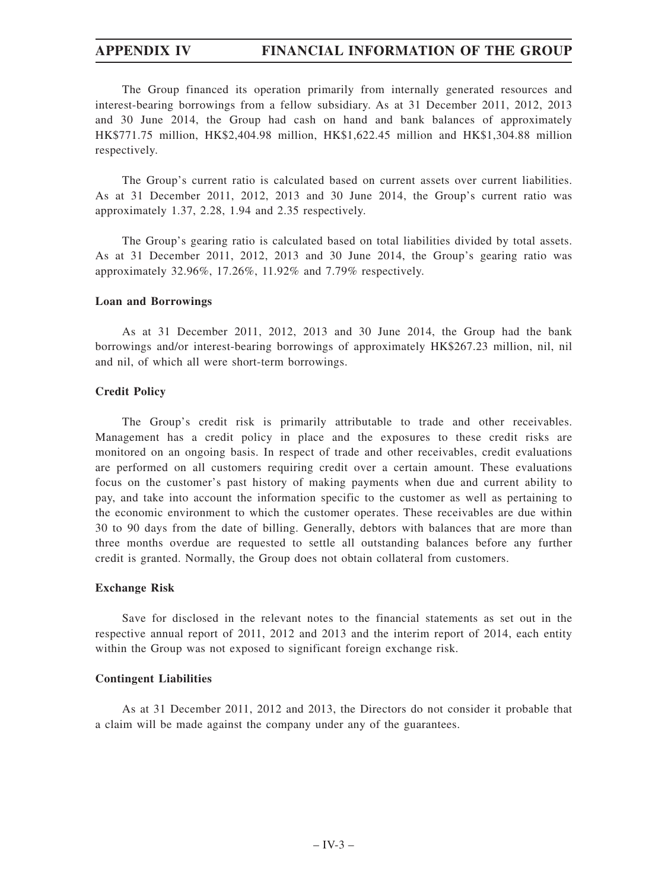The Group financed its operation primarily from internally generated resources and interest-bearing borrowings from a fellow subsidiary. As at 31 December 2011, 2012, 2013 and 30 June 2014, the Group had cash on hand and bank balances of approximately HK$771.75 million, HK$2,404.98 million, HK$1,622.45 million and HK$1,304.88 million respectively.

The Group's current ratio is calculated based on current assets over current liabilities. As at 31 December 2011, 2012, 2013 and 30 June 2014, the Group's current ratio was approximately 1.37, 2.28, 1.94 and 2.35 respectively.

The Group's gearing ratio is calculated based on total liabilities divided by total assets. As at 31 December 2011, 2012, 2013 and 30 June 2014, the Group's gearing ratio was approximately 32.96%, 17.26%, 11.92% and 7.79% respectively.

**Loan and Borrowings**

As at 31 December 2011, 2012, 2013 and 30 June 2014, the Group had the bank borrowings and/or interest-bearing borrowings of approximately HK$267.23 million, nil, nil and nil, of which all were short-term borrowings.

**Credit Policy**

The Group's credit risk is primarily attributable to trade and other receivables. Management has a credit policy in place and the exposures to these credit risks are monitored on an ongoing basis. In respect of trade and other receivables, credit evaluations are performed on all customers requiring credit over a certain amount. These evaluations focus on the customer's past history of making payments when due and current ability to pay, and take into account the information specific to the customer as well as pertaining to the economic environment to which the customer operates. These receivables are due within 30 to 90 days from the date of billing. Generally, debtors with balances that are more than three months overdue are requested to settle all outstanding balances before any further credit is granted. Normally, the Group does not obtain collateral from customers.

**Exchange Risk**

Save for disclosed in the relevant notes to the financial statements as set out in the respective annual report of 2011, 2012 and 2013 and the interim report of 2014, each entity within the Group was not exposed to significant foreign exchange risk.

**Contingent Liabilities**

As at 31 December 2011, 2012 and 2013, the Directors do not consider it probable that a claim will be made against the company under any of the guarantees.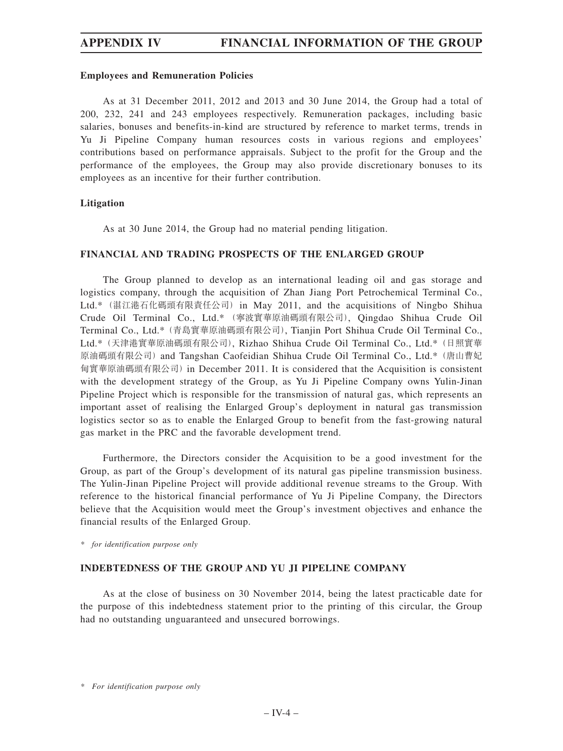**Employees and Remuneration Policies**

As at 31 December 2011, 2012 and 2013 and 30 June 2014, the Group had a total of 200, 232, 241 and 243 employees respectively. Remuneration packages, including basic salaries, bonuses and benefits-in-kind are structured by reference to market terms, trends in Yu Ji Pipeline Company human resources costs in various regions and employees' contributions based on performance appraisals. Subject to the profit for the Group and the performance of the employees, the Group may also provide discretionary bonuses to its employees as an incentive for their further contribution.

**Litigation**

As at 30 June 2014, the Group had no material pending litigation.

## FINANCIAL AND TRADING PROSPECTS OF THE ENLARGED GROUP

The Group planned to develop as an international leading oil and gas storage and logistics company, through the acquisition of Zhan Jiang Port Petrochemical Terminal Co., Ltd.*（湛江港石化碼頭有限責任公司）in May 2011, and the acquisitions of Ningbo Shihua Crude Oil Terminal Co., Ltd.*（寧波實華原油碼頭有限公司）, Qingdao Shihua Crude Oil Terminal Co., Ltd.*（青島實華原油碼頭有限公司）, Tianjin Port Shihua Crude Oil Terminal Co., Ltd.*（天津港實華原油碼頭有限公司）, Rizhao Shihua Crude Oil Terminal Co., Ltd.*（日照實華原油碼頭有限公司）and Tangshan Caofeidian Shihua Crude Oil Terminal Co., Ltd.*（唐山曹妃甸實華原油碼頭有限公司）in December 2011. It is considered that the Acquisition is consistent with the development strategy of the Group, as Yu Ji Pipeline Company owns Yulin-Jinan Pipeline Project which is responsible for the transmission of natural gas, which represents an important asset of realising the Enlarged Group's deployment in natural gas transmission logistics sector so as to enable the Enlarged Group to benefit from the fast-growing natural gas market in the PRC and the favorable development trend.

Furthermore, the Directors consider the Acquisition to be a good investment for the Group, as part of the Group's development of its natural gas pipeline transmission business. The Yulin-Jinan Pipeline Project will provide additional revenue streams to the Group. With reference to the historical financial performance of Yu Ji Pipeline Company, the Directors believe that the Acquisition would meet the Group's investment objectives and enhance the financial results of the Enlarged Group.

*\* for identification purpose only*

## INDEBTEDNESS OF THE GROUP AND YU JI PIPELINE COMPANY

As at the close of business on 30 November 2014, being the latest practicable date for the purpose of this indebtedness statement prior to the printing of this circular, the Group had no outstanding unguaranteed and unsecured borrowings.

*\* For identification purpose only*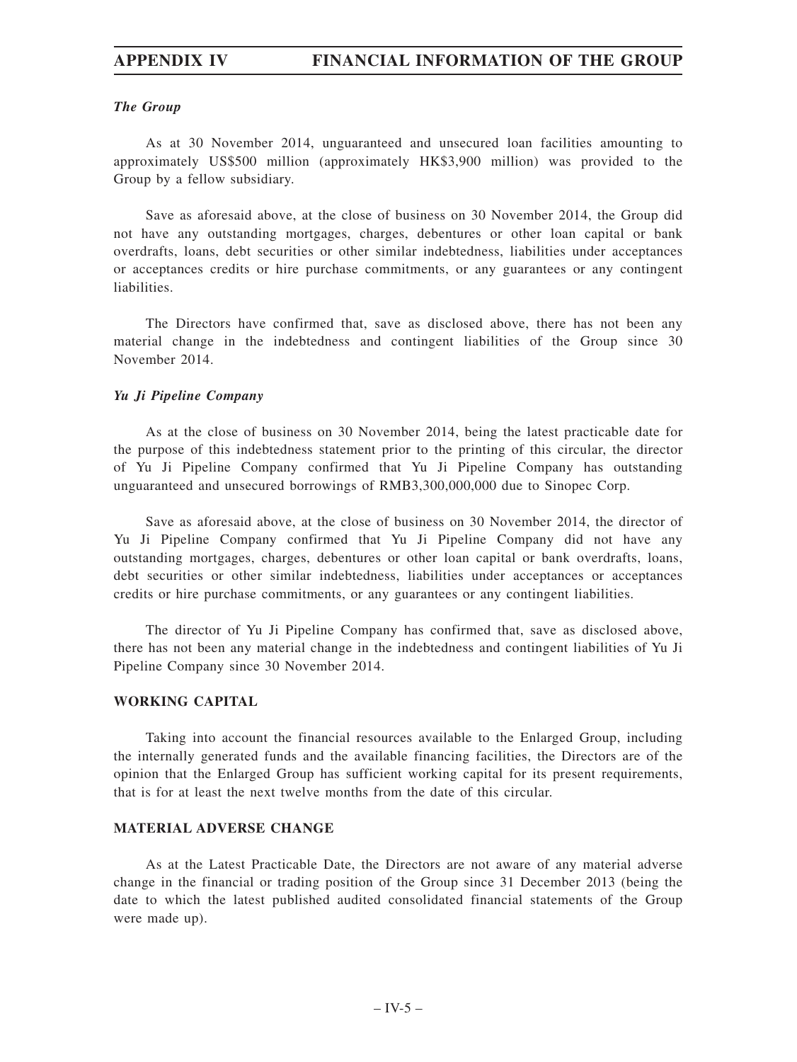*The Group*

As at 30 November 2014, unguaranteed and unsecured loan facilities amounting to approximately US$500 million (approximately HK$3,900 million) was provided to the Group by a fellow subsidiary.

Save as aforesaid above, at the close of business on 30 November 2014, the Group did not have any outstanding mortgages, charges, debentures or other loan capital or bank overdrafts, loans, debt securities or other similar indebtedness, liabilities under acceptances or acceptances credits or hire purchase commitments, or any guarantees or any contingent liabilities.

The Directors have confirmed that, save as disclosed above, there has not been any material change in the indebtedness and contingent liabilities of the Group since 30 November 2014.

*Yu Ji Pipeline Company*

As at the close of business on 30 November 2014, being the latest practicable date for the purpose of this indebtedness statement prior to the printing of this circular, the director of Yu Ji Pipeline Company confirmed that Yu Ji Pipeline Company has outstanding unguaranteed and unsecured borrowings of RMB3,300,000,000 due to Sinopec Corp.

Save as aforesaid above, at the close of business on 30 November 2014, the director of Yu Ji Pipeline Company confirmed that Yu Ji Pipeline Company did not have any outstanding mortgages, charges, debentures or other loan capital or bank overdrafts, loans, debt securities or other similar indebtedness, liabilities under acceptances or acceptances credits or hire purchase commitments, or any guarantees or any contingent liabilities.

The director of Yu Ji Pipeline Company has confirmed that, save as disclosed above, there has not been any material change in the indebtedness and contingent liabilities of Yu Ji Pipeline Company since 30 November 2014.

## WORKING CAPITAL

Taking into account the financial resources available to the Enlarged Group, including the internally generated funds and the available financing facilities, the Directors are of the opinion that the Enlarged Group has sufficient working capital for its present requirements, that is for at least the next twelve months from the date of this circular.

## MATERIAL ADVERSE CHANGE

As at the Latest Practicable Date, the Directors are not aware of any material adverse change in the financial or trading position of the Group since 31 December 2013 (being the date to which the latest published audited consolidated financial statements of the Group were made up).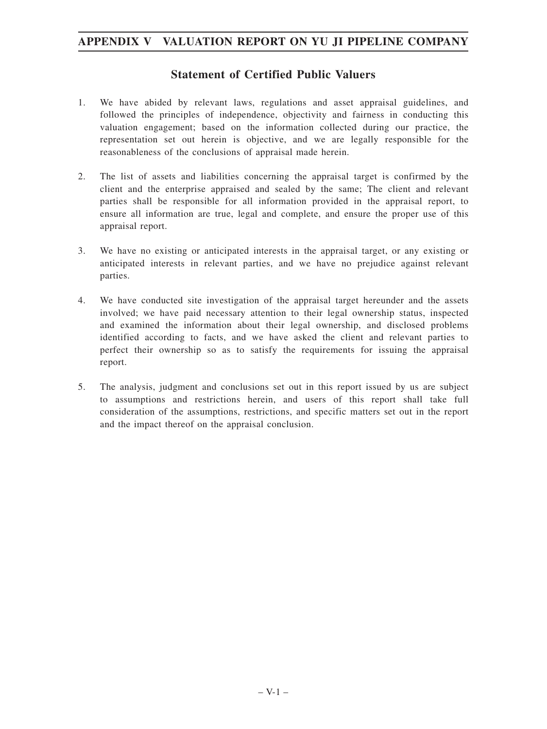## Statement of Certified Public Valuers

1. We have abided by relevant laws, regulations and asset appraisal guidelines, and followed the principles of independence, objectivity and fairness in conducting this valuation engagement; based on the information collected during our practice, the representation set out herein is objective, and we are legally responsible for the reasonableness of the conclusions of appraisal made herein.

2. The list of assets and liabilities concerning the appraisal target is confirmed by the client and the enterprise appraised and sealed by the same; The client and relevant parties shall be responsible for all information provided in the appraisal report, to ensure all information are true, legal and complete, and ensure the proper use of this appraisal report.

3. We have no existing or anticipated interests in the appraisal target, or any existing or anticipated interests in relevant parties, and we have no prejudice against relevant parties.

4. We have conducted site investigation of the appraisal target hereunder and the assets involved; we have paid necessary attention to their legal ownership status, inspected and examined the information about their legal ownership, and disclosed problems identified according to facts, and we have asked the client and relevant parties to perfect their ownership so as to satisfy the requirements for issuing the appraisal report.

5. The analysis, judgment and conclusions set out in this report issued by us are subject to assumptions and restrictions herein, and users of this report shall take full consideration of the assumptions, restrictions, and specific matters set out in the report and the impact thereof on the appraisal conclusion.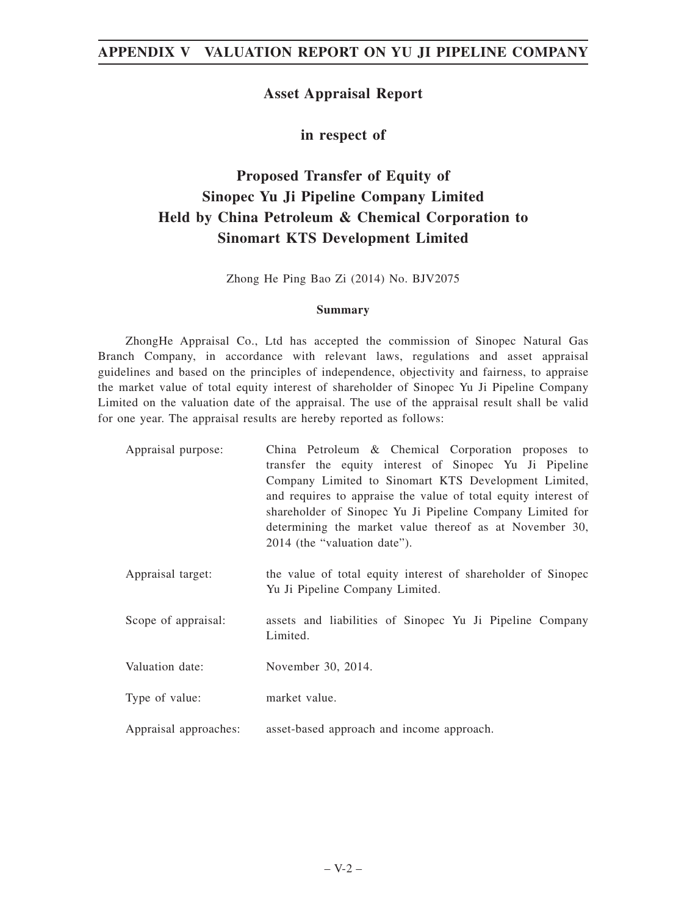## Asset Appraisal Report

### in respect of

# Proposed Transfer of Equity of Sinopec Yu Ji Pipeline Company Limited Held by China Petroleum & Chemical Corporation to Sinomart KTS Development Limited

Zhong He Ping Bao Zi (2014) No. BJV2075

**Summary**

ZhongHe Appraisal Co., Ltd has accepted the commission of Sinopec Natural Gas Branch Company, in accordance with relevant laws, regulations and asset appraisal guidelines and based on the principles of independence, objectivity and fairness, to appraise the market value of total equity interest of shareholder of Sinopec Yu Ji Pipeline Company Limited on the valuation date of the appraisal. The use of the appraisal result shall be valid for one year. The appraisal results are hereby reported as follows:

| | |
|---|---|
| Appraisal purpose: | China Petroleum & Chemical Corporation proposes to transfer the equity interest of Sinopec Yu Ji Pipeline Company Limited to Sinomart KTS Development Limited, and requires to appraise the value of total equity interest of shareholder of Sinopec Yu Ji Pipeline Company Limited for determining the market value thereof as at November 30, 2014 (the "valuation date"). |
| Appraisal target: | the value of total equity interest of shareholder of Sinopec Yu Ji Pipeline Company Limited. |
| Scope of appraisal: | assets and liabilities of Sinopec Yu Ji Pipeline Company Limited. |
| Valuation date: | November 30, 2014. |
| Type of value: | market value. |
| Appraisal approaches: | asset-based approach and income approach. |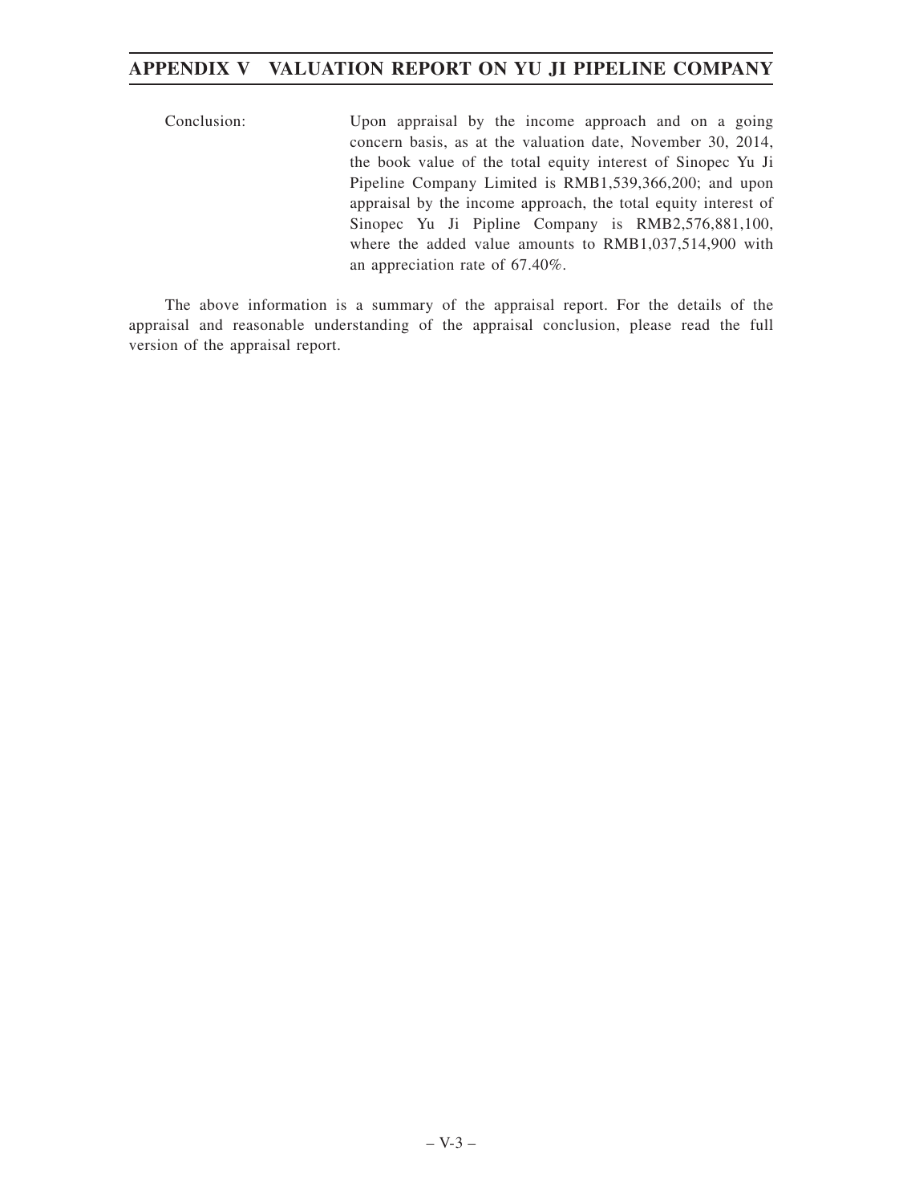Conclusion: Upon appraisal by the income approach and on a going concern basis, as at the valuation date, November 30, 2014, the book value of the total equity interest of Sinopec Yu Ji Pipeline Company Limited is RMB1,539,366,200; and upon appraisal by the income approach, the total equity interest of Sinopec Yu Ji Pipline Company is RMB2,576,881,100, where the added value amounts to RMB1,037,514,900 with an appreciation rate of 67.40%.

The above information is a summary of the appraisal report. For the details of the appraisal and reasonable understanding of the appraisal conclusion, please read the full version of the appraisal report.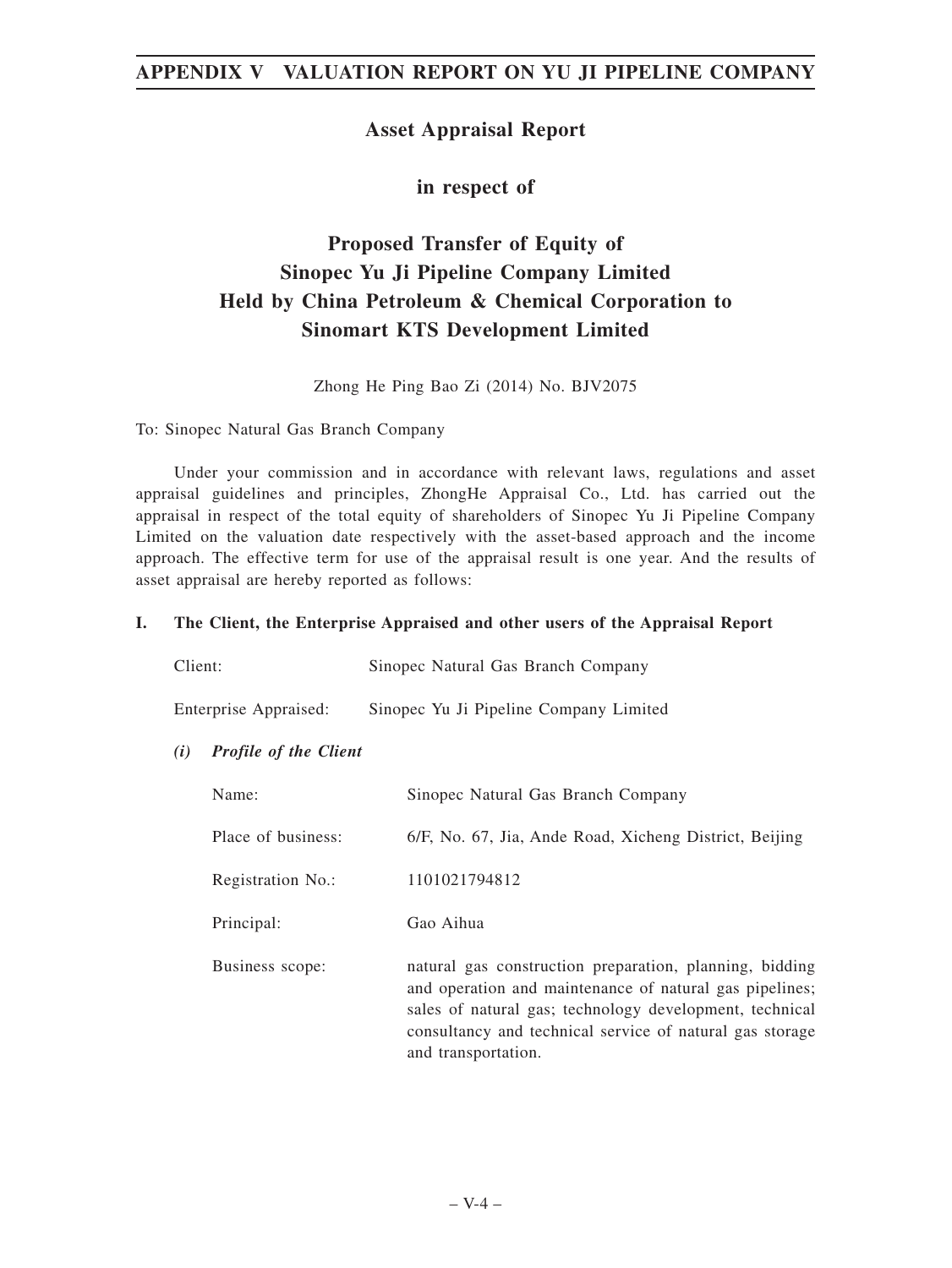# Asset Appraisal Report

## in respect of

## Proposed Transfer of Equity of Sinopec Yu Ji Pipeline Company Limited Held by China Petroleum & Chemical Corporation to Sinomart KTS Development Limited

Zhong He Ping Bao Zi (2014) No. BJV2075

To: Sinopec Natural Gas Branch Company

Under your commission and in accordance with relevant laws, regulations and asset appraisal guidelines and principles, ZhongHe Appraisal Co., Ltd. has carried out the appraisal in respect of the total equity of shareholders of Sinopec Yu Ji Pipeline Company Limited on the valuation date respectively with the asset-based approach and the income approach. The effective term for use of the appraisal result is one year. And the results of asset appraisal are hereby reported as follows:

### I. The Client, the Enterprise Appraised and other users of the Appraisal Report

Client: Sinopec Natural Gas Branch Company

Enterprise Appraised: Sinopec Yu Ji Pipeline Company Limited

#### *(i) Profile of the Client*

Name: Sinopec Natural Gas Branch Company

Place of business: 6/F, No. 67, Jia, Ande Road, Xicheng District, Beijing

Registration No.: 1101021794812

Principal: Gao Aihua

Business scope: natural gas construction preparation, planning, bidding and operation and maintenance of natural gas pipelines; sales of natural gas; technology development, technical consultancy and technical service of natural gas storage and transportation.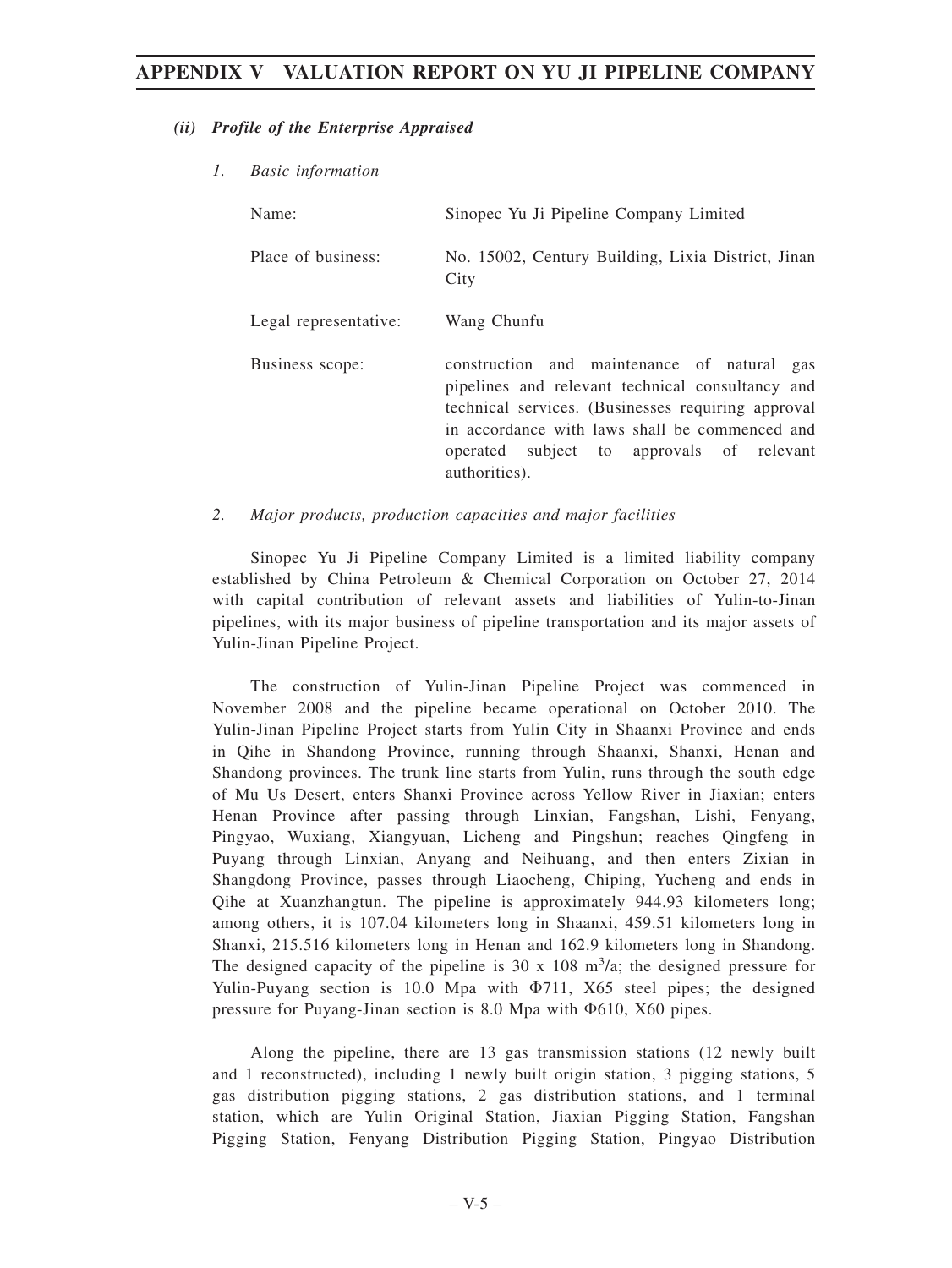#### *(ii) Profile of the Enterprise Appraised*

*1. Basic information*

| | |
|---|---|
| Name: | Sinopec Yu Ji Pipeline Company Limited |
| Place of business: | No. 15002, Century Building, Lixia District, Jinan City |
| Legal representative: | Wang Chunfu |
| Business scope: | construction and maintenance of natural gas pipelines and relevant technical consultancy and technical services. (Businesses requiring approval in accordance with laws shall be commenced and operated subject to approvals of relevant authorities). |

*2. Major products, production capacities and major facilities*

Sinopec Yu Ji Pipeline Company Limited is a limited liability company established by China Petroleum & Chemical Corporation on October 27, 2014 with capital contribution of relevant assets and liabilities of Yulin-to-Jinan pipelines, with its major business of pipeline transportation and its major assets of Yulin-Jinan Pipeline Project.

The construction of Yulin-Jinan Pipeline Project was commenced in November 2008 and the pipeline became operational on October 2010. The Yulin-Jinan Pipeline Project starts from Yulin City in Shaanxi Province and ends in Qihe in Shandong Province, running through Shaanxi, Shanxi, Henan and Shandong provinces. The trunk line starts from Yulin, runs through the south edge of Mu Us Desert, enters Shanxi Province across Yellow River in Jiaxian; enters Henan Province after passing through Linxian, Fangshan, Lishi, Fenyang, Pingyao, Wuxiang, Xiangyuan, Licheng and Pingshun; reaches Qingfeng in Puyang through Linxian, Anyang and Neihuang, and then enters Zixian in Shangdong Province, passes through Liaocheng, Chiping, Yucheng and ends in Qihe at Xuanzhangtun. The pipeline is approximately 944.93 kilometers long; among others, it is 107.04 kilometers long in Shaanxi, 459.51 kilometers long in Shanxi, 215.516 kilometers long in Henan and 162.9 kilometers long in Shandong. The designed capacity of the pipeline is 30 x 108 $m^3$/a; the designed pressure for Yulin-Puyang section is 10.0 Mpa with Φ711, X65 steel pipes; the designed pressure for Puyang-Jinan section is 8.0 Mpa with Φ610, X60 pipes.

Along the pipeline, there are 13 gas transmission stations (12 newly built and 1 reconstructed), including 1 newly built origin station, 3 pigging stations, 5 gas distribution pigging stations, 2 gas distribution stations, and 1 terminal station, which are Yulin Original Station, Jiaxian Pigging Station, Fangshan Pigging Station, Fenyang Distribution Pigging Station, Pingyao Distribution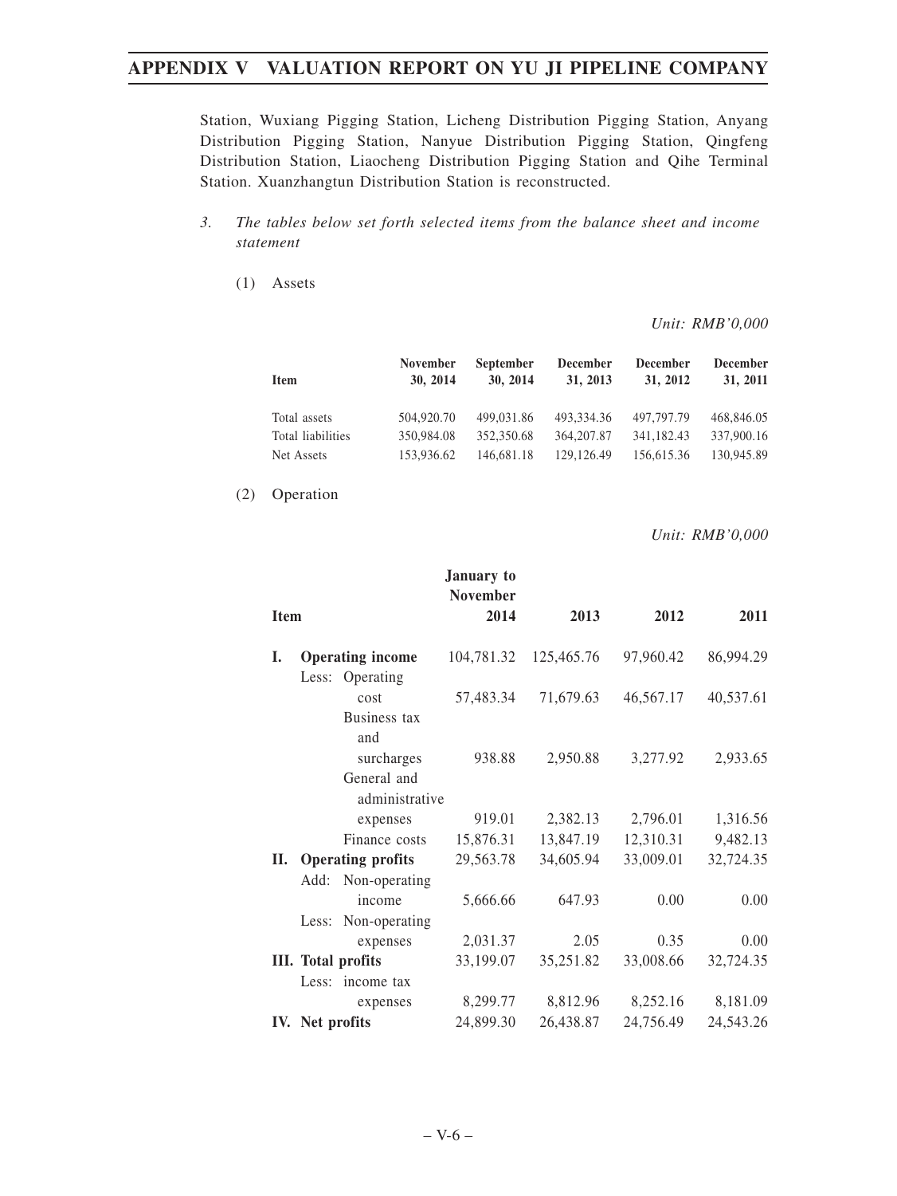Station, Wuxiang Pigging Station, Licheng Distribution Pigging Station, Anyang Distribution Pigging Station, Nanyue Distribution Pigging Station, Qingfeng Distribution Station, Liaocheng Distribution Pigging Station and Qihe Terminal Station. Xuanzhangtun Distribution Station is reconstructed.

3. *The tables below set forth selected items from the balance sheet and income statement*

(1) Assets

*Unit: RMB'0,000*

| Item | November 30, 2014 | September 30, 2014 | December 31, 2013 | December 31, 2012 | December 31, 2011 |
|---|---|---|---|---|---|
| Total assets | 504,920.70 | 499,031.86 | 493,334.36 | 497,797.79 | 468,846.05 |
| Total liabilities | 350,984.08 | 352,350.68 | 364,207.87 | 341,182.43 | 337,900.16 |
| Net Assets | 153,936.62 | 146,681.18 | 129,126.49 | 156,615.36 | 130,945.89 |

(2) Operation

*Unit: RMB'0,000*

| Item | January to November 2014 | 2013 | 2012 | 2011 |
|---|---|---|---|---|
| **I. Operating income** | 104,781.32 | 125,465.76 | 97,960.42 | 86,994.29 |
| Less: Operating cost | 57,483.34 | 71,679.63 | 46,567.17 | 40,537.61 |
| Business tax and surcharges | 938.88 | 2,950.88 | 3,277.92 | 2,933.65 |
| General and administrative expenses | 919.01 | 2,382.13 | 2,796.01 | 1,316.56 |
| Finance costs | 15,876.31 | 13,847.19 | 12,310.31 | 9,482.13 |
| **II. Operating profits** | 29,563.78 | 34,605.94 | 33,009.01 | 32,724.35 |
| Add: Non-operating income | 5,666.66 | 647.93 | 0.00 | 0.00 |
| Less: Non-operating expenses | 2,031.37 | 2.05 | 0.35 | 0.00 |
| **III. Total profits** | 33,199.07 | 35,251.82 | 33,008.66 | 32,724.35 |
| Less: income tax expenses | 8,299.77 | 8,812.96 | 8,252.16 | 8,181.09 |
| **IV. Net profits** | 24,899.30 | 26,438.87 | 24,756.49 | 24,543.26 |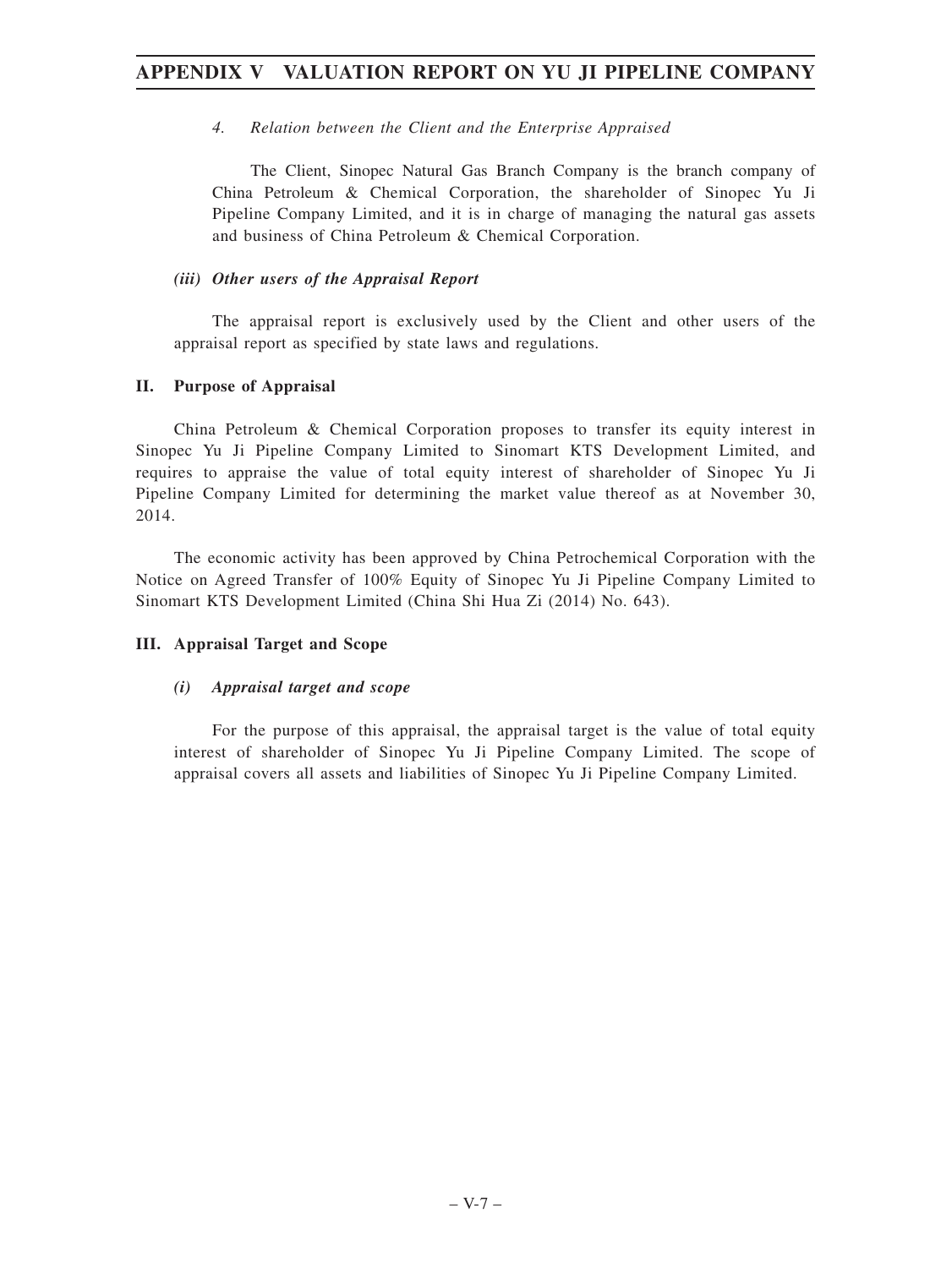*4. Relation between the Client and the Enterprise Appraised*

The Client, Sinopec Natural Gas Branch Company is the branch company of China Petroleum & Chemical Corporation, the shareholder of Sinopec Yu Ji Pipeline Company Limited, and it is in charge of managing the natural gas assets and business of China Petroleum & Chemical Corporation.

***(iii) Other users of the Appraisal Report***

The appraisal report is exclusively used by the Client and other users of the appraisal report as specified by state laws and regulations.

## II. Purpose of Appraisal

China Petroleum & Chemical Corporation proposes to transfer its equity interest in Sinopec Yu Ji Pipeline Company Limited to Sinomart KTS Development Limited, and requires to appraise the value of total equity interest of shareholder of Sinopec Yu Ji Pipeline Company Limited for determining the market value thereof as at November 30, 2014.

The economic activity has been approved by China Petrochemical Corporation with the Notice on Agreed Transfer of 100% Equity of Sinopec Yu Ji Pipeline Company Limited to Sinomart KTS Development Limited (China Shi Hua Zi (2014) No. 643).

## III. Appraisal Target and Scope

***(i) Appraisal target and scope***

For the purpose of this appraisal, the appraisal target is the value of total equity interest of shareholder of Sinopec Yu Ji Pipeline Company Limited. The scope of appraisal covers all assets and liabilities of Sinopec Yu Ji Pipeline Company Limited.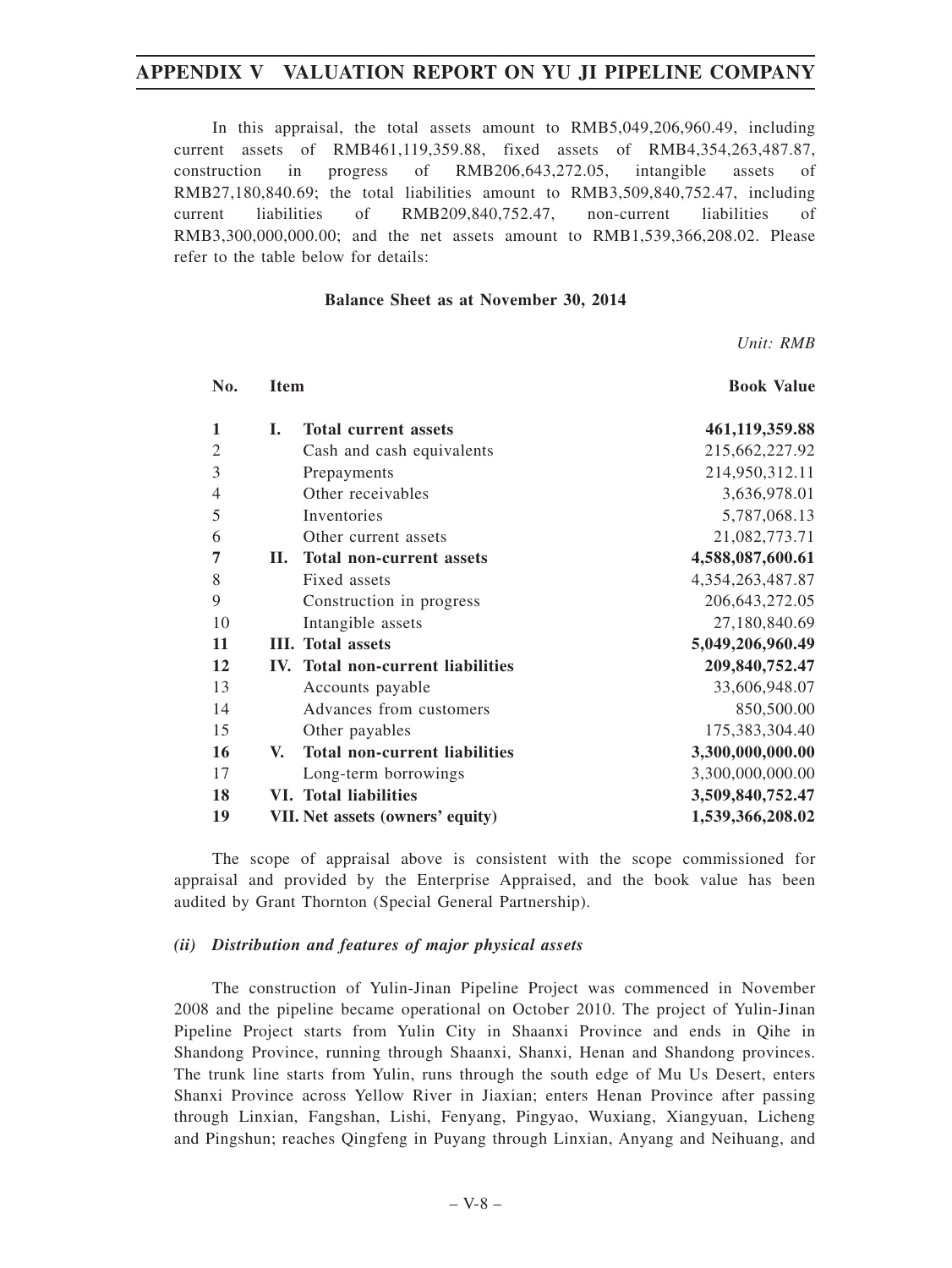In this appraisal, the total assets amount to RMB5,049,206,960.49, including current assets of RMB461,119,359.88, fixed assets of RMB4,354,263,487.87, construction in progress of RMB206,643,272.05, intangible assets of RMB27,180,840.69; the total liabilities amount to RMB3,509,840,752.47, including current liabilities of RMB209,840,752.47, non-current liabilities of RMB3,300,000,000.00; and the net assets amount to RMB1,539,366,208.02. Please refer to the table below for details:

**Balance Sheet as at November 30, 2014**

*Unit: RMB*

| No. | Item | Book Value |
|---|---|---|
| **1** | **I. Total current assets** | **461,119,359.88** |
| 2 | Cash and cash equivalents | 215,662,227.92 |
| 3 | Prepayments | 214,950,312.11 |
| 4 | Other receivables | 3,636,978.01 |
| 5 | Inventories | 5,787,068.13 |
| 6 | Other current assets | 21,082,773.71 |
| **7** | **II. Total non-current assets** | **4,588,087,600.61** |
| 8 | Fixed assets | 4,354,263,487.87 |
| 9 | Construction in progress | 206,643,272.05 |
| 10 | Intangible assets | 27,180,840.69 |
| **11** | **III. Total assets** | **5,049,206,960.49** |
| **12** | **IV. Total non-current liabilities** | **209,840,752.47** |
| 13 | Accounts payable | 33,606,948.07 |
| 14 | Advances from customers | 850,500.00 |
| 15 | Other payables | 175,383,304.40 |
| **16** | **V. Total non-current liabilities** | **3,300,000,000.00** |
| 17 | Long-term borrowings | 3,300,000,000.00 |
| **18** | **VI. Total liabilities** | **3,509,840,752.47** |
| **19** | **VII. Net assets (owners' equity)** | **1,539,366,208.02** |

The scope of appraisal above is consistent with the scope commissioned for appraisal and provided by the Enterprise Appraised, and the book value has been audited by Grant Thornton (Special General Partnership).

***(ii) Distribution and features of major physical assets***

The construction of Yulin-Jinan Pipeline Project was commenced in November 2008 and the pipeline became operational on October 2010. The project of Yulin-Jinan Pipeline Project starts from Yulin City in Shaanxi Province and ends in Qihe in Shandong Province, running through Shaanxi, Shanxi, Henan and Shandong provinces. The trunk line starts from Yulin, runs through the south edge of Mu Us Desert, enters Shanxi Province across Yellow River in Jiaxian; enters Henan Province after passing through Linxian, Fangshan, Lishi, Fenyang, Pingyao, Wuxiang, Xiangyuan, Licheng and Pingshun; reaches Qingfeng in Puyang through Linxian, Anyang and Neihuang, and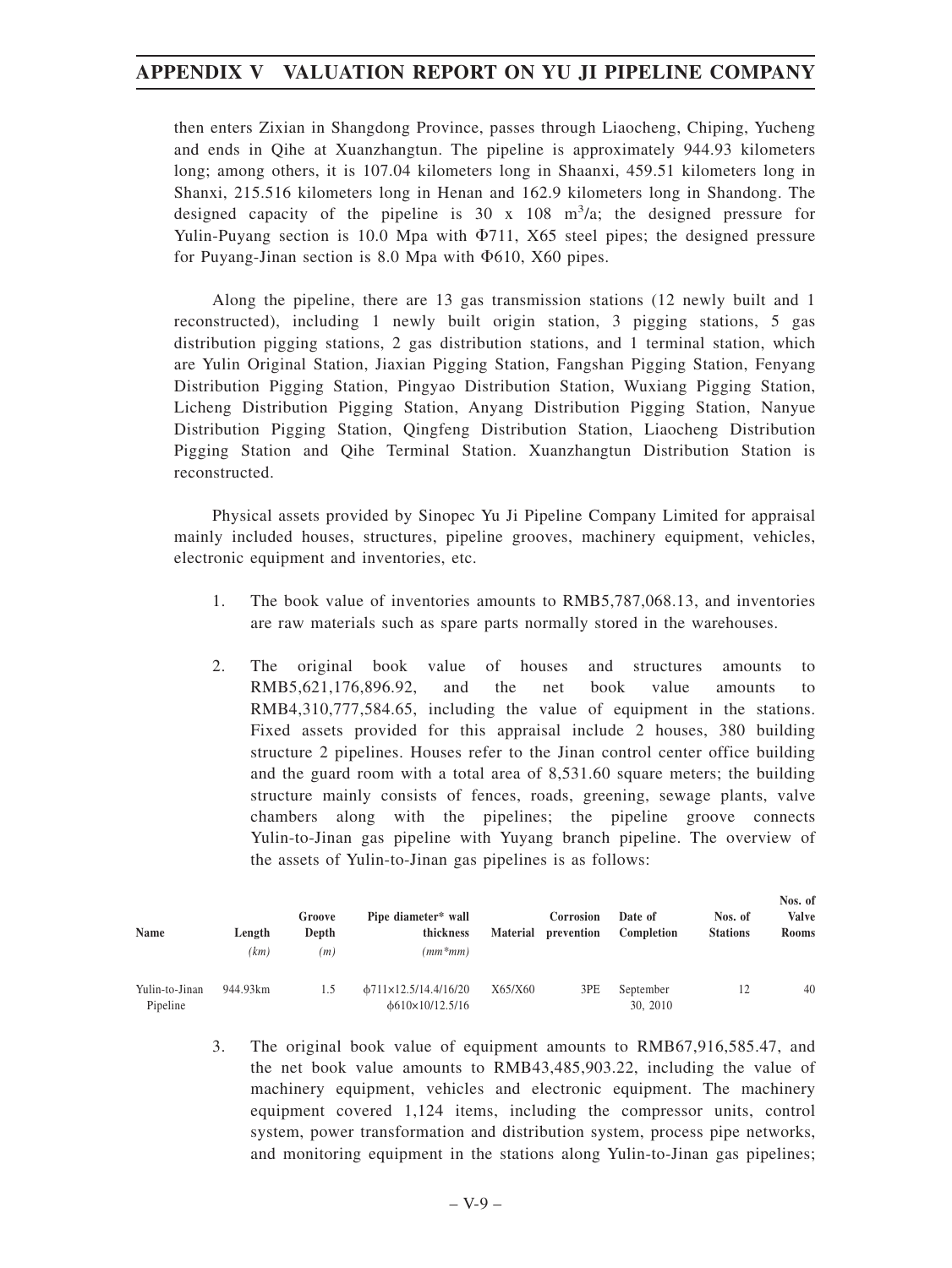then enters Zixian in Shangdong Province, passes through Liaocheng, Chiping, Yucheng and ends in Qihe at Xuanzhangtun. The pipeline is approximately 944.93 kilometers long; among others, it is 107.04 kilometers long in Shaanxi, 459.51 kilometers long in Shanxi, 215.516 kilometers long in Henan and 162.9 kilometers long in Shandong. The designed capacity of the pipeline is 30 x 108 $m^3$/a; the designed pressure for Yulin-Puyang section is 10.0 Mpa with Φ711, X65 steel pipes; the designed pressure for Puyang-Jinan section is 8.0 Mpa with Φ610, X60 pipes.

Along the pipeline, there are 13 gas transmission stations (12 newly built and 1 reconstructed), including 1 newly built origin station, 3 pigging stations, 5 gas distribution pigging stations, 2 gas distribution stations, and 1 terminal station, which are Yulin Original Station, Jiaxian Pigging Station, Fangshan Pigging Station, Fenyang Distribution Pigging Station, Pingyao Distribution Station, Wuxiang Pigging Station, Licheng Distribution Pigging Station, Anyang Distribution Pigging Station, Nanyue Distribution Pigging Station, Qingfeng Distribution Station, Liaocheng Distribution Pigging Station and Qihe Terminal Station. Xuanzhangtun Distribution Station is reconstructed.

Physical assets provided by Sinopec Yu Ji Pipeline Company Limited for appraisal mainly included houses, structures, pipeline grooves, machinery equipment, vehicles, electronic equipment and inventories, etc.

1. The book value of inventories amounts to RMB5,787,068.13, and inventories are raw materials such as spare parts normally stored in the warehouses.

2. The original book value of houses and structures amounts to RMB5,621,176,896.92, and the net book value amounts to RMB4,310,777,584.65, including the value of equipment in the stations. Fixed assets provided for this appraisal include 2 houses, 380 building structure 2 pipelines. Houses refer to the Jinan control center office building and the guard room with a total area of 8,531.60 square meters; the building structure mainly consists of fences, roads, greening, sewage plants, valve chambers along with the pipelines; the pipeline groove connects Yulin-to-Jinan gas pipeline with Yuyang branch pipeline. The overview of the assets of Yulin-to-Jinan gas pipelines is as follows:

| Name | Length | Groove Depth | Pipe diameter* wall thickness | Material | Corrosion prevention | Date of Completion | Nos. of Stations | Nos. of Valve Rooms |
|---|---|---|---|---|---|---|---|---|
| | *(km)* | *(m)* | *(mm*mm)* | | | | | |
| Yulin-to-Jinan Pipeline | 944.93km | 1.5 | ф711×12.5/14.4/16/20 ф610×10/12.5/16 | X65/X60 | 3PE | September 30, 2010 | 12 | 40 |

3. The original book value of equipment amounts to RMB67,916,585.47, and the net book value amounts to RMB43,485,903.22, including the value of machinery equipment, vehicles and electronic equipment. The machinery equipment covered 1,124 items, including the compressor units, control system, power transformation and distribution system, process pipe networks, and monitoring equipment in the stations along Yulin-to-Jinan gas pipelines;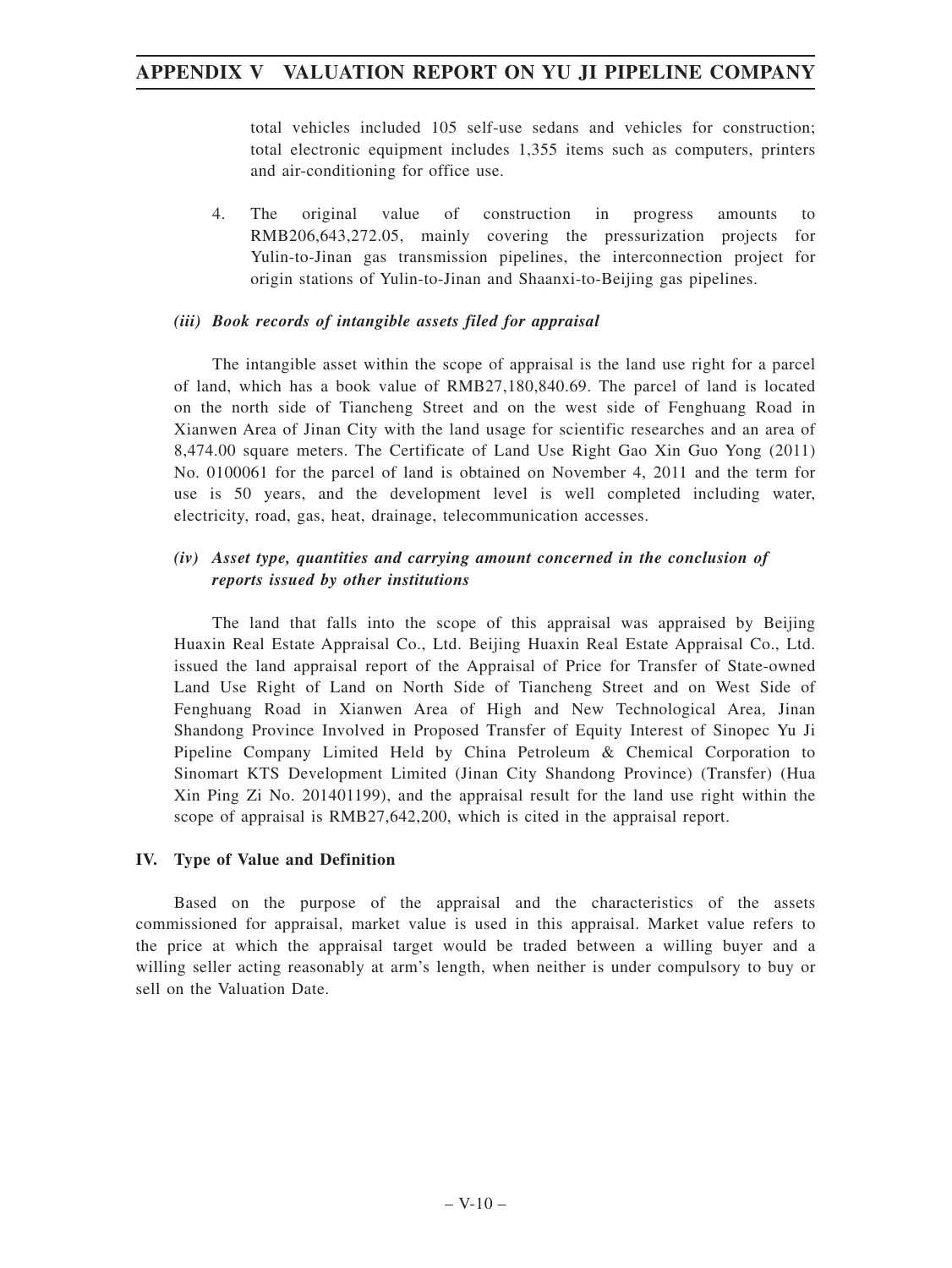total vehicles included 105 self-use sedans and vehicles for construction; total electronic equipment includes 1,355 items such as computers, printers and air-conditioning for office use.

4. The original value of construction in progress amounts to RMB206,643,272.05, mainly covering the pressurization projects for Yulin-to-Jinan gas transmission pipelines, the interconnection project for origin stations of Yulin-to-Jinan and Shaanxi-to-Beijing gas pipelines.

### *(iii) Book records of intangible assets filed for appraisal*

The intangible asset within the scope of appraisal is the land use right for a parcel of land, which has a book value of RMB27,180,840.69. The parcel of land is located on the north side of Tiancheng Street and on the west side of Fenghuang Road in Xianwen Area of Jinan City with the land usage for scientific researches and an area of 8,474.00 square meters. The Certificate of Land Use Right Gao Xin Guo Yong (2011) No. 0100061 for the parcel of land is obtained on November 4, 2011 and the term for use is 50 years, and the development level is well completed including water, electricity, road, gas, heat, drainage, telecommunication accesses.

### *(iv) Asset type, quantities and carrying amount concerned in the conclusion of reports issued by other institutions*

The land that falls into the scope of this appraisal was appraised by Beijing Huaxin Real Estate Appraisal Co., Ltd. Beijing Huaxin Real Estate Appraisal Co., Ltd. issued the land appraisal report of the Appraisal of Price for Transfer of State-owned Land Use Right of Land on North Side of Tiancheng Street and on West Side of Fenghuang Road in Xianwen Area of High and New Technological Area, Jinan Shandong Province Involved in Proposed Transfer of Equity Interest of Sinopec Yu Ji Pipeline Company Limited Held by China Petroleum & Chemical Corporation to Sinomart KTS Development Limited (Jinan City Shandong Province) (Transfer) (Hua Xin Ping Zi No. 201401199), and the appraisal result for the land use right within the scope of appraisal is RMB27,642,200, which is cited in the appraisal report.

## IV. Type of Value and Definition

Based on the purpose of the appraisal and the characteristics of the assets commissioned for appraisal, market value is used in this appraisal. Market value refers to the price at which the appraisal target would be traded between a willing buyer and a willing seller acting reasonably at arm's length, when neither is under compulsory to buy or sell on the Valuation Date.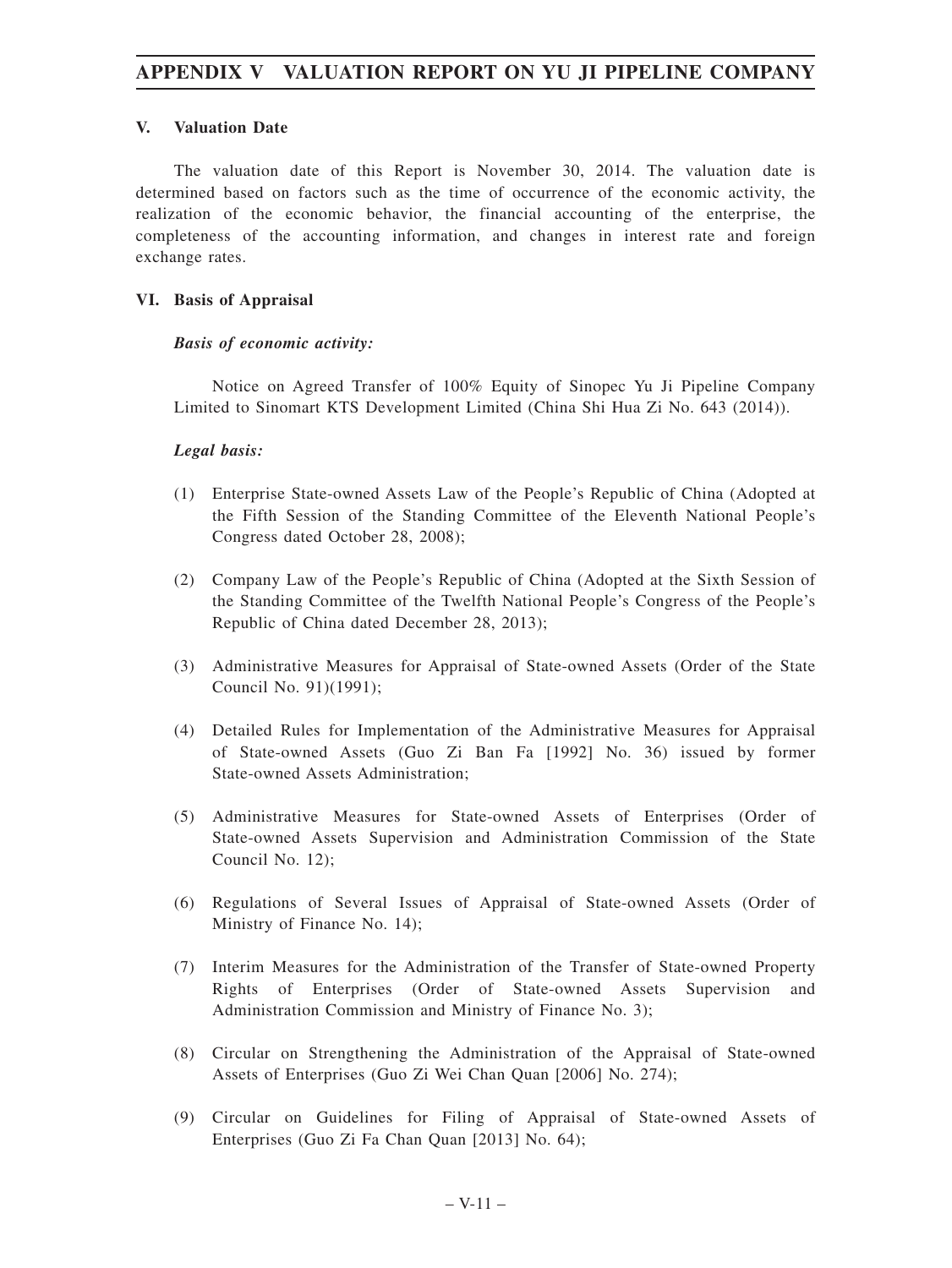### V. Valuation Date

The valuation date of this Report is November 30, 2014. The valuation date is determined based on factors such as the time of occurrence of the economic activity, the realization of the economic behavior, the financial accounting of the enterprise, the completeness of the accounting information, and changes in interest rate and foreign exchange rates.

### VI. Basis of Appraisal

***Basis of economic activity:***

Notice on Agreed Transfer of 100% Equity of Sinopec Yu Ji Pipeline Company Limited to Sinomart KTS Development Limited (China Shi Hua Zi No. 643 (2014)).

***Legal basis:***

(1) Enterprise State-owned Assets Law of the People's Republic of China (Adopted at the Fifth Session of the Standing Committee of the Eleventh National People's Congress dated October 28, 2008);

(2) Company Law of the People's Republic of China (Adopted at the Sixth Session of the Standing Committee of the Twelfth National People's Congress of the People's Republic of China dated December 28, 2013);

(3) Administrative Measures for Appraisal of State-owned Assets (Order of the State Council No. 91)(1991);

(4) Detailed Rules for Implementation of the Administrative Measures for Appraisal of State-owned Assets (Guo Zi Ban Fa [1992] No. 36) issued by former State-owned Assets Administration;

(5) Administrative Measures for State-owned Assets of Enterprises (Order of State-owned Assets Supervision and Administration Commission of the State Council No. 12);

(6) Regulations of Several Issues of Appraisal of State-owned Assets (Order of Ministry of Finance No. 14);

(7) Interim Measures for the Administration of the Transfer of State-owned Property Rights of Enterprises (Order of State-owned Assets Supervision and Administration Commission and Ministry of Finance No. 3);

(8) Circular on Strengthening the Administration of the Appraisal of State-owned Assets of Enterprises (Guo Zi Wei Chan Quan [2006] No. 274);

(9) Circular on Guidelines for Filing of Appraisal of State-owned Assets of Enterprises (Guo Zi Fa Chan Quan [2013] No. 64);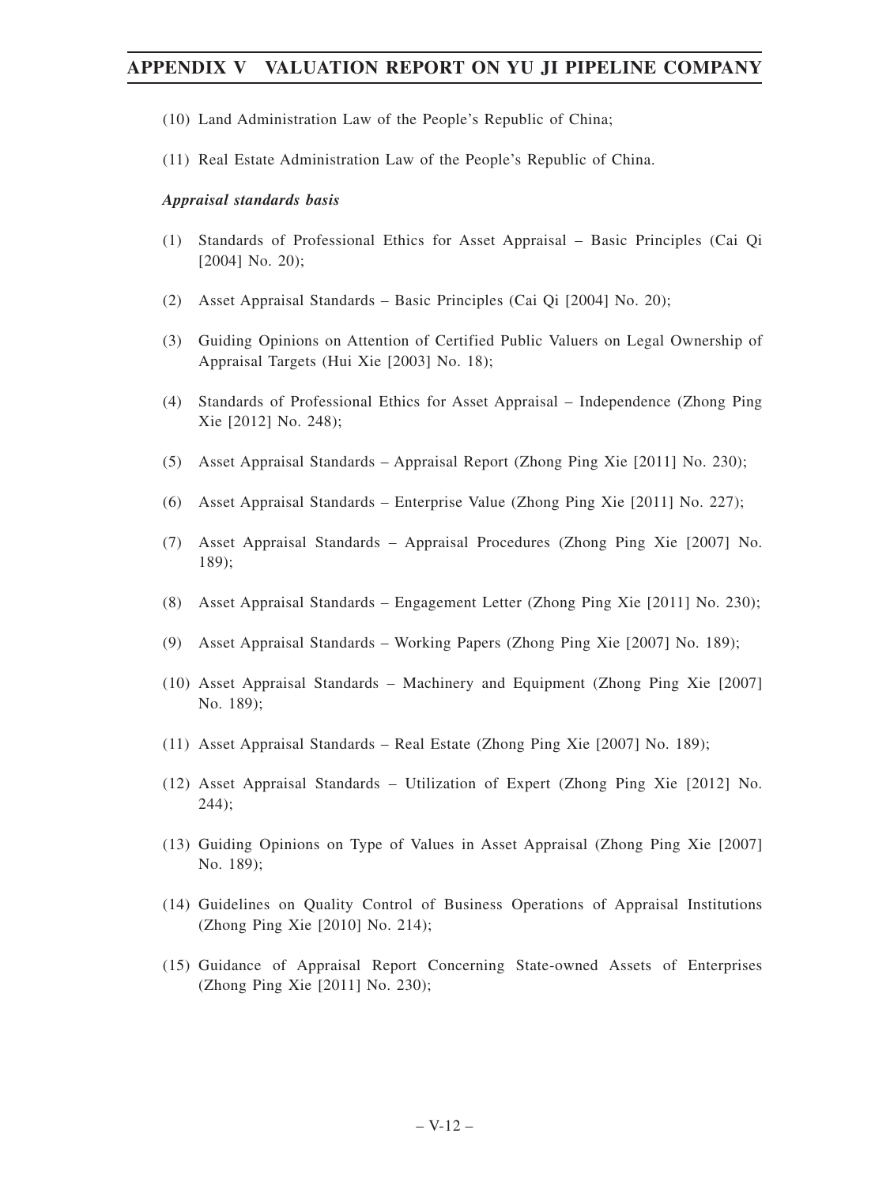(10) Land Administration Law of the People's Republic of China;

(11) Real Estate Administration Law of the People's Republic of China.

***Appraisal standards basis***

(1) Standards of Professional Ethics for Asset Appraisal – Basic Principles (Cai Qi [2004] No. 20);

(2) Asset Appraisal Standards – Basic Principles (Cai Qi [2004] No. 20);

(3) Guiding Opinions on Attention of Certified Public Valuers on Legal Ownership of Appraisal Targets (Hui Xie [2003] No. 18);

(4) Standards of Professional Ethics for Asset Appraisal – Independence (Zhong Ping Xie [2012] No. 248);

(5) Asset Appraisal Standards – Appraisal Report (Zhong Ping Xie [2011] No. 230);

(6) Asset Appraisal Standards – Enterprise Value (Zhong Ping Xie [2011] No. 227);

(7) Asset Appraisal Standards – Appraisal Procedures (Zhong Ping Xie [2007] No. 189);

(8) Asset Appraisal Standards – Engagement Letter (Zhong Ping Xie [2011] No. 230);

(9) Asset Appraisal Standards – Working Papers (Zhong Ping Xie [2007] No. 189);

(10) Asset Appraisal Standards – Machinery and Equipment (Zhong Ping Xie [2007] No. 189);

(11) Asset Appraisal Standards – Real Estate (Zhong Ping Xie [2007] No. 189);

(12) Asset Appraisal Standards – Utilization of Expert (Zhong Ping Xie [2012] No. 244);

(13) Guiding Opinions on Type of Values in Asset Appraisal (Zhong Ping Xie [2007] No. 189);

(14) Guidelines on Quality Control of Business Operations of Appraisal Institutions (Zhong Ping Xie [2010] No. 214);

(15) Guidance of Appraisal Report Concerning State-owned Assets of Enterprises (Zhong Ping Xie [2011] No. 230);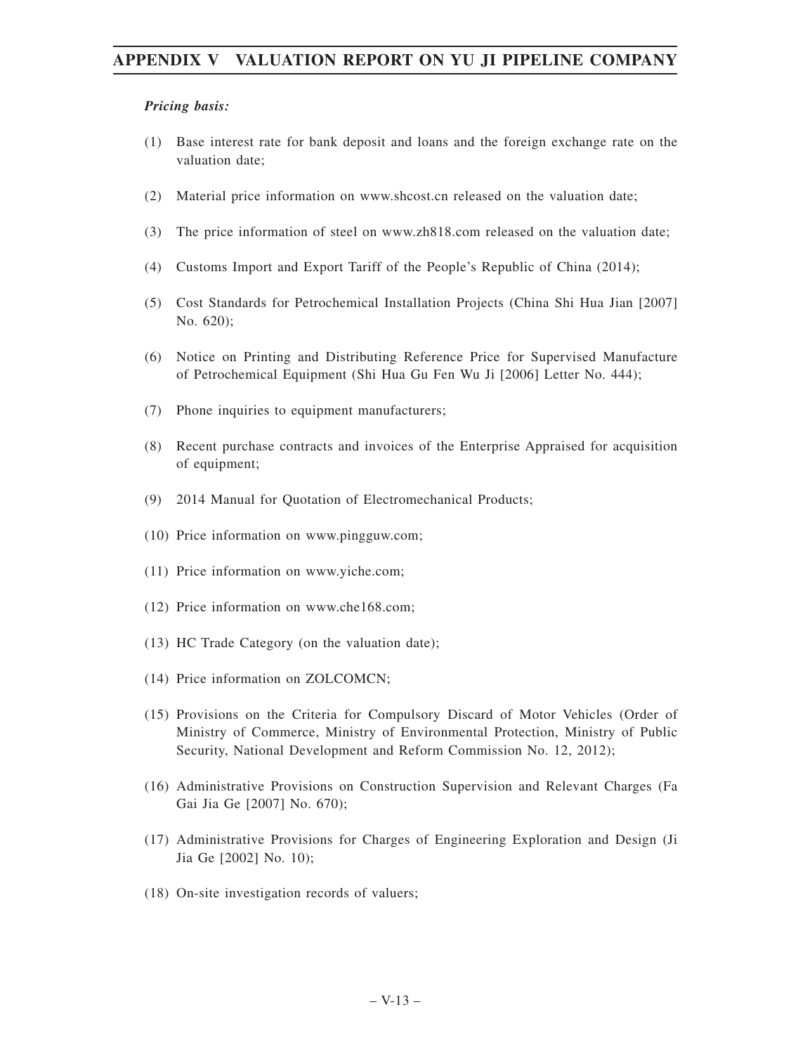***Pricing basis:***

(1) Base interest rate for bank deposit and loans and the foreign exchange rate on the valuation date;

(2) Material price information on www.shcost.cn released on the valuation date;

(3) The price information of steel on www.zh818.com released on the valuation date;

(4) Customs Import and Export Tariff of the People's Republic of China (2014);

(5) Cost Standards for Petrochemical Installation Projects (China Shi Hua Jian [2007] No. 620);

(6) Notice on Printing and Distributing Reference Price for Supervised Manufacture of Petrochemical Equipment (Shi Hua Gu Fen Wu Ji [2006] Letter No. 444);

(7) Phone inquiries to equipment manufacturers;

(8) Recent purchase contracts and invoices of the Enterprise Appraised for acquisition of equipment;

(9) 2014 Manual for Quotation of Electromechanical Products;

(10) Price information on www.pingguw.com;

(11) Price information on www.yiche.com;

(12) Price information on www.che168.com;

(13) HC Trade Category (on the valuation date);

(14) Price information on ZOLCOMCN;

(15) Provisions on the Criteria for Compulsory Discard of Motor Vehicles (Order of Ministry of Commerce, Ministry of Environmental Protection, Ministry of Public Security, National Development and Reform Commission No. 12, 2012);

(16) Administrative Provisions on Construction Supervision and Relevant Charges (Fa Gai Jia Ge [2007] No. 670);

(17) Administrative Provisions for Charges of Engineering Exploration and Design (Ji Jia Ge [2002] No. 10);

(18) On-site investigation records of valuers;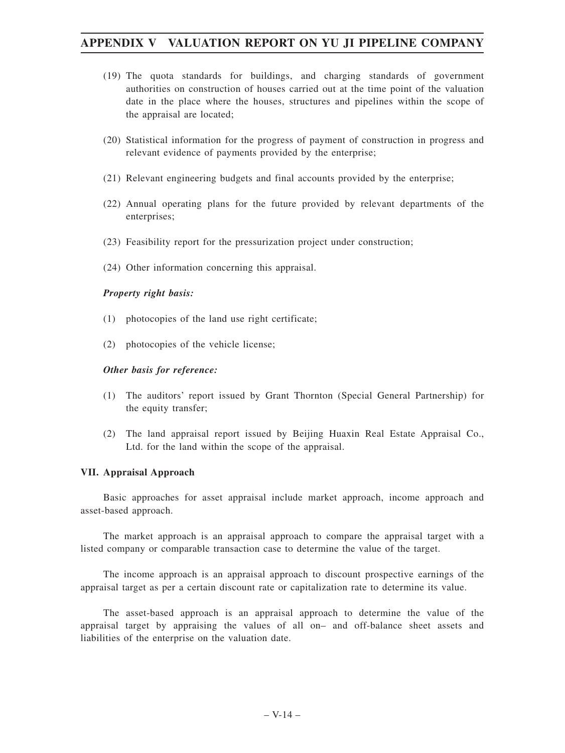(19) The quota standards for buildings, and charging standards of government authorities on construction of houses carried out at the time point of the valuation date in the place where the houses, structures and pipelines within the scope of the appraisal are located;

(20) Statistical information for the progress of payment of construction in progress and relevant evidence of payments provided by the enterprise;

(21) Relevant engineering budgets and final accounts provided by the enterprise;

(22) Annual operating plans for the future provided by relevant departments of the enterprises;

(23) Feasibility report for the pressurization project under construction;

(24) Other information concerning this appraisal.

***Property right basis:***

(1) photocopies of the land use right certificate;

(2) photocopies of the vehicle license;

***Other basis for reference:***

(1) The auditors' report issued by Grant Thornton (Special General Partnership) for the equity transfer;

(2) The land appraisal report issued by Beijing Huaxin Real Estate Appraisal Co., Ltd. for the land within the scope of the appraisal.

**VII. Appraisal Approach**

Basic approaches for asset appraisal include market approach, income approach and asset-based approach.

The market approach is an appraisal approach to compare the appraisal target with a listed company or comparable transaction case to determine the value of the target.

The income approach is an appraisal approach to discount prospective earnings of the appraisal target as per a certain discount rate or capitalization rate to determine its value.

The asset-based approach is an appraisal approach to determine the value of the appraisal target by appraising the values of all on– and off-balance sheet assets and liabilities of the enterprise on the valuation date.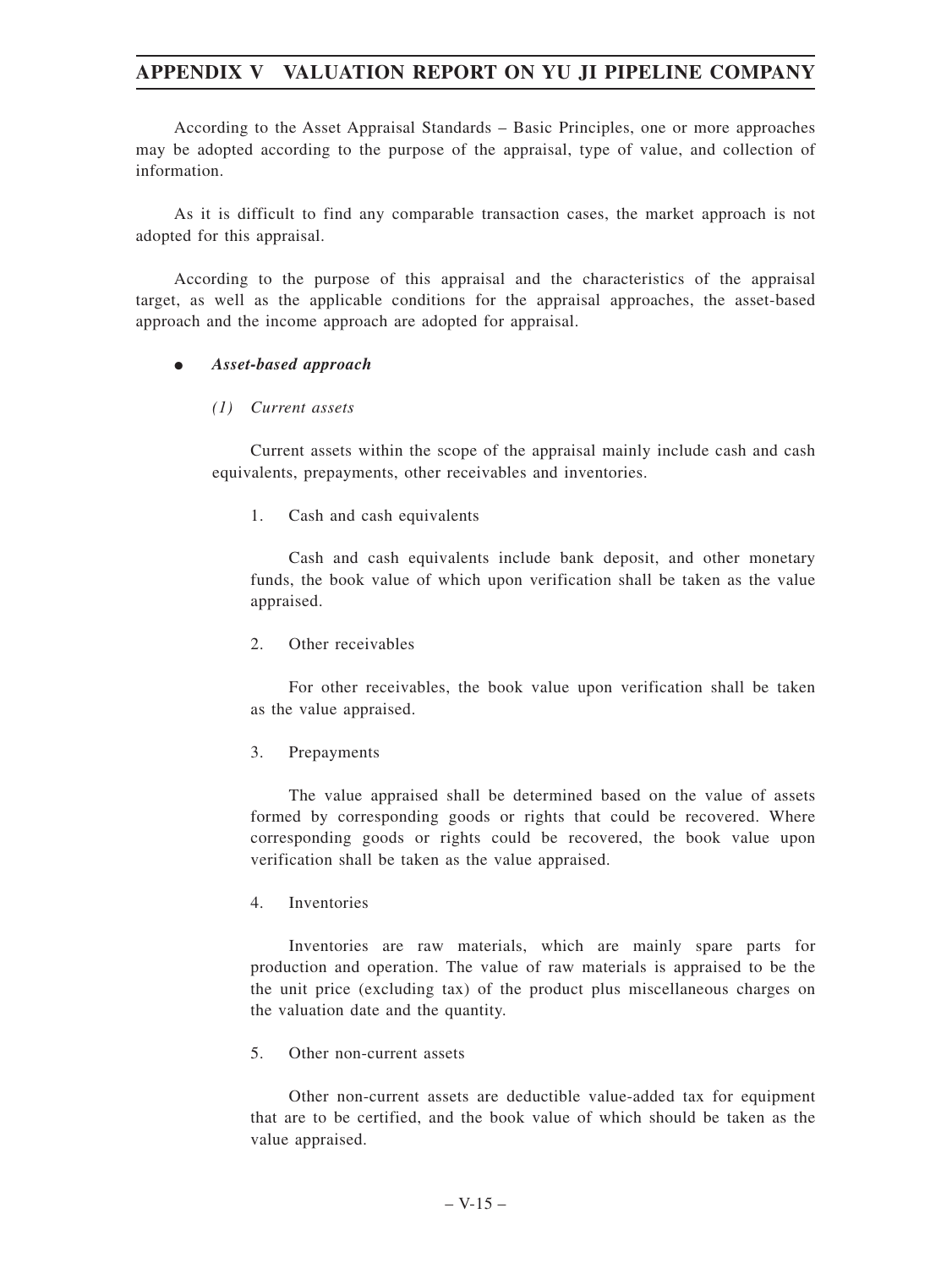According to the Asset Appraisal Standards – Basic Principles, one or more approaches may be adopted according to the purpose of the appraisal, type of value, and collection of information.

As it is difficult to find any comparable transaction cases, the market approach is not adopted for this appraisal.

According to the purpose of this appraisal and the characteristics of the appraisal target, as well as the applicable conditions for the appraisal approaches, the asset-based approach and the income approach are adopted for appraisal.

- ***Asset-based approach***

  *(1) Current assets*

  Current assets within the scope of the appraisal mainly include cash and cash equivalents, prepayments, other receivables and inventories.

  1. Cash and cash equivalents

     Cash and cash equivalents include bank deposit, and other monetary funds, the book value of which upon verification shall be taken as the value appraised.

  2. Other receivables

     For other receivables, the book value upon verification shall be taken as the value appraised.

  3. Prepayments

     The value appraised shall be determined based on the value of assets formed by corresponding goods or rights that could be recovered. Where corresponding goods or rights could be recovered, the book value upon verification shall be taken as the value appraised.

  4. Inventories

     Inventories are raw materials, which are mainly spare parts for production and operation. The value of raw materials is appraised to be the the unit price (excluding tax) of the product plus miscellaneous charges on the valuation date and the quantity.

  5. Other non-current assets

     Other non-current assets are deductible value-added tax for equipment that are to be certified, and the book value of which should be taken as the value appraised.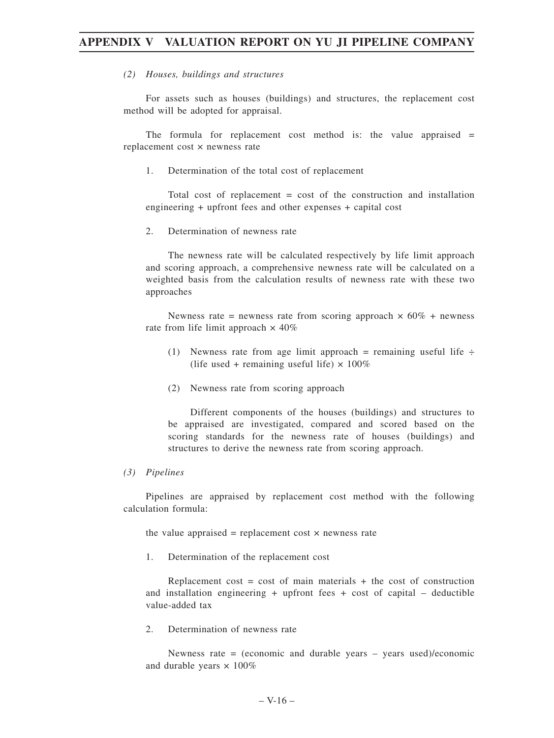*(2) Houses, buildings and structures*

For assets such as houses (buildings) and structures, the replacement cost method will be adopted for appraisal.

The formula for replacement cost method is: the value appraised = replacement cost × newness rate

1. Determination of the total cost of replacement

   Total cost of replacement = cost of the construction and installation engineering + upfront fees and other expenses + capital cost

2. Determination of newness rate

   The newness rate will be calculated respectively by life limit approach and scoring approach, a comprehensive newness rate will be calculated on a weighted basis from the calculation results of newness rate with these two approaches

   Newness rate = newness rate from scoring approach × 60% + newness rate from life limit approach × 40%

   (1) Newness rate from age limit approach = remaining useful life ÷ (life used + remaining useful life) × 100%

   (2) Newness rate from scoring approach

      Different components of the houses (buildings) and structures to be appraised are investigated, compared and scored based on the scoring standards for the newness rate of houses (buildings) and structures to derive the newness rate from scoring approach.

*(3) Pipelines*

Pipelines are appraised by replacement cost method with the following calculation formula:

the value appraised = replacement cost × newness rate

1. Determination of the replacement cost

   Replacement cost = cost of main materials + the cost of construction and installation engineering + upfront fees + cost of capital – deductible value-added tax

2. Determination of newness rate

   Newness rate = (economic and durable years – years used)/economic and durable years × 100%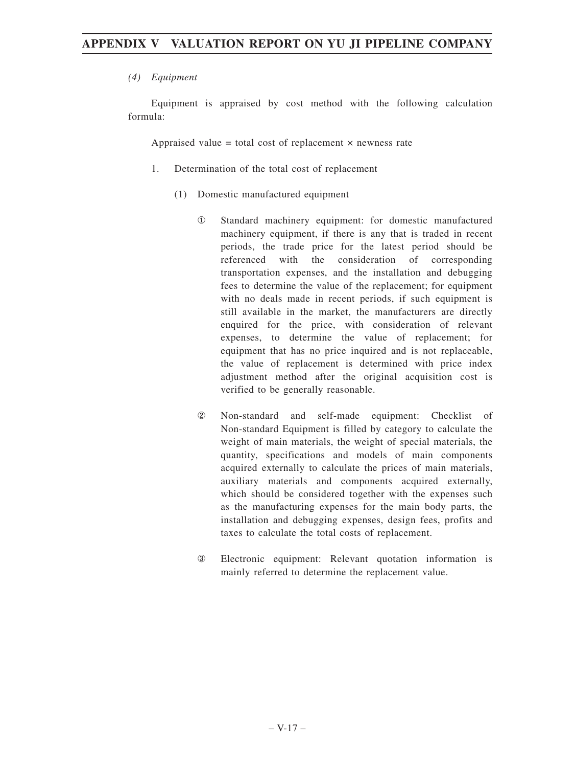*(4) Equipment*

Equipment is appraised by cost method with the following calculation formula:

Appraised value = total cost of replacement × newness rate

1. Determination of the total cost of replacement

   (1) Domestic manufactured equipment

      ① Standard machinery equipment: for domestic manufactured machinery equipment, if there is any that is traded in recent periods, the trade price for the latest period should be referenced with the consideration of corresponding transportation expenses, and the installation and debugging fees to determine the value of the replacement; for equipment with no deals made in recent periods, if such equipment is still available in the market, the manufacturers are directly enquired for the price, with consideration of relevant expenses, to determine the value of replacement; for equipment that has no price inquired and is not replaceable, the value of replacement is determined with price index adjustment method after the original acquisition cost is verified to be generally reasonable.

      ② Non-standard and self-made equipment: Checklist of Non-standard Equipment is filled by category to calculate the weight of main materials, the weight of special materials, the quantity, specifications and models of main components acquired externally to calculate the prices of main materials, auxiliary materials and components acquired externally, which should be considered together with the expenses such as the manufacturing expenses for the main body parts, the installation and debugging expenses, design fees, profits and taxes to calculate the total costs of replacement.

      ③ Electronic equipment: Relevant quotation information is mainly referred to determine the replacement value.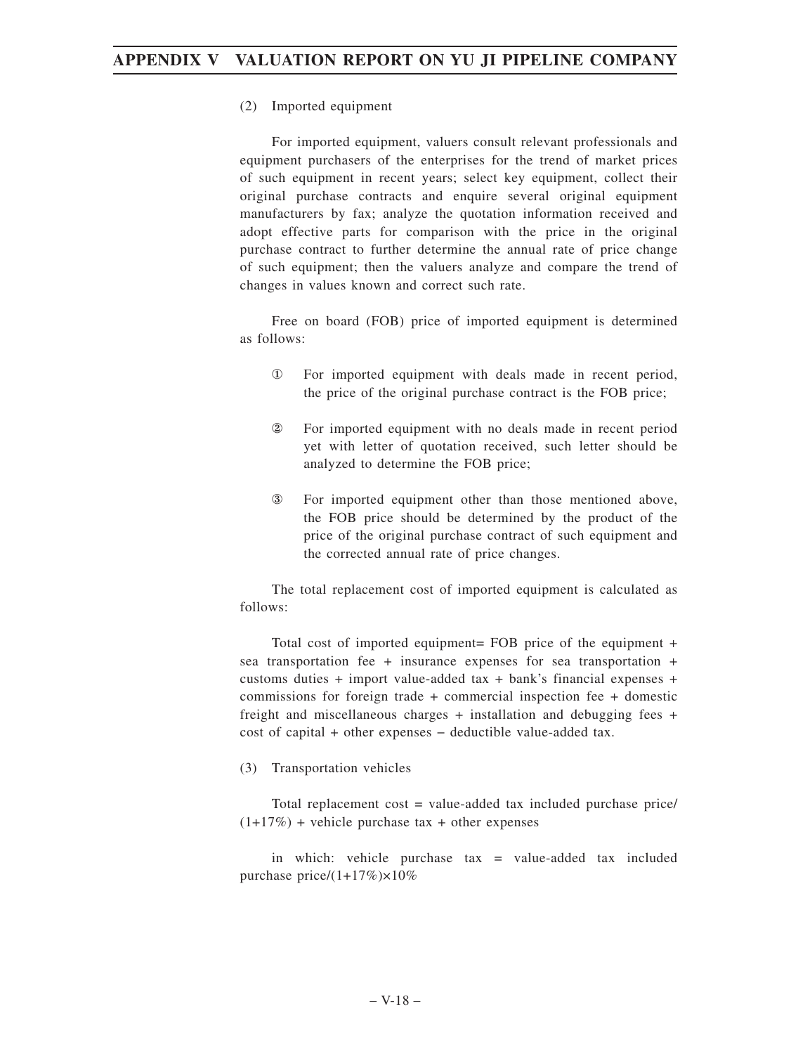(2) Imported equipment

For imported equipment, valuers consult relevant professionals and equipment purchasers of the enterprises for the trend of market prices of such equipment in recent years; select key equipment, collect their original purchase contracts and enquire several original equipment manufacturers by fax; analyze the quotation information received and adopt effective parts for comparison with the price in the original purchase contract to further determine the annual rate of price change of such equipment; then the valuers analyze and compare the trend of changes in values known and correct such rate.

Free on board (FOB) price of imported equipment is determined as follows:

① For imported equipment with deals made in recent period, the price of the original purchase contract is the FOB price;

② For imported equipment with no deals made in recent period yet with letter of quotation received, such letter should be analyzed to determine the FOB price;

③ For imported equipment other than those mentioned above, the FOB price should be determined by the product of the price of the original purchase contract of such equipment and the corrected annual rate of price changes.

The total replacement cost of imported equipment is calculated as follows:

Total cost of imported equipment= FOB price of the equipment + sea transportation fee + insurance expenses for sea transportation + customs duties + import value-added tax + bank's financial expenses + commissions for foreign trade + commercial inspection fee + domestic freight and miscellaneous charges + installation and debugging fees + cost of capital + other expenses − deductible value-added tax.

(3) Transportation vehicles

Total replacement cost = value-added tax included purchase price/(1+17%) + vehicle purchase tax + other expenses

in which: vehicle purchase tax = value-added tax included purchase price/(1+17%)×10%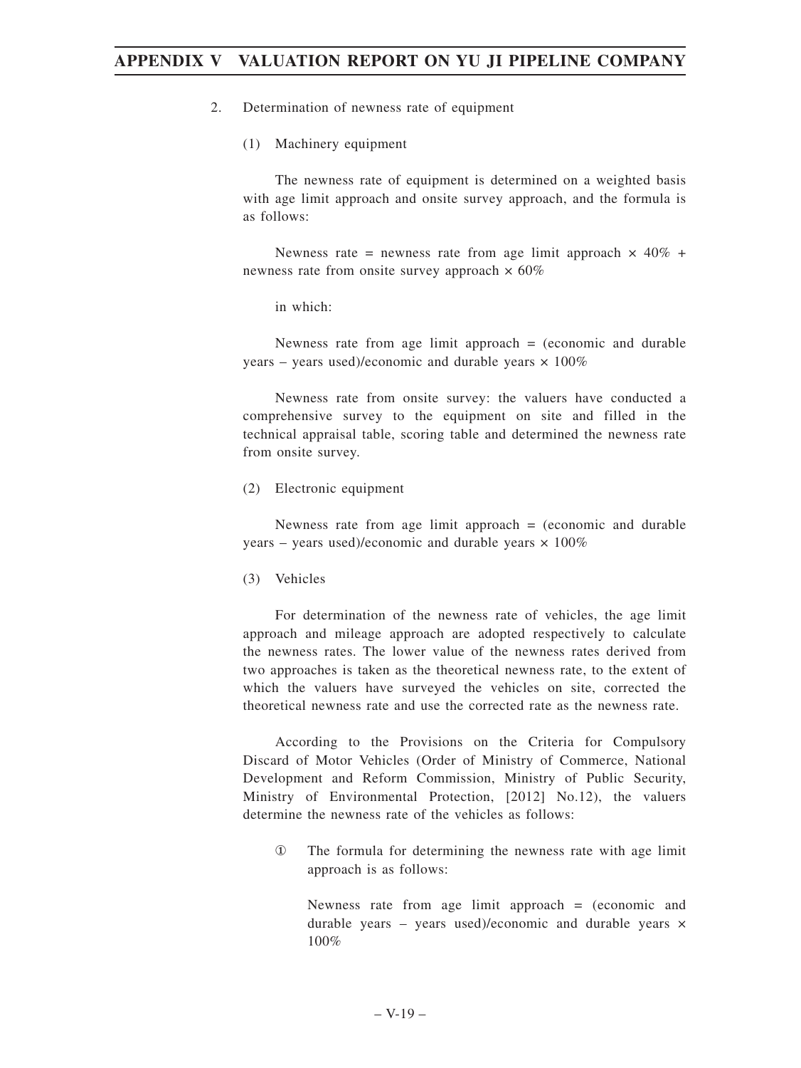2. Determination of newness rate of equipment

(1) Machinery equipment

The newness rate of equipment is determined on a weighted basis with age limit approach and onsite survey approach, and the formula is as follows:

Newness rate = newness rate from age limit approach × 40% + newness rate from onsite survey approach × 60%

in which:

Newness rate from age limit approach = (economic and durable years – years used)/economic and durable years × 100%

Newness rate from onsite survey: the valuers have conducted a comprehensive survey to the equipment on site and filled in the technical appraisal table, scoring table and determined the newness rate from onsite survey.

(2) Electronic equipment

Newness rate from age limit approach = (economic and durable years – years used)/economic and durable years × 100%

(3) Vehicles

For determination of the newness rate of vehicles, the age limit approach and mileage approach are adopted respectively to calculate the newness rates. The lower value of the newness rates derived from two approaches is taken as the theoretical newness rate, to the extent of which the valuers have surveyed the vehicles on site, corrected the theoretical newness rate and use the corrected rate as the newness rate.

According to the Provisions on the Criteria for Compulsory Discard of Motor Vehicles (Order of Ministry of Commerce, National Development and Reform Commission, Ministry of Public Security, Ministry of Environmental Protection, [2012] No.12), the valuers determine the newness rate of the vehicles as follows:

① The formula for determining the newness rate with age limit approach is as follows:

Newness rate from age limit approach = (economic and durable years – years used)/economic and durable years × 100%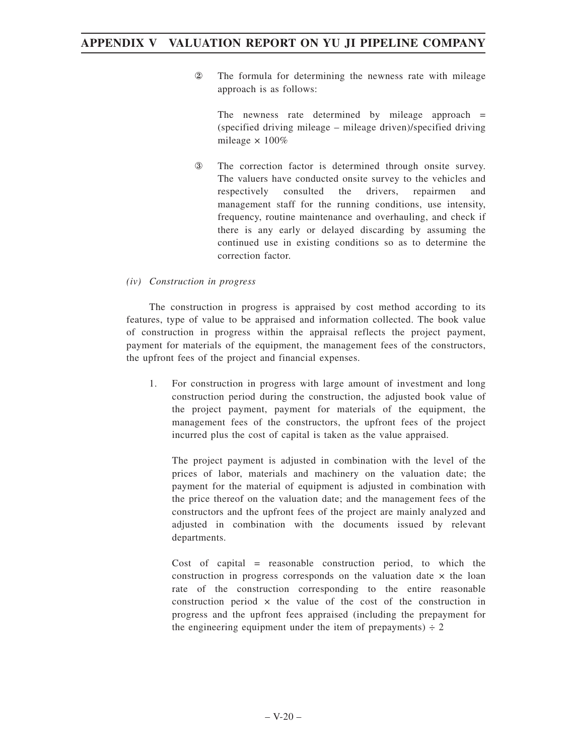② The formula for determining the newness rate with mileage approach is as follows:

The newness rate determined by mileage approach = (specified driving mileage – mileage driven)/specified driving mileage × 100%

③ The correction factor is determined through onsite survey. The valuers have conducted onsite survey to the vehicles and respectively consulted the drivers, repairmen and management staff for the running conditions, use intensity, frequency, routine maintenance and overhauling, and check if there is any early or delayed discarding by assuming the continued use in existing conditions so as to determine the correction factor.

*(iv) Construction in progress*

The construction in progress is appraised by cost method according to its features, type of value to be appraised and information collected. The book value of construction in progress within the appraisal reflects the project payment, payment for materials of the equipment, the management fees of the constructors, the upfront fees of the project and financial expenses.

1. For construction in progress with large amount of investment and long construction period during the construction, the adjusted book value of the project payment, payment for materials of the equipment, the management fees of the constructors, the upfront fees of the project incurred plus the cost of capital is taken as the value appraised.

   The project payment is adjusted in combination with the level of the prices of labor, materials and machinery on the valuation date; the payment for the material of equipment is adjusted in combination with the price thereof on the valuation date; and the management fees of the constructors and the upfront fees of the project are mainly analyzed and adjusted in combination with the documents issued by relevant departments.

   Cost of capital = reasonable construction period, to which the construction in progress corresponds on the valuation date × the loan rate of the construction corresponding to the entire reasonable construction period × the value of the cost of the construction in progress and the upfront fees appraised (including the prepayment for the engineering equipment under the item of prepayments) ÷ 2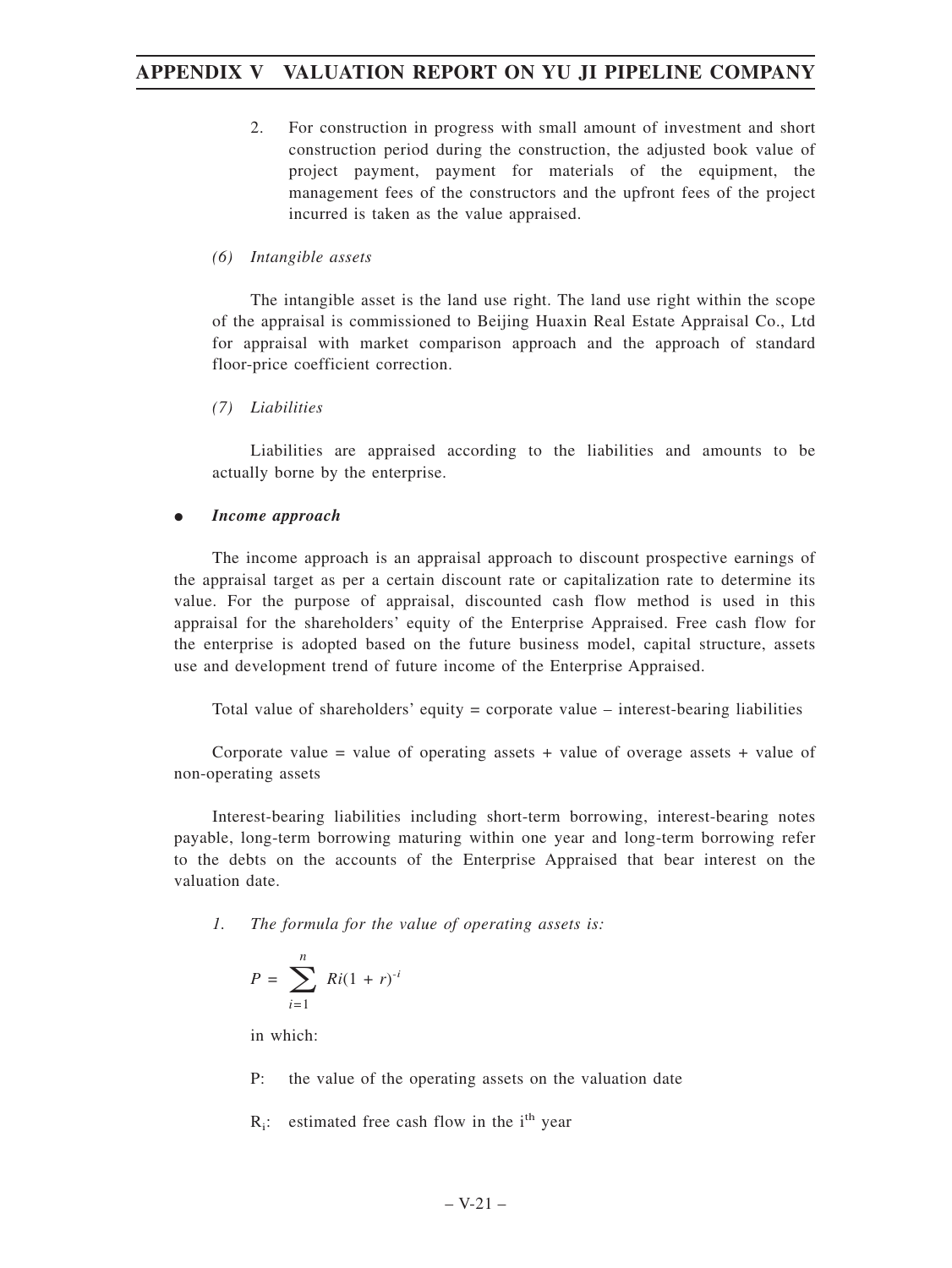2. For construction in progress with small amount of investment and short construction period during the construction, the adjusted book value of project payment, payment for materials of the equipment, the management fees of the constructors and the upfront fees of the project incurred is taken as the value appraised.

*(6) Intangible assets*

The intangible asset is the land use right. The land use right within the scope of the appraisal is commissioned to Beijing Huaxin Real Estate Appraisal Co., Ltd for appraisal with market comparison approach and the approach of standard floor-price coefficient correction.

*(7) Liabilities*

Liabilities are appraised according to the liabilities and amounts to be actually borne by the enterprise.

- ***Income approach***

The income approach is an appraisal approach to discount prospective earnings of the appraisal target as per a certain discount rate or capitalization rate to determine its value. For the purpose of appraisal, discounted cash flow method is used in this appraisal for the shareholders' equity of the Enterprise Appraised. Free cash flow for the enterprise is adopted based on the future business model, capital structure, assets use and development trend of future income of the Enterprise Appraised.

Total value of shareholders' equity = corporate value – interest-bearing liabilities

Corporate value = value of operating assets + value of overage assets + value of non-operating assets

Interest-bearing liabilities including short-term borrowing, interest-bearing notes payable, long-term borrowing maturing within one year and long-term borrowing refer to the debts on the accounts of the Enterprise Appraised that bear interest on the valuation date.

*1. The formula for the value of operating assets is:*

$$P = \sum_{i=1}^{n} Ri(1 + r)^{-i}$$

in which:

P: the value of the operating assets on the valuation date

$R_i$: estimated free cash flow in the $i^{th}$ year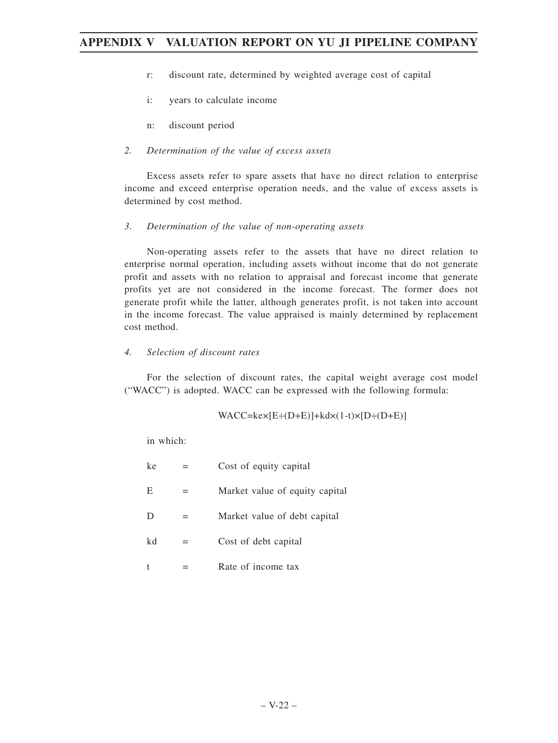r: discount rate, determined by weighted average cost of capital

i: years to calculate income

n: discount period

*2. Determination of the value of excess assets*

Excess assets refer to spare assets that have no direct relation to enterprise income and exceed enterprise operation needs, and the value of excess assets is determined by cost method.

*3. Determination of the value of non-operating assets*

Non-operating assets refer to the assets that have no direct relation to enterprise normal operation, including assets without income that do not generate profit and assets with no relation to appraisal and forecast income that generate profits yet are not considered in the income forecast. The former does not generate profit while the latter, although generates profit, is not taken into account in the income forecast. The value appraised is mainly determined by replacement cost method.

*4. Selection of discount rates*

For the selection of discount rates, the capital weight average cost model ("WACC") is adopted. WACC can be expressed with the following formula:

$$WACC=ke\times[E\div(D+E)]+kd\times(1-t)\times[D\div(D+E)]$$

in which:

ke = Cost of equity capital

E = Market value of equity capital

D = Market value of debt capital

kd = Cost of debt capital

t = Rate of income tax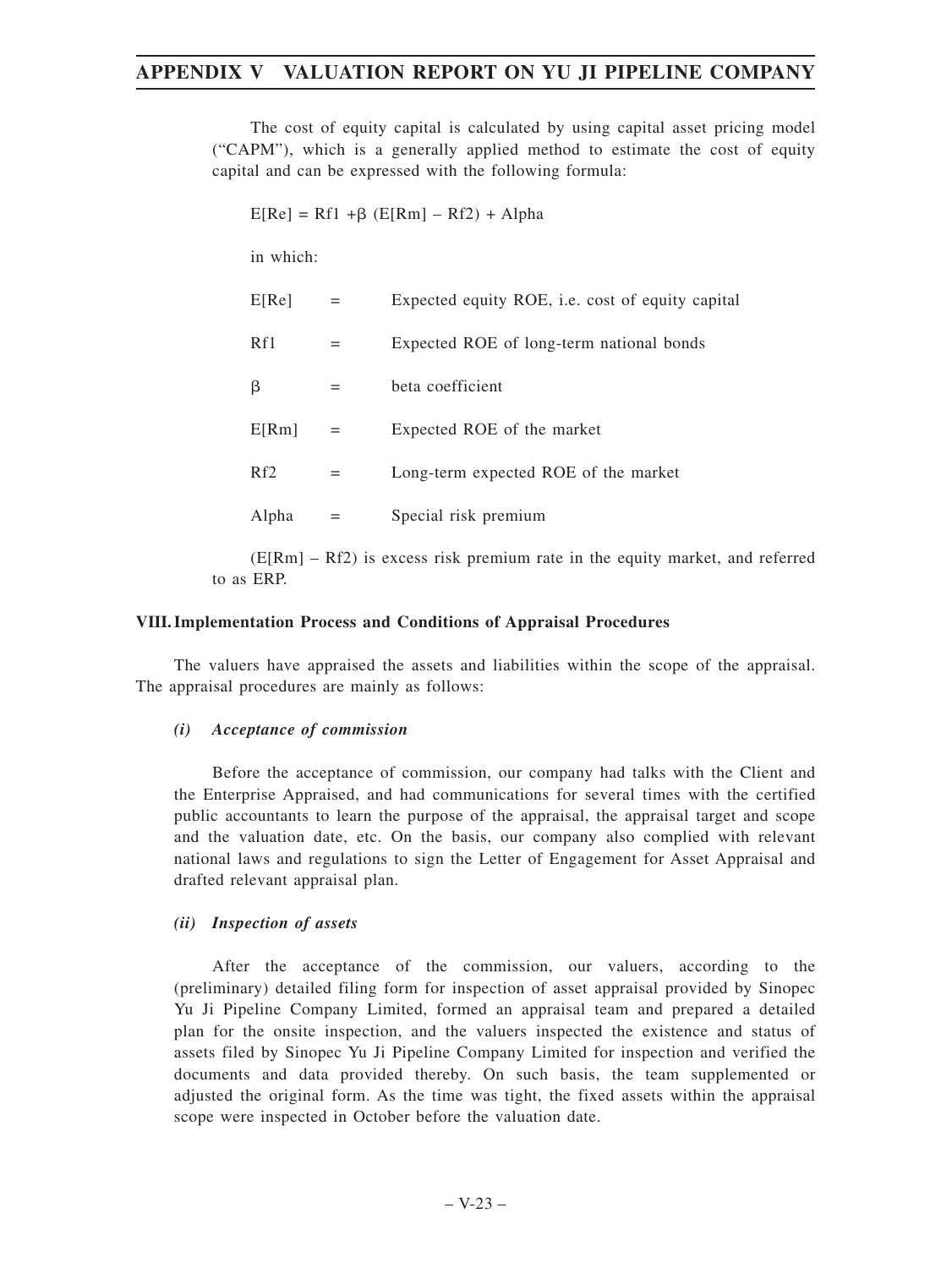The cost of equity capital is calculated by using capital asset pricing model ("CAPM"), which is a generally applied method to estimate the cost of equity capital and can be expressed with the following formula:

$$E[Re] = Rf1 + \beta (E[Rm] - Rf2) + Alpha$$

in which:

| | | |
|---|---|---|
| $E[Re]$ | = | Expected equity ROE, i.e. cost of equity capital |
| $Rf1$ | = | Expected ROE of long-term national bonds |
| $\beta$ | = | beta coefficient |
| $E[Rm]$ | = | Expected ROE of the market |
| $Rf2$ | = | Long-term expected ROE of the market |
| Alpha | = | Special risk premium |

$(E[Rm] - Rf2)$ is excess risk premium rate in the equity market, and referred to as ERP.

## VIII. Implementation Process and Conditions of Appraisal Procedures

The valuers have appraised the assets and liabilities within the scope of the appraisal. The appraisal procedures are mainly as follows:

### *(i) Acceptance of commission*

Before the acceptance of commission, our company had talks with the Client and the Enterprise Appraised, and had communications for several times with the certified public accountants to learn the purpose of the appraisal, the appraisal target and scope and the valuation date, etc. On the basis, our company also complied with relevant national laws and regulations to sign the Letter of Engagement for Asset Appraisal and drafted relevant appraisal plan.

### *(ii) Inspection of assets*

After the acceptance of the commission, our valuers, according to the (preliminary) detailed filing form for inspection of asset appraisal provided by Sinopec Yu Ji Pipeline Company Limited, formed an appraisal team and prepared a detailed plan for the onsite inspection, and the valuers inspected the existence and status of assets filed by Sinopec Yu Ji Pipeline Company Limited for inspection and verified the documents and data provided thereby. On such basis, the team supplemented or adjusted the original form. As the time was tight, the fixed assets within the appraisal scope were inspected in October before the valuation date.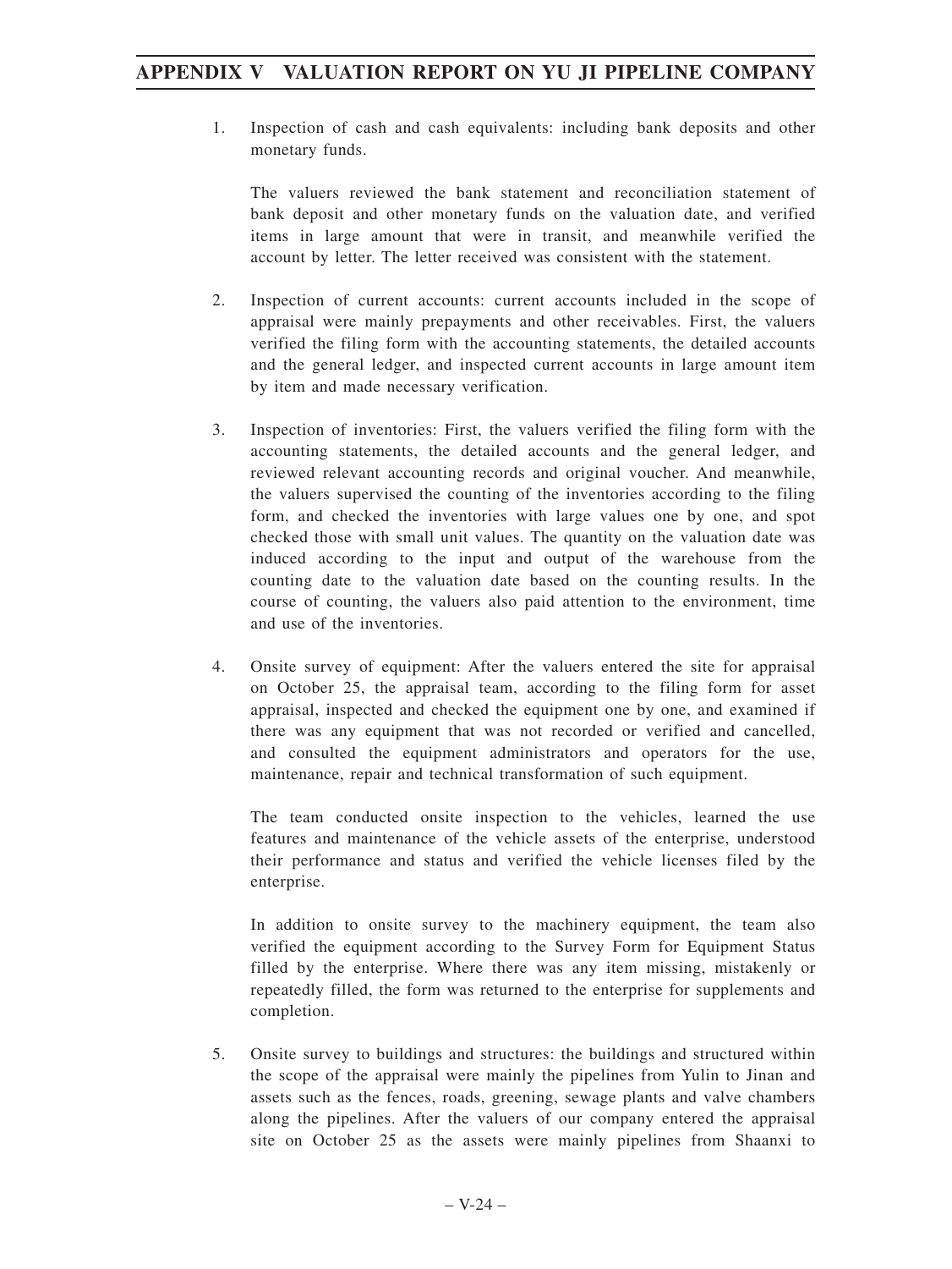1. Inspection of cash and cash equivalents: including bank deposits and other monetary funds.

   The valuers reviewed the bank statement and reconciliation statement of bank deposit and other monetary funds on the valuation date, and verified items in large amount that were in transit, and meanwhile verified the account by letter. The letter received was consistent with the statement.

2. Inspection of current accounts: current accounts included in the scope of appraisal were mainly prepayments and other receivables. First, the valuers verified the filing form with the accounting statements, the detailed accounts and the general ledger, and inspected current accounts in large amount item by item and made necessary verification.

3. Inspection of inventories: First, the valuers verified the filing form with the accounting statements, the detailed accounts and the general ledger, and reviewed relevant accounting records and original voucher. And meanwhile, the valuers supervised the counting of the inventories according to the filing form, and checked the inventories with large values one by one, and spot checked those with small unit values. The quantity on the valuation date was induced according to the input and output of the warehouse from the counting date to the valuation date based on the counting results. In the course of counting, the valuers also paid attention to the environment, time and use of the inventories.

4. Onsite survey of equipment: After the valuers entered the site for appraisal on October 25, the appraisal team, according to the filing form for asset appraisal, inspected and checked the equipment one by one, and examined if there was any equipment that was not recorded or verified and cancelled, and consulted the equipment administrators and operators for the use, maintenance, repair and technical transformation of such equipment.

   The team conducted onsite inspection to the vehicles, learned the use features and maintenance of the vehicle assets of the enterprise, understood their performance and status and verified the vehicle licenses filed by the enterprise.

   In addition to onsite survey to the machinery equipment, the team also verified the equipment according to the Survey Form for Equipment Status filled by the enterprise. Where there was any item missing, mistakenly or repeatedly filled, the form was returned to the enterprise for supplements and completion.

5. Onsite survey to buildings and structures: the buildings and structured within the scope of the appraisal were mainly the pipelines from Yulin to Jinan and assets such as the fences, roads, greening, sewage plants and valve chambers along the pipelines. After the valuers of our company entered the appraisal site on October 25 as the assets were mainly pipelines from Shaanxi to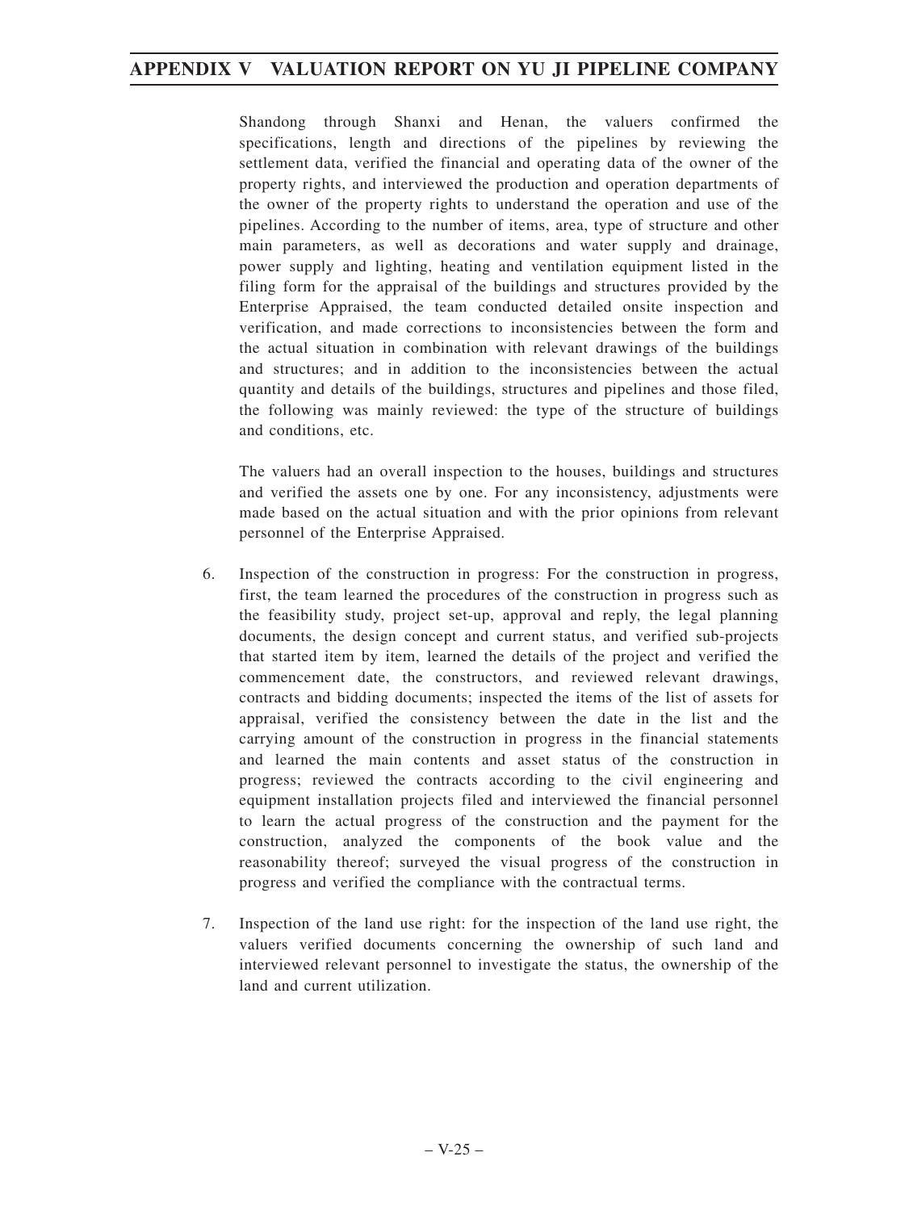Shandong through Shanxi and Henan, the valuers confirmed the specifications, length and directions of the pipelines by reviewing the settlement data, verified the financial and operating data of the owner of the property rights, and interviewed the production and operation departments of the owner of the property rights to understand the operation and use of the pipelines. According to the number of items, area, type of structure and other main parameters, as well as decorations and water supply and drainage, power supply and lighting, heating and ventilation equipment listed in the filing form for the appraisal of the buildings and structures provided by the Enterprise Appraised, the team conducted detailed onsite inspection and verification, and made corrections to inconsistencies between the form and the actual situation in combination with relevant drawings of the buildings and structures; and in addition to the inconsistencies between the actual quantity and details of the buildings, structures and pipelines and those filed, the following was mainly reviewed: the type of the structure of buildings and conditions, etc.

The valuers had an overall inspection to the houses, buildings and structures and verified the assets one by one. For any inconsistency, adjustments were made based on the actual situation and with the prior opinions from relevant personnel of the Enterprise Appraised.

6. Inspection of the construction in progress: For the construction in progress, first, the team learned the procedures of the construction in progress such as the feasibility study, project set-up, approval and reply, the legal planning documents, the design concept and current status, and verified sub-projects that started item by item, learned the details of the project and verified the commencement date, the constructors, and reviewed relevant drawings, contracts and bidding documents; inspected the items of the list of assets for appraisal, verified the consistency between the date in the list and the carrying amount of the construction in progress in the financial statements and learned the main contents and asset status of the construction in progress; reviewed the contracts according to the civil engineering and equipment installation projects filed and interviewed the financial personnel to learn the actual progress of the construction and the payment for the construction, analyzed the components of the book value and the reasonability thereof; surveyed the visual progress of the construction in progress and verified the compliance with the contractual terms.

7. Inspection of the land use right: for the inspection of the land use right, the valuers verified documents concerning the ownership of such land and interviewed relevant personnel to investigate the status, the ownership of the land and current utilization.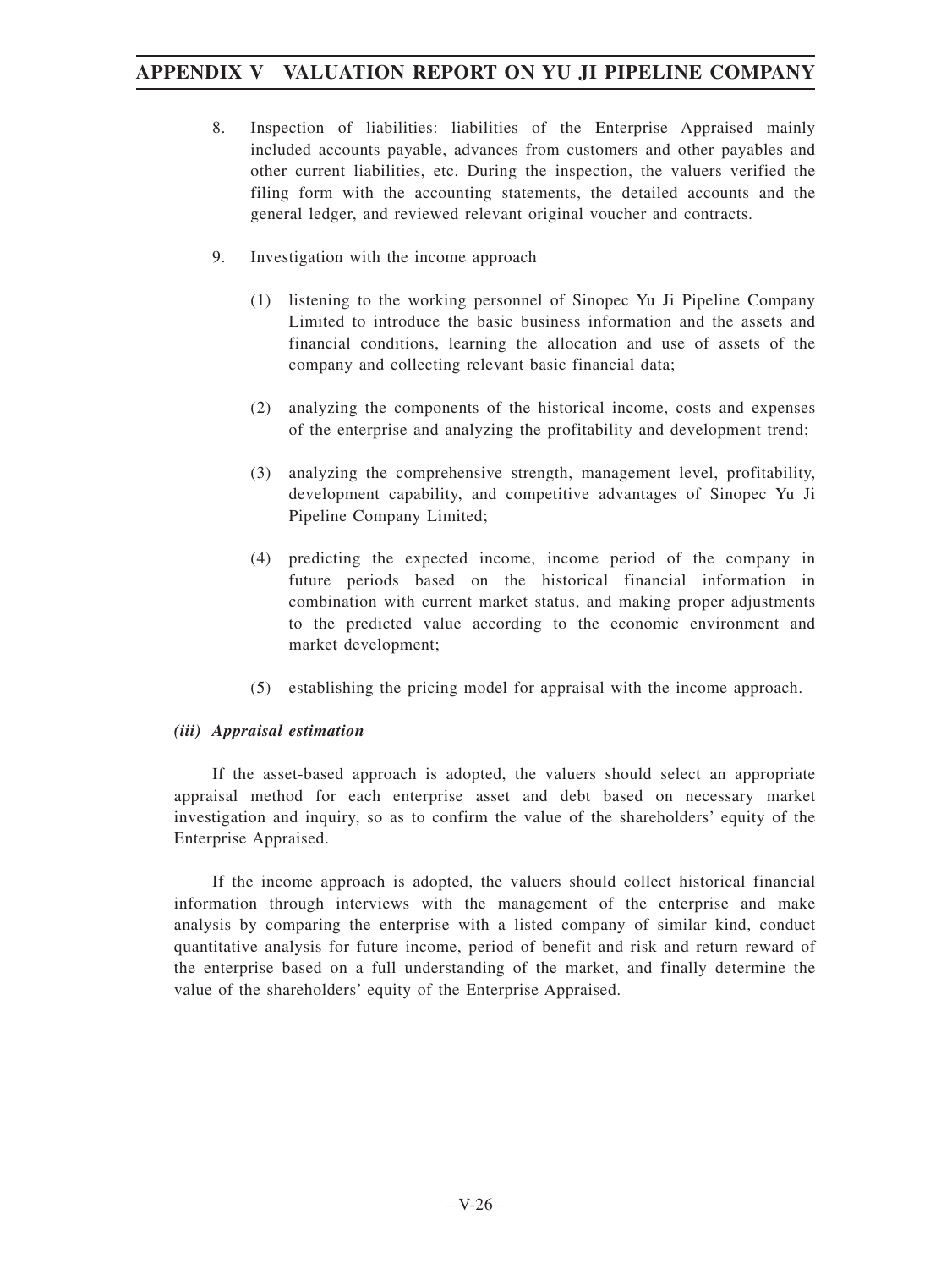8. Inspection of liabilities: liabilities of the Enterprise Appraised mainly included accounts payable, advances from customers and other payables and other current liabilities, etc. During the inspection, the valuers verified the filing form with the accounting statements, the detailed accounts and the general ledger, and reviewed relevant original voucher and contracts.

9. Investigation with the income approach

   (1) listening to the working personnel of Sinopec Yu Ji Pipeline Company Limited to introduce the basic business information and the assets and financial conditions, learning the allocation and use of assets of the company and collecting relevant basic financial data;

   (2) analyzing the components of the historical income, costs and expenses of the enterprise and analyzing the profitability and development trend;

   (3) analyzing the comprehensive strength, management level, profitability, development capability, and competitive advantages of Sinopec Yu Ji Pipeline Company Limited;

   (4) predicting the expected income, income period of the company in future periods based on the historical financial information in combination with current market status, and making proper adjustments to the predicted value according to the economic environment and market development;

   (5) establishing the pricing model for appraisal with the income approach.

***(iii) Appraisal estimation***

If the asset-based approach is adopted, the valuers should select an appropriate appraisal method for each enterprise asset and debt based on necessary market investigation and inquiry, so as to confirm the value of the shareholders' equity of the Enterprise Appraised.

If the income approach is adopted, the valuers should collect historical financial information through interviews with the management of the enterprise and make analysis by comparing the enterprise with a listed company of similar kind, conduct quantitative analysis for future income, period of benefit and risk and return reward of the enterprise based on a full understanding of the market, and finally determine the value of the shareholders' equity of the Enterprise Appraised.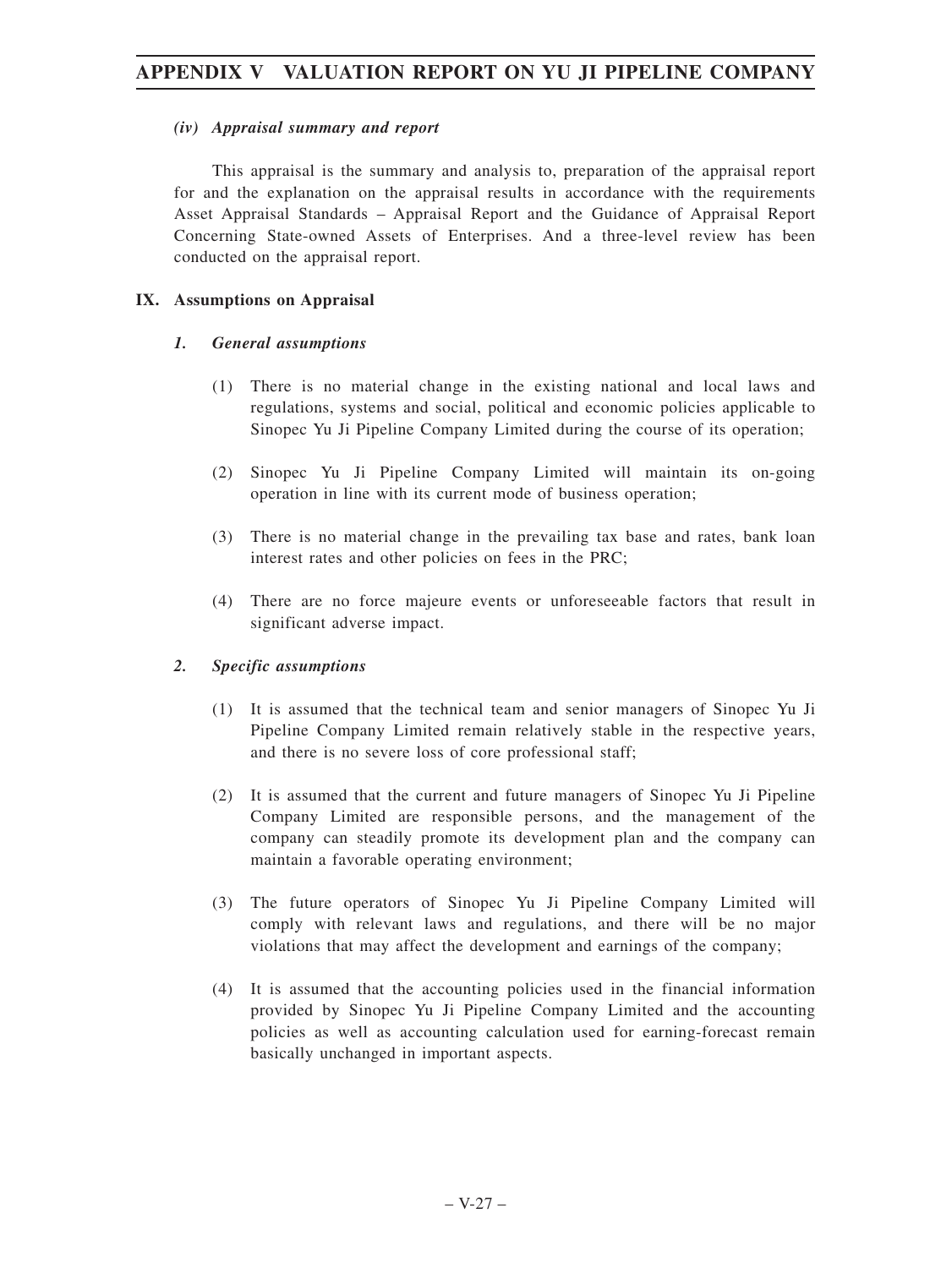*(iv) Appraisal summary and report*

This appraisal is the summary and analysis to, preparation of the appraisal report for and the explanation on the appraisal results in accordance with the requirements Asset Appraisal Standards – Appraisal Report and the Guidance of Appraisal Report Concerning State-owned Assets of Enterprises. And a three-level review has been conducted on the appraisal report.

## IX. Assumptions on Appraisal

### *1. General assumptions*

(1) There is no material change in the existing national and local laws and regulations, systems and social, political and economic policies applicable to Sinopec Yu Ji Pipeline Company Limited during the course of its operation;

(2) Sinopec Yu Ji Pipeline Company Limited will maintain its on-going operation in line with its current mode of business operation;

(3) There is no material change in the prevailing tax base and rates, bank loan interest rates and other policies on fees in the PRC;

(4) There are no force majeure events or unforeseeable factors that result in significant adverse impact.

### *2. Specific assumptions*

(1) It is assumed that the technical team and senior managers of Sinopec Yu Ji Pipeline Company Limited remain relatively stable in the respective years, and there is no severe loss of core professional staff;

(2) It is assumed that the current and future managers of Sinopec Yu Ji Pipeline Company Limited are responsible persons, and the management of the company can steadily promote its development plan and the company can maintain a favorable operating environment;

(3) The future operators of Sinopec Yu Ji Pipeline Company Limited will comply with relevant laws and regulations, and there will be no major violations that may affect the development and earnings of the company;

(4) It is assumed that the accounting policies used in the financial information provided by Sinopec Yu Ji Pipeline Company Limited and the accounting policies as well as accounting calculation used for earning-forecast remain basically unchanged in important aspects.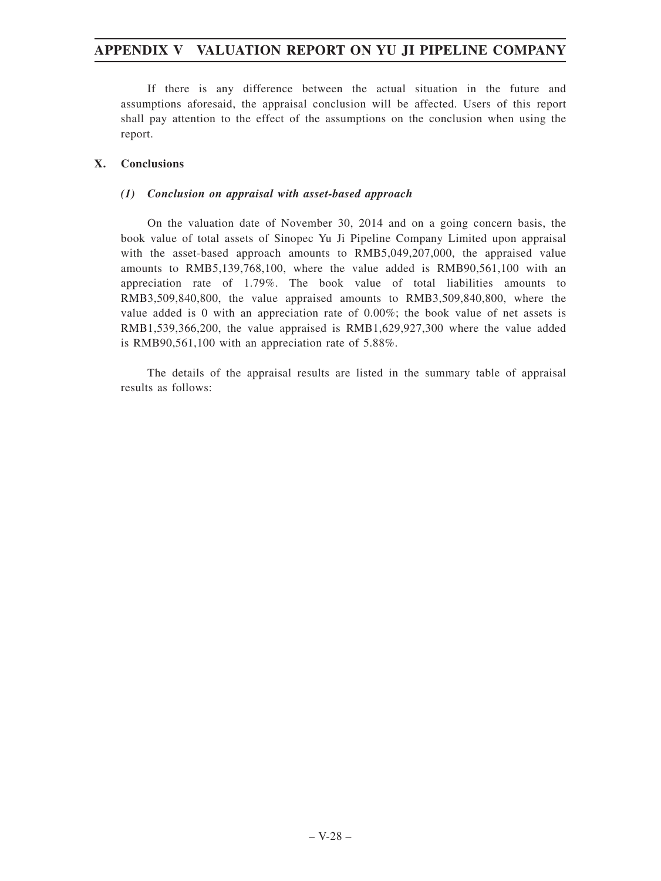If there is any difference between the actual situation in the future and assumptions aforesaid, the appraisal conclusion will be affected. Users of this report shall pay attention to the effect of the assumptions on the conclusion when using the report.

## X. Conclusions

### *(1) Conclusion on appraisal with asset-based approach*

On the valuation date of November 30, 2014 and on a going concern basis, the book value of total assets of Sinopec Yu Ji Pipeline Company Limited upon appraisal with the asset-based approach amounts to RMB5,049,207,000, the appraised value amounts to RMB5,139,768,100, where the value added is RMB90,561,100 with an appreciation rate of 1.79%. The book value of total liabilities amounts to RMB3,509,840,800, the value appraised amounts to RMB3,509,840,800, where the value added is 0 with an appreciation rate of 0.00%; the book value of net assets is RMB1,539,366,200, the value appraised is RMB1,629,927,300 where the value added is RMB90,561,100 with an appreciation rate of 5.88%.

The details of the appraisal results are listed in the summary table of appraisal results as follows: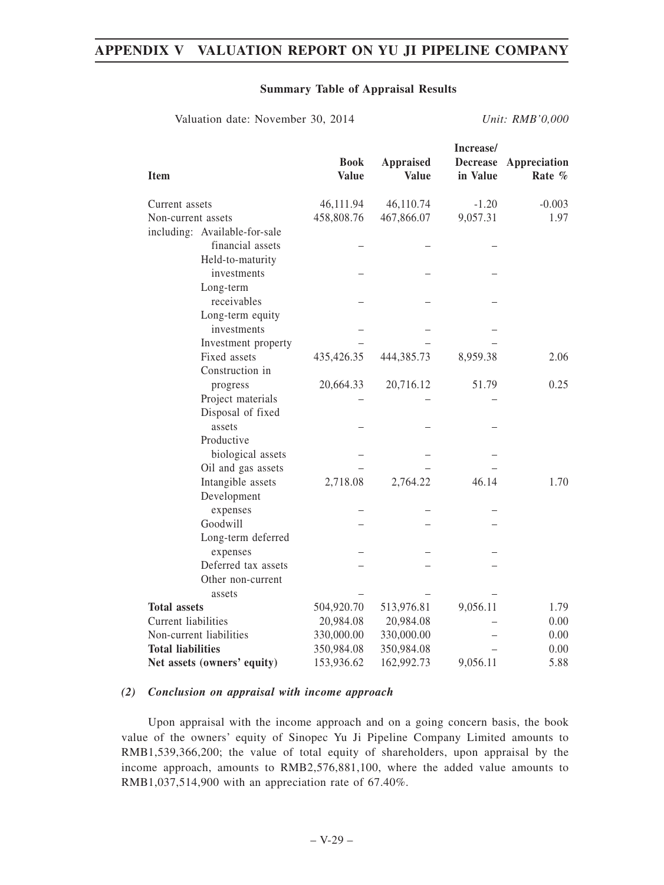**Summary Table of Appraisal Results**

Valuation date: November 30, 2014 *Unit: RMB'0,000*

| Item | Book Value | Appraised Value | Increase/ Decrease in Value | Appreciation Rate % |
|---|---|---|---|---|
| Current assets | 46,111.94 | 46,110.74 | -1.20 | -0.003 |
| Non-current assets | 458,808.76 | 467,866.07 | 9,057.31 | 1.97 |
| including: Available-for-sale financial assets | – | – | – | |
| Held-to-maturity investments | – | – | – | |
| Long-term receivables | – | – | – | |
| Long-term equity investments | – | – | – | |
| Investment property | – | – | – | |
| Fixed assets | 435,426.35 | 444,385.73 | 8,959.38 | 2.06 |
| Construction in progress | 20,664.33 | 20,716.12 | 51.79 | 0.25 |
| Project materials | – | – | – | |
| Disposal of fixed assets | – | – | – | |
| Productive biological assets | – | – | – | |
| Oil and gas assets | – | – | – | |
| Intangible assets | 2,718.08 | 2,764.22 | 46.14 | 1.70 |
| Development expenses | – | – | – | |
| Goodwill | – | – | – | |
| Long-term deferred expenses | – | – | – | |
| Deferred tax assets | – | – | – | |
| Other non-current assets | – | – | – | |
| **Total assets** | 504,920.70 | 513,976.81 | 9,056.11 | 1.79 |
| Current liabilities | 20,984.08 | 20,984.08 | – | 0.00 |
| Non-current liabilities | 330,000.00 | 330,000.00 | – | 0.00 |
| **Total liabilities** | 350,984.08 | 350,984.08 | – | 0.00 |
| **Net assets (owners' equity)** | 153,936.62 | 162,992.73 | 9,056.11 | 5.88 |

*(2) Conclusion on appraisal with income approach*

Upon appraisal with the income approach and on a going concern basis, the book value of the owners' equity of Sinopec Yu Ji Pipeline Company Limited amounts to RMB1,539,366,200; the value of total equity of shareholders, upon appraisal by the income approach, amounts to RMB2,576,881,100, where the added value amounts to RMB1,037,514,900 with an appreciation rate of 67.40%.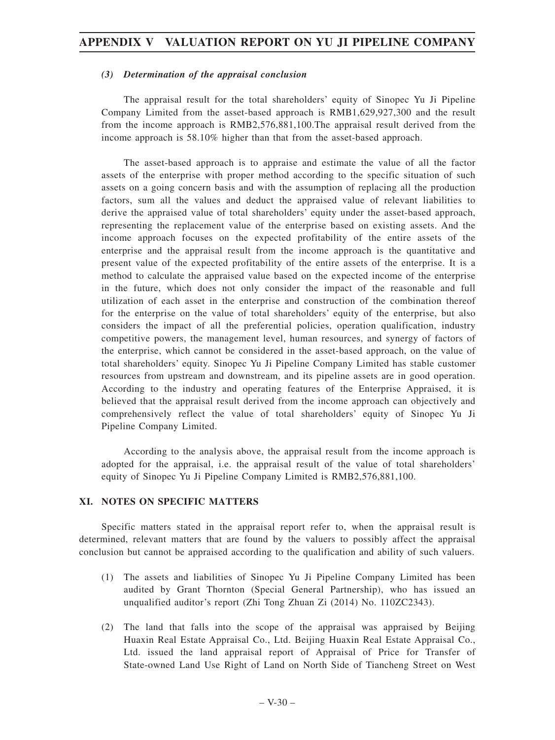### (3) Determination of the appraisal conclusion

The appraisal result for the total shareholders' equity of Sinopec Yu Ji Pipeline Company Limited from the asset-based approach is RMB1,629,927,300 and the result from the income approach is RMB2,576,881,100.The appraisal result derived from the income approach is 58.10% higher than that from the asset-based approach.

The asset-based approach is to appraise and estimate the value of all the factor assets of the enterprise with proper method according to the specific situation of such assets on a going concern basis and with the assumption of replacing all the production factors, sum all the values and deduct the appraised value of relevant liabilities to derive the appraised value of total shareholders' equity under the asset-based approach, representing the replacement value of the enterprise based on existing assets. And the income approach focuses on the expected profitability of the entire assets of the enterprise and the appraisal result from the income approach is the quantitative and present value of the expected profitability of the entire assets of the enterprise. It is a method to calculate the appraised value based on the expected income of the enterprise in the future, which does not only consider the impact of the reasonable and full utilization of each asset in the enterprise and construction of the combination thereof for the enterprise on the value of total shareholders' equity of the enterprise, but also considers the impact of all the preferential policies, operation qualification, industry competitive powers, the management level, human resources, and synergy of factors of the enterprise, which cannot be considered in the asset-based approach, on the value of total shareholders' equity. Sinopec Yu Ji Pipeline Company Limited has stable customer resources from upstream and downstream, and its pipeline assets are in good operation. According to the industry and operating features of the Enterprise Appraised, it is believed that the appraisal result derived from the income approach can objectively and comprehensively reflect the value of total shareholders' equity of Sinopec Yu Ji Pipeline Company Limited.

According to the analysis above, the appraisal result from the income approach is adopted for the appraisal, i.e. the appraisal result of the value of total shareholders' equity of Sinopec Yu Ji Pipeline Company Limited is RMB2,576,881,100.

## XI. NOTES ON SPECIFIC MATTERS

Specific matters stated in the appraisal report refer to, when the appraisal result is determined, relevant matters that are found by the valuers to possibly affect the appraisal conclusion but cannot be appraised according to the qualification and ability of such valuers.

(1) The assets and liabilities of Sinopec Yu Ji Pipeline Company Limited has been audited by Grant Thornton (Special General Partnership), who has issued an unqualified auditor's report (Zhi Tong Zhuan Zi (2014) No. 110ZC2343).

(2) The land that falls into the scope of the appraisal was appraised by Beijing Huaxin Real Estate Appraisal Co., Ltd. Beijing Huaxin Real Estate Appraisal Co., Ltd. issued the land appraisal report of Appraisal of Price for Transfer of State-owned Land Use Right of Land on North Side of Tiancheng Street on West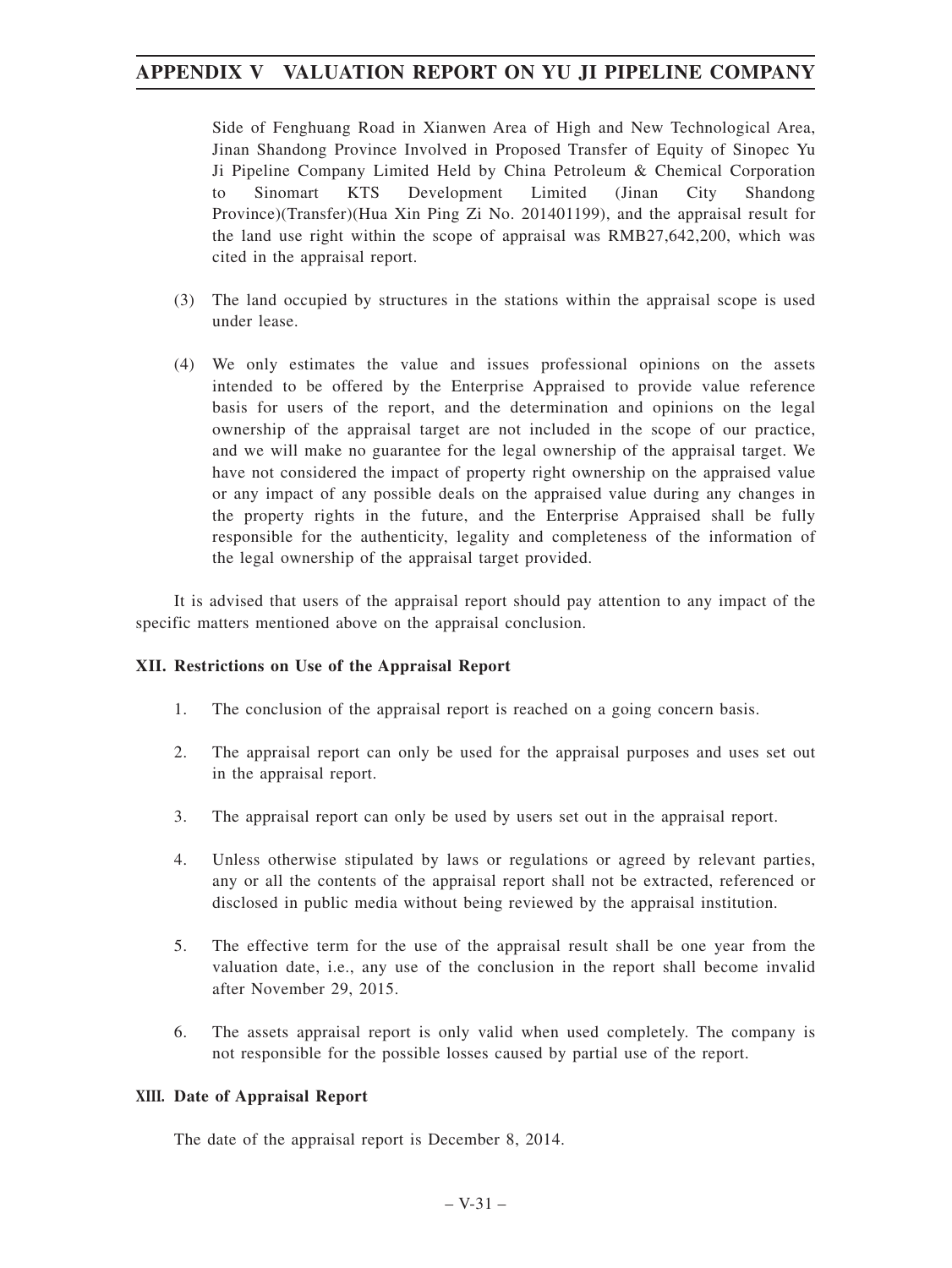Side of Fenghuang Road in Xianwen Area of High and New Technological Area, Jinan Shandong Province Involved in Proposed Transfer of Equity of Sinopec Yu Ji Pipeline Company Limited Held by China Petroleum & Chemical Corporation to Sinomart KTS Development Limited (Jinan City Shandong Province)(Transfer)(Hua Xin Ping Zi No. 201401199), and the appraisal result for the land use right within the scope of appraisal was RMB27,642,200, which was cited in the appraisal report.

(3) The land occupied by structures in the stations within the appraisal scope is used under lease.

(4) We only estimates the value and issues professional opinions on the assets intended to be offered by the Enterprise Appraised to provide value reference basis for users of the report, and the determination and opinions on the legal ownership of the appraisal target are not included in the scope of our practice, and we will make no guarantee for the legal ownership of the appraisal target. We have not considered the impact of property right ownership on the appraised value or any impact of any possible deals on the appraised value during any changes in the property rights in the future, and the Enterprise Appraised shall be fully responsible for the authenticity, legality and completeness of the information of the legal ownership of the appraisal target provided.

It is advised that users of the appraisal report should pay attention to any impact of the specific matters mentioned above on the appraisal conclusion.

**XII. Restrictions on Use of the Appraisal Report**

1. The conclusion of the appraisal report is reached on a going concern basis.

2. The appraisal report can only be used for the appraisal purposes and uses set out in the appraisal report.

3. The appraisal report can only be used by users set out in the appraisal report.

4. Unless otherwise stipulated by laws or regulations or agreed by relevant parties, any or all the contents of the appraisal report shall not be extracted, referenced or disclosed in public media without being reviewed by the appraisal institution.

5. The effective term for the use of the appraisal result shall be one year from the valuation date, i.e., any use of the conclusion in the report shall become invalid after November 29, 2015.

6. The assets appraisal report is only valid when used completely. The company is not responsible for the possible losses caused by partial use of the report.

**XIII. Date of Appraisal Report**

The date of the appraisal report is December 8, 2014.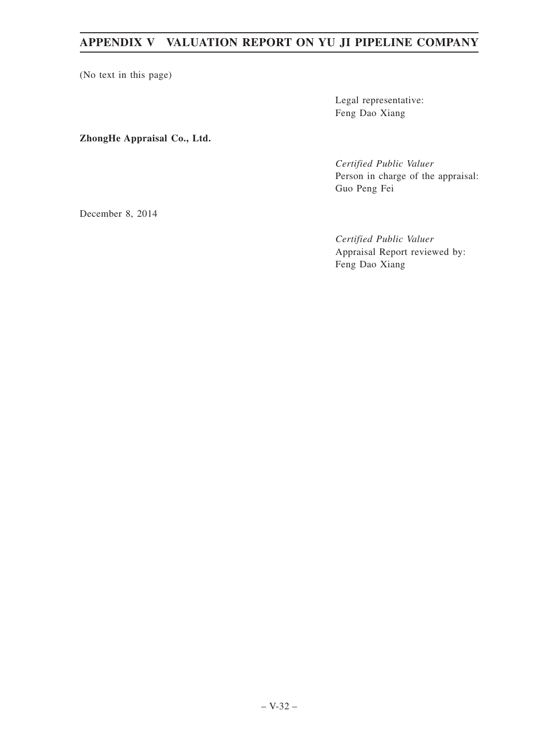(No text in this page)

Legal representative:
Feng Dao Xiang

**ZhongHe Appraisal Co., Ltd.**

*Certified Public Valuer*
Person in charge of the appraisal:
Guo Peng Fei

December 8, 2014

*Certified Public Valuer*
Appraisal Report reviewed by:
Feng Dao Xiang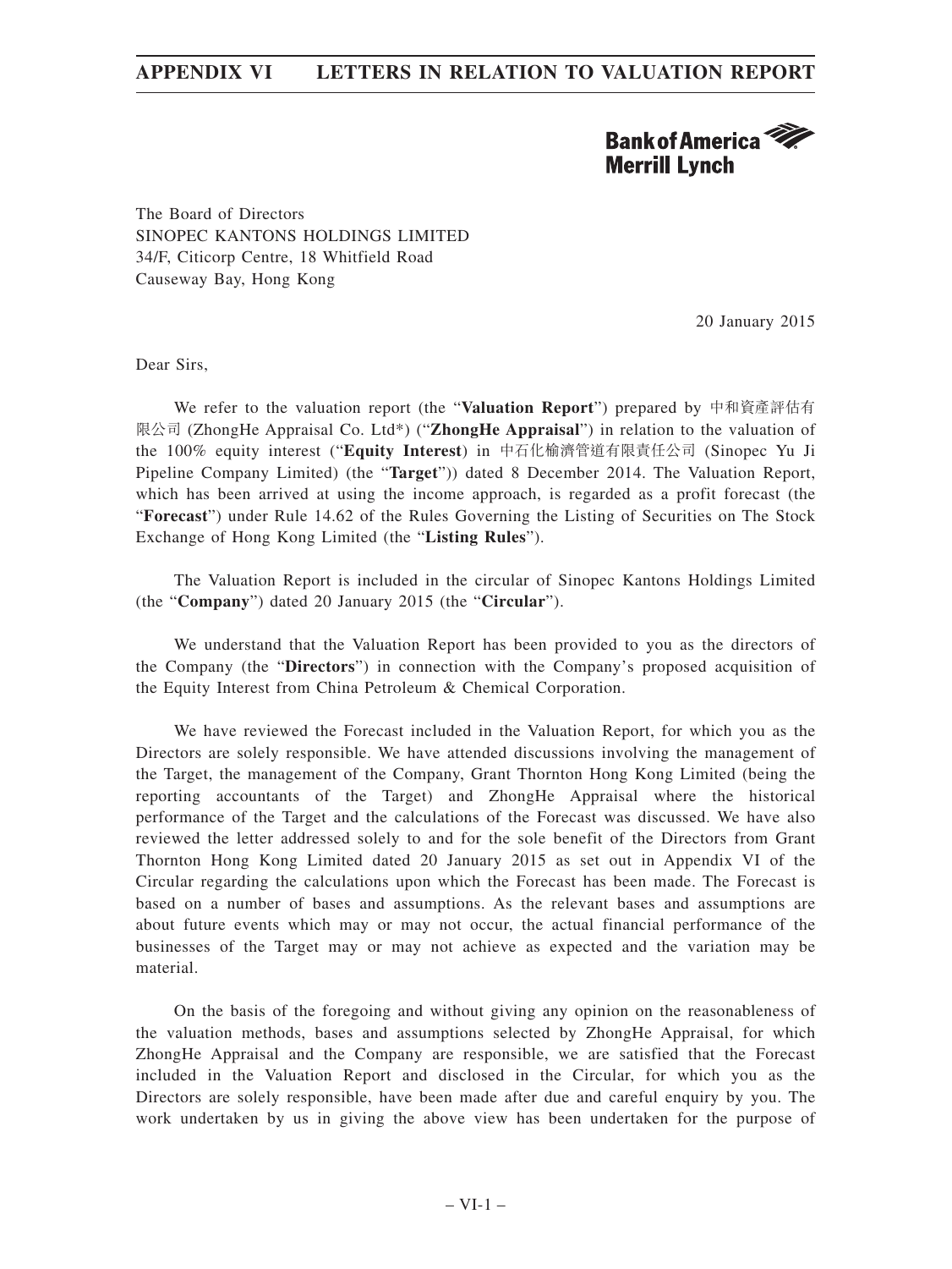Bank of America Merrill Lynch

The Board of Directors
SINOPEC KANTONS HOLDINGS LIMITED
34/F, Citicorp Centre, 18 Whitfield Road
Causeway Bay, Hong Kong

20 January 2015

Dear Sirs,

We refer to the valuation report (the "**Valuation Report**") prepared by 中和資產評估有限公司 (ZhongHe Appraisal Co. Ltd*) ("**ZhongHe Appraisal**") in relation to the valuation of the 100% equity interest ("**Equity Interest**) in 中石化榆濟管道有限責任公司 (Sinopec Yu Ji Pipeline Company Limited) (the "**Target**")) dated 8 December 2014. The Valuation Report, which has been arrived at using the income approach, is regarded as a profit forecast (the "**Forecast**") under Rule 14.62 of the Rules Governing the Listing of Securities on The Stock Exchange of Hong Kong Limited (the "**Listing Rules**").

The Valuation Report is included in the circular of Sinopec Kantons Holdings Limited (the "**Company**") dated 20 January 2015 (the "**Circular**").

We understand that the Valuation Report has been provided to you as the directors of the Company (the "**Directors**") in connection with the Company's proposed acquisition of the Equity Interest from China Petroleum & Chemical Corporation.

We have reviewed the Forecast included in the Valuation Report, for which you as the Directors are solely responsible. We have attended discussions involving the management of the Target, the management of the Company, Grant Thornton Hong Kong Limited (being the reporting accountants of the Target) and ZhongHe Appraisal where the historical performance of the Target and the calculations of the Forecast was discussed. We have also reviewed the letter addressed solely to and for the sole benefit of the Directors from Grant Thornton Hong Kong Limited dated 20 January 2015 as set out in Appendix VI of the Circular regarding the calculations upon which the Forecast has been made. The Forecast is based on a number of bases and assumptions. As the relevant bases and assumptions are about future events which may or may not occur, the actual financial performance of the businesses of the Target may or may not achieve as expected and the variation may be material.

On the basis of the foregoing and without giving any opinion on the reasonableness of the valuation methods, bases and assumptions selected by ZhongHe Appraisal, for which ZhongHe Appraisal and the Company are responsible, we are satisfied that the Forecast included in the Valuation Report and disclosed in the Circular, for which you as the Directors are solely responsible, have been made after due and careful enquiry by you. The work undertaken by us in giving the above view has been undertaken for the purpose of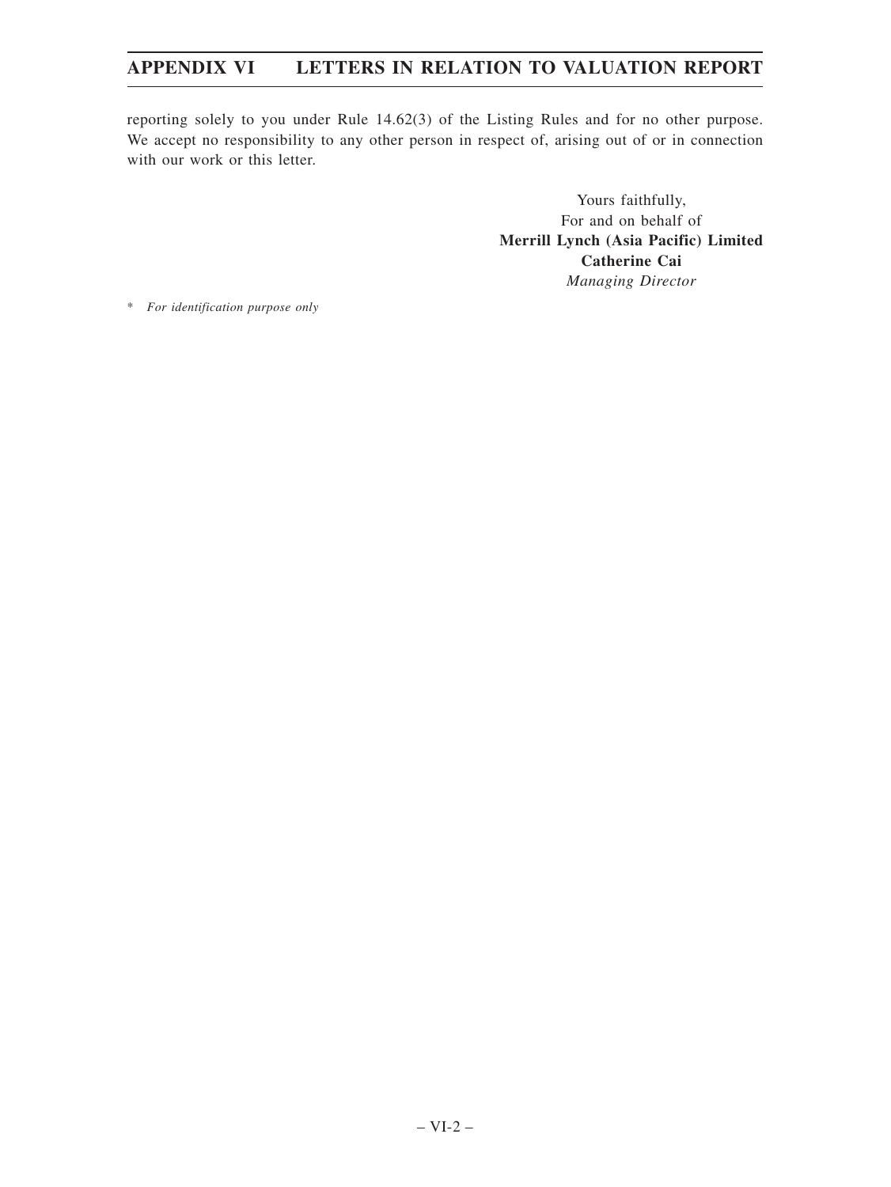reporting solely to you under Rule 14.62(3) of the Listing Rules and for no other purpose. We accept no responsibility to any other person in respect of, arising out of or in connection with our work or this letter.

Yours faithfully,
For and on behalf of
**Merrill Lynch (Asia Pacific) Limited**
**Catherine Cai**
*Managing Director*

\* *For identification purpose only*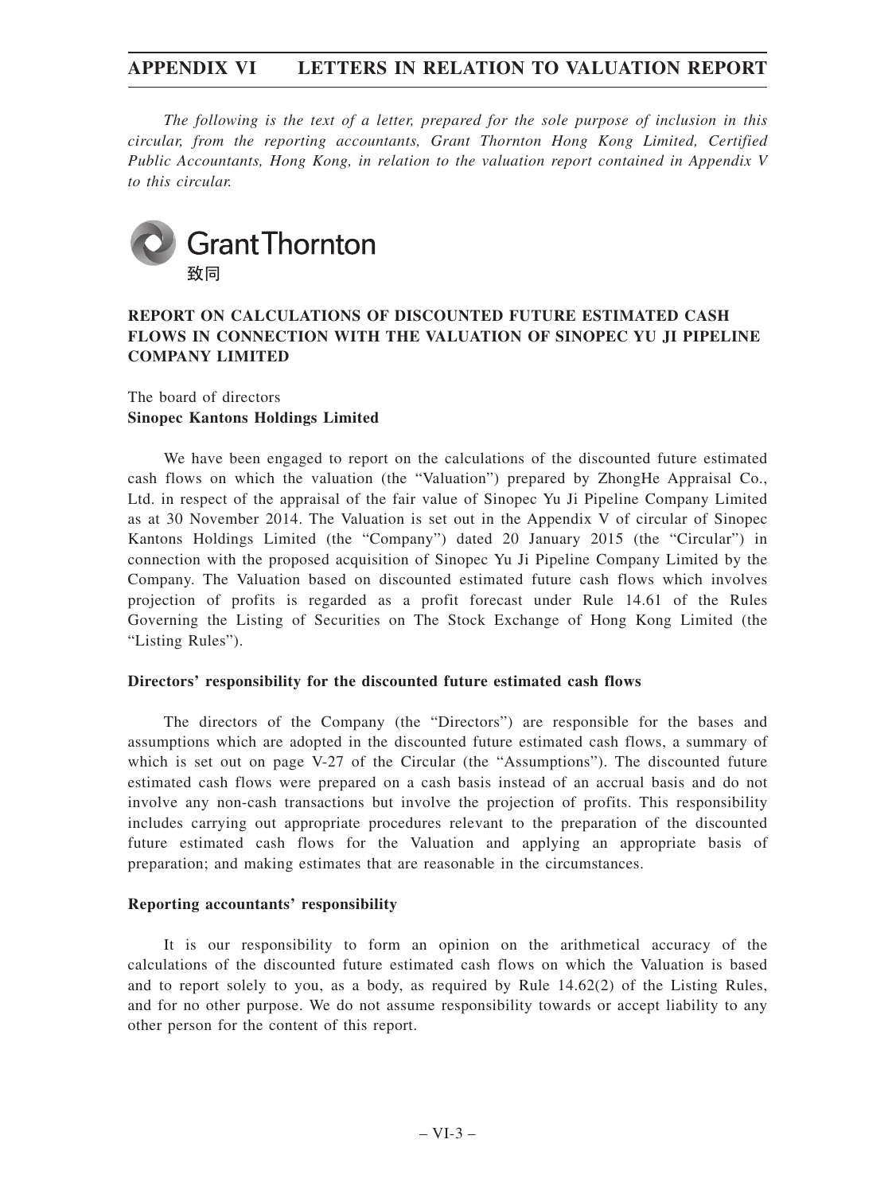*The following is the text of a letter, prepared for the sole purpose of inclusion in this circular, from the reporting accountants, Grant Thornton Hong Kong Limited, Certified Public Accountants, Hong Kong, in relation to the valuation report contained in Appendix V to this circular.*

Grant Thornton
致同

## REPORT ON CALCULATIONS OF DISCOUNTED FUTURE ESTIMATED CASH FLOWS IN CONNECTION WITH THE VALUATION OF SINOPEC YU JI PIPELINE COMPANY LIMITED

The board of directors
**Sinopec Kantons Holdings Limited**

We have been engaged to report on the calculations of the discounted future estimated cash flows on which the valuation (the "Valuation") prepared by ZhongHe Appraisal Co., Ltd. in respect of the appraisal of the fair value of Sinopec Yu Ji Pipeline Company Limited as at 30 November 2014. The Valuation is set out in the Appendix V of circular of Sinopec Kantons Holdings Limited (the "Company") dated 20 January 2015 (the "Circular") in connection with the proposed acquisition of Sinopec Yu Ji Pipeline Company Limited by the Company. The Valuation based on discounted estimated future cash flows which involves projection of profits is regarded as a profit forecast under Rule 14.61 of the Rules Governing the Listing of Securities on The Stock Exchange of Hong Kong Limited (the "Listing Rules").

### Directors' responsibility for the discounted future estimated cash flows

The directors of the Company (the "Directors") are responsible for the bases and assumptions which are adopted in the discounted future estimated cash flows, a summary of which is set out on page V-27 of the Circular (the "Assumptions"). The discounted future estimated cash flows were prepared on a cash basis instead of an accrual basis and do not involve any non-cash transactions but involve the projection of profits. This responsibility includes carrying out appropriate procedures relevant to the preparation of the discounted future estimated cash flows for the Valuation and applying an appropriate basis of preparation; and making estimates that are reasonable in the circumstances.

### Reporting accountants' responsibility

It is our responsibility to form an opinion on the arithmetical accuracy of the calculations of the discounted future estimated cash flows on which the Valuation is based and to report solely to you, as a body, as required by Rule 14.62(2) of the Listing Rules, and for no other purpose. We do not assume responsibility towards or accept liability to any other person for the content of this report.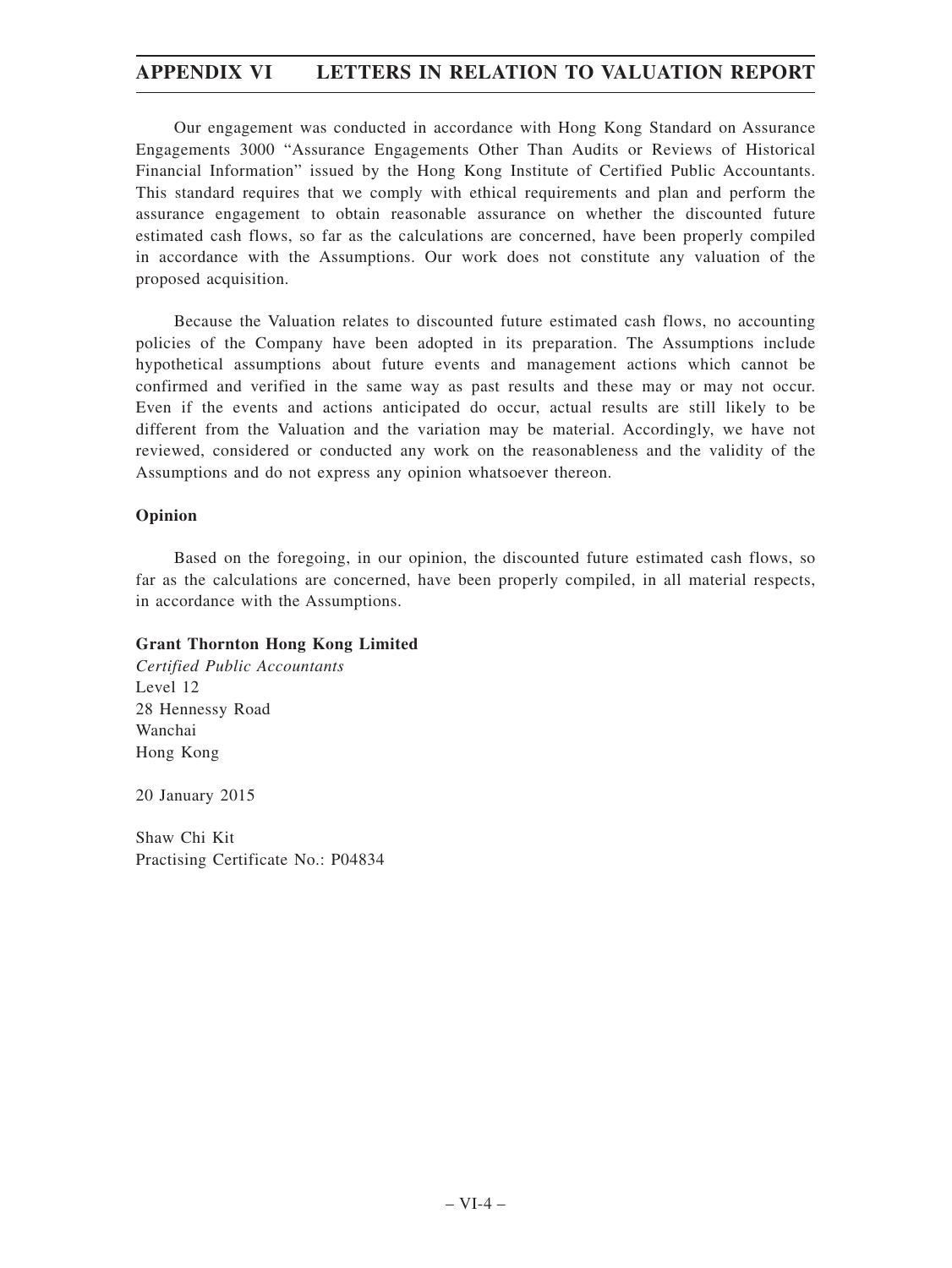Our engagement was conducted in accordance with Hong Kong Standard on Assurance Engagements 3000 "Assurance Engagements Other Than Audits or Reviews of Historical Financial Information" issued by the Hong Kong Institute of Certified Public Accountants. This standard requires that we comply with ethical requirements and plan and perform the assurance engagement to obtain reasonable assurance on whether the discounted future estimated cash flows, so far as the calculations are concerned, have been properly compiled in accordance with the Assumptions. Our work does not constitute any valuation of the proposed acquisition.

Because the Valuation relates to discounted future estimated cash flows, no accounting policies of the Company have been adopted in its preparation. The Assumptions include hypothetical assumptions about future events and management actions which cannot be confirmed and verified in the same way as past results and these may or may not occur. Even if the events and actions anticipated do occur, actual results are still likely to be different from the Valuation and the variation may be material. Accordingly, we have not reviewed, considered or conducted any work on the reasonableness and the validity of the Assumptions and do not express any opinion whatsoever thereon.

**Opinion**

Based on the foregoing, in our opinion, the discounted future estimated cash flows, so far as the calculations are concerned, have been properly compiled, in all material respects, in accordance with the Assumptions.

**Grant Thornton Hong Kong Limited**
*Certified Public Accountants*
Level 12
28 Hennessy Road
Wanchai
Hong Kong

20 January 2015

Shaw Chi Kit
Practising Certificate No.: P04834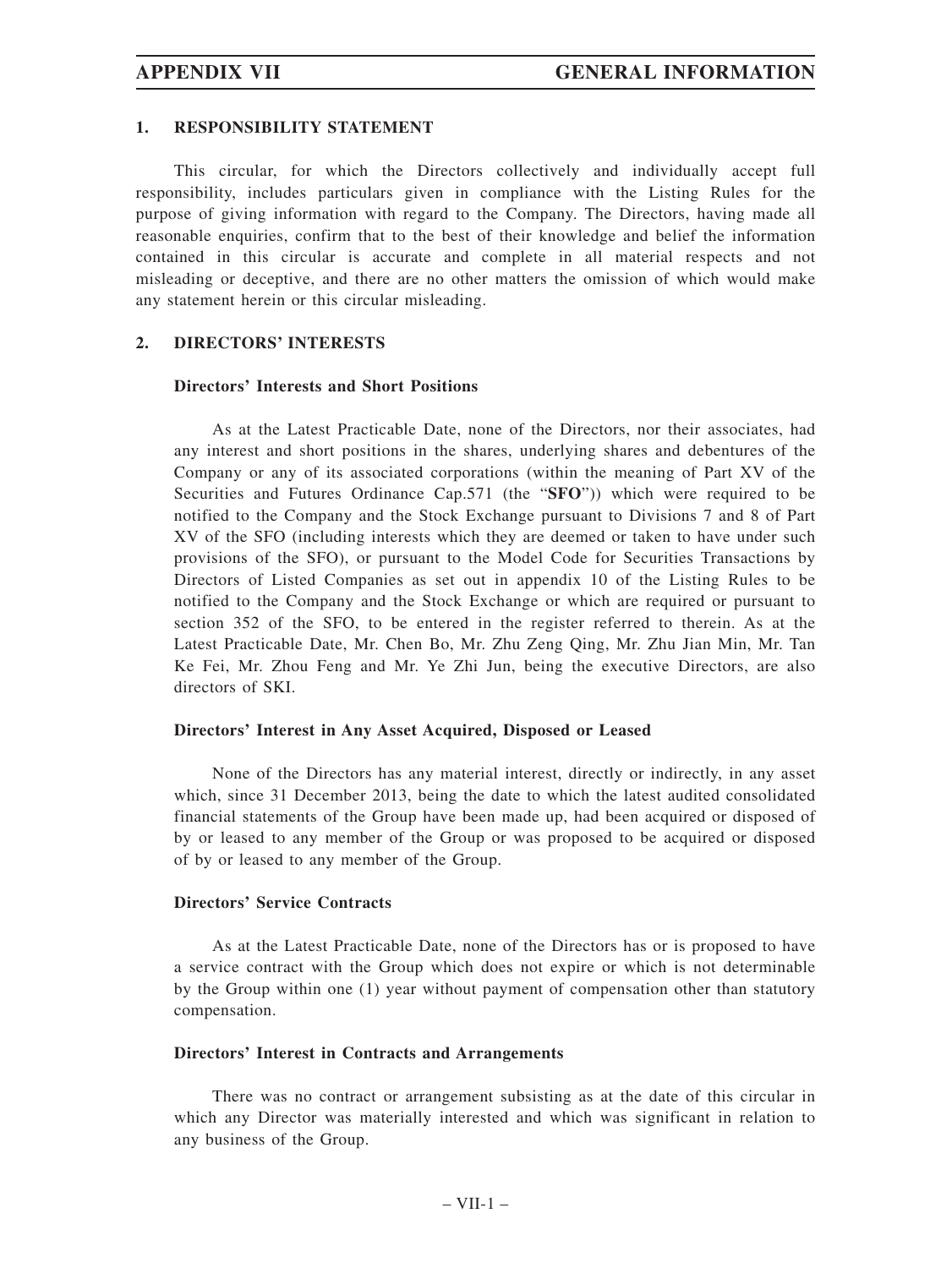## 1. RESPONSIBILITY STATEMENT

This circular, for which the Directors collectively and individually accept full responsibility, includes particulars given in compliance with the Listing Rules for the purpose of giving information with regard to the Company. The Directors, having made all reasonable enquiries, confirm that to the best of their knowledge and belief the information contained in this circular is accurate and complete in all material respects and not misleading or deceptive, and there are no other matters the omission of which would make any statement herein or this circular misleading.

## 2. DIRECTORS' INTERESTS

### Directors' Interests and Short Positions

As at the Latest Practicable Date, none of the Directors, nor their associates, had any interest and short positions in the shares, underlying shares and debentures of the Company or any of its associated corporations (within the meaning of Part XV of the Securities and Futures Ordinance Cap.571 (the "**SFO**")) which were required to be notified to the Company and the Stock Exchange pursuant to Divisions 7 and 8 of Part XV of the SFO (including interests which they are deemed or taken to have under such provisions of the SFO), or pursuant to the Model Code for Securities Transactions by Directors of Listed Companies as set out in appendix 10 of the Listing Rules to be notified to the Company and the Stock Exchange or which are required or pursuant to section 352 of the SFO, to be entered in the register referred to therein. As at the Latest Practicable Date, Mr. Chen Bo, Mr. Zhu Zeng Qing, Mr. Zhu Jian Min, Mr. Tan Ke Fei, Mr. Zhou Feng and Mr. Ye Zhi Jun, being the executive Directors, are also directors of SKI.

### Directors' Interest in Any Asset Acquired, Disposed or Leased

None of the Directors has any material interest, directly or indirectly, in any asset which, since 31 December 2013, being the date to which the latest audited consolidated financial statements of the Group have been made up, had been acquired or disposed of by or leased to any member of the Group or was proposed to be acquired or disposed of by or leased to any member of the Group.

### Directors' Service Contracts

As at the Latest Practicable Date, none of the Directors has or is proposed to have a service contract with the Group which does not expire or which is not determinable by the Group within one (1) year without payment of compensation other than statutory compensation.

### Directors' Interest in Contracts and Arrangements

There was no contract or arrangement subsisting as at the date of this circular in which any Director was materially interested and which was significant in relation to any business of the Group.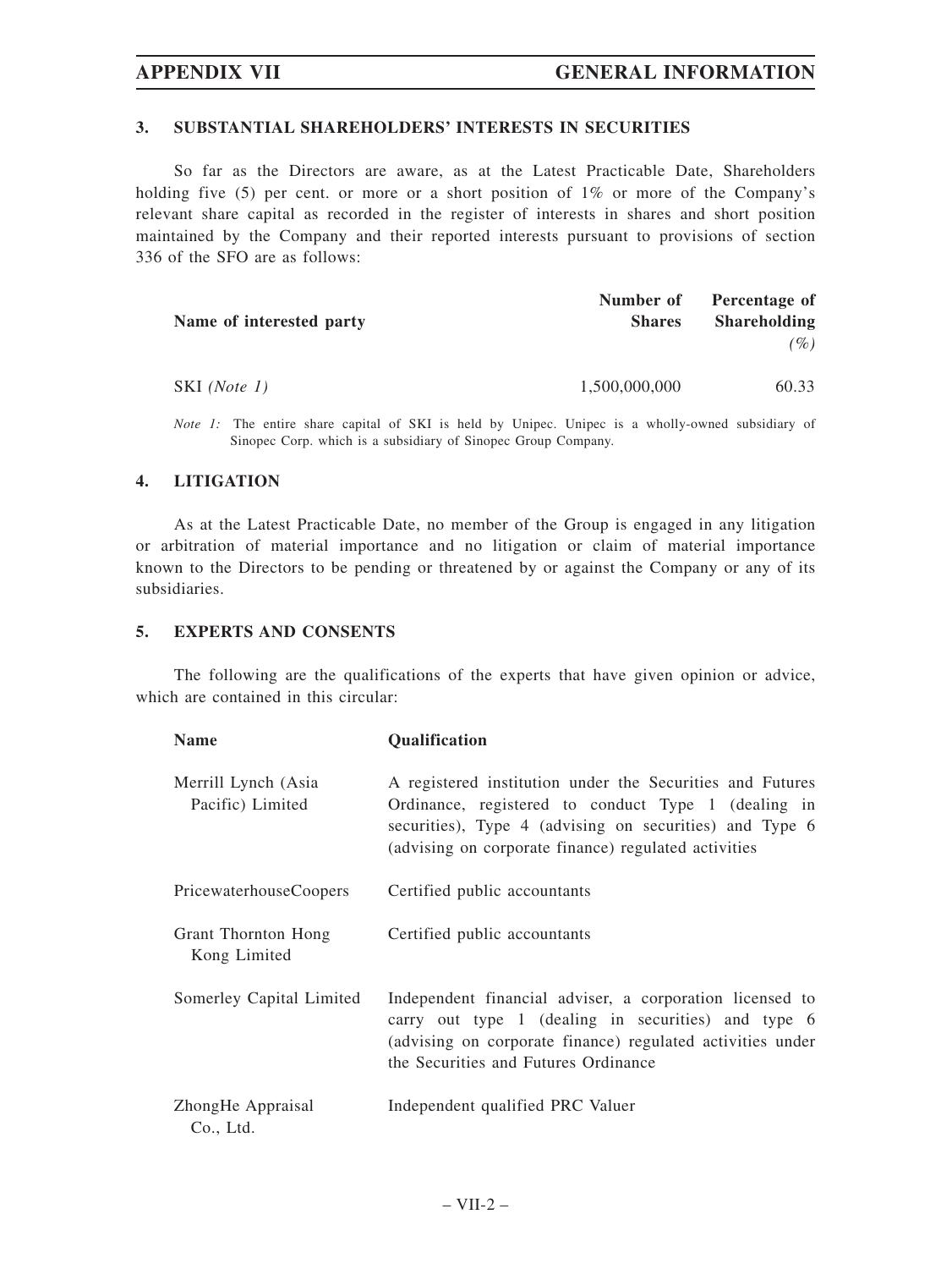## 3. SUBSTANTIAL SHAREHOLDERS' INTERESTS IN SECURITIES

So far as the Directors are aware, as at the Latest Practicable Date, Shareholders holding five (5) per cent. or more or a short position of 1% or more of the Company's relevant share capital as recorded in the register of interests in shares and short position maintained by the Company and their reported interests pursuant to provisions of section 336 of the SFO are as follows:

| Name of interested party | Number of Shares | Percentage of Shareholding *(%)* |
|---|---|---|
| SKI *(Note 1)* | 1,500,000,000 | 60.33 |

*Note 1:* The entire share capital of SKI is held by Unipec. Unipec is a wholly-owned subsidiary of Sinopec Corp. which is a subsidiary of Sinopec Group Company.

## 4. LITIGATION

As at the Latest Practicable Date, no member of the Group is engaged in any litigation or arbitration of material importance and no litigation or claim of material importance known to the Directors to be pending or threatened by or against the Company or any of its subsidiaries.

## 5. EXPERTS AND CONSENTS

The following are the qualifications of the experts that have given opinion or advice, which are contained in this circular:

| Name | Qualification |
|---|---|
| Merrill Lynch (Asia Pacific) Limited | A registered institution under the Securities and Futures Ordinance, registered to conduct Type 1 (dealing in securities), Type 4 (advising on securities) and Type 6 (advising on corporate finance) regulated activities |
| PricewaterhouseCoopers | Certified public accountants |
| Grant Thornton Hong Kong Limited | Certified public accountants |
| Somerley Capital Limited | Independent financial adviser, a corporation licensed to carry out type 1 (dealing in securities) and type 6 (advising on corporate finance) regulated activities under the Securities and Futures Ordinance |
| ZhongHe Appraisal Co., Ltd. | Independent qualified PRC Valuer |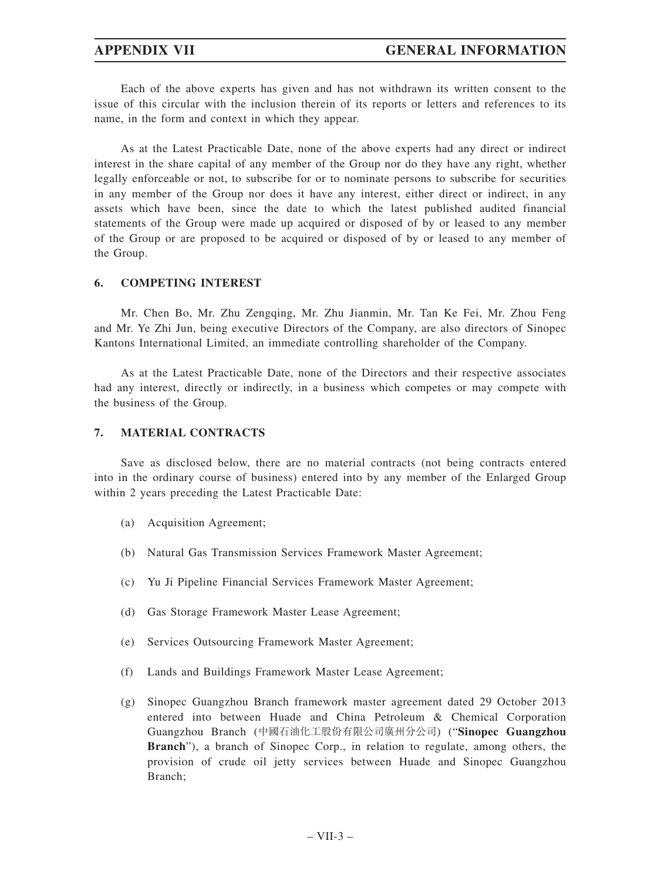Each of the above experts has given and has not withdrawn its written consent to the issue of this circular with the inclusion therein of its reports or letters and references to its name, in the form and context in which they appear.

As at the Latest Practicable Date, none of the above experts had any direct or indirect interest in the share capital of any member of the Group nor do they have any right, whether legally enforceable or not, to subscribe for or to nominate persons to subscribe for securities in any member of the Group nor does it have any interest, either direct or indirect, in any assets which have been, since the date to which the latest published audited financial statements of the Group were made up acquired or disposed of by or leased to any member of the Group or are proposed to be acquired or disposed of by or leased to any member of the Group.

## 6. COMPETING INTEREST

Mr. Chen Bo, Mr. Zhu Zengqing, Mr. Zhu Jianmin, Mr. Tan Ke Fei, Mr. Zhou Feng and Mr. Ye Zhi Jun, being executive Directors of the Company, are also directors of Sinopec Kantons International Limited, an immediate controlling shareholder of the Company.

As at the Latest Practicable Date, none of the Directors and their respective associates had any interest, directly or indirectly, in a business which competes or may compete with the business of the Group.

## 7. MATERIAL CONTRACTS

Save as disclosed below, there are no material contracts (not being contracts entered into in the ordinary course of business) entered into by any member of the Enlarged Group within 2 years preceding the Latest Practicable Date:

(a) Acquisition Agreement;

(b) Natural Gas Transmission Services Framework Master Agreement;

(c) Yu Ji Pipeline Financial Services Framework Master Agreement;

(d) Gas Storage Framework Master Lease Agreement;

(e) Services Outsourcing Framework Master Agreement;

(f) Lands and Buildings Framework Master Lease Agreement;

(g) Sinopec Guangzhou Branch framework master agreement dated 29 October 2013 entered into between Huade and China Petroleum & Chemical Corporation Guangzhou Branch (中國石油化工股份有限公司廣州分公司) ("**Sinopec Guangzhou Branch**"), a branch of Sinopec Corp., in relation to regulate, among others, the provision of crude oil jetty services between Huade and Sinopec Guangzhou Branch;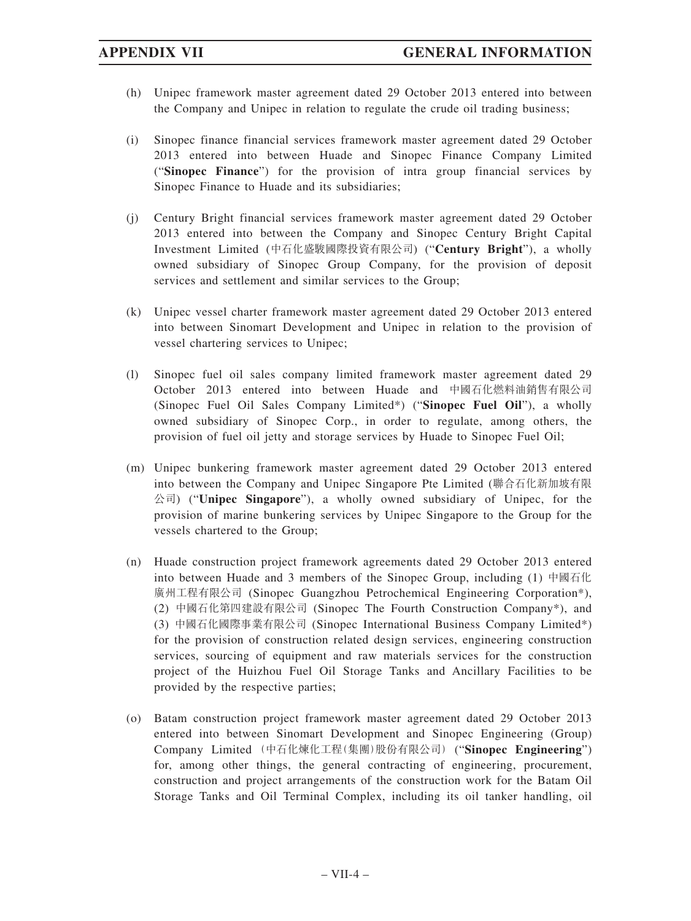(h) Unipec framework master agreement dated 29 October 2013 entered into between the Company and Unipec in relation to regulate the crude oil trading business;

(i) Sinopec finance financial services framework master agreement dated 29 October 2013 entered into between Huade and Sinopec Finance Company Limited ("**Sinopec Finance**") for the provision of intra group financial services by Sinopec Finance to Huade and its subsidiaries;

(j) Century Bright financial services framework master agreement dated 29 October 2013 entered into between the Company and Sinopec Century Bright Capital Investment Limited (中石化盛駿國際投資有限公司) ("**Century Bright**"), a wholly owned subsidiary of Sinopec Group Company, for the provision of deposit services and settlement and similar services to the Group;

(k) Unipec vessel charter framework master agreement dated 29 October 2013 entered into between Sinomart Development and Unipec in relation to the provision of vessel chartering services to Unipec;

(l) Sinopec fuel oil sales company limited framework master agreement dated 29 October 2013 entered into between Huade and 中國石化燃料油銷售有限公司 (Sinopec Fuel Oil Sales Company Limited*) ("**Sinopec Fuel Oil**"), a wholly owned subsidiary of Sinopec Corp., in order to regulate, among others, the provision of fuel oil jetty and storage services by Huade to Sinopec Fuel Oil;

(m) Unipec bunkering framework master agreement dated 29 October 2013 entered into between the Company and Unipec Singapore Pte Limited (聯合石化新加坡有限公司) ("**Unipec Singapore**"), a wholly owned subsidiary of Unipec, for the provision of marine bunkering services by Unipec Singapore to the Group for the vessels chartered to the Group;

(n) Huade construction project framework agreements dated 29 October 2013 entered into between Huade and 3 members of the Sinopec Group, including (1) 中國石化廣州工程有限公司 (Sinopec Guangzhou Petrochemical Engineering Corporation*), (2) 中國石化第四建設有限公司 (Sinopec The Fourth Construction Company*), and (3) 中國石化國際事業有限公司 (Sinopec International Business Company Limited*) for the provision of construction related design services, engineering construction services, sourcing of equipment and raw materials services for the construction project of the Huizhou Fuel Oil Storage Tanks and Ancillary Facilities to be provided by the respective parties;

(o) Batam construction project framework master agreement dated 29 October 2013 entered into between Sinomart Development and Sinopec Engineering (Group) Company Limited（中石化煉化工程(集團)股份有限公司）("**Sinopec Engineering**") for, among other things, the general contracting of engineering, procurement, construction and project arrangements of the construction work for the Batam Oil Storage Tanks and Oil Terminal Complex, including its oil tanker handling, oil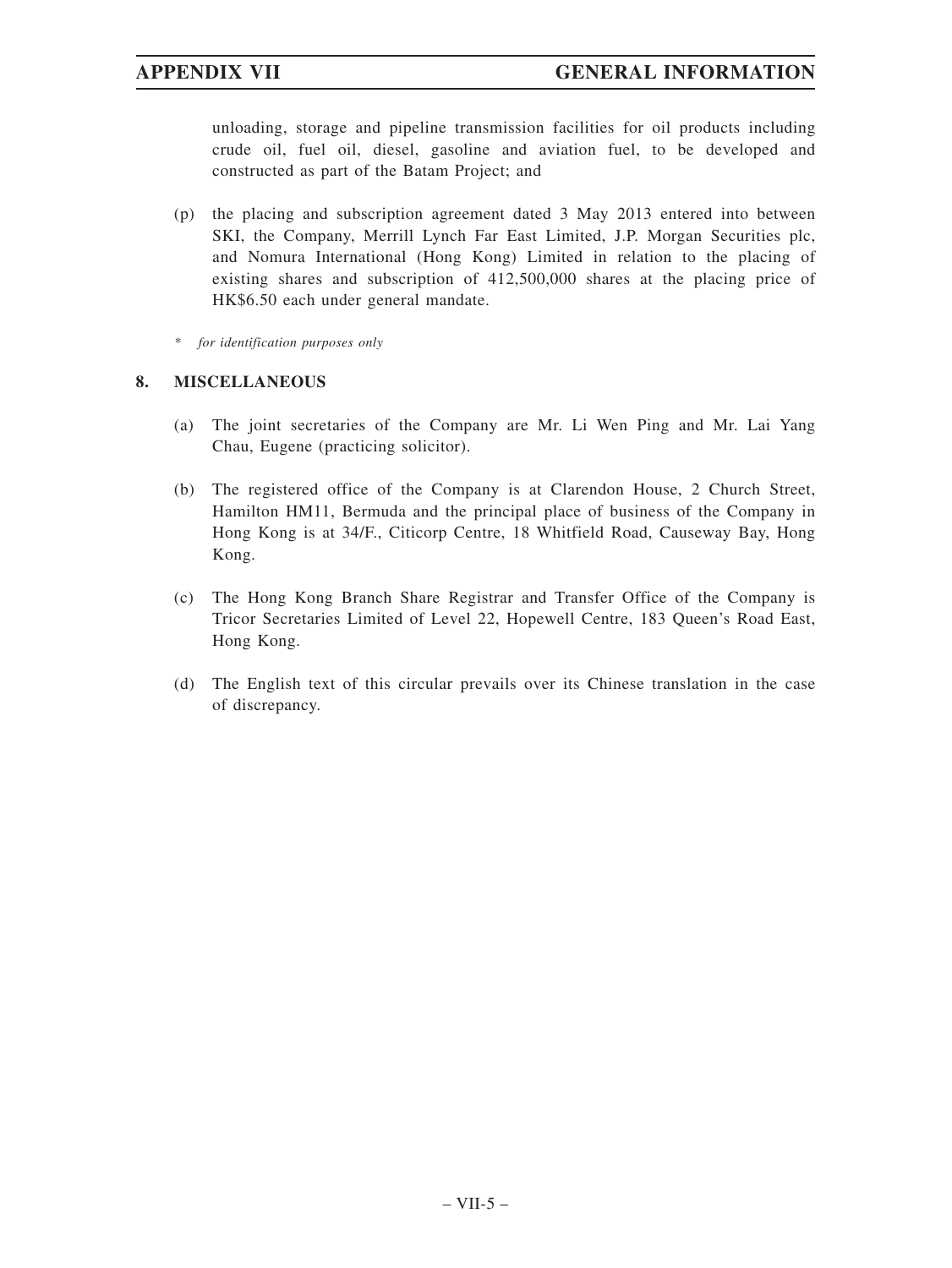unloading, storage and pipeline transmission facilities for oil products including crude oil, fuel oil, diesel, gasoline and aviation fuel, to be developed and constructed as part of the Batam Project; and

(p) the placing and subscription agreement dated 3 May 2013 entered into between SKI, the Company, Merrill Lynch Far East Limited, J.P. Morgan Securities plc, and Nomura International (Hong Kong) Limited in relation to the placing of existing shares and subscription of 412,500,000 shares at the placing price of HK$6.50 each under general mandate.

\* *for identification purposes only*

## 8. MISCELLANEOUS

(a) The joint secretaries of the Company are Mr. Li Wen Ping and Mr. Lai Yang Chau, Eugene (practicing solicitor).

(b) The registered office of the Company is at Clarendon House, 2 Church Street, Hamilton HM11, Bermuda and the principal place of business of the Company in Hong Kong is at 34/F., Citicorp Centre, 18 Whitfield Road, Causeway Bay, Hong Kong.

(c) The Hong Kong Branch Share Registrar and Transfer Office of the Company is Tricor Secretaries Limited of Level 22, Hopewell Centre, 183 Queen's Road East, Hong Kong.

(d) The English text of this circular prevails over its Chinese translation in the case of discrepancy.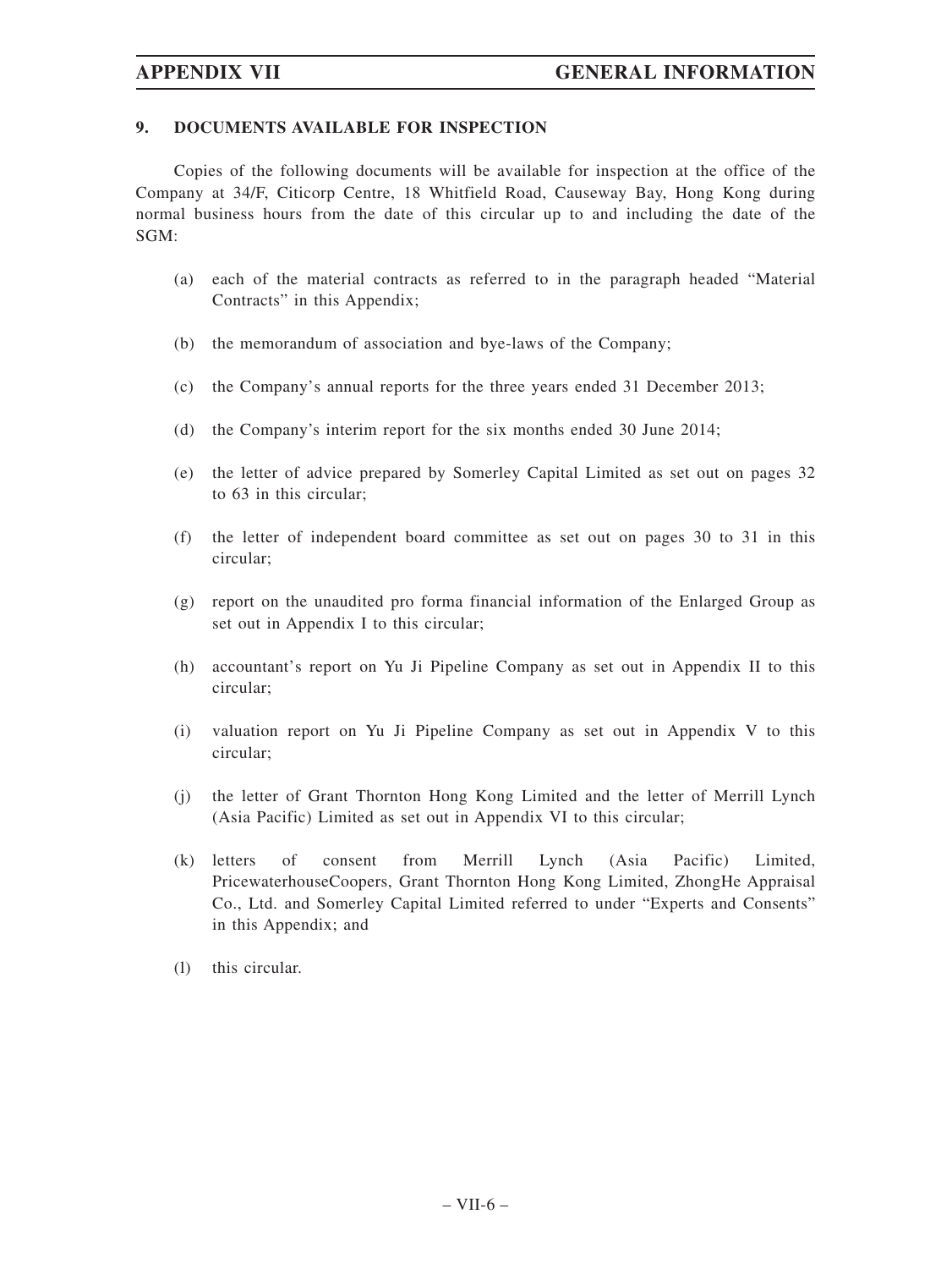## 9. DOCUMENTS AVAILABLE FOR INSPECTION

Copies of the following documents will be available for inspection at the office of the Company at 34/F, Citicorp Centre, 18 Whitfield Road, Causeway Bay, Hong Kong during normal business hours from the date of this circular up to and including the date of the SGM:

(a) each of the material contracts as referred to in the paragraph headed "Material Contracts" in this Appendix;

(b) the memorandum of association and bye-laws of the Company;

(c) the Company's annual reports for the three years ended 31 December 2013;

(d) the Company's interim report for the six months ended 30 June 2014;

(e) the letter of advice prepared by Somerley Capital Limited as set out on pages 32 to 63 in this circular;

(f) the letter of independent board committee as set out on pages 30 to 31 in this circular;

(g) report on the unaudited pro forma financial information of the Enlarged Group as set out in Appendix I to this circular;

(h) accountant's report on Yu Ji Pipeline Company as set out in Appendix II to this circular;

(i) valuation report on Yu Ji Pipeline Company as set out in Appendix V to this circular;

(j) the letter of Grant Thornton Hong Kong Limited and the letter of Merrill Lynch (Asia Pacific) Limited as set out in Appendix VI to this circular;

(k) letters of consent from Merrill Lynch (Asia Pacific) Limited, PricewaterhouseCoopers, Grant Thornton Hong Kong Limited, ZhongHe Appraisal Co., Ltd. and Somerley Capital Limited referred to under "Experts and Consents" in this Appendix; and

(l) this circular.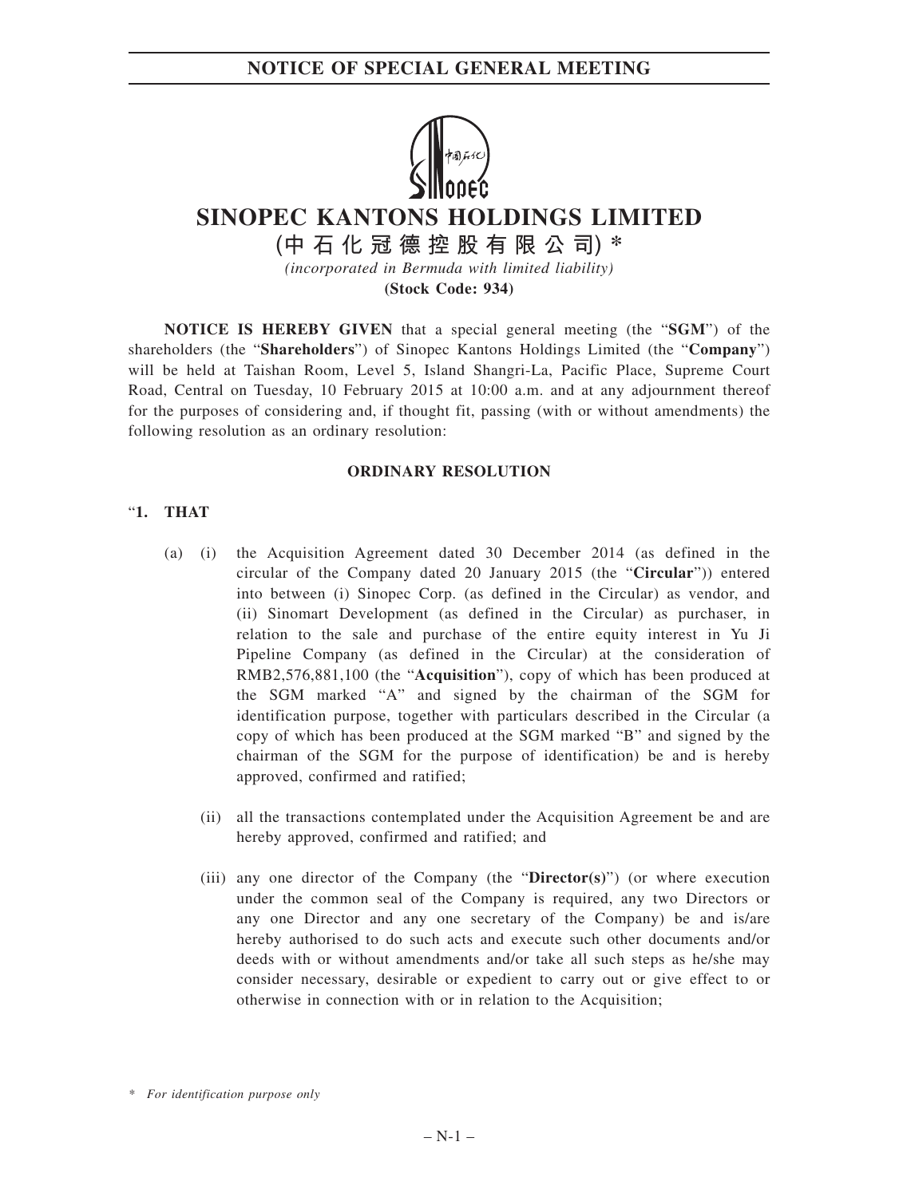# SINOPEC KANTONS HOLDINGS LIMITED

**(中石化冠德控股有限公司) ***

*(incorporated in Bermuda with limited liability)*

**(Stock Code: 934)**

**NOTICE IS HEREBY GIVEN** that a special general meeting (the "**SGM**") of the shareholders (the "**Shareholders**") of Sinopec Kantons Holdings Limited (the "**Company**") will be held at Taishan Room, Level 5, Island Shangri-La, Pacific Place, Supreme Court Road, Central on Tuesday, 10 February 2015 at 10:00 a.m. and at any adjournment thereof for the purposes of considering and, if thought fit, passing (with or without amendments) the following resolution as an ordinary resolution:

**ORDINARY RESOLUTION**

"**1. THAT**

(a) (i) the Acquisition Agreement dated 30 December 2014 (as defined in the circular of the Company dated 20 January 2015 (the "**Circular**")) entered into between (i) Sinopec Corp. (as defined in the Circular) as vendor, and (ii) Sinomart Development (as defined in the Circular) as purchaser, in relation to the sale and purchase of the entire equity interest in Yu Ji Pipeline Company (as defined in the Circular) at the consideration of RMB2,576,881,100 (the "**Acquisition**"), copy of which has been produced at the SGM marked "A" and signed by the chairman of the SGM for identification purpose, together with particulars described in the Circular (a copy of which has been produced at the SGM marked "B" and signed by the chairman of the SGM for the purpose of identification) be and is hereby approved, confirmed and ratified;

(ii) all the transactions contemplated under the Acquisition Agreement be and are hereby approved, confirmed and ratified; and

(iii) any one director of the Company (the "**Director(s)**") (or where execution under the common seal of the Company is required, any two Directors or any one Director and any one secretary of the Company) be and is/are hereby authorised to do such acts and execute such other documents and/or deeds with or without amendments and/or take all such steps as he/she may consider necessary, desirable or expedient to carry out or give effect to or otherwise in connection with or in relation to the Acquisition;

\* *For identification purpose only*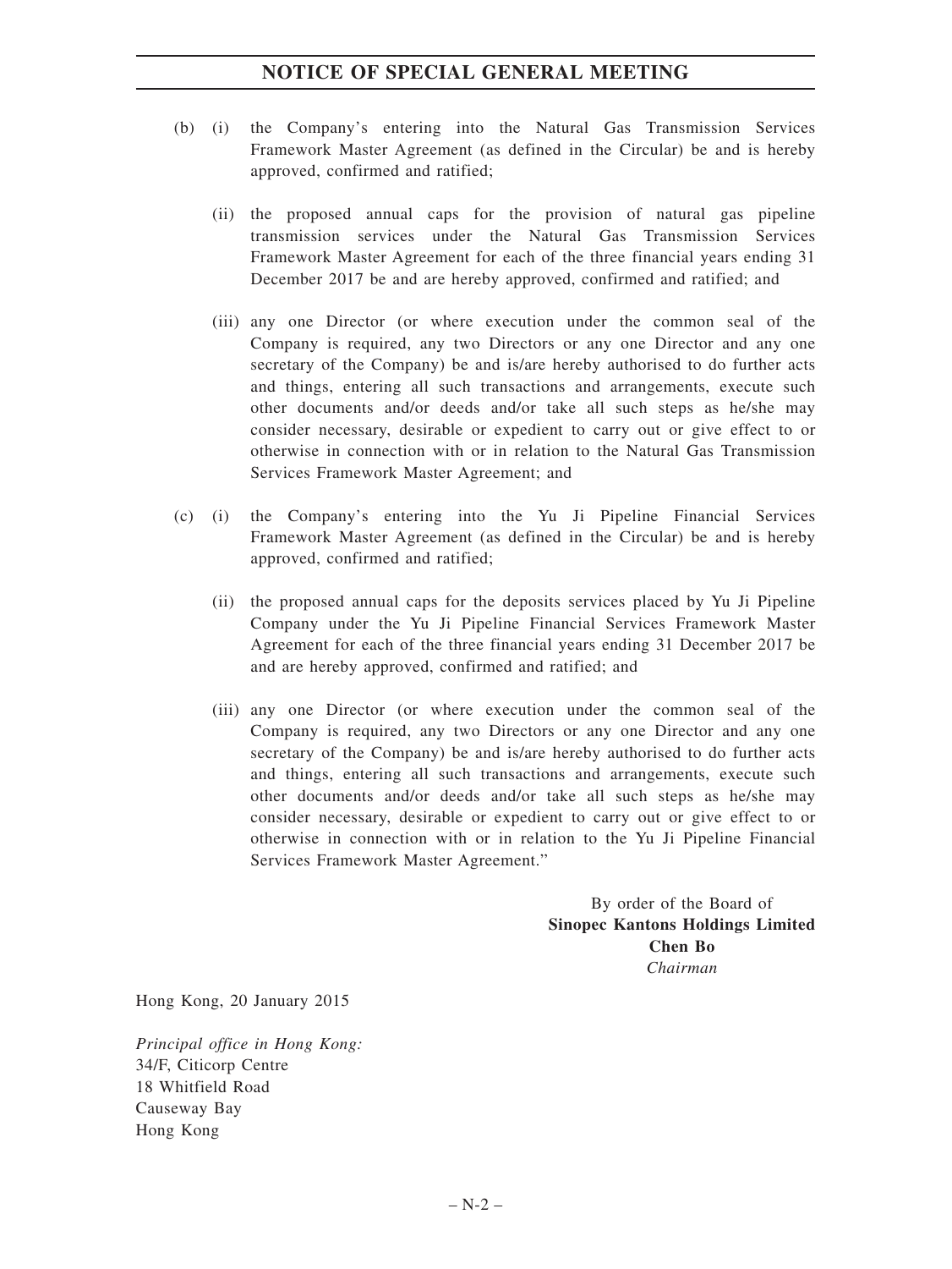(b) (i) the Company's entering into the Natural Gas Transmission Services Framework Master Agreement (as defined in the Circular) be and is hereby approved, confirmed and ratified;

(ii) the proposed annual caps for the provision of natural gas pipeline transmission services under the Natural Gas Transmission Services Framework Master Agreement for each of the three financial years ending 31 December 2017 be and are hereby approved, confirmed and ratified; and

(iii) any one Director (or where execution under the common seal of the Company is required, any two Directors or any one Director and any one secretary of the Company) be and is/are hereby authorised to do further acts and things, entering all such transactions and arrangements, execute such other documents and/or deeds and/or take all such steps as he/she may consider necessary, desirable or expedient to carry out or give effect to or otherwise in connection with or in relation to the Natural Gas Transmission Services Framework Master Agreement; and

(c) (i) the Company's entering into the Yu Ji Pipeline Financial Services Framework Master Agreement (as defined in the Circular) be and is hereby approved, confirmed and ratified;

(ii) the proposed annual caps for the deposits services placed by Yu Ji Pipeline Company under the Yu Ji Pipeline Financial Services Framework Master Agreement for each of the three financial years ending 31 December 2017 be and are hereby approved, confirmed and ratified; and

(iii) any one Director (or where execution under the common seal of the Company is required, any two Directors or any one Director and any one secretary of the Company) be and is/are hereby authorised to do further acts and things, entering all such transactions and arrangements, execute such other documents and/or deeds and/or take all such steps as he/she may consider necessary, desirable or expedient to carry out or give effect to or otherwise in connection with or in relation to the Yu Ji Pipeline Financial Services Framework Master Agreement."

By order of the Board of
**Sinopec Kantons Holdings Limited**
**Chen Bo**
*Chairman*

Hong Kong, 20 January 2015

*Principal office in Hong Kong:*
34/F, Citicorp Centre
18 Whitfield Road
Causeway Bay
Hong Kong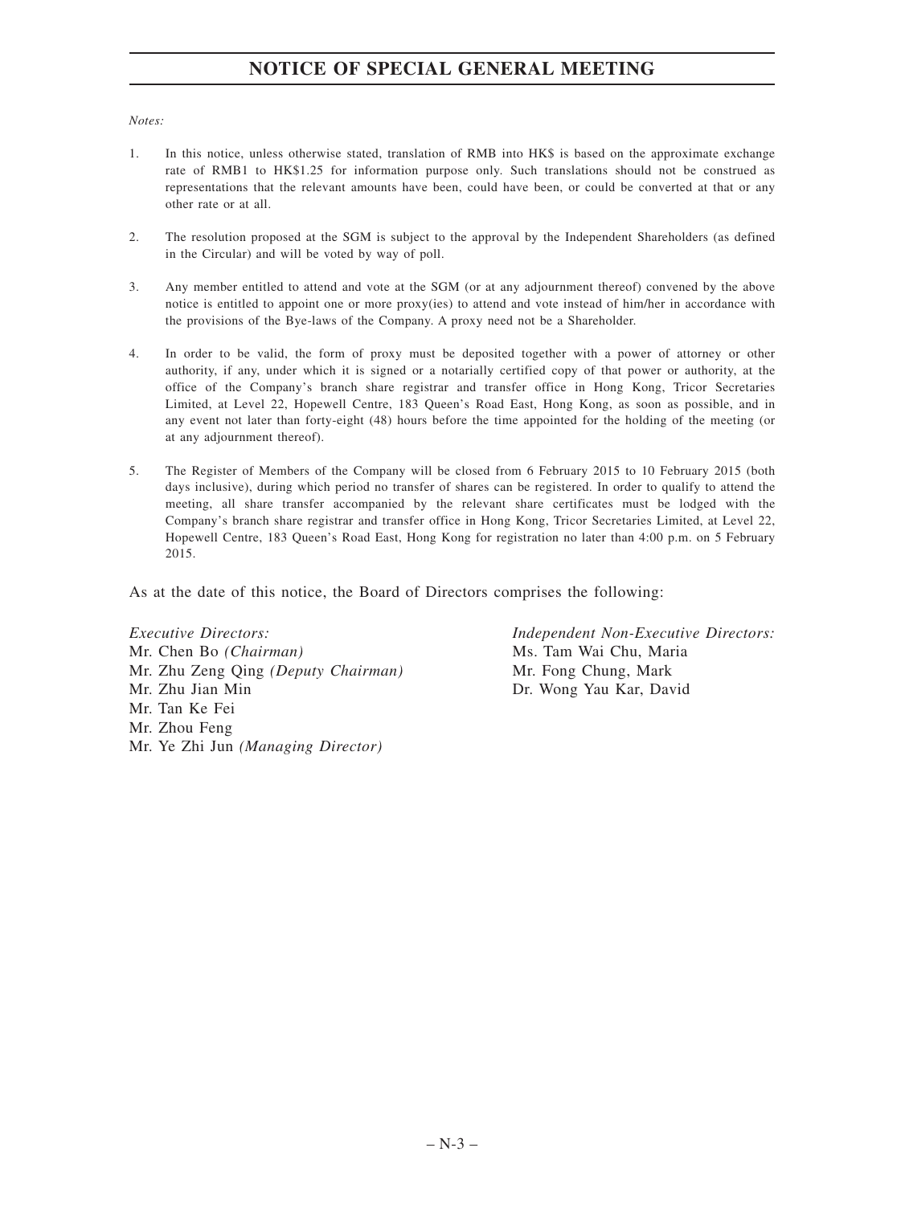# NOTICE OF SPECIAL GENERAL MEETING

*Notes:*

1. In this notice, unless otherwise stated, translation of RMB into HK$ is based on the approximate exchange rate of RMB1 to HK$1.25 for information purpose only. Such translations should not be construed as representations that the relevant amounts have been, could have been, or could be converted at that or any other rate or at all.

2. The resolution proposed at the SGM is subject to the approval by the Independent Shareholders (as defined in the Circular) and will be voted by way of poll.

3. Any member entitled to attend and vote at the SGM (or at any adjournment thereof) convened by the above notice is entitled to appoint one or more proxy(ies) to attend and vote instead of him/her in accordance with the provisions of the Bye-laws of the Company. A proxy need not be a Shareholder.

4. In order to be valid, the form of proxy must be deposited together with a power of attorney or other authority, if any, under which it is signed or a notarially certified copy of that power or authority, at the office of the Company's branch share registrar and transfer office in Hong Kong, Tricor Secretaries Limited, at Level 22, Hopewell Centre, 183 Queen's Road East, Hong Kong, as soon as possible, and in any event not later than forty-eight (48) hours before the time appointed for the holding of the meeting (or at any adjournment thereof).

5. The Register of Members of the Company will be closed from 6 February 2015 to 10 February 2015 (both days inclusive), during which period no transfer of shares can be registered. In order to qualify to attend the meeting, all share transfer accompanied by the relevant share certificates must be lodged with the Company's branch share registrar and transfer office in Hong Kong, Tricor Secretaries Limited, at Level 22, Hopewell Centre, 183 Queen's Road East, Hong Kong for registration no later than 4:00 p.m. on 5 February 2015.

As at the date of this notice, the Board of Directors comprises the following:

*Executive Directors:*
Mr. Chen Bo *(Chairman)*
Mr. Zhu Zeng Qing *(Deputy Chairman)*
Mr. Zhu Jian Min
Mr. Tan Ke Fei
Mr. Zhou Feng
Mr. Ye Zhi Jun *(Managing Director)*

*Independent Non-Executive Directors:*
Ms. Tam Wai Chu, Maria
Mr. Fong Chung, Mark
Dr. Wong Yau Kar, David